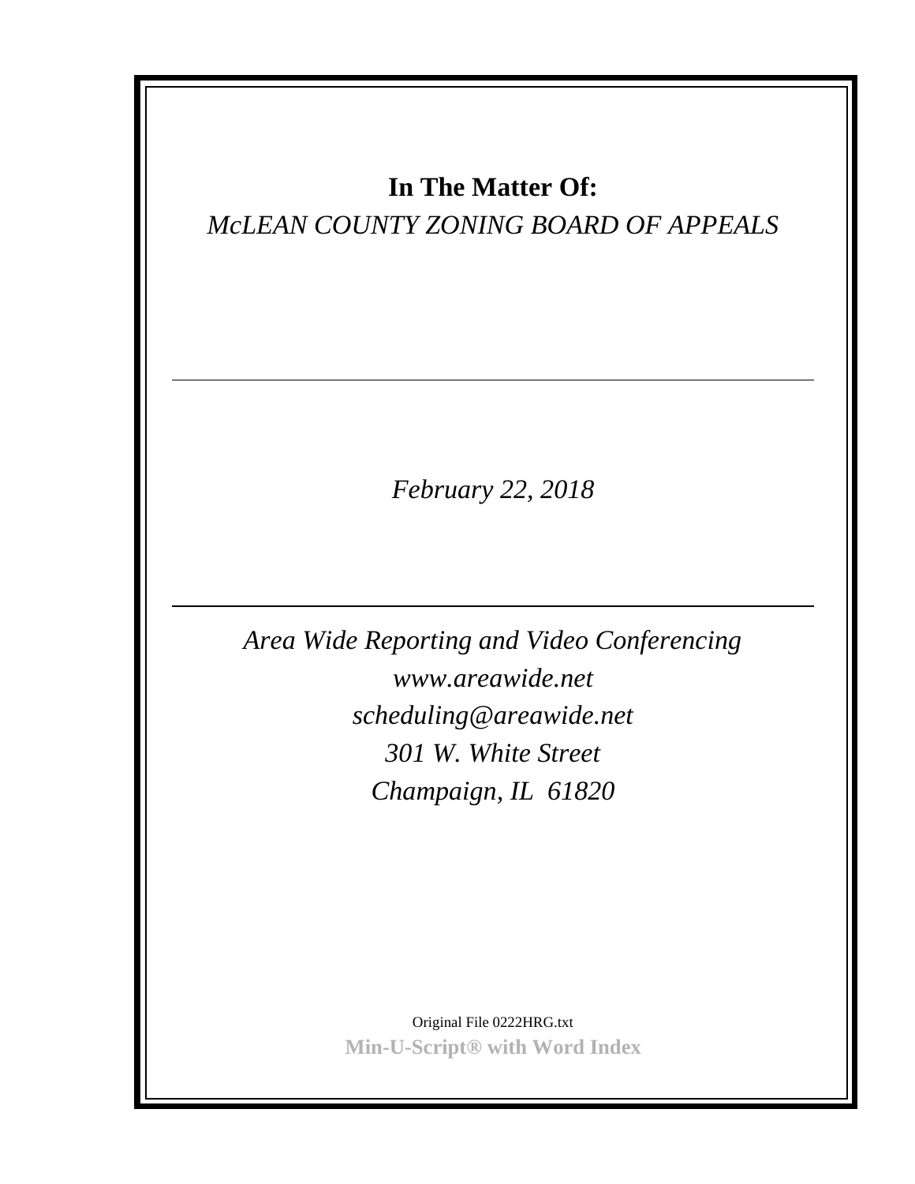**In The Matter Of:**

*McLEAN COUNTY ZONING BOARD OF APPEALS*

---

*February 22, 2018*

---

*Area Wide Reporting and Video Conferencing*

*www.areawide.net*

*scheduling@areawide.net*

*301 W. White Street*

*Champaign, IL 61820*

Original File 0222HRG.txt

**Min-U-Script® with Word Index**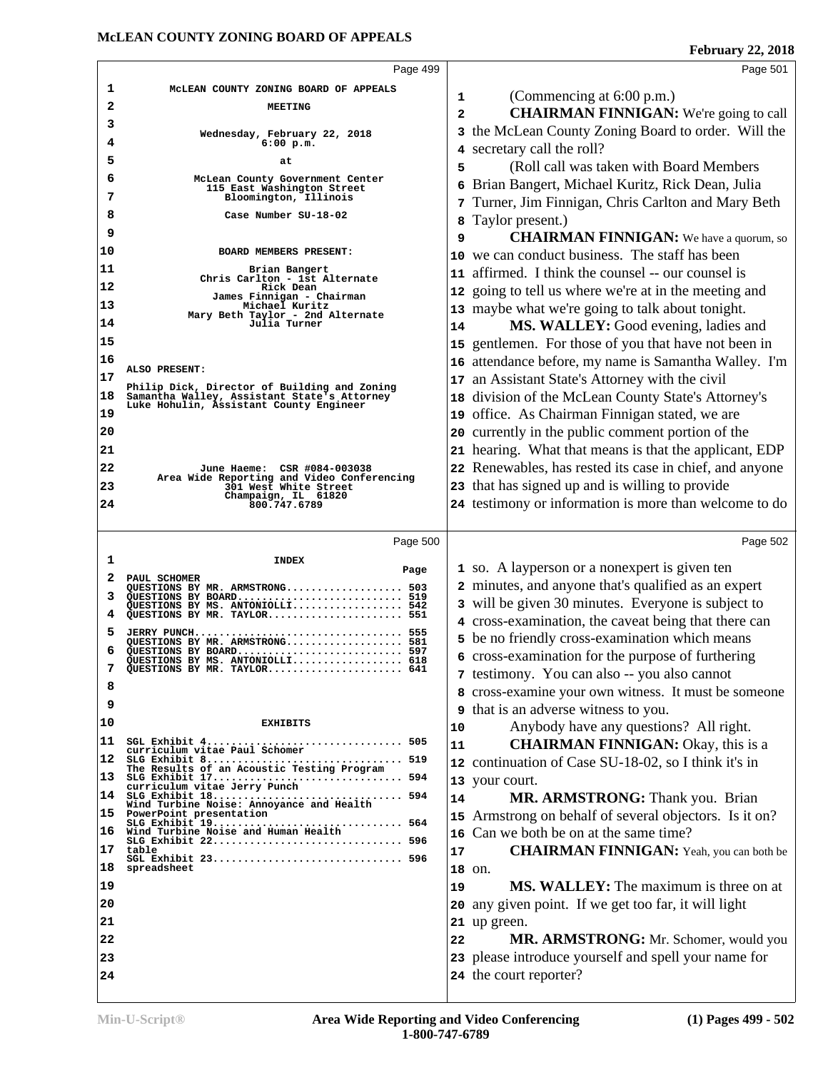McLEAN COUNTY ZONING BOARD OF APPEALS

MEETING

Wednesday, February 22, 2018
6:00 p.m.

at

McLean County Government Center
115 East Washington Street
Bloomington, Illinois

Case Number SU-18-02

BOARD MEMBERS PRESENT:

Brian Bangert
Chris Carlton - 1st Alternate
Rick Dean
James Finnigan - Chairman
Michael Kuritz
Mary Beth Taylor - 2nd Alternate
Julia Turner

ALSO PRESENT:

Philip Dick, Director of Building and Zoning
Samantha Walley, Assistant State's Attorney
Luke Hohulin, Assistant County Engineer

June Haeme: CSR #084-003038
Area Wide Reporting and Video Conferencing
301 West White Street
Champaign, IL 61820
800.747.6789

INDEX

| | Page |
|---|---|
| PAUL SCHOMER | |
| QUESTIONS BY MR. ARMSTRONG | 503 |
| QUESTIONS BY BOARD | 519 |
| QUESTIONS BY MS. ANTONIOLLI | 542 |
| QUESTIONS BY MR. TAYLOR | 551 |
| JERRY PUNCH | 555 |
| QUESTIONS BY MR. ARMSTRONG | 581 |
| QUESTIONS BY BOARD | 597 |
| QUESTIONS BY MS. ANTONIOLLI | 618 |
| QUESTIONS BY MR. TAYLOR | 641 |

EXHIBITS

| | |
|---|---|
| SGL Exhibit 4 curriculum vitae Paul Schomer | 505 |
| SLG Exhibit 8 The Results of an Acoustic Testing Program | 519 |
| SLG Exhibit 17 curriculum vitae Jerry Punch | 594 |
| SLG Exhibit 18 Wind Turbine Noise: Annoyance and Health PowerPoint presentation | 594 |
| SLG Exhibit 19 Wind Turbine Noise and Human Health | 564 |
| SLG Exhibit 22 table | 596 |
| SGL Exhibit 23 spreadsheet | 596 |

(Commencing at 6:00 p.m.)

**CHAIRMAN FINNIGAN:** We're going to call the McLean County Zoning Board to order. Will the secretary call the roll?

(Roll call was taken with Board Members Brian Bangert, Michael Kuritz, Rick Dean, Julia Turner, Jim Finnigan, Chris Carlton and Mary Beth Taylor present.)

**CHAIRMAN FINNIGAN:** We have a quorum, so we can conduct business. The staff has been affirmed. I think the counsel -- our counsel is going to tell us where we're at in the meeting and maybe what we're going to talk about tonight.

**MS. WALLEY:** Good evening, ladies and gentlemen. For those of you that have not been in attendance before, my name is Samantha Walley. I'm an Assistant State's Attorney with the civil division of the McLean County State's Attorney's office. As Chairman Finnigan stated, we are currently in the public comment portion of the hearing. What that means is that the applicant, EDP Renewables, has rested its case in chief, and anyone that has signed up and is willing to provide testimony or information is more than welcome to do so. A layperson or a nonexpert is given ten minutes, and anyone that's qualified as an expert will be given 30 minutes. Everyone is subject to cross-examination, the caveat being that there can be no friendly cross-examination which means cross-examination for the purpose of furthering testimony. You can also -- you also cannot cross-examine your own witness. It must be someone that is an adverse witness to you.

Anybody have any questions? All right.

**CHAIRMAN FINNIGAN:** Okay, this is a continuation of Case SU-18-02, so I think it's in your court.

**MR. ARMSTRONG:** Thank you. Brian Armstrong on behalf of several objectors. Is it on? Can we both be on at the same time?

**CHAIRMAN FINNIGAN:** Yeah, you can both be on.

**MS. WALLEY:** The maximum is three on at any given point. If we get too far, it will light up green.

**MR. ARMSTRONG:** Mr. Schomer, would you please introduce yourself and spell your name for the court reporter?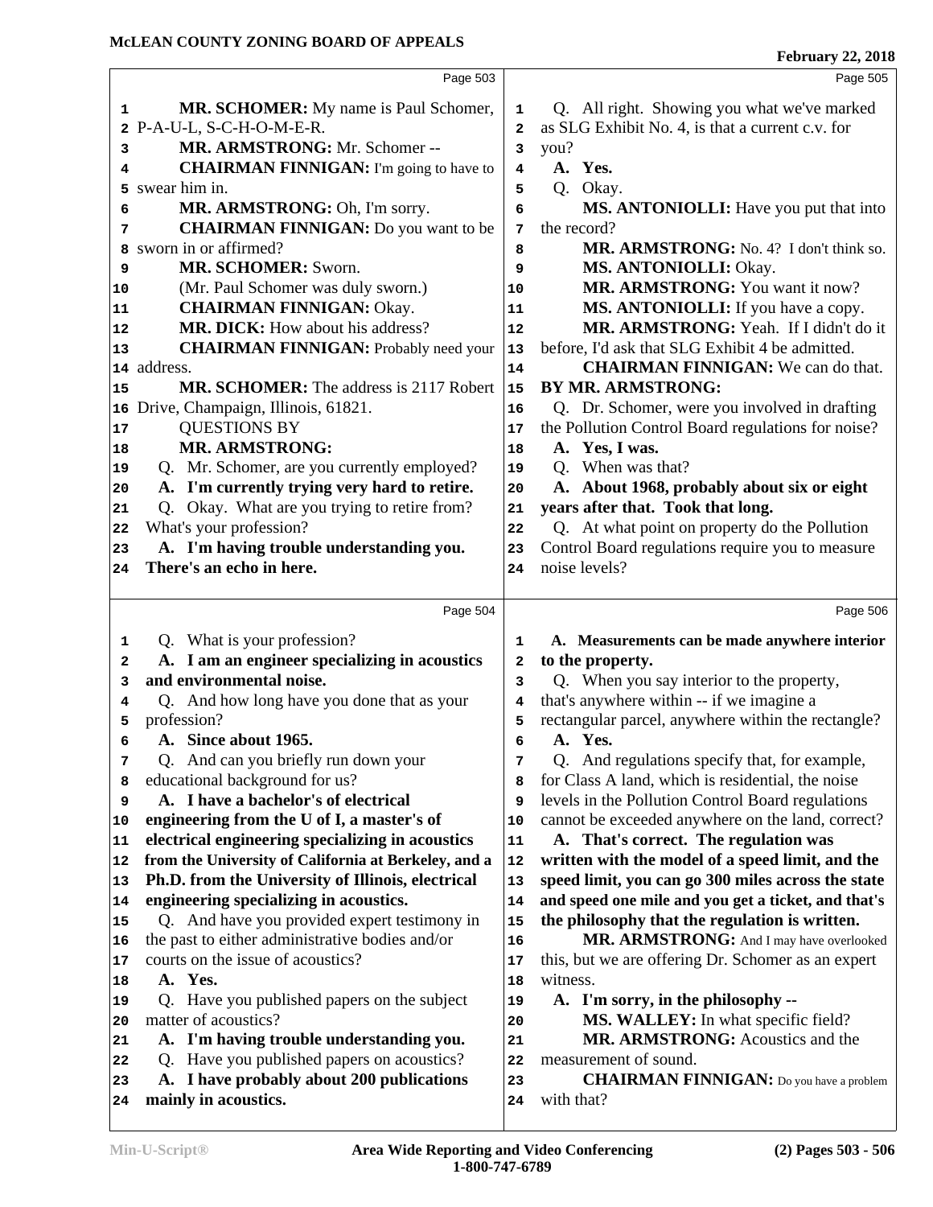MR. SCHOMER: My name is Paul Schomer, P-A-U-L, S-C-H-O-M-E-R.

MR. ARMSTRONG: Mr. Schomer --

CHAIRMAN FINNIGAN: I'm going to have to swear him in.

MR. ARMSTRONG: Oh, I'm sorry.

CHAIRMAN FINNIGAN: Do you want to be sworn in or affirmed?

MR. SCHOMER: Sworn.

(Mr. Paul Schomer was duly sworn.)

CHAIRMAN FINNIGAN: Okay.

MR. DICK: How about his address?

CHAIRMAN FINNIGAN: Probably need your address.

MR. SCHOMER: The address is 2117 Robert Drive, Champaign, Illinois, 61821.

QUESTIONS BY
MR. ARMSTRONG:

Q. Mr. Schomer, are you currently employed?

**A. I'm currently trying very hard to retire.**

Q. Okay. What are you trying to retire from? What's your profession?

**A. I'm having trouble understanding you. There's an echo in here.**

Q. What is your profession?

**A. I am an engineer specializing in acoustics and environmental noise.**

Q. And how long have you done that as your profession?

**A. Since about 1965.**

Q. And can you briefly run down your educational background for us?

**A. I have a bachelor's of electrical engineering from the U of I, a master's of electrical engineering specializing in acoustics from the University of California at Berkeley, and a Ph.D. from the University of Illinois, electrical engineering specializing in acoustics.**

Q. And have you provided expert testimony in the past to either administrative bodies and/or courts on the issue of acoustics?

**A. Yes.**

Q. Have you published papers on the subject matter of acoustics?

**A. I'm having trouble understanding you.**

Q. Have you published papers on acoustics?

**A. I have probably about 200 publications mainly in acoustics.**

Q. All right. Showing you what we've marked as SLG Exhibit No. 4, is that a current c.v. for you?

**A. Yes.**

Q. Okay.

MS. ANTONIOLLI: Have you put that into the record?

MR. ARMSTRONG: No. 4? I don't think so.

MS. ANTONIOLLI: Okay.

MR. ARMSTRONG: You want it now?

MS. ANTONIOLLI: If you have a copy.

MR. ARMSTRONG: Yeah. If I didn't do it before, I'd ask that SLG Exhibit 4 be admitted.

CHAIRMAN FINNIGAN: We can do that.

BY MR. ARMSTRONG:

Q. Dr. Schomer, were you involved in drafting the Pollution Control Board regulations for noise?

**A. Yes, I was.**

Q. When was that?

**A. About 1968, probably about six or eight years after that. Took that long.**

Q. At what point on property do the Pollution Control Board regulations require you to measure noise levels?

**A. Measurements can be made anywhere interior to the property.**

Q. When you say interior to the property, that's anywhere within -- if we imagine a rectangular parcel, anywhere within the rectangle?

**A. Yes.**

Q. And regulations specify that, for example, for Class A land, which is residential, the noise levels in the Pollution Control Board regulations cannot be exceeded anywhere on the land, correct?

**A. That's correct. The regulation was written with the model of a speed limit, and the speed limit, you can go 300 miles across the state and speed one mile and you get a ticket, and that's the philosophy that the regulation is written.**

MR. ARMSTRONG: And I may have overlooked this, but we are offering Dr. Schomer as an expert witness.

**A. I'm sorry, in the philosophy --**

MS. WALLEY: In what specific field?

MR. ARMSTRONG: Acoustics and the measurement of sound.

CHAIRMAN FINNIGAN: Do you have a problem with that?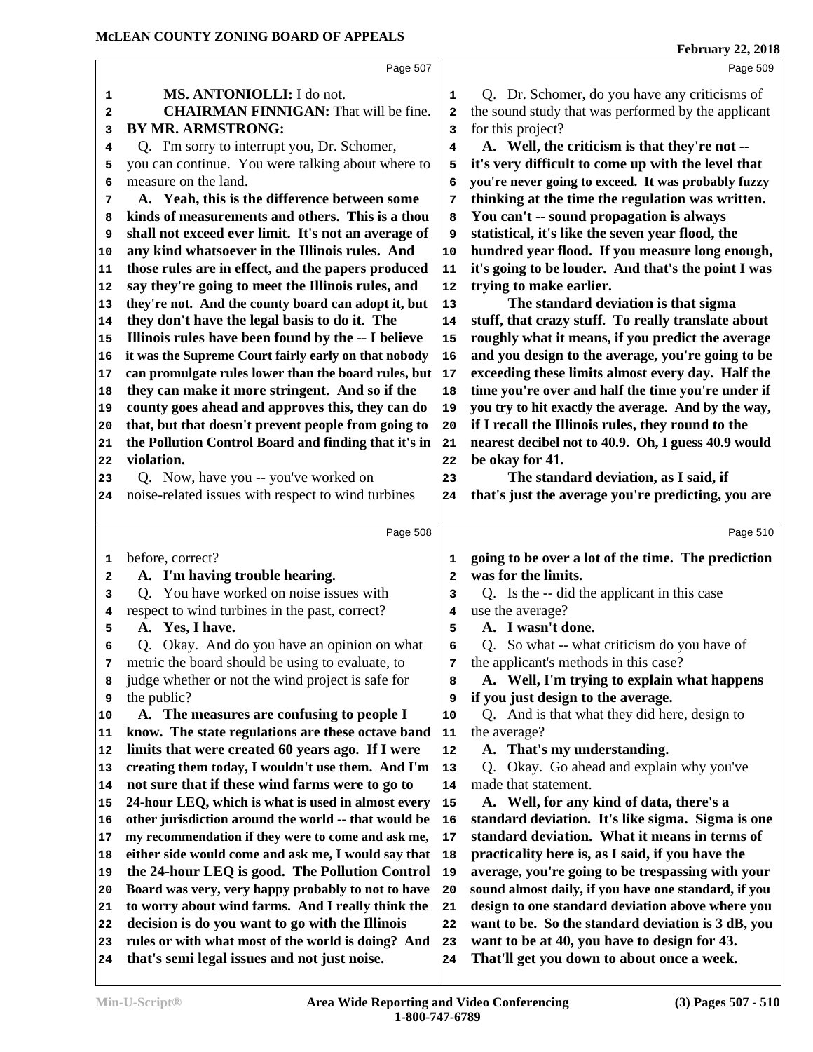MS. ANTONIOLLI: I do not.

**CHAIRMAN FINNIGAN:** That will be fine.

**BY MR. ARMSTRONG:**

Q. I'm sorry to interrupt you, Dr. Schomer, you can continue. You were talking about where to measure on the land.

**A. Yeah, this is the difference between some kinds of measurements and others. This is a thou shall not exceed ever limit. It's not an average of any kind whatsoever in the Illinois rules. And those rules are in effect, and the papers produced say they're going to meet the Illinois rules, and they're not. And the county board can adopt it, but they don't have the legal basis to do it. The Illinois rules have been found by the -- I believe it was the Supreme Court fairly early on that nobody can promulgate rules lower than the board rules, but they can make it more stringent. And so if the county goes ahead and approves this, they can do that, but that doesn't prevent people from going to the Pollution Control Board and finding that it's in violation.**

Q. Now, have you -- you've worked on noise-related issues with respect to wind turbines before, correct?

**A. I'm having trouble hearing.**

Q. You have worked on noise issues with respect to wind turbines in the past, correct?

**A. Yes, I have.**

Q. Okay. And do you have an opinion on what metric the board should be using to evaluate, to judge whether or not the wind project is safe for the public?

**A. The measures are confusing to people I know. The state regulations are these octave band limits that were created 60 years ago. If I were creating them today, I wouldn't use them. And I'm not sure that if these wind farms were to go to 24-hour LEQ, which is what is used in almost every other jurisdiction around the world -- that would be my recommendation if they were to come and ask me, either side would come and ask me, I would say that the 24-hour LEQ is good. The Pollution Control Board was very, very happy probably to not to have to worry about wind farms. And I really think the decision is do you want to go with the Illinois rules or with what most of the world is doing? And that's semi legal issues and not just noise.**

Q. Dr. Schomer, do you have any criticisms of the sound study that was performed by the applicant for this project?

**A. Well, the criticism is that they're not -- it's very difficult to come up with the level that you're never going to exceed. It was probably fuzzy thinking at the time the regulation was written. You can't -- sound propagation is always statistical, it's like the seven year flood, the hundred year flood. If you measure long enough, it's going to be louder. And that's the point I was trying to make earlier.**

**The standard deviation is that sigma stuff, that crazy stuff. To really translate about roughly what it means, if you predict the average and you design to the average, you're going to be exceeding these limits almost every day. Half the time you're over and half the time you're under if you try to hit exactly the average. And by the way, if I recall the Illinois rules, they round to the nearest decibel not to 40.9. Oh, I guess 40.9 would be okay for 41.**

**The standard deviation, as I said, if that's just the average you're predicting, you are going to be over a lot of the time. The prediction was for the limits.**

Q. Is the -- did the applicant in this case use the average?

**A. I wasn't done.**

Q. So what -- what criticism do you have of the applicant's methods in this case?

**A. Well, I'm trying to explain what happens if you just design to the average.**

Q. And is that what they did here, design to the average?

**A. That's my understanding.**

Q. Okay. Go ahead and explain why you've made that statement.

**A. Well, for any kind of data, there's a standard deviation. It's like sigma. Sigma is one standard deviation. What it means in terms of practicality here is, as I said, if you have the average, you're going to be trespassing with your sound almost daily, if you have one standard, if you design to one standard deviation above where you want to be. So the standard deviation is 3 dB, you want to be at 40, you have to design for 43. That'll get you down to about once a week.**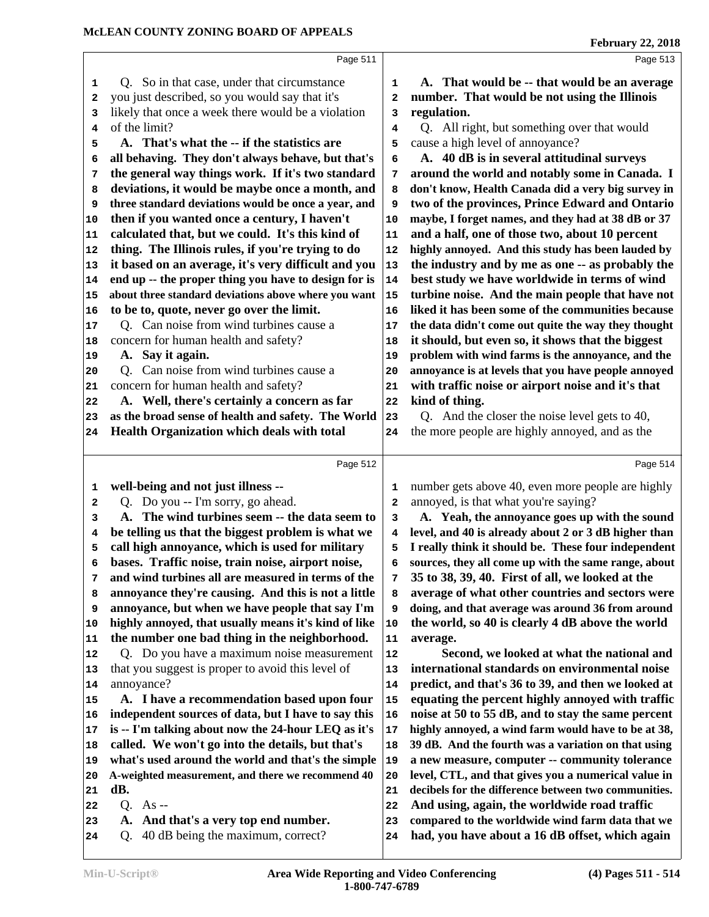Page 511

Q. So in that case, under that circumstance you just described, so you would say that it's likely that once a week there would be a violation of the limit?

**A. That's what the -- if the statistics are all behaving. They don't always behave, but that's the general way things work. If it's two standard deviations, it would be maybe once a month, and three standard deviations would be once a year, and then if you wanted once a century, I haven't calculated that, but we could. It's this kind of thing. The Illinois rules, if you're trying to do it based on an average, it's very difficult and you end up -- the proper thing you have to design for is about three standard deviations above where you want to be to, quote, never go over the limit.**

Q. Can noise from wind turbines cause a concern for human health and safety?

**A. Say it again.**

Q. Can noise from wind turbines cause a concern for human health and safety?

**A. Well, there's certainly a concern as far as the broad sense of health and safety. The World Health Organization which deals with total**

Page 512

**well-being and not just illness --**

Q. Do you -- I'm sorry, go ahead.

**A. The wind turbines seem -- the data seem to be telling us that the biggest problem is what we call high annoyance, which is used for military bases. Traffic noise, train noise, airport noise, and wind turbines all are measured in terms of the annoyance they're causing. And this is not a little annoyance, but when we have people that say I'm highly annoyed, that usually means it's kind of like the number one bad thing in the neighborhood.**

Q. Do you have a maximum noise measurement that you suggest is proper to avoid this level of annoyance?

**A. I have a recommendation based upon four independent sources of data, but I have to say this is -- I'm talking about now the 24-hour LEQ as it's called. We won't go into the details, but that's what's used around the world and that's the simple A-weighted measurement, and there we recommend 40 dB.**

Q. As --

**A. And that's a very top end number.**

Q. 40 dB being the maximum, correct?

Page 513

**A. That would be -- that would be an average number. That would be not using the Illinois regulation.**

Q. All right, but something over that would cause a high level of annoyance?

**A. 40 dB is in several attitudinal surveys around the world and notably some in Canada. I don't know, Health Canada did a very big survey in two of the provinces, Prince Edward and Ontario maybe, I forget names, and they had at 38 dB or 37 and a half, one of those two, about 10 percent highly annoyed. And this study has been lauded by the industry and by me as one -- as probably the best study we have worldwide in terms of wind turbine noise. And the main people that have not liked it has been some of the communities because the data didn't come out quite the way they thought it should, but even so, it shows that the biggest problem with wind farms is the annoyance, and the annoyance is at levels that you have people annoyed with traffic noise or airport noise and it's that kind of thing.**

Q. And the closer the noise level gets to 40, the more people are highly annoyed, and as the

Page 514

number gets above 40, even more people are highly annoyed, is that what you're saying?

**A. Yeah, the annoyance goes up with the sound level, and 40 is already about 2 or 3 dB higher than I really think it should be. These four independent sources, they all come up with the same range, about 35 to 38, 39, 40. First of all, we looked at the average of what other countries and sectors were doing, and that average was around 36 from around the world, so 40 is clearly 4 dB above the world average.**

**Second, we looked at what the national and international standards on environmental noise predict, and that's 36 to 39, and then we looked at equating the percent highly annoyed with traffic noise at 50 to 55 dB, and to stay the same percent highly annoyed, a wind farm would have to be at 38, 39 dB. And the fourth was a variation on that using a new measure, computer -- community tolerance level, CTL, and that gives you a numerical value in decibels for the difference between two communities. And using, again, the worldwide road traffic compared to the worldwide wind farm data that we had, you have about a 16 dB offset, which again**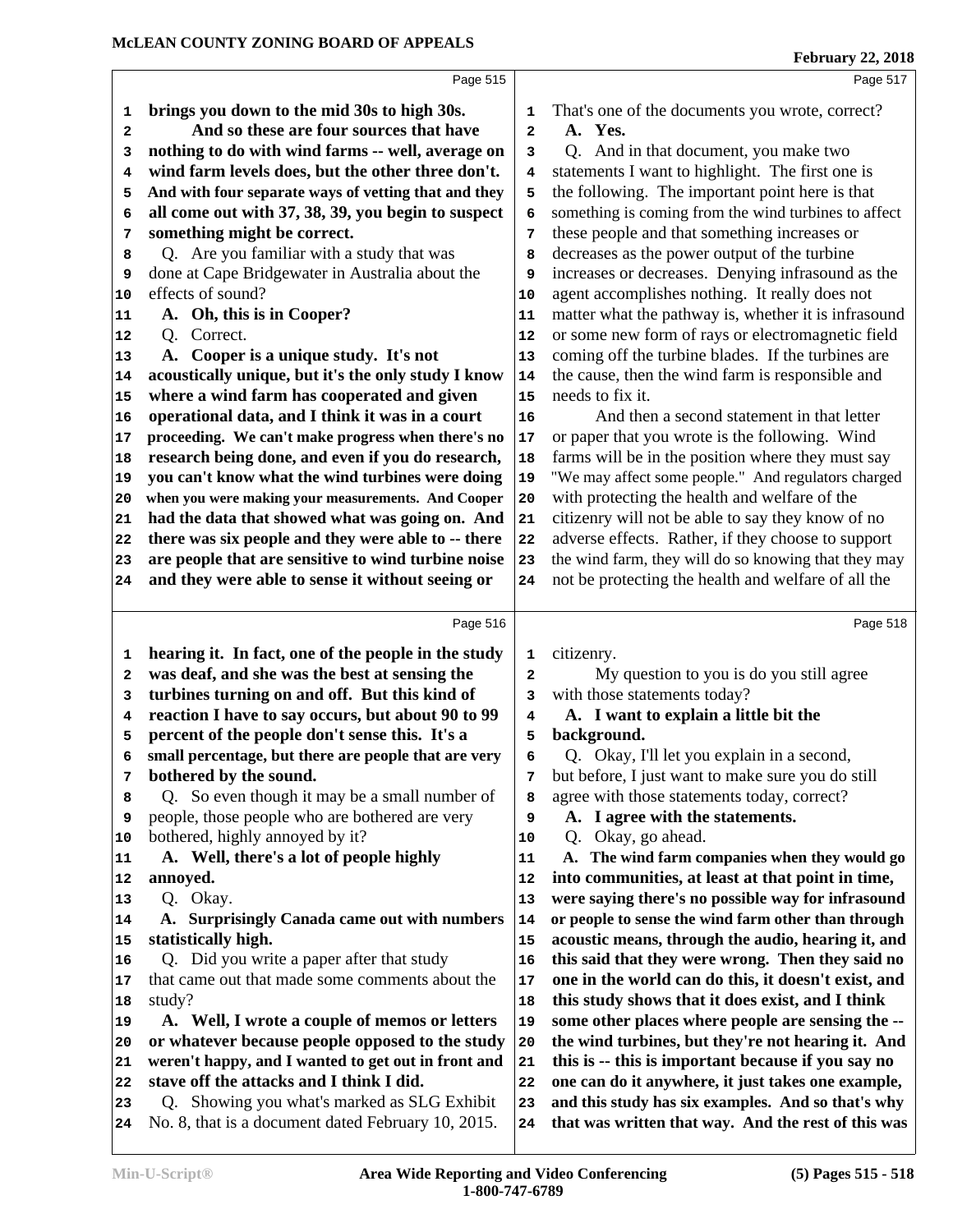**Page 515**

brings you down to the mid 30s to high 30s. And so these are four sources that have nothing to do with wind farms -- well, average on wind farm levels does, but the other three don't. And with four separate ways of vetting that and they all come out with 37, 38, 39, you begin to suspect something might be correct.

Q. Are you familiar with a study that was done at Cape Bridgewater in Australia about the effects of sound?

**A. Oh, this is in Cooper?**

Q. Correct.

**A. Cooper is a unique study. It's not acoustically unique, but it's the only study I know where a wind farm has cooperated and given operational data, and I think it was in a court proceeding. We can't make progress when there's no research being done, and even if you do research, you can't know what the wind turbines were doing when you were making your measurements. And Cooper had the data that showed what was going on. And there was six people and they were able to -- there are people that are sensitive to wind turbine noise and they were able to sense it without seeing or**

**Page 516**

**hearing it. In fact, one of the people in the study was deaf, and she was the best at sensing the turbines turning on and off. But this kind of reaction I have to say occurs, but about 90 to 99 percent of the people don't sense this. It's a small percentage, but there are people that are very bothered by the sound.**

Q. So even though it may be a small number of people, those people who are bothered are very bothered, highly annoyed by it?

**A. Well, there's a lot of people highly annoyed.**

Q. Okay.

**A. Surprisingly Canada came out with numbers statistically high.**

Q. Did you write a paper after that study that came out that made some comments about the study?

**A. Well, I wrote a couple of memos or letters or whatever because people opposed to the study weren't happy, and I wanted to get out in front and stave off the attacks and I think I did.**

Q. Showing you what's marked as SLG Exhibit No. 8, that is a document dated February 10, 2015.

**Page 517**

That's one of the documents you wrote, correct?

**A. Yes.**

Q. And in that document, you make two statements I want to highlight. The first one is the following. The important point here is that something is coming from the wind turbines to affect these people and that something increases or decreases as the power output of the turbine increases or decreases. Denying infrasound as the agent accomplishes nothing. It really does not matter what the pathway is, whether it is infrasound or some new form of rays or electromagnetic field coming off the turbine blades. If the turbines are the cause, then the wind farm is responsible and needs to fix it.

And then a second statement in that letter or paper that you wrote is the following. Wind farms will be in the position where they must say "We may affect some people." And regulators charged with protecting the health and welfare of the citizenry will not be able to say they know of no adverse effects. Rather, if they choose to support the wind farm, they will do so knowing that they may not be protecting the health and welfare of all the

**Page 518**

citizenry.

My question to you is do you still agree with those statements today?

**A. I want to explain a little bit the background.**

Q. Okay, I'll let you explain in a second, but before, I just want to make sure you do still agree with those statements today, correct?

**A. I agree with the statements.**

Q. Okay, go ahead.

**A. The wind farm companies when they would go into communities, at least at that point in time, were saying there's no possible way for infrasound or people to sense the wind farm other than through acoustic means, through the audio, hearing it, and this said that they were wrong. Then they said no one in the world can do this, it doesn't exist, and this study shows that it does exist, and I think some other places where people are sensing the -- the wind turbines, but they're not hearing it. And this is -- this is important because if you say no one can do it anywhere, it just takes one example, and this study has six examples. And so that's why that was written that way. And the rest of this was**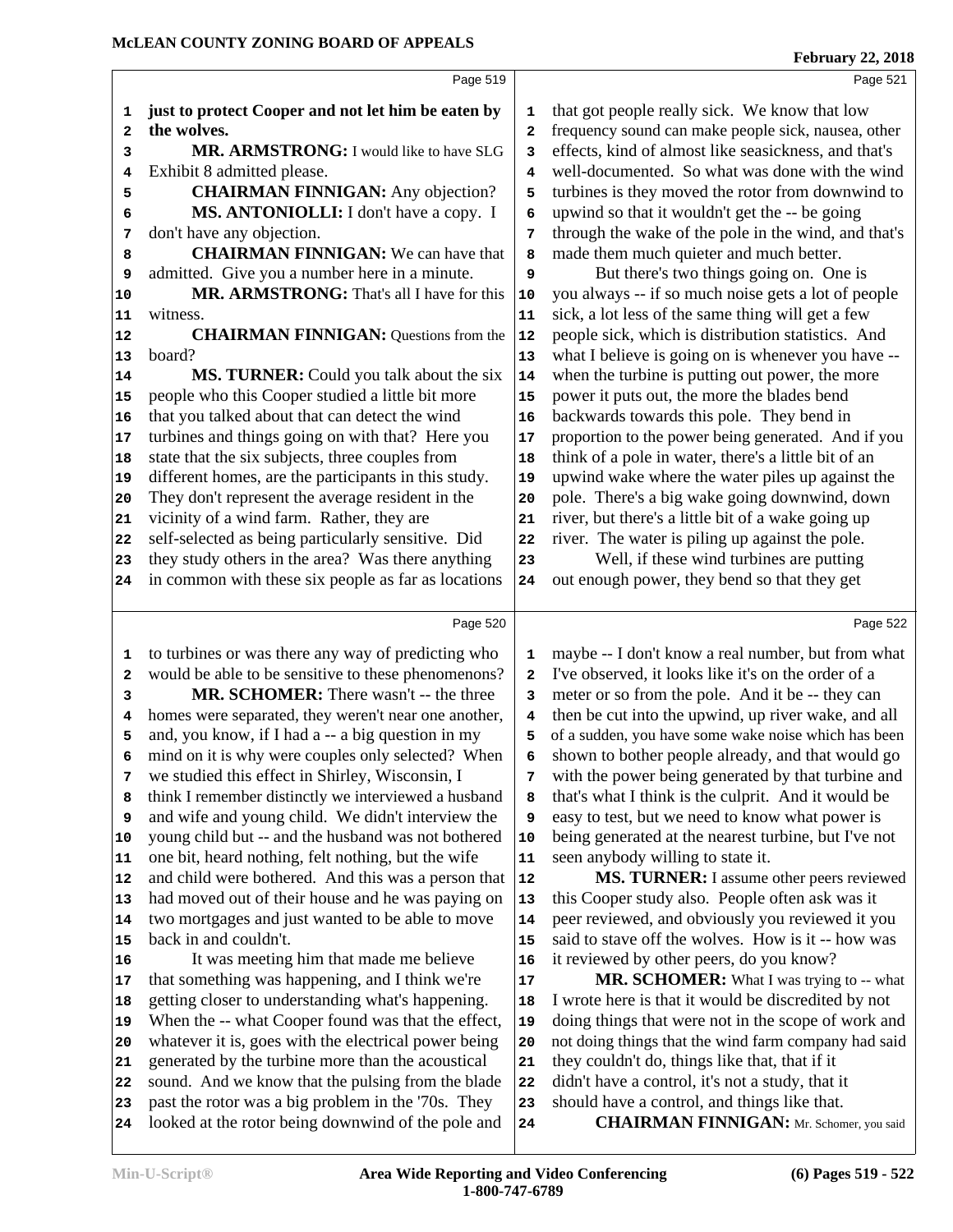**Page 519**

1 **just to protect Cooper and not let him be eaten by**
2 **the wolves.**
3 **MR. ARMSTRONG:** I would like to have SLG
4 Exhibit 8 admitted please.
5 **CHAIRMAN FINNIGAN:** Any objection?
6 **MS. ANTONIOLLI:** I don't have a copy. I
7 don't have any objection.
8 **CHAIRMAN FINNIGAN:** We can have that
9 admitted. Give you a number here in a minute.
10 **MR. ARMSTRONG:** That's all I have for this
11 witness.
12 **CHAIRMAN FINNIGAN:** Questions from the
13 board?
14 **MS. TURNER:** Could you talk about the six
15 people who this Cooper studied a little bit more
16 that you talked about that can detect the wind
17 turbines and things going on with that? Here you
18 state that the six subjects, three couples from
19 different homes, are the participants in this study.
20 They don't represent the average resident in the
21 vicinity of a wind farm. Rather, they are
22 self-selected as being particularly sensitive. Did
23 they study others in the area? Was there anything
24 in common with these six people as far as locations

**Page 520**

1 to turbines or was there any way of predicting who
2 would be able to be sensitive to these phenomenons?
3 **MR. SCHOMER:** There wasn't -- the three
4 homes were separated, they weren't near one another,
5 and, you know, if I had a -- a big question in my
6 mind on it is why were couples only selected? When
7 we studied this effect in Shirley, Wisconsin, I
8 think I remember distinctly we interviewed a husband
9 and wife and young child. We didn't interview the
10 young child but -- and the husband was not bothered
11 one bit, heard nothing, felt nothing, but the wife
12 and child were bothered. And this was a person that
13 had moved out of their house and he was paying on
14 two mortgages and just wanted to be able to move
15 back in and couldn't.
16 It was meeting him that made me believe
17 that something was happening, and I think we're
18 getting closer to understanding what's happening.
19 When the -- what Cooper found was that the effect,
20 whatever it is, goes with the electrical power being
21 generated by the turbine more than the acoustical
22 sound. And we know that the pulsing from the blade
23 past the rotor was a big problem in the '70s. They
24 looked at the rotor being downwind of the pole and

**Page 521**

1 that got people really sick. We know that low
2 frequency sound can make people sick, nausea, other
3 effects, kind of almost like seasickness, and that's
4 well-documented. So what was done with the wind
5 turbines is they moved the rotor from downwind to
6 upwind so that it wouldn't get the -- be going
7 through the wake of the pole in the wind, and that's
8 made them much quieter and much better.
9 But there's two things going on. One is
10 you always -- if so much noise gets a lot of people
11 sick, a lot less of the same thing will get a few
12 people sick, which is distribution statistics. And
13 what I believe is going on is whenever you have --
14 when the turbine is putting out power, the more
15 power it puts out, the more the blades bend
16 backwards towards this pole. They bend in
17 proportion to the power being generated. And if you
18 think of a pole in water, there's a little bit of an
19 upwind wake where the water piles up against the
20 pole. There's a big wake going downwind, down
21 river, but there's a little bit of a wake going up
22 river. The water is piling up against the pole.
23 Well, if these wind turbines are putting
24 out enough power, they bend so that they get

**Page 522**

1 maybe -- I don't know a real number, but from what
2 I've observed, it looks like it's on the order of a
3 meter or so from the pole. And it be -- they can
4 then be cut into the upwind, up river wake, and all
5 of a sudden, you have some wake noise which has been
6 shown to bother people already, and that would go
7 with the power being generated by that turbine and
8 that's what I think is the culprit. And it would be
9 easy to test, but we need to know what power is
10 being generated at the nearest turbine, but I've not
11 seen anybody willing to state it.
12 **MS. TURNER:** I assume other peers reviewed
13 this Cooper study also. People often ask was it
14 peer reviewed, and obviously you reviewed it you
15 said to stave off the wolves. How is it -- how was
16 it reviewed by other peers, do you know?
17 **MR. SCHOMER:** What I was trying to -- what
18 I wrote here is that it would be discredited by not
19 doing things that were not in the scope of work and
20 not doing things that the wind farm company had said
21 they couldn't do, things like that, that if it
22 didn't have a control, it's not a study, that it
23 should have a control, and things like that.
24 **CHAIRMAN FINNIGAN:** Mr. Schomer, you said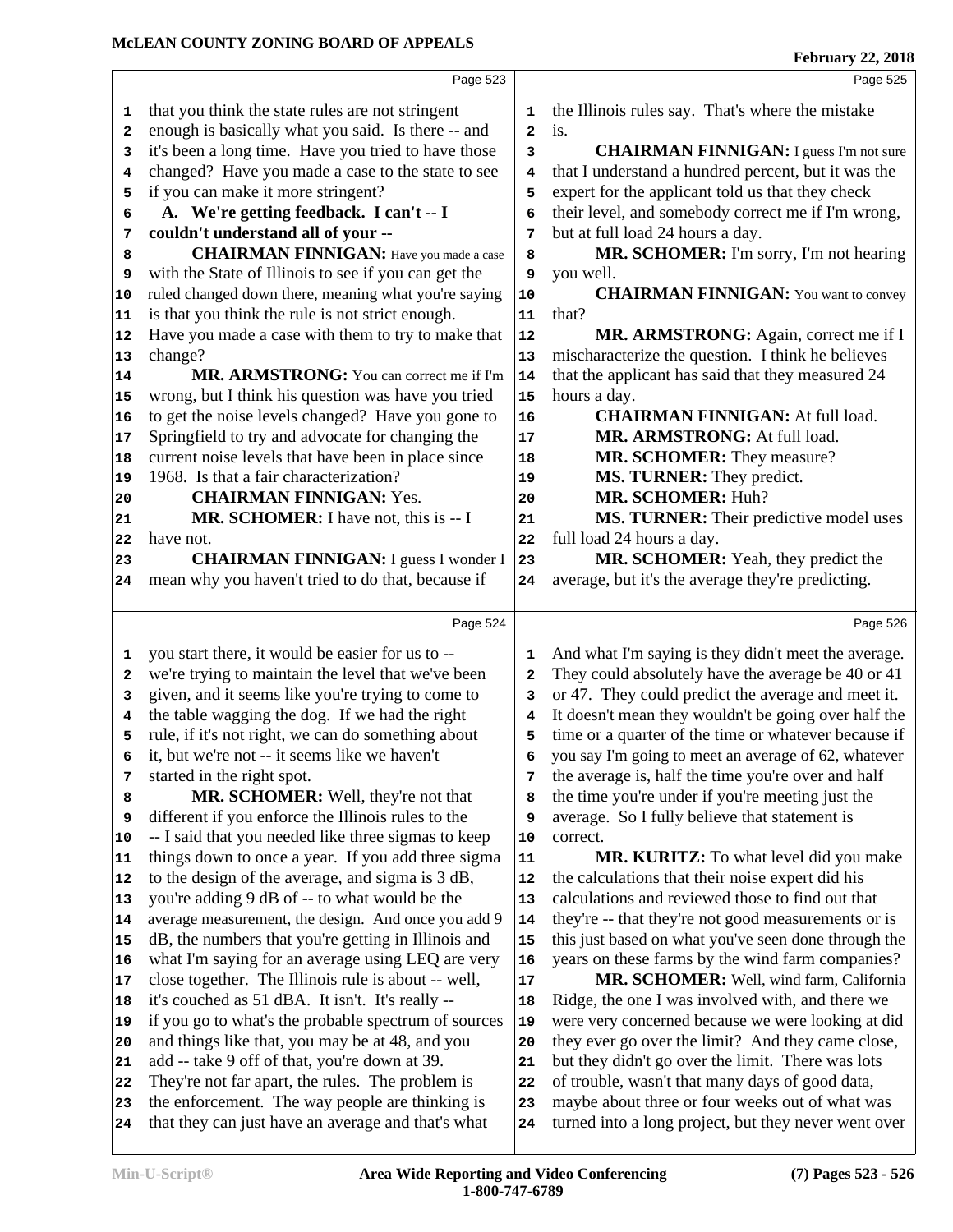Page 523

that you think the state rules are not stringent enough is basically what you said. Is there -- and it's been a long time. Have you tried to have those changed? Have you made a case to the state to see if you can make it more stringent?

**A. We're getting feedback. I can't -- I couldn't understand all of your --**

**CHAIRMAN FINNIGAN:** Have you made a case with the State of Illinois to see if you can get the ruled changed down there, meaning what you're saying is that you think the rule is not strict enough. Have you made a case with them to try to make that change?

**MR. ARMSTRONG:** You can correct me if I'm wrong, but I think his question was have you tried to get the noise levels changed? Have you gone to Springfield to try and advocate for changing the current noise levels that have been in place since 1968. Is that a fair characterization?

**CHAIRMAN FINNIGAN:** Yes.

**MR. SCHOMER:** I have not, this is -- I have not.

**CHAIRMAN FINNIGAN:** I guess I wonder I mean why you haven't tried to do that, because if

Page 524

you start there, it would be easier for us to -- we're trying to maintain the level that we've been given, and it seems like you're trying to come to the table wagging the dog. If we had the right rule, if it's not right, we can do something about it, but we're not -- it seems like we haven't started in the right spot.

**MR. SCHOMER:** Well, they're not that different if you enforce the Illinois rules to the -- I said that you needed like three sigmas to keep things down to once a year. If you add three sigma to the design of the average, and sigma is 3 dB, you're adding 9 dB of -- to what would be the average measurement, the design. And once you add 9 dB, the numbers that you're getting in Illinois and what I'm saying for an average using LEQ are very close together. The Illinois rule is about -- well, it's couched as 51 dBA. It isn't. It's really -- if you go to what's the probable spectrum of sources and things like that, you may be at 48, and you add -- take 9 off of that, you're down at 39. They're not far apart, the rules. The problem is the enforcement. The way people are thinking is that they can just have an average and that's what

Page 525

the Illinois rules say. That's where the mistake is.

**CHAIRMAN FINNIGAN:** I guess I'm not sure that I understand a hundred percent, but it was the expert for the applicant told us that they check their level, and somebody correct me if I'm wrong, but at full load 24 hours a day.

**MR. SCHOMER:** I'm sorry, I'm not hearing you well.

**CHAIRMAN FINNIGAN:** You want to convey that?

**MR. ARMSTRONG:** Again, correct me if I mischaracterize the question. I think he believes that the applicant has said that they measured 24 hours a day.

**CHAIRMAN FINNIGAN:** At full load.

**MR. ARMSTRONG:** At full load.

**MR. SCHOMER:** They measure?

**MS. TURNER:** They predict.

**MR. SCHOMER:** Huh?

**MS. TURNER:** Their predictive model uses full load 24 hours a day.

**MR. SCHOMER:** Yeah, they predict the average, but it's the average they're predicting.

Page 526

And what I'm saying is they didn't meet the average. They could absolutely have the average be 40 or 41 or 47. They could predict the average and meet it. It doesn't mean they wouldn't be going over half the time or a quarter of the time or whatever because if you say I'm going to meet an average of 62, whatever the average is, half the time you're over and half the time you're under if you're meeting just the average. So I fully believe that statement is correct.

**MR. KURITZ:** To what level did you make the calculations that their noise expert did his calculations and reviewed those to find out that they're -- that they're not good measurements or is this just based on what you've seen done through the years on these farms by the wind farm companies?

**MR. SCHOMER:** Well, wind farm, California Ridge, the one I was involved with, and there we were very concerned because we were looking at did they ever go over the limit? And they came close, but they didn't go over the limit. There was lots of trouble, wasn't that many days of good data, maybe about three or four weeks out of what was turned into a long project, but they never went over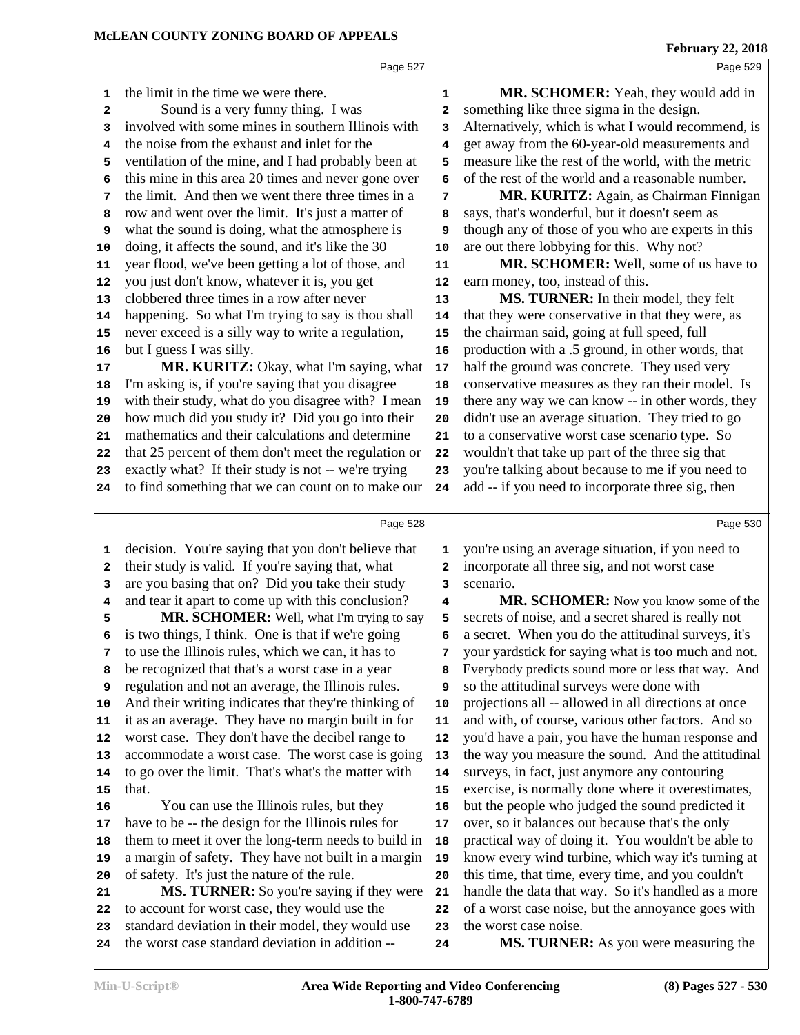the limit in the time we were there.

Sound is a very funny thing. I was involved with some mines in southern Illinois with the noise from the exhaust and inlet for the ventilation of the mine, and I had probably been at this mine in this area 20 times and never gone over the limit. And then we went there three times in a row and went over the limit. It's just a matter of what the sound is doing, what the atmosphere is doing, it affects the sound, and it's like the 30 year flood, we've been getting a lot of those, and you just don't know, whatever it is, you get clobbered three times in a row after never happening. So what I'm trying to say is thou shall never exceed is a silly way to write a regulation, but I guess I was silly.

**MR. KURITZ:** Okay, what I'm saying, what I'm asking is, if you're saying that you disagree with their study, what do you disagree with? I mean how much did you study it? Did you go into their mathematics and their calculations and determine that 25 percent of them don't meet the regulation or exactly what? If their study is not -- we're trying to find something that we can count on to make our decision. You're saying that you don't believe that their study is valid. If you're saying that, what are you basing that on? Did you take their study and tear it apart to come up with this conclusion?

**MR. SCHOMER:** Well, what I'm trying to say is two things, I think. One is that if we're going to use the Illinois rules, which we can, it has to be recognized that that's a worst case in a year regulation and not an average, the Illinois rules. And their writing indicates that they're thinking of it as an average. They have no margin built in for worst case. They don't have the decibel range to accommodate a worst case. The worst case is going to go over the limit. That's what's the matter with that.

You can use the Illinois rules, but they have to be -- the design for the Illinois rules for them to meet it over the long-term needs to build in a margin of safety. They have not built in a margin of safety. It's just the nature of the rule.

**MS. TURNER:** So you're saying if they were to account for worst case, they would use the standard deviation in their model, they would use the worst case standard deviation in addition --

**MR. SCHOMER:** Yeah, they would add in something like three sigma in the design. Alternatively, which is what I would recommend, is get away from the 60-year-old measurements and measure like the rest of the world, with the metric of the rest of the world and a reasonable number.

**MR. KURITZ:** Again, as Chairman Finnigan says, that's wonderful, but it doesn't seem as though any of those of you who are experts in this are out there lobbying for this. Why not?

**MR. SCHOMER:** Well, some of us have to earn money, too, instead of this.

**MS. TURNER:** In their model, they felt that they were conservative in that they were, as the chairman said, going at full speed, full production with a .5 ground, in other words, that half the ground was concrete. They used very conservative measures as they ran their model. Is there any way we can know -- in other words, they didn't use an average situation. They tried to go to a conservative worst case scenario type. So wouldn't that take up part of the three sig that you're talking about because to me if you need to add -- if you need to incorporate three sig, then you're using an average situation, if you need to incorporate all three sig, and not worst case scenario.

**MR. SCHOMER:** Now you know some of the secrets of noise, and a secret shared is really not a secret. When you do the attitudinal surveys, it's your yardstick for saying what is too much and not. Everybody predicts sound more or less that way. And so the attitudinal surveys were done with projections all -- allowed in all directions at once and with, of course, various other factors. And so you'd have a pair, you have the human response and the way you measure the sound. And the attitudinal surveys, in fact, just anymore any contouring exercise, is normally done where it overestimates, but the people who judged the sound predicted it over, so it balances out because that's the only practical way of doing it. You wouldn't be able to know every wind turbine, which way it's turning at this time, that time, every time, and you couldn't handle the data that way. So it's handled as a more of a worst case noise, but the annoyance goes with the worst case noise.

**MS. TURNER:** As you were measuring the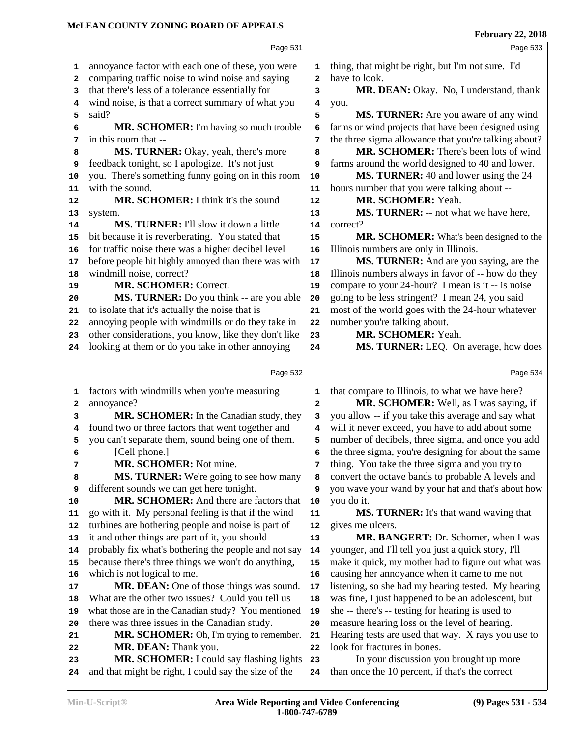annoyance factor with each one of these, you were comparing traffic noise to wind noise and saying that there's less of a tolerance essentially for wind noise, is that a correct summary of what you said?

**MR. SCHOMER:** I'm having so much trouble in this room that --

**MS. TURNER:** Okay, yeah, there's more feedback tonight, so I apologize. It's not just you. There's something funny going on in this room with the sound.

**MR. SCHOMER:** I think it's the sound system.

**MS. TURNER:** I'll slow it down a little bit because it is reverberating. You stated that for traffic noise there was a higher decibel level before people hit highly annoyed than there was with windmill noise, correct?

**MR. SCHOMER:** Correct.

**MS. TURNER:** Do you think -- are you able to isolate that it's actually the noise that is annoying people with windmills or do they take in other considerations, you know, like they don't like looking at them or do you take in other annoying factors with windmills when you're measuring annoyance?

**MR. SCHOMER:** In the Canadian study, they found two or three factors that went together and you can't separate them, sound being one of them.

[Cell phone.]

**MR. SCHOMER:** Not mine.

**MS. TURNER:** We're going to see how many different sounds we can get here tonight.

**MR. SCHOMER:** And there are factors that go with it. My personal feeling is that if the wind turbines are bothering people and noise is part of it and other things are part of it, you should probably fix what's bothering the people and not say because there's three things we won't do anything, which is not logical to me.

**MR. DEAN:** One of those things was sound. What are the other two issues? Could you tell us what those are in the Canadian study? You mentioned there was three issues in the Canadian study.

**MR. SCHOMER:** Oh, I'm trying to remember.

**MR. DEAN:** Thank you.

**MR. SCHOMER:** I could say flashing lights and that might be right, I could say the size of the thing, that might be right, but I'm not sure. I'd have to look.

**MR. DEAN:** Okay. No, I understand, thank you.

**MS. TURNER:** Are you aware of any wind farms or wind projects that have been designed using the three sigma allowance that you're talking about?

**MR. SCHOMER:** There's been lots of wind farms around the world designed to 40 and lower.

**MS. TURNER:** 40 and lower using the 24 hours number that you were talking about --

**MR. SCHOMER:** Yeah.

**MS. TURNER:** -- not what we have here, correct?

**MR. SCHOMER:** What's been designed to the Illinois numbers are only in Illinois.

**MS. TURNER:** And are you saying, are the Illinois numbers always in favor of -- how do they compare to your 24-hour? I mean is it -- is noise going to be less stringent? I mean 24, you said most of the world goes with the 24-hour whatever number you're talking about.

**MR. SCHOMER:** Yeah.

**MS. TURNER:** LEQ. On average, how does that compare to Illinois, to what we have here?

**MR. SCHOMER:** Well, as I was saying, if you allow -- if you take this average and say what will it never exceed, you have to add about some number of decibels, three sigma, and once you add the three sigma, you're designing for about the same thing. You take the three sigma and you try to convert the octave bands to probable A levels and you wave your wand by your hat and that's about how you do it.

**MS. TURNER:** It's that wand waving that gives me ulcers.

**MR. BANGERT:** Dr. Schomer, when I was younger, and I'll tell you just a quick story, I'll make it quick, my mother had to figure out what was causing her annoyance when it came to me not listening, so she had my hearing tested. My hearing was fine, I just happened to be an adolescent, but she -- there's -- testing for hearing is used to measure hearing loss or the level of hearing. Hearing tests are used that way. X rays you use to look for fractures in bones.

In your discussion you brought up more than once the 10 percent, if that's the correct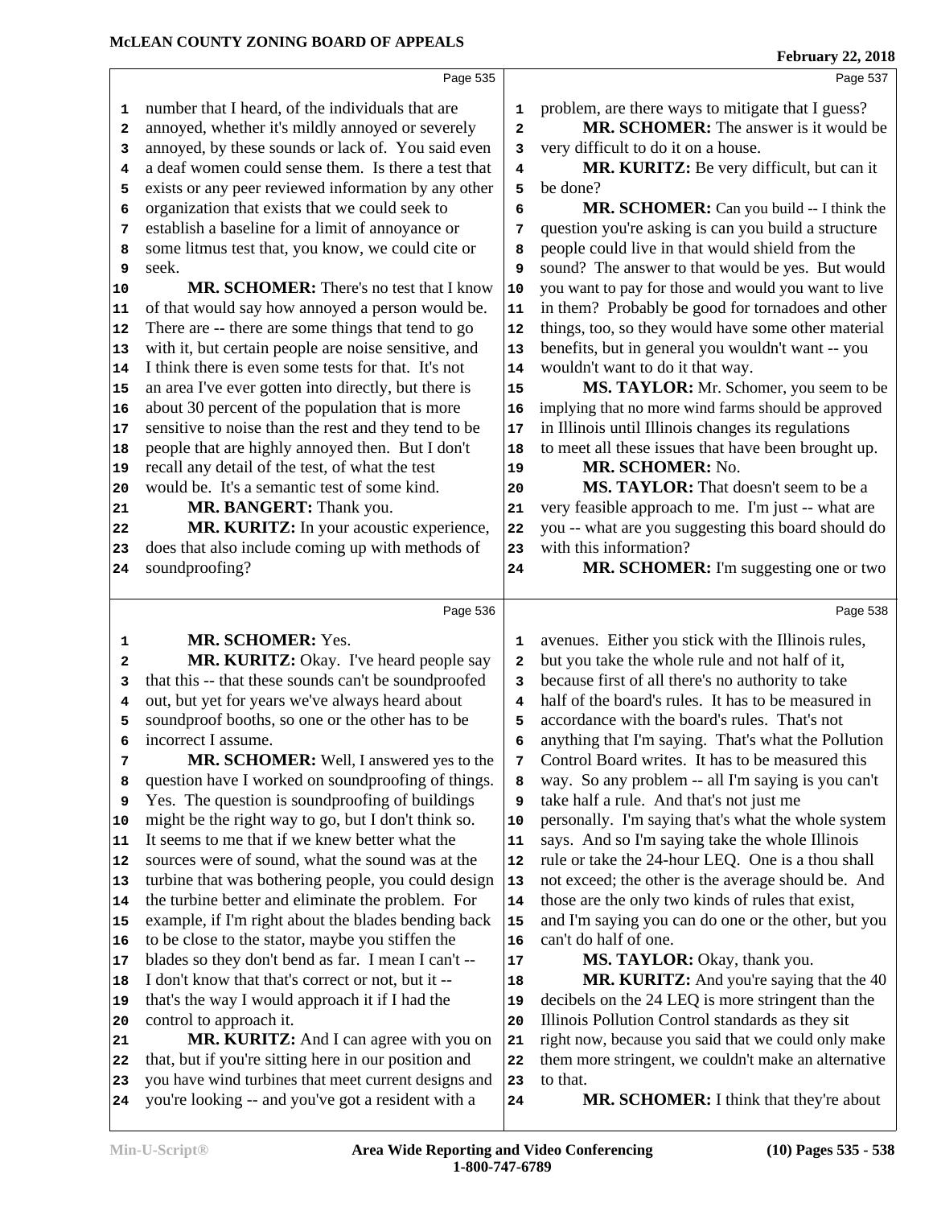number that I heard, of the individuals that are annoyed, whether it's mildly annoyed or severely annoyed, by these sounds or lack of. You said even a deaf women could sense them. Is there a test that exists or any peer reviewed information by any other organization that exists that we could seek to establish a baseline for a limit of annoyance or some litmus test that, you know, we could cite or seek.

**MR. SCHOMER:** There's no test that I know of that would say how annoyed a person would be. There are -- there are some things that tend to go with it, but certain people are noise sensitive, and I think there is even some tests for that. It's not an area I've ever gotten into directly, but there is about 30 percent of the population that is more sensitive to noise than the rest and they tend to be people that are highly annoyed then. But I don't recall any detail of the test, of what the test would be. It's a semantic test of some kind.

**MR. BANGERT:** Thank you.

**MR. KURITZ:** In your acoustic experience, does that also include coming up with methods of soundproofing?

**MR. SCHOMER:** Yes.

**MR. KURITZ:** Okay. I've heard people say that this -- that these sounds can't be soundproofed out, but yet for years we've always heard about soundproof booths, so one or the other has to be incorrect I assume.

**MR. SCHOMER:** Well, I answered yes to the question have I worked on soundproofing of things. Yes. The question is soundproofing of buildings might be the right way to go, but I don't think so. It seems to me that if we knew better what the sources were of sound, what the sound was at the turbine that was bothering people, you could design the turbine better and eliminate the problem. For example, if I'm right about the blades bending back to be close to the stator, maybe you stiffen the blades so they don't bend as far. I mean I can't -- I don't know that that's correct or not, but it -- that's the way I would approach it if I had the control to approach it.

**MR. KURITZ:** And I can agree with you on that, but if you're sitting here in our position and you have wind turbines that meet current designs and you're looking -- and you've got a resident with a problem, are there ways to mitigate that I guess?

**MR. SCHOMER:** The answer is it would be very difficult to do it on a house.

**MR. KURITZ:** Be very difficult, but can it be done?

**MR. SCHOMER:** Can you build -- I think the question you're asking is can you build a structure people could live in that would shield from the sound? The answer to that would be yes. But would you want to pay for those and would you want to live in them? Probably be good for tornadoes and other things, too, so they would have some other material benefits, but in general you wouldn't want -- you wouldn't want to do it that way.

**MS. TAYLOR:** Mr. Schomer, you seem to be implying that no more wind farms should be approved in Illinois until Illinois changes its regulations to meet all these issues that have been brought up.

**MR. SCHOMER:** No.

**MS. TAYLOR:** That doesn't seem to be a very feasible approach to me. I'm just -- what are you -- what are you suggesting this board should do with this information?

**MR. SCHOMER:** I'm suggesting one or two avenues. Either you stick with the Illinois rules, but you take the whole rule and not half of it, because first of all there's no authority to take half of the board's rules. It has to be measured in accordance with the board's rules. That's not anything that I'm saying. That's what the Pollution Control Board writes. It has to be measured this way. So any problem -- all I'm saying is you can't take half a rule. And that's not just me personally. I'm saying that's what the whole system says. And so I'm saying take the whole Illinois rule or take the 24-hour LEQ. One is a thou shall not exceed; the other is the average should be. And those are the only two kinds of rules that exist, and I'm saying you can do one or the other, but you can't do half of one.

**MS. TAYLOR:** Okay, thank you.

**MR. KURITZ:** And you're saying that the 40 decibels on the 24 LEQ is more stringent than the Illinois Pollution Control standards as they sit right now, because you said that we could only make them more stringent, we couldn't make an alternative to that.

**MR. SCHOMER:** I think that they're about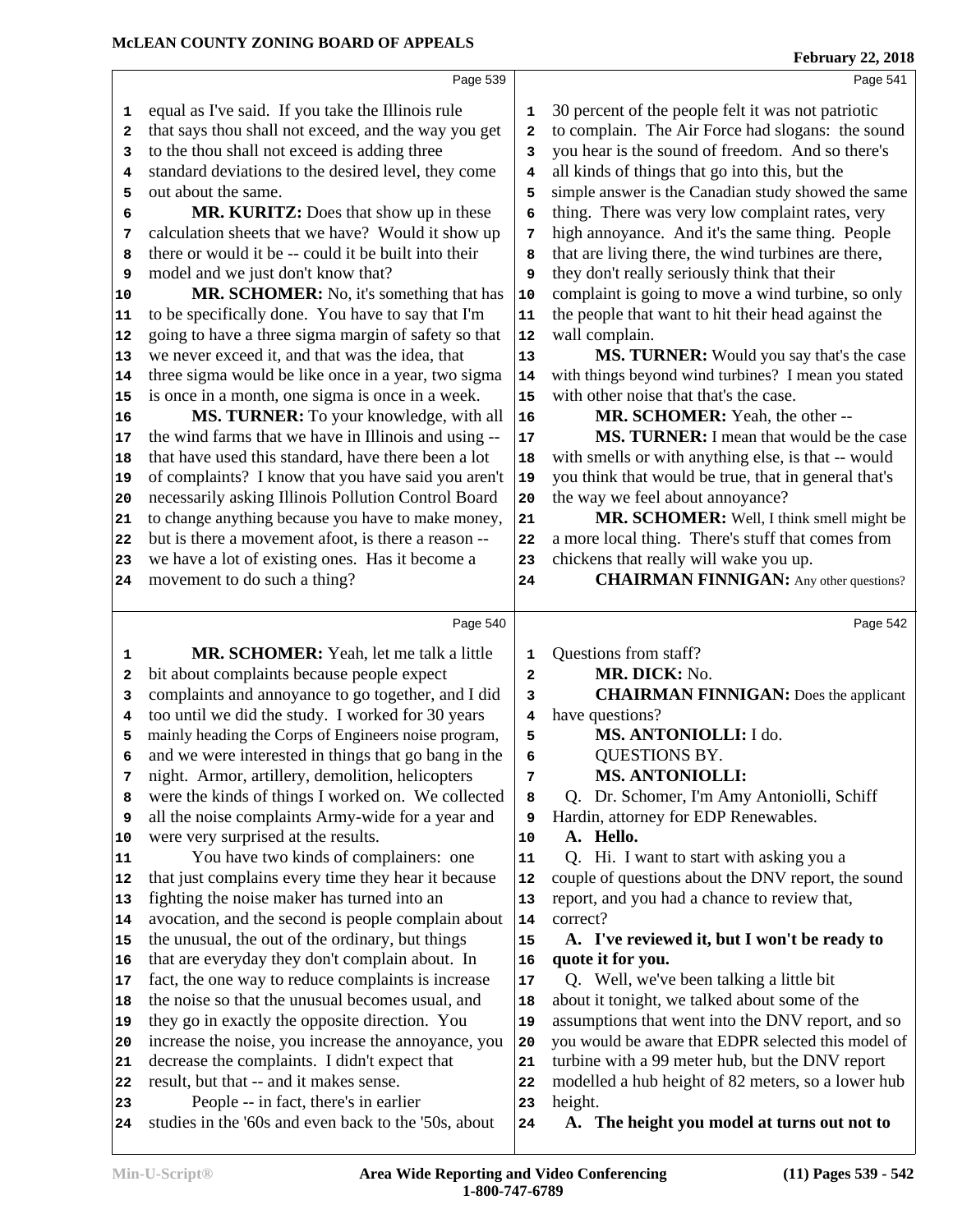equal as I've said. If you take the Illinois rule that says thou shall not exceed, and the way you get to the thou shall not exceed is adding three standard deviations to the desired level, they come out about the same.

**MR. KURITZ:** Does that show up in these calculation sheets that we have? Would it show up there or would it be -- could it be built into their model and we just don't know that?

**MR. SCHOMER:** No, it's something that has to be specifically done. You have to say that I'm going to have a three sigma margin of safety so that we never exceed it, and that was the idea, that three sigma would be like once in a year, two sigma is once in a month, one sigma is once in a week.

**MS. TURNER:** To your knowledge, with all the wind farms that we have in Illinois and using -- that have used this standard, have there been a lot of complaints? I know that you have said you aren't necessarily asking Illinois Pollution Control Board to change anything because you have to make money, but is there a movement afoot, is there a reason -- we have a lot of existing ones. Has it become a movement to do such a thing?

**MR. SCHOMER:** Yeah, let me talk a little bit about complaints because people expect complaints and annoyance to go together, and I did too until we did the study. I worked for 30 years mainly heading the Corps of Engineers noise program, and we were interested in things that go bang in the night. Armor, artillery, demolition, helicopters were the kinds of things I worked on. We collected all the noise complaints Army-wide for a year and were very surprised at the results.

You have two kinds of complainers: one that just complains every time they hear it because fighting the noise maker has turned into an avocation, and the second is people complain about the unusual, the out of the ordinary, but things that are everyday they don't complain about. In fact, the one way to reduce complaints is increase the noise so that the unusual becomes usual, and they go in exactly the opposite direction. You increase the noise, you increase the annoyance, you decrease the complaints. I didn't expect that result, but that -- and it makes sense.

People -- in fact, there's in earlier studies in the '60s and even back to the '50s, about 30 percent of the people felt it was not patriotic to complain. The Air Force had slogans: the sound you hear is the sound of freedom. And so there's all kinds of things that go into this, but the simple answer is the Canadian study showed the same thing. There was very low complaint rates, very high annoyance. And it's the same thing. People that are living there, the wind turbines are there, they don't really seriously think that their complaint is going to move a wind turbine, so only the people that want to hit their head against the wall complain.

**MS. TURNER:** Would you say that's the case with things beyond wind turbines? I mean you stated with other noise that that's the case.

**MR. SCHOMER:** Yeah, the other --

**MS. TURNER:** I mean that would be the case with smells or with anything else, is that -- would you think that would be true, that in general that's the way we feel about annoyance?

**MR. SCHOMER:** Well, I think smell might be a more local thing. There's stuff that comes from chickens that really will wake you up.

**CHAIRMAN FINNIGAN:** Any other questions? Questions from staff?

**MR. DICK:** No.

**CHAIRMAN FINNIGAN:** Does the applicant have questions?

**MS. ANTONIOLLI:** I do.

QUESTIONS BY.

**MS. ANTONIOLLI:**

Q. Dr. Schomer, I'm Amy Antoniolli, Schiff Hardin, attorney for EDP Renewables.

**A. Hello.**

Q. Hi. I want to start with asking you a couple of questions about the DNV report, the sound report, and you had a chance to review that, correct?

**A. I've reviewed it, but I won't be ready to quote it for you.**

Q. Well, we've been talking a little bit about it tonight, we talked about some of the assumptions that went into the DNV report, and so you would be aware that EDPR selected this model of turbine with a 99 meter hub, but the DNV report modelled a hub height of 82 meters, so a lower hub height.

**A. The height you model at turns out not to**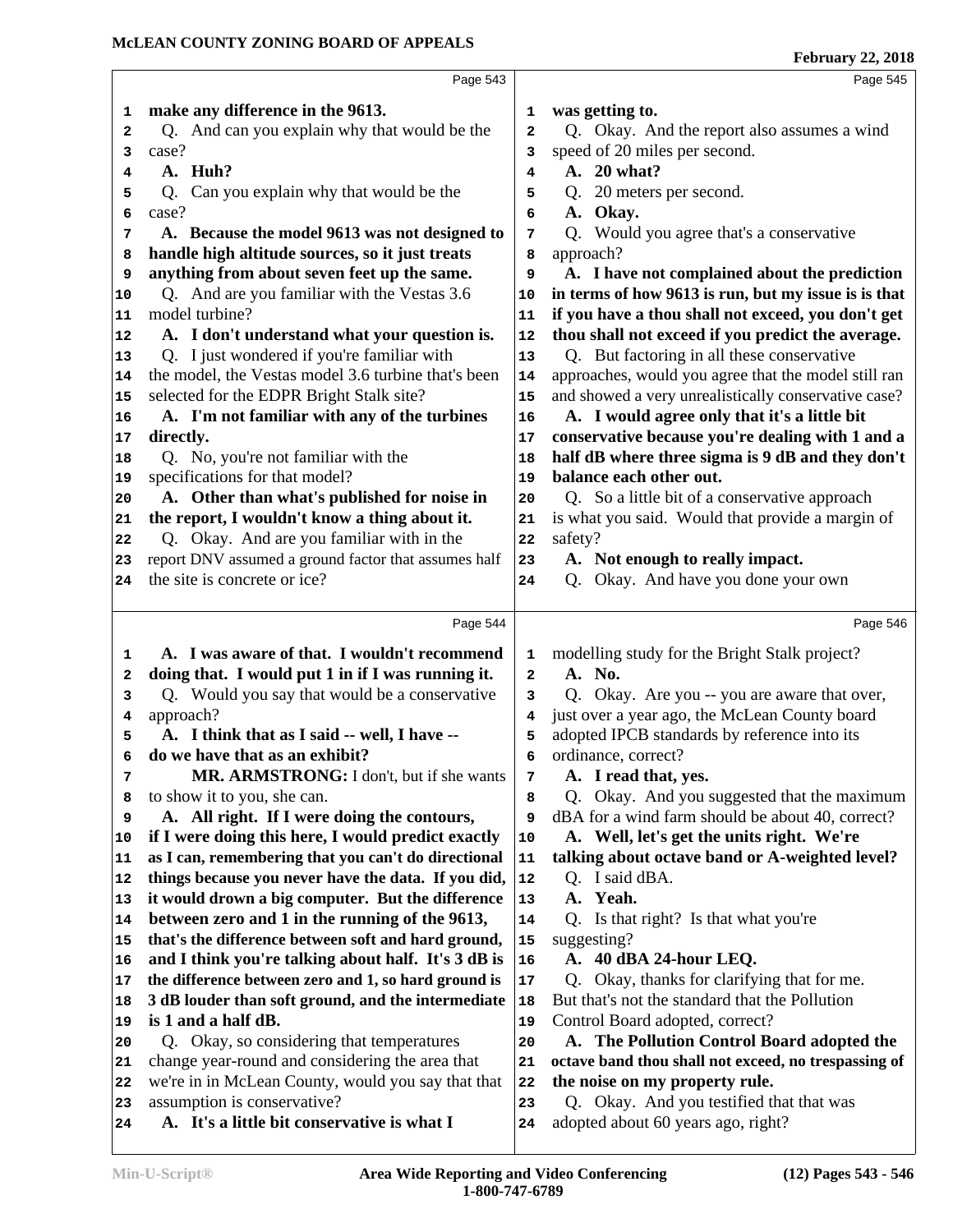Page 543

1 **make any difference in the 9613.**
2 Q. And can you explain why that would be the
3 case?
4 **A. Huh?**
5 Q. Can you explain why that would be the
6 case?
7 **A. Because the model 9613 was not designed to**
8 **handle high altitude sources, so it just treats**
9 **anything from about seven feet up the same.**
10 Q. And are you familiar with the Vestas 3.6
11 model turbine?
12 **A. I don't understand what your question is.**
13 Q. I just wondered if you're familiar with
14 the model, the Vestas model 3.6 turbine that's been
15 selected for the EDPR Bright Stalk site?
16 **A. I'm not familiar with any of the turbines**
17 **directly.**
18 Q. No, you're not familiar with the
19 specifications for that model?
20 **A. Other than what's published for noise in**
21 **the report, I wouldn't know a thing about it.**
22 Q. Okay. And are you familiar with in the
23 report DNV assumed a ground factor that assumes half
24 the site is concrete or ice?

Page 544

1 **A. I was aware of that. I wouldn't recommend**
2 **doing that. I would put 1 in if I was running it.**
3 Q. Would you say that would be a conservative
4 approach?
5 **A. I think that as I said -- well, I have --**
6 **do we have that as an exhibit?**
7 **MR. ARMSTRONG:** I don't, but if she wants
8 to show it to you, she can.
9 **A. All right. If I were doing the contours,**
10 **if I were doing this here, I would predict exactly**
11 **as I can, remembering that you can't do directional**
12 **things because you never have the data. If you did,**
13 **it would drown a big computer. But the difference**
14 **between zero and 1 in the running of the 9613,**
15 **that's the difference between soft and hard ground,**
16 **and I think you're talking about half. It's 3 dB is**
17 **the difference between zero and 1, so hard ground is**
18 **3 dB louder than soft ground, and the intermediate**
19 **is 1 and a half dB.**
20 Q. Okay, so considering that temperatures
21 change year-round and considering the area that
22 we're in in McLean County, would you say that that
23 assumption is conservative?
24 **A. It's a little bit conservative is what I**

Page 545

1 **was getting to.**
2 Q. Okay. And the report also assumes a wind
3 speed of 20 miles per second.
4 **A. 20 what?**
5 Q. 20 meters per second.
6 **A. Okay.**
7 Q. Would you agree that's a conservative
8 approach?
9 **A. I have not complained about the prediction**
10 **in terms of how 9613 is run, but my issue is is that**
11 **if you have a thou shall not exceed, you don't get**
12 **thou shall not exceed if you predict the average.**
13 Q. But factoring in all these conservative
14 approaches, would you agree that the model still ran
15 and showed a very unrealistically conservative case?
16 **A. I would agree only that it's a little bit**
17 **conservative because you're dealing with 1 and a**
18 **half dB where three sigma is 9 dB and they don't**
19 **balance each other out.**
20 Q. So a little bit of a conservative approach
21 is what you said. Would that provide a margin of
22 safety?
23 **A. Not enough to really impact.**
24 Q. Okay. And have you done your own

Page 546

1 modelling study for the Bright Stalk project?
2 **A. No.**
3 Q. Okay. Are you -- you are aware that over,
4 just over a year ago, the McLean County board
5 adopted IPCB standards by reference into its
6 ordinance, correct?
7 **A. I read that, yes.**
8 Q. Okay. And you suggested that the maximum
9 dBA for a wind farm should be about 40, correct?
10 **A. Well, let's get the units right. We're**
11 **talking about octave band or A-weighted level?**
12 Q. I said dBA.
13 **A. Yeah.**
14 Q. Is that right? Is that what you're
15 suggesting?
16 **A. 40 dBA 24-hour LEQ.**
17 Q. Okay, thanks for clarifying that for me.
18 But that's not the standard that the Pollution
19 Control Board adopted, correct?
20 **A. The Pollution Control Board adopted the**
21 **octave band thou shall not exceed, no trespassing of**
22 **the noise on my property rule.**
23 Q. Okay. And you testified that that was
24 adopted about 60 years ago, right?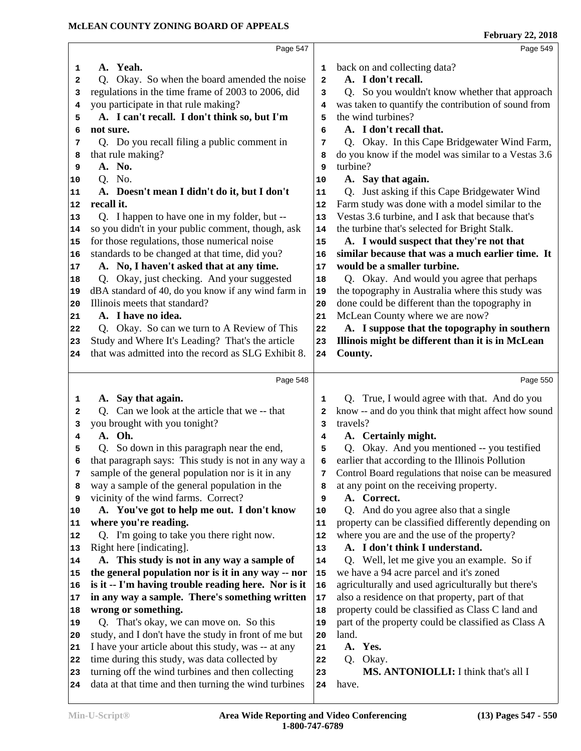Page 547

1 **A. Yeah.**
2 Q. Okay. So when the board amended the noise
3 regulations in the time frame of 2003 to 2006, did
4 you participate in that rule making?
5 **A. I can't recall. I don't think so, but I'm**
6 **not sure.**
7 Q. Do you recall filing a public comment in
8 that rule making?
9 **A. No.**
10 Q. No.
11 **A. Doesn't mean I didn't do it, but I don't**
12 **recall it.**
13 Q. I happen to have one in my folder, but --
14 so you didn't in your public comment, though, ask
15 for those regulations, those numerical noise
16 standards to be changed at that time, did you?
17 **A. No, I haven't asked that at any time.**
18 Q. Okay, just checking. And your suggested
19 dBA standard of 40, do you know if any wind farm in
20 Illinois meets that standard?
21 **A. I have no idea.**
22 Q. Okay. So can we turn to A Review of This
23 Study and Where It's Leading? That's the article
24 that was admitted into the record as SLG Exhibit 8.

Page 548

1 **A. Say that again.**
2 Q. Can we look at the article that we -- that
3 you brought with you tonight?
4 **A. Oh.**
5 Q. So down in this paragraph near the end,
6 that paragraph says: This study is not in any way a
7 sample of the general population nor is it in any
8 way a sample of the general population in the
9 vicinity of the wind farms. Correct?
10 **A. You've got to help me out. I don't know**
11 **where you're reading.**
12 Q. I'm going to take you there right now.
13 Right here [indicating].
14 **A. This study is not in any way a sample of**
15 **the general population nor is it in any way -- nor**
16 **is it -- I'm having trouble reading here. Nor is it**
17 **in any way a sample. There's something written**
18 **wrong or something.**
19 Q. That's okay, we can move on. So this
20 study, and I don't have the study in front of me but
21 I have your article about this study, was -- at any
22 time during this study, was data collected by
23 turning off the wind turbines and then collecting
24 data at that time and then turning the wind turbines

Page 549

1 back on and collecting data?
2 **A. I don't recall.**
3 Q. So you wouldn't know whether that approach
4 was taken to quantify the contribution of sound from
5 the wind turbines?
6 **A. I don't recall that.**
7 Q. Okay. In this Cape Bridgewater Wind Farm,
8 do you know if the model was similar to a Vestas 3.6
9 turbine?
10 **A. Say that again.**
11 Q. Just asking if this Cape Bridgewater Wind
12 Farm study was done with a model similar to the
13 Vestas 3.6 turbine, and I ask that because that's
14 the turbine that's selected for Bright Stalk.
15 **A. I would suspect that they're not that**
16 **similar because that was a much earlier time. It**
17 **would be a smaller turbine.**
18 Q. Okay. And would you agree that perhaps
19 the topography in Australia where this study was
20 done could be different than the topography in
21 McLean County where we are now?
22 **A. I suppose that the topography in southern**
23 **Illinois might be different than it is in McLean**
24 **County.**

Page 550

1 Q. True, I would agree with that. And do you
2 know -- and do you think that might affect how sound
3 travels?
4 **A. Certainly might.**
5 Q. Okay. And you mentioned -- you testified
6 earlier that according to the Illinois Pollution
7 Control Board regulations that noise can be measured
8 at any point on the receiving property.
9 **A. Correct.**
10 Q. And do you agree also that a single
11 property can be classified differently depending on
12 where you are and the use of the property?
13 **A. I don't think I understand.**
14 Q. Well, let me give you an example. So if
15 we have a 94 acre parcel and it's zoned
16 agriculturally and used agriculturally but there's
17 also a residence on that property, part of that
18 property could be classified as Class C land and
19 part of the property could be classified as Class A
20 land.
21 **A. Yes.**
22 Q. Okay.
23 **MS. ANTONIOLLI:** I think that's all I
24 have.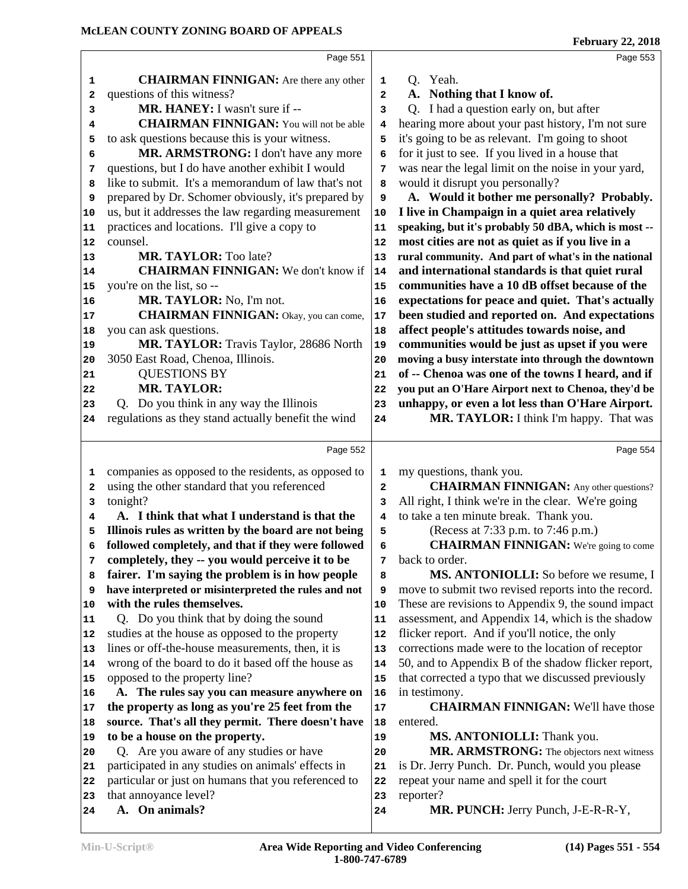Page 551

**CHAIRMAN FINNIGAN:** Are there any other questions of this witness?

**MR. HANEY:** I wasn't sure if --

**CHAIRMAN FINNIGAN:** You will not be able to ask questions because this is your witness.

**MR. ARMSTRONG:** I don't have any more questions, but I do have another exhibit I would like to submit. It's a memorandum of law that's not prepared by Dr. Schomer obviously, it's prepared by us, but it addresses the law regarding measurement practices and locations. I'll give a copy to counsel.

**MR. TAYLOR:** Too late?

**CHAIRMAN FINNIGAN:** We don't know if you're on the list, so --

**MR. TAYLOR:** No, I'm not.

**CHAIRMAN FINNIGAN:** Okay, you can come, you can ask questions.

**MR. TAYLOR:** Travis Taylor, 28686 North 3050 East Road, Chenoa, Illinois.

QUESTIONS BY

**MR. TAYLOR:**

Q. Do you think in any way the Illinois regulations as they stand actually benefit the wind

Page 552

companies as opposed to the residents, as opposed to using the other standard that you referenced tonight?

**A. I think that what I understand is that the Illinois rules as written by the board are not being followed completely, and that if they were followed completely, they -- you would perceive it to be fairer. I'm saying the problem is in how people have interpreted or misinterpreted the rules and not with the rules themselves.**

Q. Do you think that by doing the sound studies at the house as opposed to the property lines or off-the-house measurements, then, it is wrong of the board to do it based off the house as opposed to the property line?

**A. The rules say you can measure anywhere on the property as long as you're 25 feet from the source. That's all they permit. There doesn't have to be a house on the property.**

Q. Are you aware of any studies or have participated in any studies on animals' effects in particular or just on humans that you referenced to that annoyance level?

**A. On animals?**

Page 553

Q. Yeah.

**A. Nothing that I know of.**

Q. I had a question early on, but after hearing more about your past history, I'm not sure it's going to be as relevant. I'm going to shoot for it just to see. If you lived in a house that was near the legal limit on the noise in your yard, would it disrupt you personally?

**A. Would it bother me personally? Probably. I live in Champaign in a quiet area relatively speaking, but it's probably 50 dBA, which is most -- most cities are not as quiet as if you live in a rural community. And part of what's in the national and international standards is that quiet rural communities have a 10 dB offset because of the expectations for peace and quiet. That's actually been studied and reported on. And expectations affect people's attitudes towards noise, and communities would be just as upset if you were moving a busy interstate into through the downtown of -- Chenoa was one of the towns I heard, and if you put an O'Hare Airport next to Chenoa, they'd be unhappy, or even a lot less than O'Hare Airport.**

**MR. TAYLOR:** I think I'm happy. That was

Page 554

my questions, thank you.

**CHAIRMAN FINNIGAN:** Any other questions? All right, I think we're in the clear. We're going to take a ten minute break. Thank you.

(Recess at 7:33 p.m. to 7:46 p.m.)

**CHAIRMAN FINNIGAN:** We're going to come back to order.

**MS. ANTONIOLLI:** So before we resume, I move to submit two revised reports into the record. These are revisions to Appendix 9, the sound impact assessment, and Appendix 14, which is the shadow flicker report. And if you'll notice, the only corrections made were to the location of receptor 50, and to Appendix B of the shadow flicker report, that corrected a typo that we discussed previously in testimony.

**CHAIRMAN FINNIGAN:** We'll have those entered.

**MS. ANTONIOLLI:** Thank you.

**MR. ARMSTRONG:** The objectors next witness is Dr. Jerry Punch. Dr. Punch, would you please repeat your name and spell it for the court reporter?

**MR. PUNCH:** Jerry Punch, J-E-R-R-Y,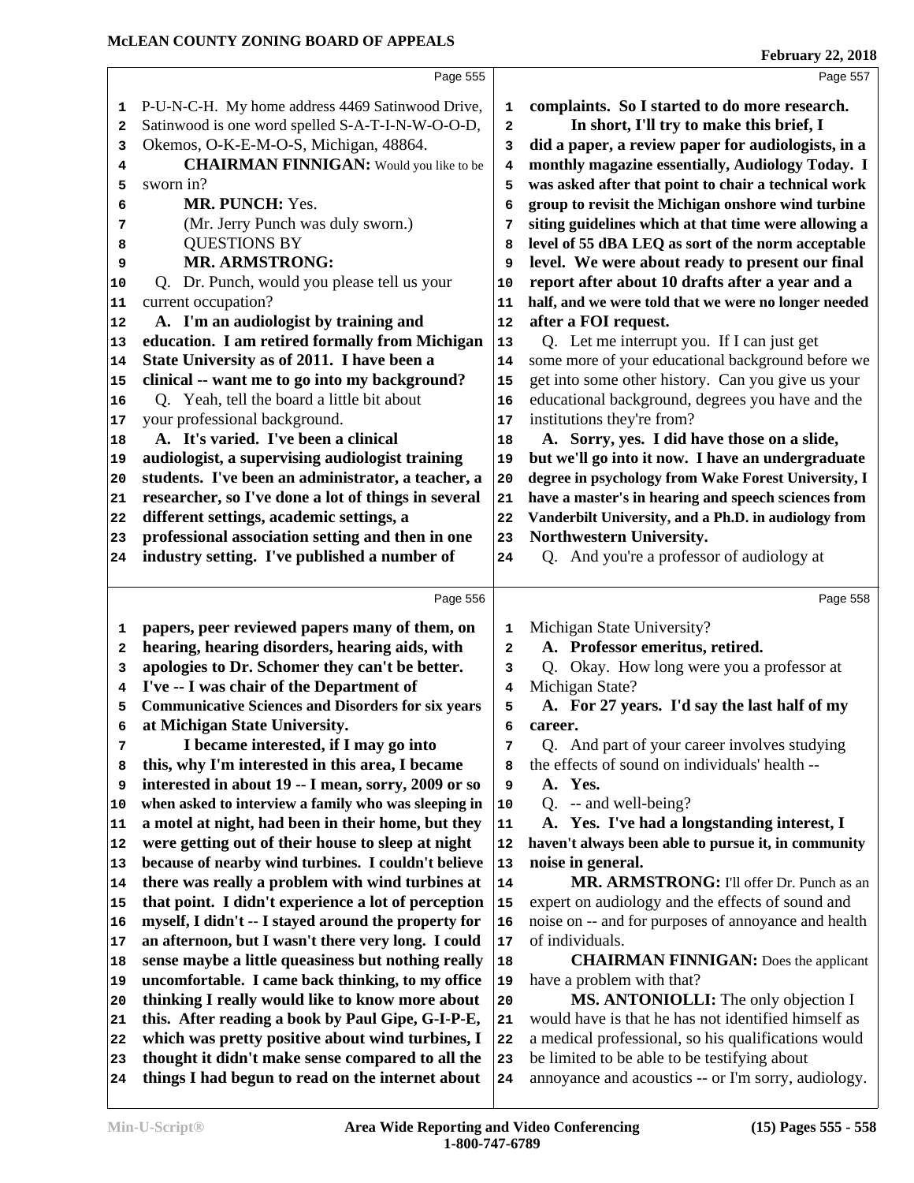P-U-N-C-H. My home address 4469 Satinwood Drive, Satinwood is one word spelled S-A-T-I-N-W-O-O-D, Okemos, O-K-E-M-O-S, Michigan, 48864.

**CHAIRMAN FINNIGAN:** Would you like to be sworn in?

**MR. PUNCH:** Yes.

(Mr. Jerry Punch was duly sworn.)

QUESTIONS BY

**MR. ARMSTRONG:**

Q. Dr. Punch, would you please tell us your current occupation?

**A. I'm an audiologist by training and education. I am retired formally from Michigan State University as of 2011. I have been a clinical -- want me to go into my background?**

Q. Yeah, tell the board a little bit about your professional background.

**A. It's varied. I've been a clinical audiologist, a supervising audiologist training students. I've been an administrator, a teacher, a researcher, so I've done a lot of things in several different settings, academic settings, a professional association setting and then in one industry setting. I've published a number of papers, peer reviewed papers many of them, on hearing, hearing disorders, hearing aids, with apologies to Dr. Schomer they can't be better. I've -- I was chair of the Department of Communicative Sciences and Disorders for six years at Michigan State University.**

**I became interested, if I may go into this, why I'm interested in this area, I became interested in about 19 -- I mean, sorry, 2009 or so when asked to interview a family who was sleeping in a motel at night, had been in their home, but they were getting out of their house to sleep at night because of nearby wind turbines. I couldn't believe there was really a problem with wind turbines at that point. I didn't experience a lot of perception myself, I didn't -- I stayed around the property for an afternoon, but I wasn't there very long. I could sense maybe a little queasiness but nothing really uncomfortable. I came back thinking, to my office thinking I really would like to know more about this. After reading a book by Paul Gipe, G-I-P-E, which was pretty positive about wind turbines, I thought it didn't make sense compared to all the things I had begun to read on the internet about complaints. So I started to do more research.**

**In short, I'll try to make this brief, I did a paper, a review paper for audiologists, in a monthly magazine essentially, Audiology Today. I was asked after that point to chair a technical work group to revisit the Michigan onshore wind turbine siting guidelines which at that time were allowing a level of 55 dBA LEQ as sort of the norm acceptable level. We were about ready to present our final report after about 10 drafts after a year and a half, and we were told that we were no longer needed after a FOI request.**

Q. Let me interrupt you. If I can just get some more of your educational background before we get into some other history. Can you give us your educational background, degrees you have and the institutions they're from?

**A. Sorry, yes. I did have those on a slide, but we'll go into it now. I have an undergraduate degree in psychology from Wake Forest University, I have a master's in hearing and speech sciences from Vanderbilt University, and a Ph.D. in audiology from Northwestern University.**

Q. And you're a professor of audiology at Michigan State University?

**A. Professor emeritus, retired.**

Q. Okay. How long were you a professor at Michigan State?

**A. For 27 years. I'd say the last half of my career.**

Q. And part of your career involves studying the effects of sound on individuals' health --

**A. Yes.**

Q. -- and well-being?

**A. Yes. I've had a longstanding interest, I haven't always been able to pursue it, in community noise in general.**

**MR. ARMSTRONG:** I'll offer Dr. Punch as an expert on audiology and the effects of sound and noise on -- and for purposes of annoyance and health of individuals.

**CHAIRMAN FINNIGAN:** Does the applicant have a problem with that?

**MS. ANTONIOLLI:** The only objection I would have is that he has not identified himself as a medical professional, so his qualifications would be limited to be able to be testifying about annoyance and acoustics -- or I'm sorry, audiology.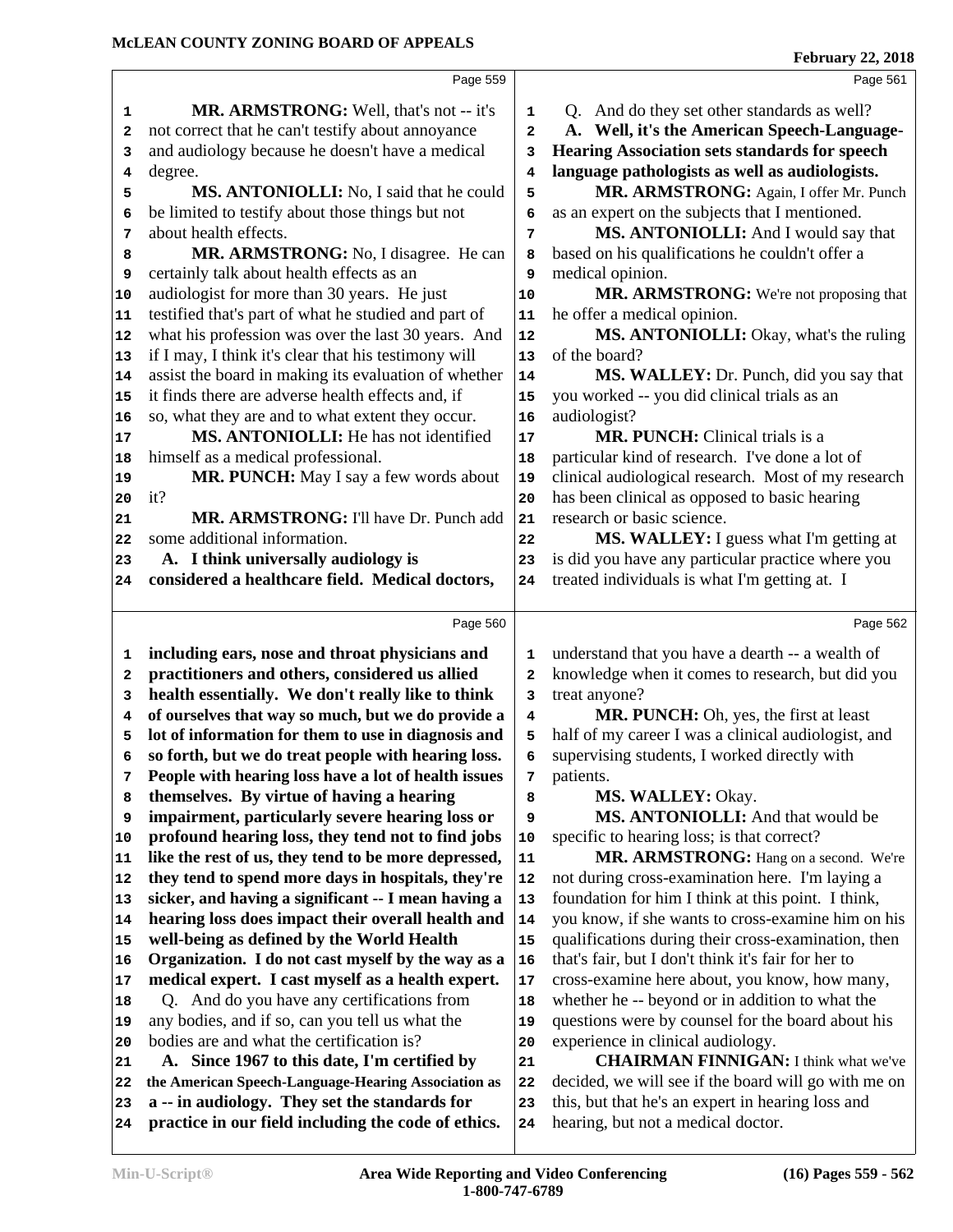Page 559

MR. ARMSTRONG: Well, that's not -- it's not correct that he can't testify about annoyance and audiology because he doesn't have a medical degree.

MS. ANTONIOLLI: No, I said that he could be limited to testify about those things but not about health effects.

MR. ARMSTRONG: No, I disagree. He can certainly talk about health effects as an audiologist for more than 30 years. He just testified that's part of what he studied and part of what his profession was over the last 30 years. And if I may, I think it's clear that his testimony will assist the board in making its evaluation of whether it finds there are adverse health effects and, if so, what they are and to what extent they occur.

MS. ANTONIOLLI: He has not identified himself as a medical professional.

MR. PUNCH: May I say a few words about it?

MR. ARMSTRONG: I'll have Dr. Punch add some additional information.

**A. I think universally audiology is considered a healthcare field. Medical doctors,**

Page 560

**including ears, nose and throat physicians and practitioners and others, considered us allied health essentially. We don't really like to think of ourselves that way so much, but we do provide a lot of information for them to use in diagnosis and so forth, but we do treat people with hearing loss. People with hearing loss have a lot of health issues themselves. By virtue of having a hearing impairment, particularly severe hearing loss or profound hearing loss, they tend not to find jobs like the rest of us, they tend to be more depressed, they tend to spend more days in hospitals, they're sicker, and having a significant -- I mean having a hearing loss does impact their overall health and well-being as defined by the World Health Organization. I do not cast myself by the way as a medical expert. I cast myself as a health expert.**

Q. And do you have any certifications from any bodies, and if so, can you tell us what the bodies are and what the certification is?

**A. Since 1967 to this date, I'm certified by the American Speech-Language-Hearing Association as a -- in audiology. They set the standards for practice in our field including the code of ethics.**

Page 561

Q. And do they set other standards as well?

**A. Well, it's the American Speech-Language-Hearing Association sets standards for speech language pathologists as well as audiologists.**

MR. ARMSTRONG: Again, I offer Mr. Punch as an expert on the subjects that I mentioned.

MS. ANTONIOLLI: And I would say that based on his qualifications he couldn't offer a medical opinion.

MR. ARMSTRONG: We're not proposing that he offer a medical opinion.

MS. ANTONIOLLI: Okay, what's the ruling of the board?

MS. WALLEY: Dr. Punch, did you say that you worked -- you did clinical trials as an audiologist?

MR. PUNCH: Clinical trials is a particular kind of research. I've done a lot of clinical audiological research. Most of my research has been clinical as opposed to basic hearing research or basic science.

MS. WALLEY: I guess what I'm getting at is did you have any particular practice where you treated individuals is what I'm getting at. I

Page 562

understand that you have a dearth -- a wealth of knowledge when it comes to research, but did you treat anyone?

MR. PUNCH: Oh, yes, the first at least half of my career I was a clinical audiologist, and supervising students, I worked directly with patients.

MS. WALLEY: Okay.

MS. ANTONIOLLI: And that would be specific to hearing loss; is that correct?

MR. ARMSTRONG: Hang on a second. We're not during cross-examination here. I'm laying a foundation for him I think at this point. I think, you know, if she wants to cross-examine him on his qualifications during their cross-examination, then that's fair, but I don't think it's fair for her to cross-examine here about, you know, how many, whether he -- beyond or in addition to what the questions were by counsel for the board about his experience in clinical audiology.

CHAIRMAN FINNIGAN: I think what we've decided, we will see if the board will go with me on this, but that he's an expert in hearing loss and hearing, but not a medical doctor.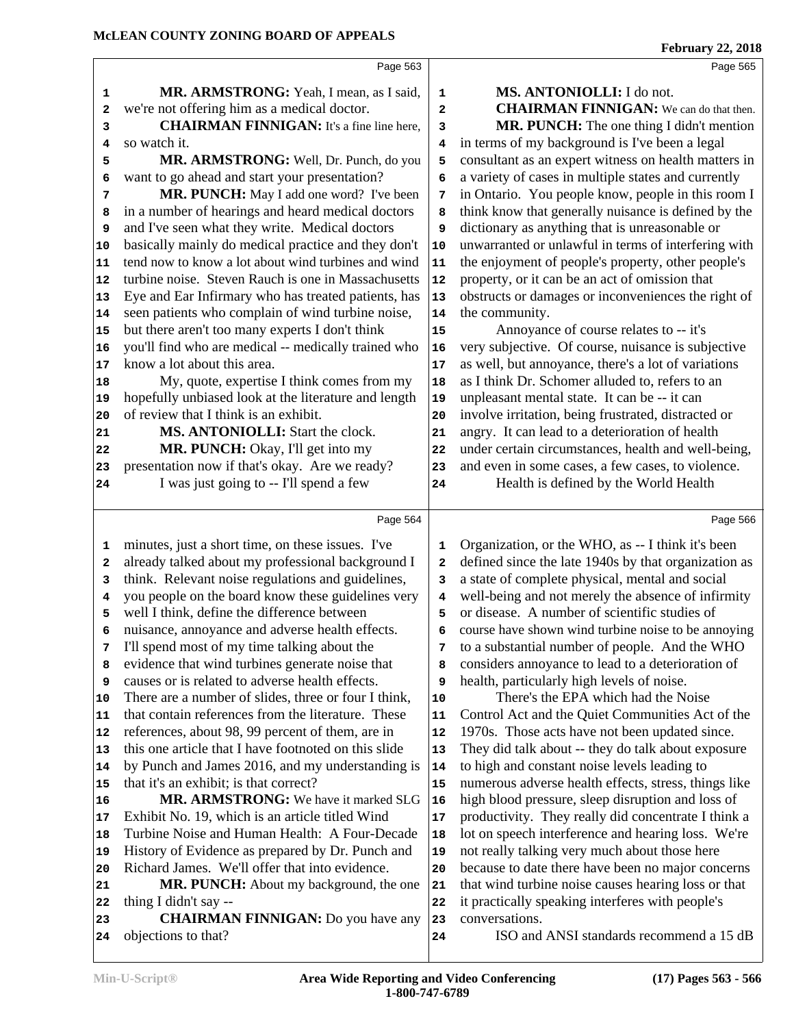Page 563

MR. ARMSTRONG: Yeah, I mean, as I said, we're not offering him as a medical doctor.

CHAIRMAN FINNIGAN: It's a fine line here, so watch it.

MR. ARMSTRONG: Well, Dr. Punch, do you want to go ahead and start your presentation?

MR. PUNCH: May I add one word? I've been in a number of hearings and heard medical doctors and I've seen what they write. Medical doctors basically mainly do medical practice and they don't tend now to know a lot about wind turbines and wind turbine noise. Steven Rauch is one in Massachusetts Eye and Ear Infirmary who has treated patients, has seen patients who complain of wind turbine noise, but there aren't too many experts I don't think you'll find who are medical -- medically trained who know a lot about this area.

My, quote, expertise I think comes from my hopefully unbiased look at the literature and length of review that I think is an exhibit.

MS. ANTONIOLLI: Start the clock.

MR. PUNCH: Okay, I'll get into my presentation now if that's okay. Are we ready?

I was just going to -- I'll spend a few

Page 564

minutes, just a short time, on these issues. I've already talked about my professional background I think. Relevant noise regulations and guidelines, you people on the board know these guidelines very well I think, define the difference between nuisance, annoyance and adverse health effects. I'll spend most of my time talking about the evidence that wind turbines generate noise that causes or is related to adverse health effects. There are a number of slides, three or four I think, that contain references from the literature. These references, about 98, 99 percent of them, are in this one article that I have footnoted on this slide by Punch and James 2016, and my understanding is that it's an exhibit; is that correct?

MR. ARMSTRONG: We have it marked SLG Exhibit No. 19, which is an article titled Wind Turbine Noise and Human Health: A Four-Decade History of Evidence as prepared by Dr. Punch and Richard James. We'll offer that into evidence.

MR. PUNCH: About my background, the one thing I didn't say --

CHAIRMAN FINNIGAN: Do you have any objections to that?

Page 565

MS. ANTONIOLLI: I do not.

CHAIRMAN FINNIGAN: We can do that then.

MR. PUNCH: The one thing I didn't mention in terms of my background is I've been a legal consultant as an expert witness on health matters in a variety of cases in multiple states and currently in Ontario. You people know, people in this room I think know that generally nuisance is defined by the dictionary as anything that is unreasonable or unwarranted or unlawful in terms of interfering with the enjoyment of people's property, other people's property, or it can be an act of omission that obstructs or damages or inconveniences the right of the community.

Annoyance of course relates to -- it's very subjective. Of course, nuisance is subjective as well, but annoyance, there's a lot of variations as I think Dr. Schomer alluded to, refers to an unpleasant mental state. It can be -- it can involve irritation, being frustrated, distracted or angry. It can lead to a deterioration of health under certain circumstances, health and well-being, and even in some cases, a few cases, to violence.

Health is defined by the World Health

Page 566

Organization, or the WHO, as -- I think it's been defined since the late 1940s by that organization as a state of complete physical, mental and social well-being and not merely the absence of infirmity or disease. A number of scientific studies of course have shown wind turbine noise to be annoying to a substantial number of people. And the WHO considers annoyance to lead to a deterioration of health, particularly high levels of noise.

There's the EPA which had the Noise Control Act and the Quiet Communities Act of the 1970s. Those acts have not been updated since. They did talk about -- they do talk about exposure to high and constant noise levels leading to numerous adverse health effects, stress, things like high blood pressure, sleep disruption and loss of productivity. They really did concentrate I think a lot on speech interference and hearing loss. We're not really talking very much about those here because to date there have been no major concerns that wind turbine noise causes hearing loss or that it practically speaking interferes with people's conversations.

ISO and ANSI standards recommend a 15 dB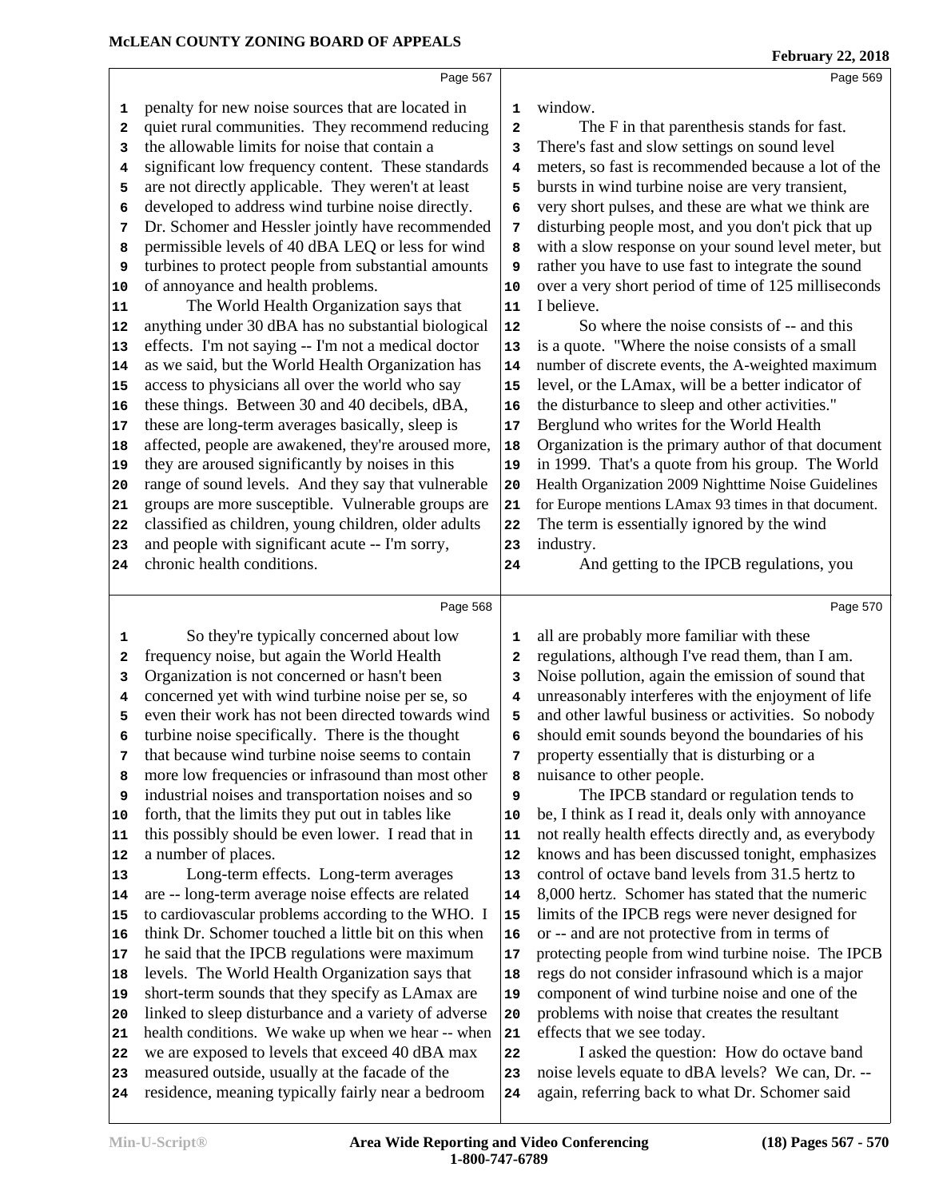Page 567

penalty for new noise sources that are located in quiet rural communities. They recommend reducing the allowable limits for noise that contain a significant low frequency content. These standards are not directly applicable. They weren't at least developed to address wind turbine noise directly. Dr. Schomer and Hessler jointly have recommended permissible levels of 40 dBA LEQ or less for wind turbines to protect people from substantial amounts of annoyance and health problems.

The World Health Organization says that anything under 30 dBA has no substantial biological effects. I'm not saying -- I'm not a medical doctor as we said, but the World Health Organization has access to physicians all over the world who say these things. Between 30 and 40 decibels, dBA, these are long-term averages basically, sleep is affected, people are awakened, they're aroused more, they are aroused significantly by noises in this range of sound levels. And they say that vulnerable groups are more susceptible. Vulnerable groups are classified as children, young children, older adults and people with significant acute -- I'm sorry, chronic health conditions.

Page 568

So they're typically concerned about low frequency noise, but again the World Health Organization is not concerned or hasn't been concerned yet with wind turbine noise per se, so even their work has not been directed towards wind turbine noise specifically. There is the thought that because wind turbine noise seems to contain more low frequencies or infrasound than most other industrial noises and transportation noises and so forth, that the limits they put out in tables like this possibly should be even lower. I read that in a number of places.

Long-term effects. Long-term averages are -- long-term average noise effects are related to cardiovascular problems according to the WHO. I think Dr. Schomer touched a little bit on this when he said that the IPCB regulations were maximum levels. The World Health Organization says that short-term sounds that they specify as LAmax are linked to sleep disturbance and a variety of adverse health conditions. We wake up when we hear -- when we are exposed to levels that exceed 40 dBA max measured outside, usually at the facade of the residence, meaning typically fairly near a bedroom

Page 569

window.

The F in that parenthesis stands for fast. There's fast and slow settings on sound level meters, so fast is recommended because a lot of the bursts in wind turbine noise are very transient, very short pulses, and these are what we think are disturbing people most, and you don't pick that up with a slow response on your sound level meter, but rather you have to use fast to integrate the sound over a very short period of time of 125 milliseconds I believe.

So where the noise consists of -- and this is a quote. "Where the noise consists of a small number of discrete events, the A-weighted maximum level, or the LAmax, will be a better indicator of the disturbance to sleep and other activities." Berglund who writes for the World Health Organization is the primary author of that document in 1999. That's a quote from his group. The World Health Organization 2009 Nighttime Noise Guidelines for Europe mentions LAmax 93 times in that document. The term is essentially ignored by the wind industry.

And getting to the IPCB regulations, you

Page 570

all are probably more familiar with these regulations, although I've read them, than I am. Noise pollution, again the emission of sound that unreasonably interferes with the enjoyment of life and other lawful business or activities. So nobody should emit sounds beyond the boundaries of his property essentially that is disturbing or a nuisance to other people.

The IPCB standard or regulation tends to be, I think as I read it, deals only with annoyance not really health effects directly and, as everybody knows and has been discussed tonight, emphasizes control of octave band levels from 31.5 hertz to 8,000 hertz. Schomer has stated that the numeric limits of the IPCB regs were never designed for or -- and are not protective from in terms of protecting people from wind turbine noise. The IPCB regs do not consider infrasound which is a major component of wind turbine noise and one of the problems with noise that creates the resultant effects that we see today.

I asked the question: How do octave band noise levels equate to dBA levels? We can, Dr. -- again, referring back to what Dr. Schomer said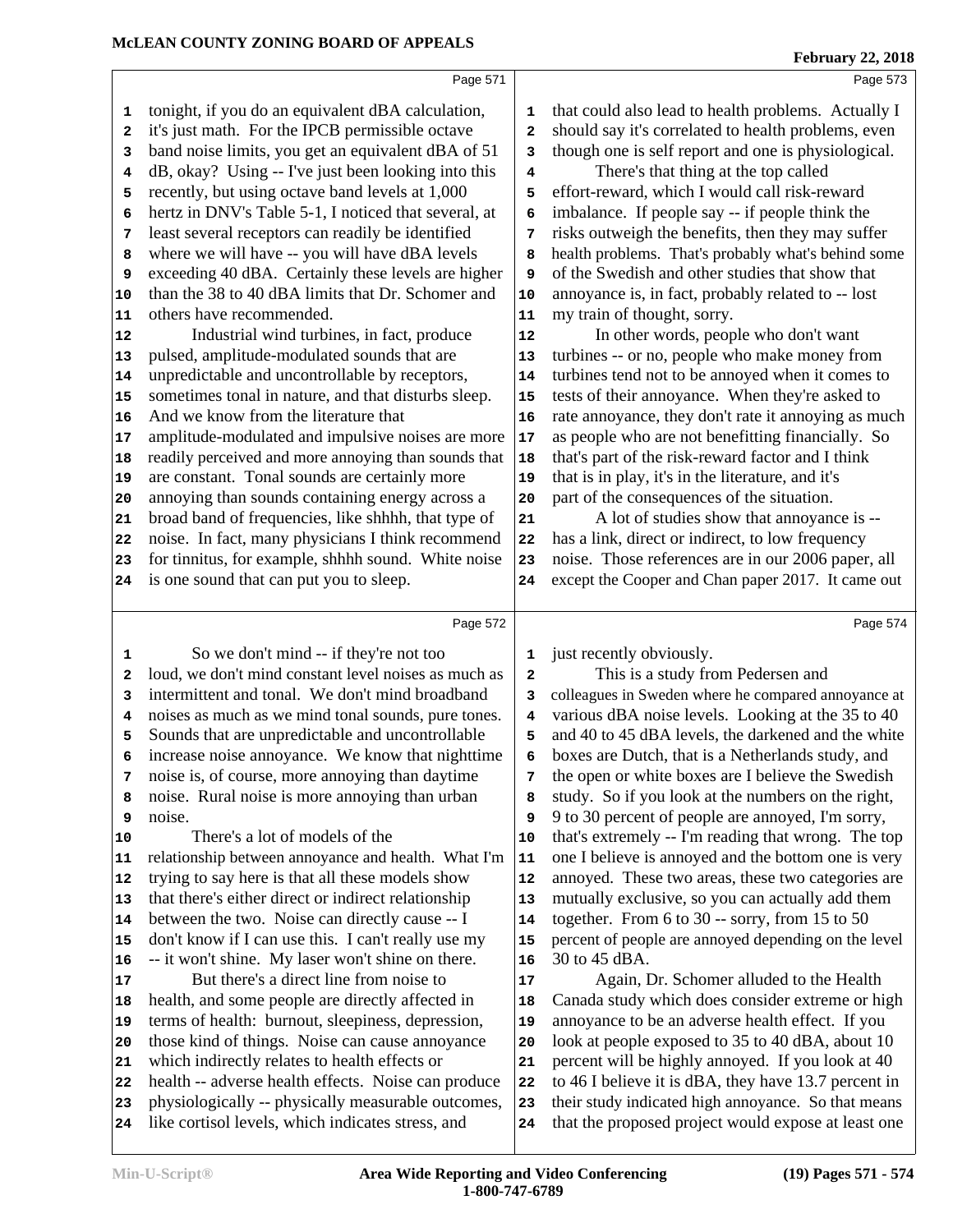tonight, if you do an equivalent dBA calculation, it's just math. For the IPCB permissible octave band noise limits, you get an equivalent dBA of 51 dB, okay? Using -- I've just been looking into this recently, but using octave band levels at 1,000 hertz in DNV's Table 5-1, I noticed that several, at least several receptors can readily be identified where we will have -- you will have dBA levels exceeding 40 dBA. Certainly these levels are higher than the 38 to 40 dBA limits that Dr. Schomer and others have recommended.

Industrial wind turbines, in fact, produce pulsed, amplitude-modulated sounds that are unpredictable and uncontrollable by receptors, sometimes tonal in nature, and that disturbs sleep. And we know from the literature that amplitude-modulated and impulsive noises are more readily perceived and more annoying than sounds that are constant. Tonal sounds are certainly more annoying than sounds containing energy across a broad band of frequencies, like shhhh, that type of noise. In fact, many physicians I think recommend for tinnitus, for example, shhhh sound. White noise is one sound that can put you to sleep.

So we don't mind -- if they're not too loud, we don't mind constant level noises as much as intermittent and tonal. We don't mind broadband noises as much as we mind tonal sounds, pure tones. Sounds that are unpredictable and uncontrollable increase noise annoyance. We know that nighttime noise is, of course, more annoying than daytime noise. Rural noise is more annoying than urban noise.

There's a lot of models of the relationship between annoyance and health. What I'm trying to say here is that all these models show that there's either direct or indirect relationship between the two. Noise can directly cause -- I don't know if I can use this. I can't really use my -- it won't shine. My laser won't shine on there.

But there's a direct line from noise to health, and some people are directly affected in terms of health: burnout, sleepiness, depression, those kind of things. Noise can cause annoyance which indirectly relates to health effects or health -- adverse health effects. Noise can produce physiologically -- physically measurable outcomes, like cortisol levels, which indicates stress, and that could also lead to health problems. Actually I should say it's correlated to health problems, even though one is self report and one is physiological.

There's that thing at the top called effort-reward, which I would call risk-reward imbalance. If people say -- if people think the risks outweigh the benefits, then they may suffer health problems. That's probably what's behind some of the Swedish and other studies that show that annoyance is, in fact, probably related to -- lost my train of thought, sorry.

In other words, people who don't want turbines -- or no, people who make money from turbines tend not to be annoyed when it comes to tests of their annoyance. When they're asked to rate annoyance, they don't rate it annoying as much as people who are not benefitting financially. So that's part of the risk-reward factor and I think that is in play, it's in the literature, and it's part of the consequences of the situation.

A lot of studies show that annoyance is -- has a link, direct or indirect, to low frequency noise. Those references are in our 2006 paper, all except the Cooper and Chan paper 2017. It came out just recently obviously.

This is a study from Pedersen and colleagues in Sweden where he compared annoyance at various dBA noise levels. Looking at the 35 to 40 and 40 to 45 dBA levels, the darkened and the white boxes are Dutch, that is a Netherlands study, and the open or white boxes are I believe the Swedish study. So if you look at the numbers on the right, 9 to 30 percent of people are annoyed, I'm sorry, that's extremely -- I'm reading that wrong. The top one I believe is annoyed and the bottom one is very annoyed. These two areas, these two categories are mutually exclusive, so you can actually add them together. From 6 to 30 -- sorry, from 15 to 50 percent of people are annoyed depending on the level 30 to 45 dBA.

Again, Dr. Schomer alluded to the Health Canada study which does consider extreme or high annoyance to be an adverse health effect. If you look at people exposed to 35 to 40 dBA, about 10 percent will be highly annoyed. If you look at 40 to 46 I believe it is dBA, they have 13.7 percent in their study indicated high annoyance. So that means that the proposed project would expose at least one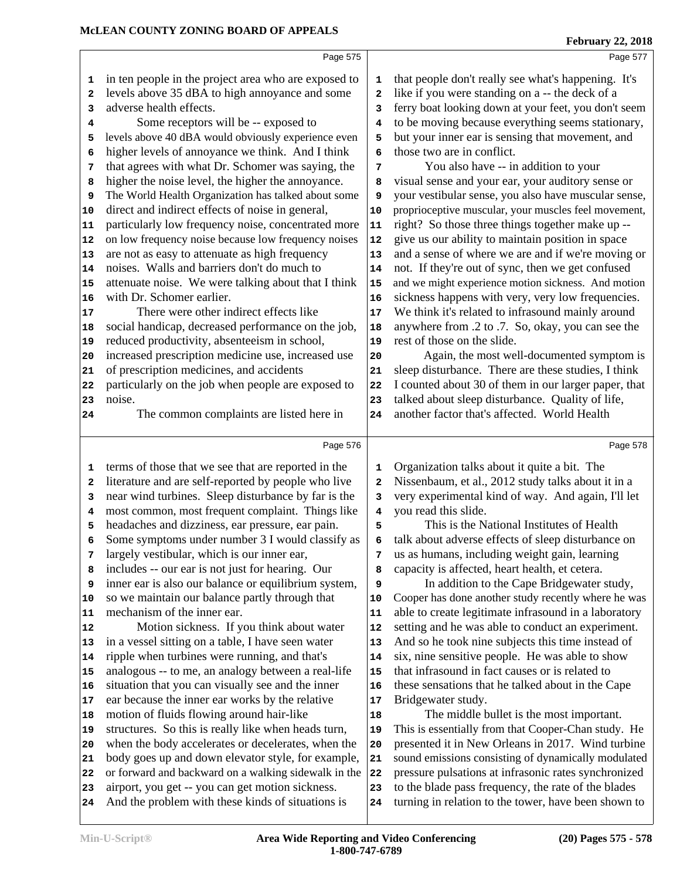in ten people in the project area who are exposed to levels above 35 dBA to high annoyance and some adverse health effects.

Some receptors will be -- exposed to levels above 40 dBA would obviously experience even higher levels of annoyance we think. And I think that agrees with what Dr. Schomer was saying, the higher the noise level, the higher the annoyance. The World Health Organization has talked about some direct and indirect effects of noise in general, particularly low frequency noise, concentrated more on low frequency noise because low frequency noises are not as easy to attenuate as high frequency noises. Walls and barriers don't do much to attenuate noise. We were talking about that I think with Dr. Schomer earlier.

There were other indirect effects like social handicap, decreased performance on the job, reduced productivity, absenteeism in school, increased prescription medicine use, increased use of prescription medicines, and accidents particularly on the job when people are exposed to noise.

The common complaints are listed here in terms of those that we see that are reported in the literature and are self-reported by people who live near wind turbines. Sleep disturbance by far is the most common, most frequent complaint. Things like headaches and dizziness, ear pressure, ear pain. Some symptoms under number 3 I would classify as largely vestibular, which is our inner ear, includes -- our ear is not just for hearing. Our inner ear is also our balance or equilibrium system, so we maintain our balance partly through that mechanism of the inner ear.

Motion sickness. If you think about water in a vessel sitting on a table, I have seen water ripple when turbines were running, and that's analogous -- to me, an analogy between a real-life situation that you can visually see and the inner ear because the inner ear works by the relative motion of fluids flowing around hair-like structures. So this is really like when heads turn, when the body accelerates or decelerates, when the body goes up and down elevator style, for example, or forward and backward on a walking sidewalk in the airport, you get -- you can get motion sickness. And the problem with these kinds of situations is that people don't really see what's happening. It's like if you were standing on a -- the deck of a ferry boat looking down at your feet, you don't seem to be moving because everything seems stationary, but your inner ear is sensing that movement, and those two are in conflict.

You also have -- in addition to your visual sense and your ear, your auditory sense or your vestibular sense, you also have muscular sense, proprioceptive muscular, your muscles feel movement, right? So those three things together make up -- give us our ability to maintain position in space and a sense of where we are and if we're moving or not. If they're out of sync, then we get confused and we might experience motion sickness. And motion sickness happens with very, very low frequencies. We think it's related to infrasound mainly around anywhere from .2 to .7. So, okay, you can see the rest of those on the slide.

Again, the most well-documented symptom is sleep disturbance. There are these studies, I think I counted about 30 of them in our larger paper, that talked about sleep disturbance. Quality of life, another factor that's affected. World Health Organization talks about it quite a bit. The Nissenbaum, et al., 2012 study talks about it in a very experimental kind of way. And again, I'll let you read this slide.

This is the National Institutes of Health talk about adverse effects of sleep disturbance on us as humans, including weight gain, learning capacity is affected, heart health, et cetera.

In addition to the Cape Bridgewater study, Cooper has done another study recently where he was able to create legitimate infrasound in a laboratory setting and he was able to conduct an experiment. And so he took nine subjects this time instead of six, nine sensitive people. He was able to show that infrasound in fact causes or is related to these sensations that he talked about in the Cape Bridgewater study.

The middle bullet is the most important. This is essentially from that Cooper-Chan study. He presented it in New Orleans in 2017. Wind turbine sound emissions consisting of dynamically modulated pressure pulsations at infrasonic rates synchronized to the blade pass frequency, the rate of the blades turning in relation to the tower, have been shown to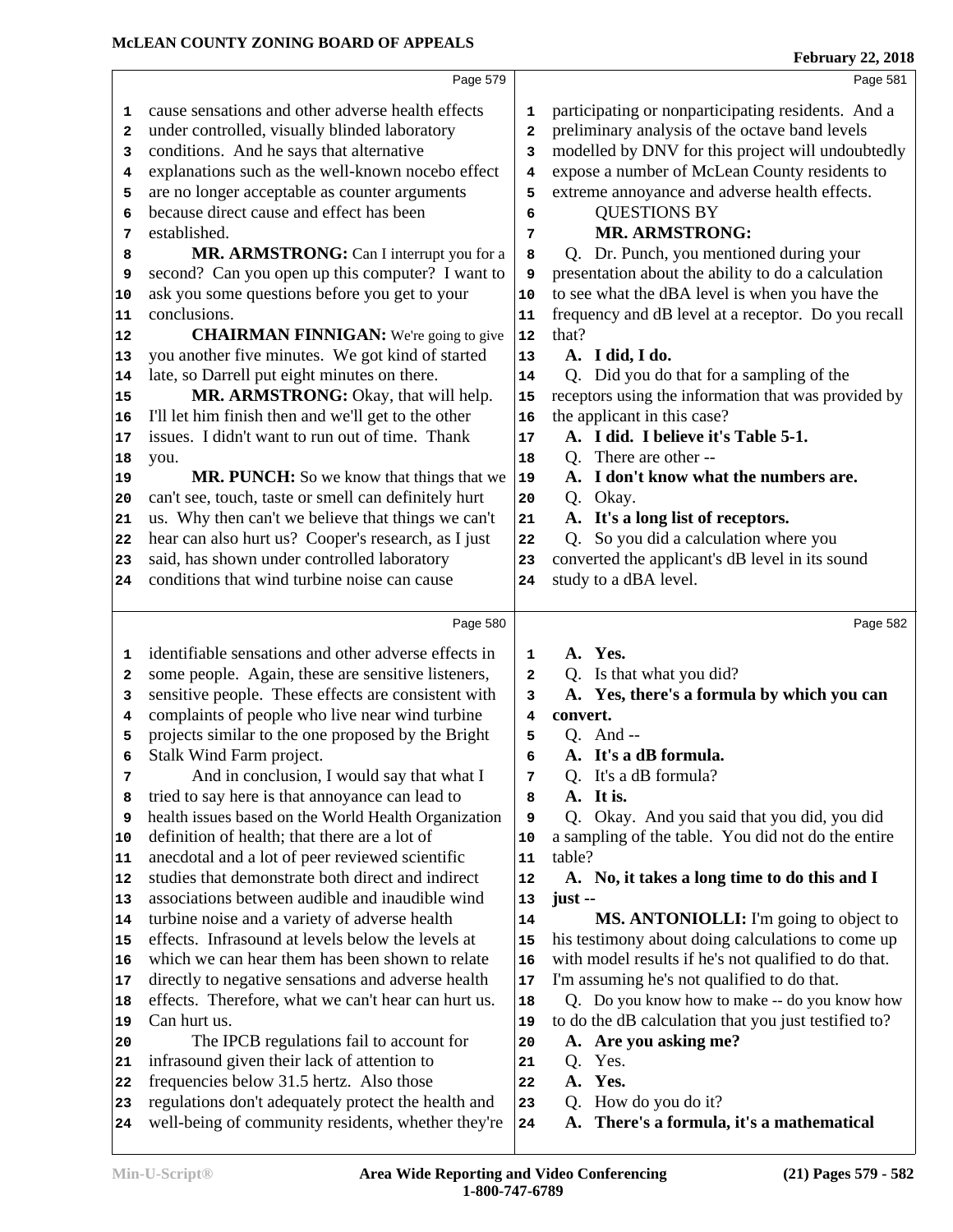## Page 579

cause sensations and other adverse health effects under controlled, visually blinded laboratory conditions. And he says that alternative explanations such as the well-known nocebo effect are no longer acceptable as counter arguments because direct cause and effect has been established.

**MR. ARMSTRONG:** Can I interrupt you for a second? Can you open up this computer? I want to ask you some questions before you get to your conclusions.

**CHAIRMAN FINNIGAN:** We're going to give you another five minutes. We got kind of started late, so Darrell put eight minutes on there.

**MR. ARMSTRONG:** Okay, that will help. I'll let him finish then and we'll get to the other issues. I didn't want to run out of time. Thank you.

**MR. PUNCH:** So we know that things that we can't see, touch, taste or smell can definitely hurt us. Why then can't we believe that things we can't hear can also hurt us? Cooper's research, as I just said, has shown under controlled laboratory conditions that wind turbine noise can cause

## Page 580

identifiable sensations and other adverse effects in some people. Again, these are sensitive listeners, sensitive people. These effects are consistent with complaints of people who live near wind turbine projects similar to the one proposed by the Bright Stalk Wind Farm project.

And in conclusion, I would say that what I tried to say here is that annoyance can lead to health issues based on the World Health Organization definition of health; that there are a lot of anecdotal and a lot of peer reviewed scientific studies that demonstrate both direct and indirect associations between audible and inaudible wind turbine noise and a variety of adverse health effects. Infrasound at levels below the levels at which we can hear them has been shown to relate directly to negative sensations and adverse health effects. Therefore, what we can't hear can hurt us. Can hurt us.

The IPCB regulations fail to account for infrasound given their lack of attention to frequencies below 31.5 hertz. Also those regulations don't adequately protect the health and well-being of community residents, whether they're

## Page 581

participating or nonparticipating residents. And a preliminary analysis of the octave band levels modelled by DNV for this project will undoubtedly expose a number of McLean County residents to extreme annoyance and adverse health effects.

**QUESTIONS BY**
**MR. ARMSTRONG:**

Q. Dr. Punch, you mentioned during your presentation about the ability to do a calculation to see what the dBA level is when you have the frequency and dB level at a receptor. Do you recall that?

**A. I did, I do.**

Q. Did you do that for a sampling of the receptors using the information that was provided by the applicant in this case?

**A. I did. I believe it's Table 5-1.**

Q. There are other --

**A. I don't know what the numbers are.**

Q. Okay.

**A. It's a long list of receptors.**

Q. So you did a calculation where you converted the applicant's dB level in its sound study to a dBA level.

## Page 582

**A. Yes.**

Q. Is that what you did?

**A. Yes, there's a formula by which you can convert.**

Q. And --

**A. It's a dB formula.**

Q. It's a dB formula?

**A. It is.**

Q. Okay. And you said that you did, you did a sampling of the table. You did not do the entire table?

**A. No, it takes a long time to do this and I just --**

**MS. ANTONIOLLI:** I'm going to object to his testimony about doing calculations to come up with model results if he's not qualified to do that. I'm assuming he's not qualified to do that.

Q. Do you know how to make -- do you know how to do the dB calculation that you just testified to?

**A. Are you asking me?**

Q. Yes.

**A. Yes.**

Q. How do you do it?

**A. There's a formula, it's a mathematical**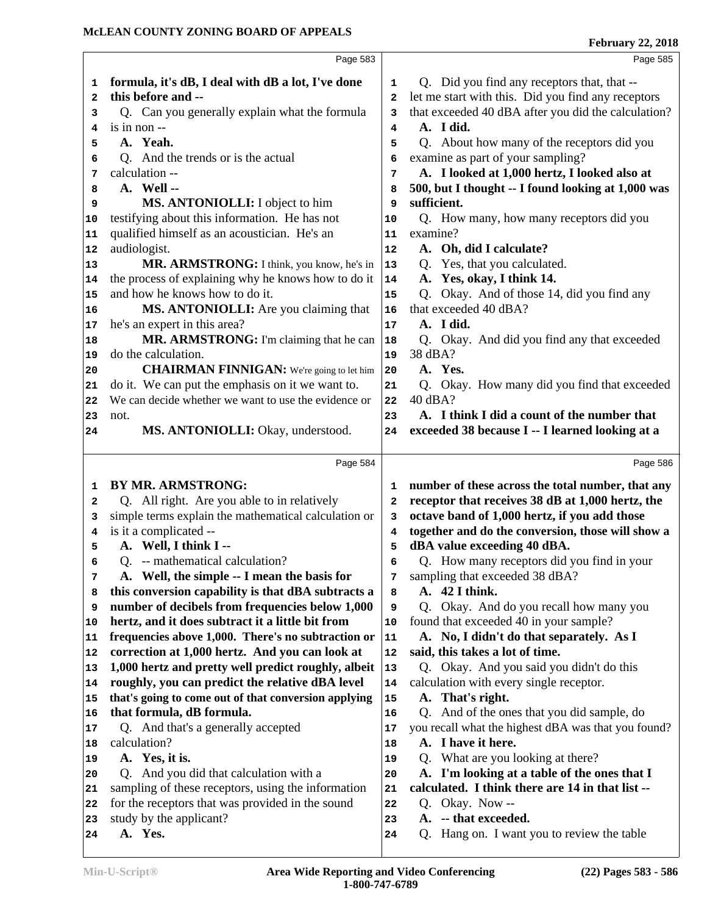Page 583

formula, it's dB, I deal with dB a lot, I've done this before and --

Q. Can you generally explain what the formula is in non --

A. Yeah.

Q. And the trends or is the actual calculation --

A. Well --

MS. ANTONIOLLI: I object to him testifying about this information. He has not qualified himself as an acoustician. He's an audiologist.

MR. ARMSTRONG: I think, you know, he's in the process of explaining why he knows how to do it and how he knows how to do it.

MS. ANTONIOLLI: Are you claiming that he's an expert in this area?

MR. ARMSTRONG: I'm claiming that he can do the calculation.

CHAIRMAN FINNIGAN: We're going to let him do it. We can put the emphasis on it we want to. We can decide whether we want to use the evidence or not.

MS. ANTONIOLLI: Okay, understood.

Page 584

BY MR. ARMSTRONG:

Q. All right. Are you able to in relatively simple terms explain the mathematical calculation or is it a complicated --

A. Well, I think I --

Q. -- mathematical calculation?

A. Well, the simple -- I mean the basis for this conversion capability is that dBA subtracts a number of decibels from frequencies below 1,000 hertz, and it does subtract it a little bit from frequencies above 1,000. There's no subtraction or correction at 1,000 hertz. And you can look at 1,000 hertz and pretty well predict roughly, albeit roughly, you can predict the relative dBA level that's going to come out of that conversion applying that formula, dB formula.

Q. And that's a generally accepted calculation?

A. Yes, it is.

Q. And you did that calculation with a sampling of these receptors, using the information for the receptors that was provided in the sound study by the applicant?

A. Yes.

Page 585

Q. Did you find any receptors that, that -- let me start with this. Did you find any receptors that exceeded 40 dBA after you did the calculation?

A. I did.

Q. About how many of the receptors did you examine as part of your sampling?

A. I looked at 1,000 hertz, I looked also at 500, but I thought -- I found looking at 1,000 was sufficient.

Q. How many, how many receptors did you examine?

A. Oh, did I calculate?

Q. Yes, that you calculated.

A. Yes, okay, I think 14.

Q. Okay. And of those 14, did you find any that exceeded 40 dBA?

A. I did.

Q. Okay. And did you find any that exceeded 38 dBA?

A. Yes.

Q. Okay. How many did you find that exceeded 40 dBA?

A. I think I did a count of the number that exceeded 38 because I -- I learned looking at a

Page 586

number of these across the total number, that any receptor that receives 38 dB at 1,000 hertz, the octave band of 1,000 hertz, if you add those together and do the conversion, those will show a dBA value exceeding 40 dBA.

Q. How many receptors did you find in your sampling that exceeded 38 dBA?

A. 42 I think.

Q. Okay. And do you recall how many you found that exceeded 40 in your sample?

A. No, I didn't do that separately. As I said, this takes a lot of time.

Q. Okay. And you said you didn't do this calculation with every single receptor.

A. That's right.

Q. And of the ones that you did sample, do you recall what the highest dBA was that you found?

A. I have it here.

Q. What are you looking at there?

A. I'm looking at a table of the ones that I calculated. I think there are 14 in that list --

Q. Okay. Now --

A. -- that exceeded.

Q. Hang on. I want you to review the table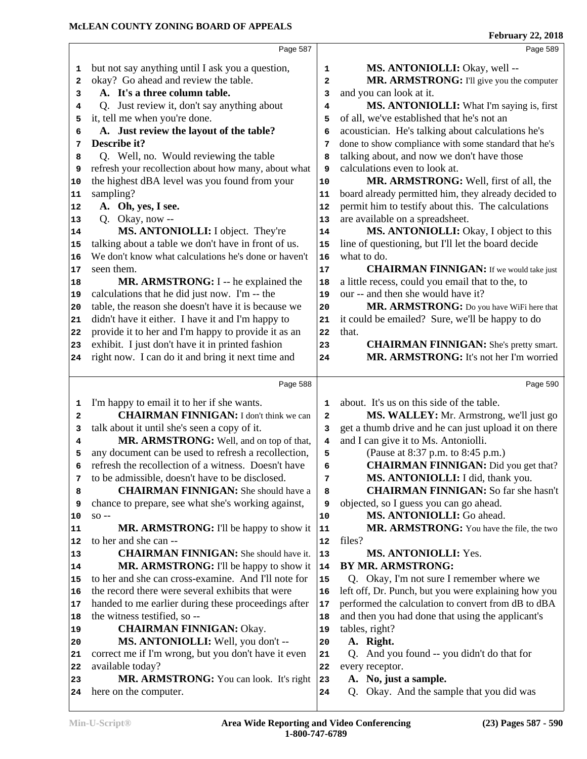Page 587

1 but not say anything until I ask you a question,
2 okay? Go ahead and review the table.
3 **A. It's a three column table.**
4 Q. Just review it, don't say anything about
5 it, tell me when you're done.
6 **A. Just review the layout of the table?**
7 **Describe it?**
8 Q. Well, no. Would reviewing the table
9 refresh your recollection about how many, about what
10 the highest dBA level was you found from your
11 sampling?
12 **A. Oh, yes, I see.**
13 Q. Okay, now --
14 **MS. ANTONIOLLI:** I object. They're
15 talking about a table we don't have in front of us.
16 We don't know what calculations he's done or haven't
17 seen them.
18 **MR. ARMSTRONG:** I -- he explained the
19 calculations that he did just now. I'm -- the
20 table, the reason she doesn't have it is because we
21 didn't have it either. I have it and I'm happy to
22 provide it to her and I'm happy to provide it as an
23 exhibit. I just don't have it in printed fashion
24 right now. I can do it and bring it next time and

Page 588

1 I'm happy to email it to her if she wants.
2 **CHAIRMAN FINNIGAN:** I don't think we can
3 talk about it until she's seen a copy of it.
4 **MR. ARMSTRONG:** Well, and on top of that,
5 any document can be used to refresh a recollection,
6 refresh the recollection of a witness. Doesn't have
7 to be admissible, doesn't have to be disclosed.
8 **CHAIRMAN FINNIGAN:** She should have a
9 chance to prepare, see what she's working against,
10 so --
11 **MR. ARMSTRONG:** I'll be happy to show it
12 to her and she can --
13 **CHAIRMAN FINNIGAN:** She should have it.
14 **MR. ARMSTRONG:** I'll be happy to show it
15 to her and she can cross-examine. And I'll note for
16 the record there were several exhibits that were
17 handed to me earlier during these proceedings after
18 the witness testified, so --
19 **CHAIRMAN FINNIGAN:** Okay.
20 **MS. ANTONIOLLI:** Well, you don't --
21 correct me if I'm wrong, but you don't have it even
22 available today?
23 **MR. ARMSTRONG:** You can look. It's right
24 here on the computer.

Page 589

1 **MS. ANTONIOLLI:** Okay, well --
2 **MR. ARMSTRONG:** I'll give you the computer
3 and you can look at it.
4 **MS. ANTONIOLLI:** What I'm saying is, first
5 of all, we've established that he's not an
6 acoustician. He's talking about calculations he's
7 done to show compliance with some standard that he's
8 talking about, and now we don't have those
9 calculations even to look at.
10 **MR. ARMSTRONG:** Well, first of all, the
11 board already permitted him, they already decided to
12 permit him to testify about this. The calculations
13 are available on a spreadsheet.
14 **MS. ANTONIOLLI:** Okay, I object to this
15 line of questioning, but I'll let the board decide
16 what to do.
17 **CHAIRMAN FINNIGAN:** If we would take just
18 a little recess, could you email that to the, to
19 our -- and then she would have it?
20 **MR. ARMSTRONG:** Do you have WiFi here that
21 it could be emailed? Sure, we'll be happy to do
22 that.
23 **CHAIRMAN FINNIGAN:** She's pretty smart.
24 **MR. ARMSTRONG:** It's not her I'm worried

Page 590

1 about. It's us on this side of the table.
2 **MS. WALLEY:** Mr. Armstrong, we'll just go
3 get a thumb drive and he can just upload it on there
4 and I can give it to Ms. Antoniolli.
5 (Pause at 8:37 p.m. to 8:45 p.m.)
6 **CHAIRMAN FINNIGAN:** Did you get that?
7 **MS. ANTONIOLLI:** I did, thank you.
8 **CHAIRMAN FINNIGAN:** So far she hasn't
9 objected, so I guess you can go ahead.
10 **MS. ANTONIOLLI:** Go ahead.
11 **MR. ARMSTRONG:** You have the file, the two
12 files?
13 **MS. ANTONIOLLI:** Yes.
14 **BY MR. ARMSTRONG:**
15 Q. Okay, I'm not sure I remember where we
16 left off, Dr. Punch, but you were explaining how you
17 performed the calculation to convert from dB to dBA
18 and then you had done that using the applicant's
19 tables, right?
20 **A. Right.**
21 Q. And you found -- you didn't do that for
22 every receptor.
23 **A. No, just a sample.**
24 Q. Okay. And the sample that you did was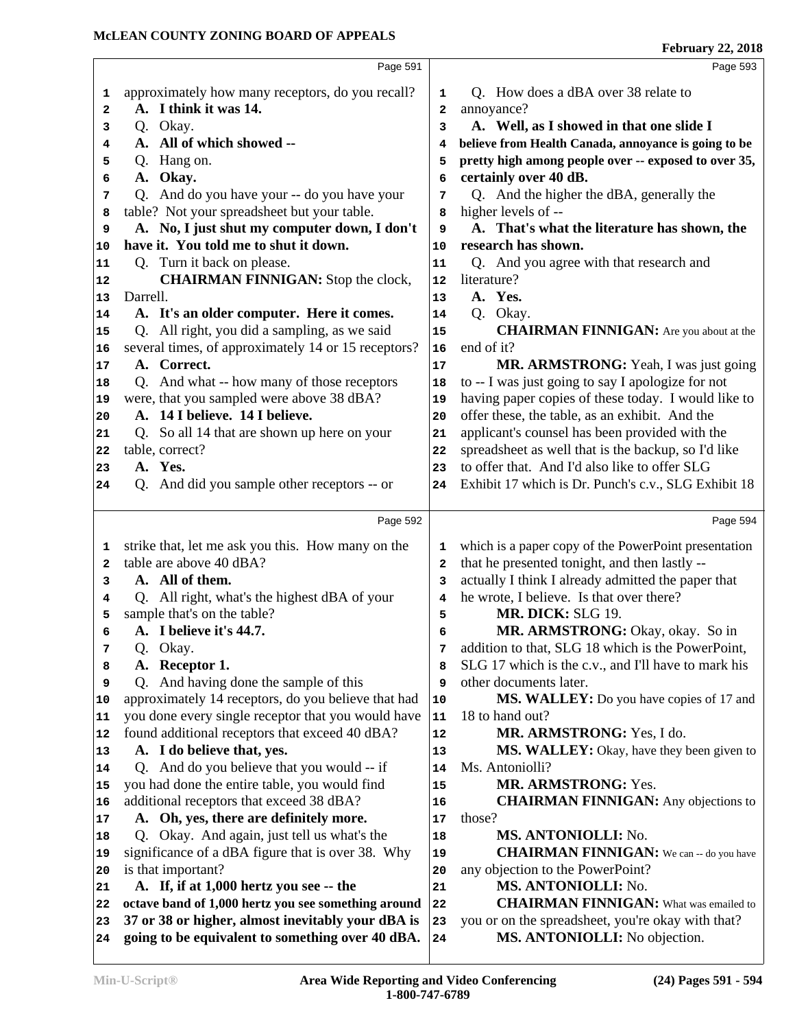Page 591

1 approximately how many receptors, do you recall?
2 **A. I think it was 14.**
3 Q. Okay.
4 **A. All of which showed --**
5 Q. Hang on.
6 **A. Okay.**
7 Q. And do you have your -- do you have your
8 table? Not your spreadsheet but your table.
9 **A. No, I just shut my computer down, I don't**
10 **have it. You told me to shut it down.**
11 Q. Turn it back on please.
12 **CHAIRMAN FINNIGAN:** Stop the clock,
13 Darrell.
14 **A. It's an older computer. Here it comes.**
15 Q. All right, you did a sampling, as we said
16 several times, of approximately 14 or 15 receptors?
17 **A. Correct.**
18 Q. And what -- how many of those receptors
19 were, that you sampled were above 38 dBA?
20 **A. 14 I believe. 14 I believe.**
21 Q. So all 14 that are shown up here on your
22 table, correct?
23 **A. Yes.**
24 Q. And did you sample other receptors -- or

Page 592

1 strike that, let me ask you this. How many on the
2 table are above 40 dBA?
3 **A. All of them.**
4 Q. All right, what's the highest dBA of your
5 sample that's on the table?
6 **A. I believe it's 44.7.**
7 Q. Okay.
8 **A. Receptor 1.**
9 Q. And having done the sample of this
10 approximately 14 receptors, do you believe that had
11 you done every single receptor that you would have
12 found additional receptors that exceed 40 dBA?
13 **A. I do believe that, yes.**
14 Q. And do you believe that you would -- if
15 you had done the entire table, you would find
16 additional receptors that exceed 38 dBA?
17 **A. Oh, yes, there are definitely more.**
18 Q. Okay. And again, just tell us what's the
19 significance of a dBA figure that is over 38. Why
20 is that important?
21 **A. If, if at 1,000 hertz you see -- the**
22 **octave band of 1,000 hertz you see something around**
23 **37 or 38 or higher, almost inevitably your dBA is**
24 **going to be equivalent to something over 40 dBA.**

Page 593

1 Q. How does a dBA over 38 relate to
2 annoyance?
3 **A. Well, as I showed in that one slide I**
4 **believe from Health Canada, annoyance is going to be**
5 **pretty high among people over -- exposed to over 35,**
6 **certainly over 40 dB.**
7 Q. And the higher the dBA, generally the
8 higher levels of --
9 **A. That's what the literature has shown, the**
10 **research has shown.**
11 Q. And you agree with that research and
12 literature?
13 **A. Yes.**
14 Q. Okay.
15 **CHAIRMAN FINNIGAN:** Are you about at the
16 end of it?
17 **MR. ARMSTRONG:** Yeah, I was just going
18 to -- I was just going to say I apologize for not
19 having paper copies of these today. I would like to
20 offer these, the table, as an exhibit. And the
21 applicant's counsel has been provided with the
22 spreadsheet as well that is the backup, so I'd like
23 to offer that. And I'd also like to offer SLG
24 Exhibit 17 which is Dr. Punch's c.v., SLG Exhibit 18

Page 594

1 which is a paper copy of the PowerPoint presentation
2 that he presented tonight, and then lastly --
3 actually I think I already admitted the paper that
4 he wrote, I believe. Is that over there?
5 **MR. DICK:** SLG 19.
6 **MR. ARMSTRONG:** Okay, okay. So in
7 addition to that, SLG 18 which is the PowerPoint,
8 SLG 17 which is the c.v., and I'll have to mark his
9 other documents later.
10 **MS. WALLEY:** Do you have copies of 17 and
11 18 to hand out?
12 **MR. ARMSTRONG:** Yes, I do.
13 **MS. WALLEY:** Okay, have they been given to
14 Ms. Antoniolli?
15 **MR. ARMSTRONG:** Yes.
16 **CHAIRMAN FINNIGAN:** Any objections to
17 those?
18 **MS. ANTONIOLLI:** No.
19 **CHAIRMAN FINNIGAN:** We can -- do you have
20 any objection to the PowerPoint?
21 **MS. ANTONIOLLI:** No.
22 **CHAIRMAN FINNIGAN:** What was emailed to
23 you or on the spreadsheet, you're okay with that?
24 **MS. ANTONIOLLI:** No objection.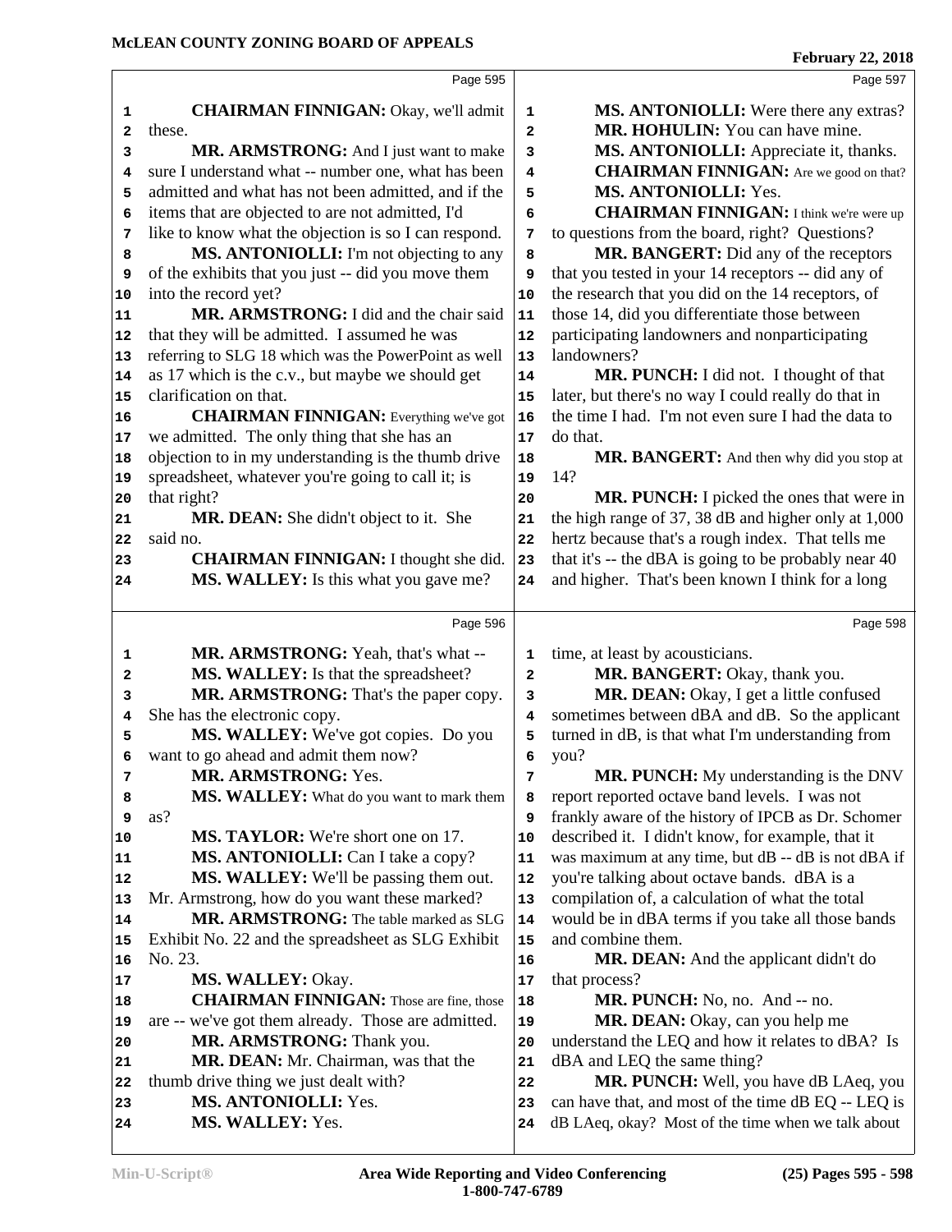Page 595

CHAIRMAN FINNIGAN: Okay, we'll admit these.

MR. ARMSTRONG: And I just want to make sure I understand what -- number one, what has been admitted and what has not been admitted, and if the items that are objected to are not admitted, I'd like to know what the objection is so I can respond.

MS. ANTONIOLLI: I'm not objecting to any of the exhibits that you just -- did you move them into the record yet?

MR. ARMSTRONG: I did and the chair said that they will be admitted. I assumed he was referring to SLG 18 which was the PowerPoint as well as 17 which is the c.v., but maybe we should get clarification on that.

CHAIRMAN FINNIGAN: Everything we've got we admitted. The only thing that she has an objection to in my understanding is the thumb drive spreadsheet, whatever you're going to call it; is that right?

MR. DEAN: She didn't object to it. She said no.

CHAIRMAN FINNIGAN: I thought she did.

MS. WALLEY: Is this what you gave me?

Page 596

MR. ARMSTRONG: Yeah, that's what --

MS. WALLEY: Is that the spreadsheet?

MR. ARMSTRONG: That's the paper copy. She has the electronic copy.

MS. WALLEY: We've got copies. Do you want to go ahead and admit them now?

MR. ARMSTRONG: Yes.

MS. WALLEY: What do you want to mark them as?

MS. TAYLOR: We're short one on 17.

MS. ANTONIOLLI: Can I take a copy?

MS. WALLEY: We'll be passing them out. Mr. Armstrong, how do you want these marked?

MR. ARMSTRONG: The table marked as SLG Exhibit No. 22 and the spreadsheet as SLG Exhibit No. 23.

MS. WALLEY: Okay.

CHAIRMAN FINNIGAN: Those are fine, those are -- we've got them already. Those are admitted.

MR. ARMSTRONG: Thank you.

MR. DEAN: Mr. Chairman, was that the thumb drive thing we just dealt with?

MS. ANTONIOLLI: Yes.

MS. WALLEY: Yes.

Page 597

MS. ANTONIOLLI: Were there any extras?

MR. HOHULIN: You can have mine.

MS. ANTONIOLLI: Appreciate it, thanks.

CHAIRMAN FINNIGAN: Are we good on that?

MS. ANTONIOLLI: Yes.

CHAIRMAN FINNIGAN: I think we're were up to questions from the board, right? Questions?

MR. BANGERT: Did any of the receptors that you tested in your 14 receptors -- did any of the research that you did on the 14 receptors, of those 14, did you differentiate those between participating landowners and nonparticipating landowners?

MR. PUNCH: I did not. I thought of that later, but there's no way I could really do that in the time I had. I'm not even sure I had the data to do that.

MR. BANGERT: And then why did you stop at 14?

MR. PUNCH: I picked the ones that were in the high range of 37, 38 dB and higher only at 1,000 hertz because that's a rough index. That tells me that it's -- the dBA is going to be probably near 40 and higher. That's been known I think for a long

Page 598

time, at least by acousticians.

MR. BANGERT: Okay, thank you.

MR. DEAN: Okay, I get a little confused sometimes between dBA and dB. So the applicant turned in dB, is that what I'm understanding from you?

MR. PUNCH: My understanding is the DNV report reported octave band levels. I was not frankly aware of the history of IPCB as Dr. Schomer described it. I didn't know, for example, that it was maximum at any time, but dB -- dB is not dBA if you're talking about octave bands. dBA is a compilation of, a calculation of what the total would be in dBA terms if you take all those bands and combine them.

MR. DEAN: And the applicant didn't do that process?

MR. PUNCH: No, no. And -- no.

MR. DEAN: Okay, can you help me understand the LEQ and how it relates to dBA? Is dBA and LEQ the same thing?

MR. PUNCH: Well, you have dB LAeq, you can have that, and most of the time dB EQ -- LEQ is dB LAeq, okay? Most of the time when we talk about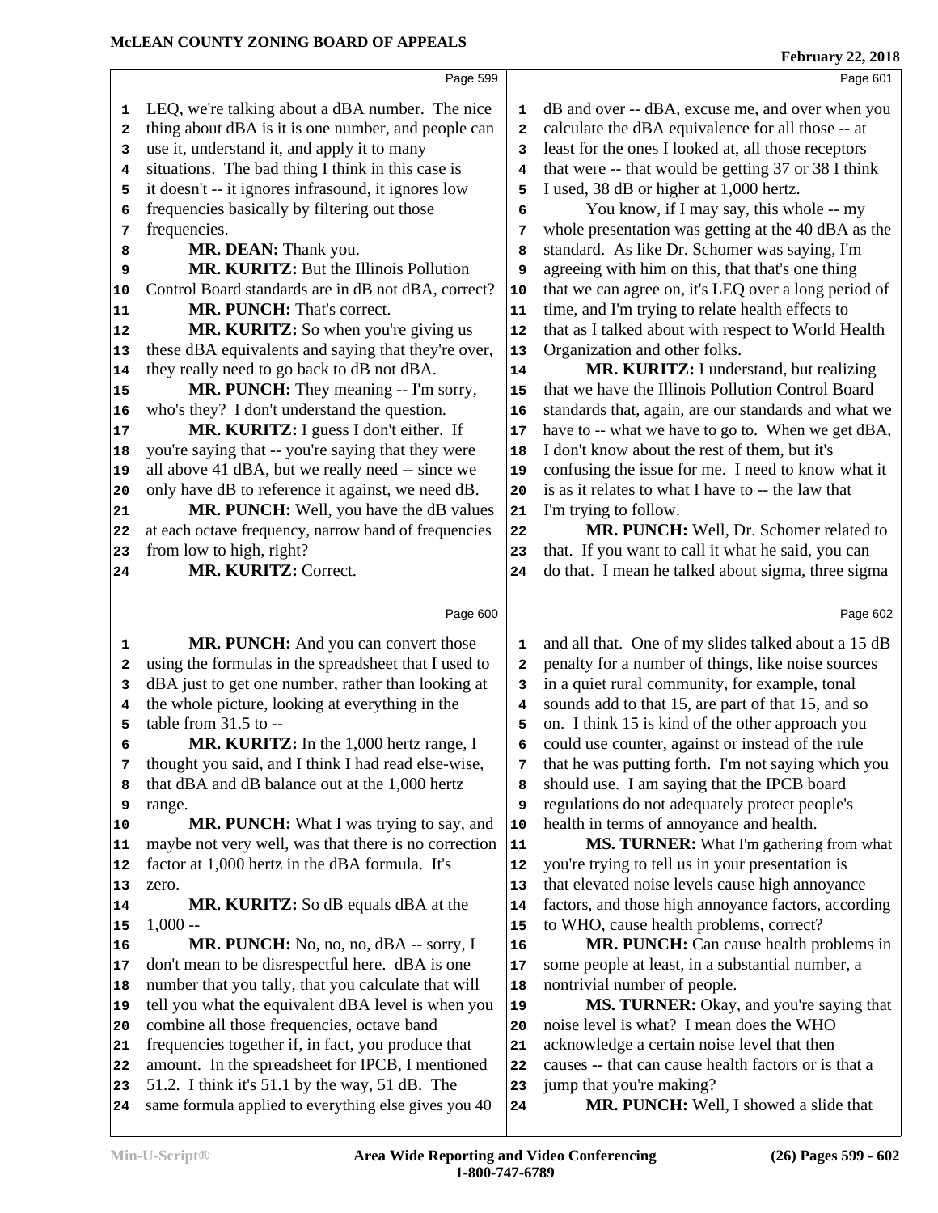LEQ, we're talking about a dBA number. The nice thing about dBA is it is one number, and people can use it, understand it, and apply it to many situations. The bad thing I think in this case is it doesn't -- it ignores infrasound, it ignores low frequencies basically by filtering out those frequencies.

**MR. DEAN:** Thank you.

**MR. KURITZ:** But the Illinois Pollution Control Board standards are in dB not dBA, correct?

**MR. PUNCH:** That's correct.

**MR. KURITZ:** So when you're giving us these dBA equivalents and saying that they're over, they really need to go back to dB not dBA.

**MR. PUNCH:** They meaning -- I'm sorry, who's they? I don't understand the question.

**MR. KURITZ:** I guess I don't either. If you're saying that -- you're saying that they were all above 41 dBA, but we really need -- since we only have dB to reference it against, we need dB.

**MR. PUNCH:** Well, you have the dB values at each octave frequency, narrow band of frequencies from low to high, right?

**MR. KURITZ:** Correct.

**MR. PUNCH:** And you can convert those using the formulas in the spreadsheet that I used to dBA just to get one number, rather than looking at the whole picture, looking at everything in the table from 31.5 to --

**MR. KURITZ:** In the 1,000 hertz range, I thought you said, and I think I had read else-wise, that dBA and dB balance out at the 1,000 hertz range.

**MR. PUNCH:** What I was trying to say, and maybe not very well, was that there is no correction factor at 1,000 hertz in the dBA formula. It's zero.

**MR. KURITZ:** So dB equals dBA at the 1,000 --

**MR. PUNCH:** No, no, no, dBA -- sorry, I don't mean to be disrespectful here. dBA is one number that you tally, that you calculate that will tell you what the equivalent dBA level is when you combine all those frequencies, octave band frequencies together if, in fact, you produce that amount. In the spreadsheet for IPCB, I mentioned 51.2. I think it's 51.1 by the way, 51 dB. The same formula applied to everything else gives you 40 dB and over -- dBA, excuse me, and over when you calculate the dBA equivalence for all those -- at least for the ones I looked at, all those receptors that were -- that would be getting 37 or 38 I think I used, 38 dB or higher at 1,000 hertz.

You know, if I may say, this whole -- my whole presentation was getting at the 40 dBA as the standard. As like Dr. Schomer was saying, I'm agreeing with him on this, that that's one thing that we can agree on, it's LEQ over a long period of time, and I'm trying to relate health effects to that as I talked about with respect to World Health Organization and other folks.

**MR. KURITZ:** I understand, but realizing that we have the Illinois Pollution Control Board standards that, again, are our standards and what we have to -- what we have to go to. When we get dBA, I don't know about the rest of them, but it's confusing the issue for me. I need to know what it is as it relates to what I have to -- the law that I'm trying to follow.

**MR. PUNCH:** Well, Dr. Schomer related to that. If you want to call it what he said, you can do that. I mean he talked about sigma, three sigma and all that. One of my slides talked about a 15 dB penalty for a number of things, like noise sources in a quiet rural community, for example, tonal sounds add to that 15, are part of that 15, and so on. I think 15 is kind of the other approach you could use counter, against or instead of the rule that he was putting forth. I'm not saying which you should use. I am saying that the IPCB board regulations do not adequately protect people's health in terms of annoyance and health.

**MS. TURNER:** What I'm gathering from what you're trying to tell us in your presentation is that elevated noise levels cause high annoyance factors, and those high annoyance factors, according to WHO, cause health problems, correct?

**MR. PUNCH:** Can cause health problems in some people at least, in a substantial number, a nontrivial number of people.

**MS. TURNER:** Okay, and you're saying that noise level is what? I mean does the WHO acknowledge a certain noise level that then causes -- that can cause health factors or is that a jump that you're making?

**MR. PUNCH:** Well, I showed a slide that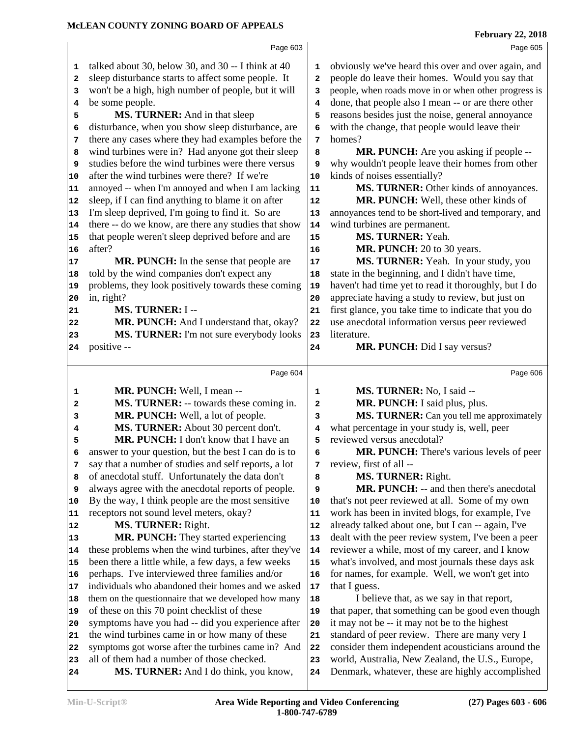talked about 30, below 30, and 30 -- I think at 40 sleep disturbance starts to affect some people. It won't be a high, high number of people, but it will be some people.

**MS. TURNER:** And in that sleep disturbance, when you show sleep disturbance, are there any cases where they had examples before the wind turbines were in? Had anyone got their sleep studies before the wind turbines were there versus after the wind turbines were there? If we're annoyed -- when I'm annoyed and when I am lacking sleep, if I can find anything to blame it on after I'm sleep deprived, I'm going to find it. So are there -- do we know, are there any studies that show that people weren't sleep deprived before and are after?

**MR. PUNCH:** In the sense that people are told by the wind companies don't expect any problems, they look positively towards these coming in, right?

**MS. TURNER:** I --

**MR. PUNCH:** And I understand that, okay?

**MS. TURNER:** I'm not sure everybody looks positive --

**MR. PUNCH:** Well, I mean --

**MS. TURNER:** -- towards these coming in.

**MR. PUNCH:** Well, a lot of people.

**MS. TURNER:** About 30 percent don't.

**MR. PUNCH:** I don't know that I have an answer to your question, but the best I can do is to say that a number of studies and self reports, a lot of anecdotal stuff. Unfortunately the data don't always agree with the anecdotal reports of people. By the way, I think people are the most sensitive receptors not sound level meters, okay?

**MS. TURNER:** Right.

**MR. PUNCH:** They started experiencing these problems when the wind turbines, after they've been there a little while, a few days, a few weeks perhaps. I've interviewed three families and/or individuals who abandoned their homes and we asked them on the questionnaire that we developed how many of these on this 70 point checklist of these symptoms have you had -- did you experience after the wind turbines came in or how many of these symptoms got worse after the turbines came in? And all of them had a number of those checked.

**MS. TURNER:** And I do think, you know, obviously we've heard this over and over again, and people do leave their homes. Would you say that people, when roads move in or when other progress is done, that people also I mean -- or are there other reasons besides just the noise, general annoyance with the change, that people would leave their homes?

**MR. PUNCH:** Are you asking if people -- why wouldn't people leave their homes from other kinds of noises essentially?

**MS. TURNER:** Other kinds of annoyances.

**MR. PUNCH:** Well, these other kinds of annoyances tend to be short-lived and temporary, and wind turbines are permanent.

**MS. TURNER:** Yeah.

**MR. PUNCH:** 20 to 30 years.

**MS. TURNER:** Yeah. In your study, you state in the beginning, and I didn't have time, haven't had time yet to read it thoroughly, but I do appreciate having a study to review, but just on first glance, you take time to indicate that you do use anecdotal information versus peer reviewed literature.

**MR. PUNCH:** Did I say versus?

**MS. TURNER:** No, I said --

**MR. PUNCH:** I said plus, plus.

**MS. TURNER:** Can you tell me approximately what percentage in your study is, well, peer reviewed versus anecdotal?

**MR. PUNCH:** There's various levels of peer review, first of all --

**MS. TURNER:** Right.

**MR. PUNCH:** -- and then there's anecdotal that's not peer reviewed at all. Some of my own work has been in invited blogs, for example, I've already talked about one, but I can -- again, I've dealt with the peer review system, I've been a peer reviewer a while, most of my career, and I know what's involved, and most journals these days ask for names, for example. Well, we won't get into that I guess.

I believe that, as we say in that report, that paper, that something can be good even though it may not be -- it may not be to the highest standard of peer review. There are many very I consider them independent acousticians around the world, Australia, New Zealand, the U.S., Europe, Denmark, whatever, these are highly accomplished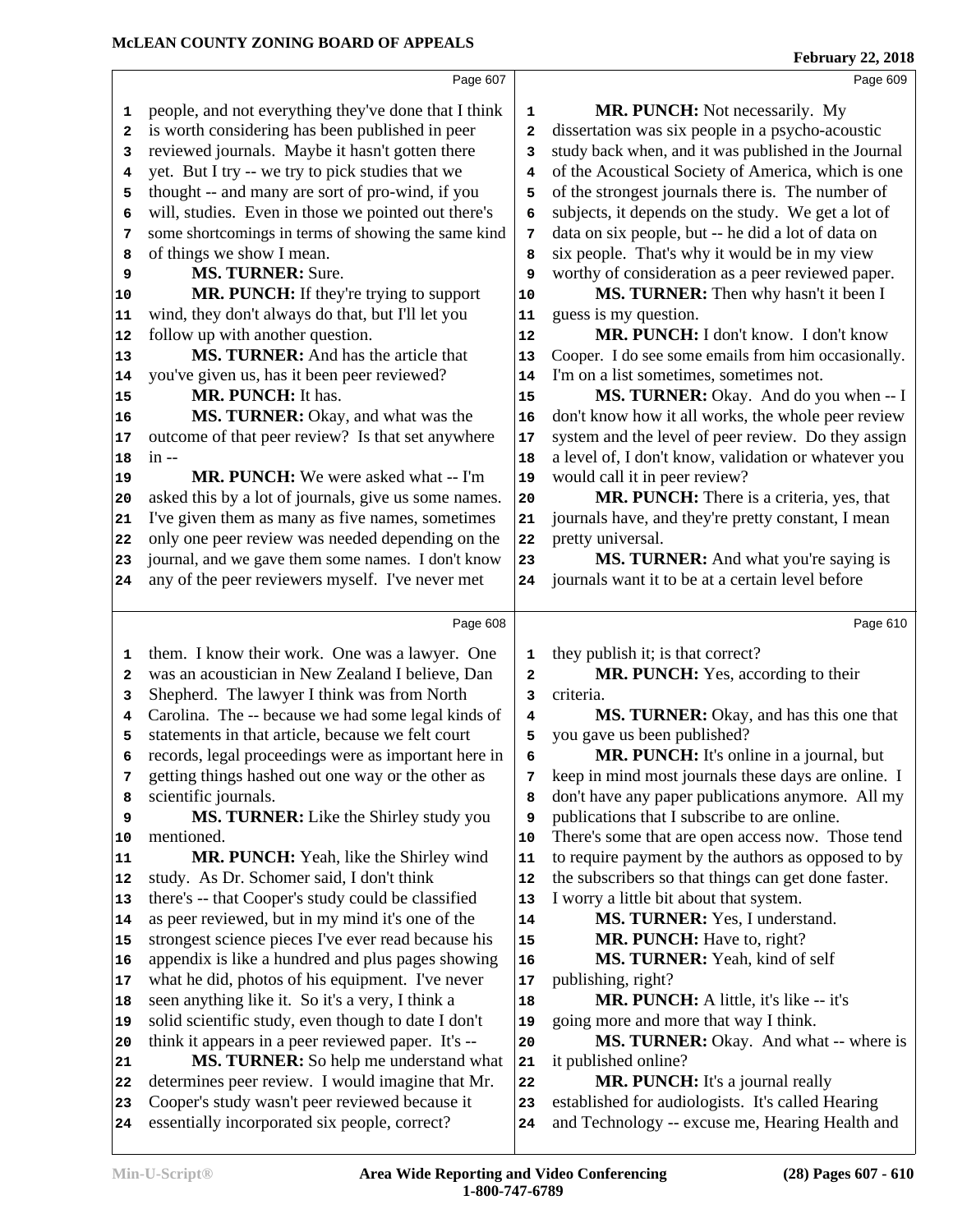people, and not everything they've done that I think is worth considering has been published in peer reviewed journals. Maybe it hasn't gotten there yet. But I try -- we try to pick studies that we thought -- and many are sort of pro-wind, if you will, studies. Even in those we pointed out there's some shortcomings in terms of showing the same kind of things we show I mean.

**MS. TURNER:** Sure.

**MR. PUNCH:** If they're trying to support wind, they don't always do that, but I'll let you follow up with another question.

**MS. TURNER:** And has the article that you've given us, has it been peer reviewed?

**MR. PUNCH:** It has.

**MS. TURNER:** Okay, and what was the outcome of that peer review? Is that set anywhere in --

**MR. PUNCH:** We were asked what -- I'm asked this by a lot of journals, give us some names. I've given them as many as five names, sometimes only one peer review was needed depending on the journal, and we gave them some names. I don't know any of the peer reviewers myself. I've never met them. I know their work. One was a lawyer. One was an acoustician in New Zealand I believe, Dan Shepherd. The lawyer I think was from North Carolina. The -- because we had some legal kinds of statements in that article, because we felt court records, legal proceedings were as important here in getting things hashed out one way or the other as scientific journals.

**MS. TURNER:** Like the Shirley study you mentioned.

**MR. PUNCH:** Yeah, like the Shirley wind study. As Dr. Schomer said, I don't think there's -- that Cooper's study could be classified as peer reviewed, but in my mind it's one of the strongest science pieces I've ever read because his appendix is like a hundred and plus pages showing what he did, photos of his equipment. I've never seen anything like it. So it's a very, I think a solid scientific study, even though to date I don't think it appears in a peer reviewed paper. It's --

**MS. TURNER:** So help me understand what determines peer review. I would imagine that Mr. Cooper's study wasn't peer reviewed because it essentially incorporated six people, correct?

**MR. PUNCH:** Not necessarily. My dissertation was six people in a psycho-acoustic study back when, and it was published in the Journal of the Acoustical Society of America, which is one of the strongest journals there is. The number of subjects, it depends on the study. We get a lot of data on six people, but -- he did a lot of data on six people. That's why it would be in my view worthy of consideration as a peer reviewed paper.

**MS. TURNER:** Then why hasn't it been I guess is my question.

**MR. PUNCH:** I don't know. I don't know Cooper. I do see some emails from him occasionally. I'm on a list sometimes, sometimes not.

**MS. TURNER:** Okay. And do you when -- I don't know how it all works, the whole peer review system and the level of peer review. Do they assign a level of, I don't know, validation or whatever you would call it in peer review?

**MR. PUNCH:** There is a criteria, yes, that journals have, and they're pretty constant, I mean pretty universal.

**MS. TURNER:** And what you're saying is journals want it to be at a certain level before they publish it; is that correct?

**MR. PUNCH:** Yes, according to their criteria.

**MS. TURNER:** Okay, and has this one that you gave us been published?

**MR. PUNCH:** It's online in a journal, but keep in mind most journals these days are online. I don't have any paper publications anymore. All my publications that I subscribe to are online. There's some that are open access now. Those tend to require payment by the authors as opposed to by the subscribers so that things can get done faster. I worry a little bit about that system.

**MS. TURNER:** Yes, I understand.

**MR. PUNCH:** Have to, right?

**MS. TURNER:** Yeah, kind of self publishing, right?

**MR. PUNCH:** A little, it's like -- it's going more and more that way I think.

**MS. TURNER:** Okay. And what -- where is it published online?

**MR. PUNCH:** It's a journal really established for audiologists. It's called Hearing and Technology -- excuse me, Hearing Health and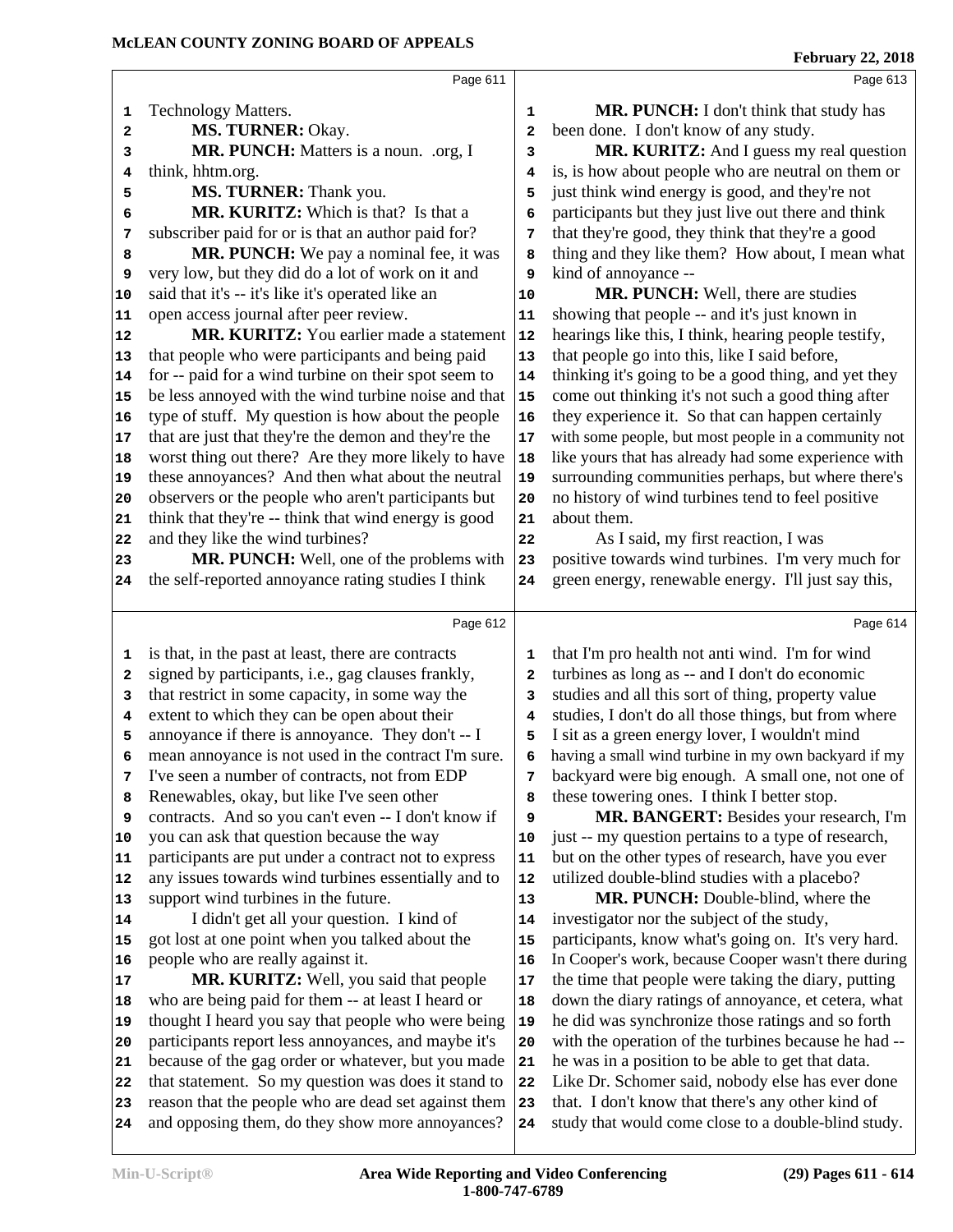Technology Matters.

**MS. TURNER:** Okay.

**MR. PUNCH:** Matters is a noun. .org, I think, hhtm.org.

**MS. TURNER:** Thank you.

**MR. KURITZ:** Which is that? Is that a subscriber paid for or is that an author paid for?

**MR. PUNCH:** We pay a nominal fee, it was very low, but they did do a lot of work on it and said that it's -- it's like it's operated like an open access journal after peer review.

**MR. KURITZ:** You earlier made a statement that people who were participants and being paid for -- paid for a wind turbine on their spot seem to be less annoyed with the wind turbine noise and that type of stuff. My question is how about the people that are just that they're the demon and they're the worst thing out there? Are they more likely to have these annoyances? And then what about the neutral observers or the people who aren't participants but think that they're -- think that wind energy is good and they like the wind turbines?

**MR. PUNCH:** Well, one of the problems with the self-reported annoyance rating studies I think is that, in the past at least, there are contracts signed by participants, i.e., gag clauses frankly, that restrict in some capacity, in some way the extent to which they can be open about their annoyance if there is annoyance. They don't -- I mean annoyance is not used in the contract I'm sure. I've seen a number of contracts, not from EDP Renewables, okay, but like I've seen other contracts. And so you can't even -- I don't know if you can ask that question because the way participants are put under a contract not to express any issues towards wind turbines essentially and to support wind turbines in the future.

I didn't get all your question. I kind of got lost at one point when you talked about the people who are really against it.

**MR. KURITZ:** Well, you said that people who are being paid for them -- at least I heard or thought I heard you say that people who were being participants report less annoyances, and maybe it's because of the gag order or whatever, but you made that statement. So my question was does it stand to reason that the people who are dead set against them and opposing them, do they show more annoyances?

**MR. PUNCH:** I don't think that study has been done. I don't know of any study.

**MR. KURITZ:** And I guess my real question is, is how about people who are neutral on them or just think wind energy is good, and they're not participants but they just live out there and think that they're good, they think that they're a good thing and they like them? How about, I mean what kind of annoyance --

**MR. PUNCH:** Well, there are studies showing that people -- and it's just known in hearings like this, I think, hearing people testify, that people go into this, like I said before, thinking it's going to be a good thing, and yet they come out thinking it's not such a good thing after they experience it. So that can happen certainly with some people, but most people in a community not like yours that has already had some experience with surrounding communities perhaps, but where there's no history of wind turbines tend to feel positive about them.

As I said, my first reaction, I was positive towards wind turbines. I'm very much for green energy, renewable energy. I'll just say this, that I'm pro health not anti wind. I'm for wind turbines as long as -- and I don't do economic studies and all this sort of thing, property value studies, I don't do all those things, but from where I sit as a green energy lover, I wouldn't mind having a small wind turbine in my own backyard if my backyard were big enough. A small one, not one of these towering ones. I think I better stop.

**MR. BANGERT:** Besides your research, I'm just -- my question pertains to a type of research, but on the other types of research, have you ever utilized double-blind studies with a placebo?

**MR. PUNCH:** Double-blind, where the investigator nor the subject of the study, participants, know what's going on. It's very hard. In Cooper's work, because Cooper wasn't there during the time that people were taking the diary, putting down the diary ratings of annoyance, et cetera, what he did was synchronize those ratings and so forth with the operation of the turbines because he had -- he was in a position to be able to get that data. Like Dr. Schomer said, nobody else has ever done that. I don't know that there's any other kind of study that would come close to a double-blind study.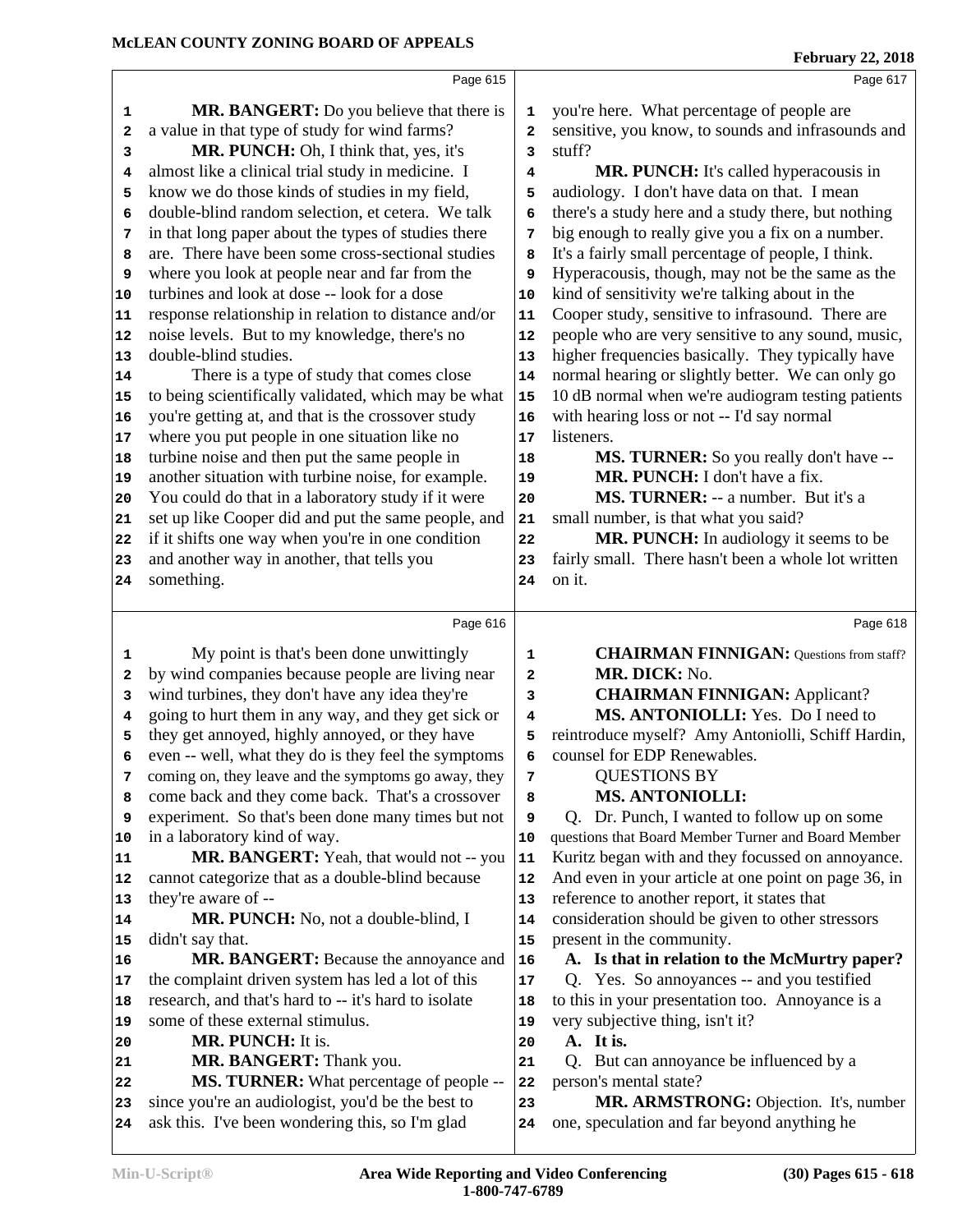**Page 615**

MR. BANGERT: Do you believe that there is a value in that type of study for wind farms?

MR. PUNCH: Oh, I think that, yes, it's almost like a clinical trial study in medicine. I know we do those kinds of studies in my field, double-blind random selection, et cetera. We talk in that long paper about the types of studies there are. There have been some cross-sectional studies where you look at people near and far from the turbines and look at dose -- look for a dose response relationship in relation to distance and/or noise levels. But to my knowledge, there's no double-blind studies.

There is a type of study that comes close to being scientifically validated, which may be what you're getting at, and that is the crossover study where you put people in one situation like no turbine noise and then put the same people in another situation with turbine noise, for example. You could do that in a laboratory study if it were set up like Cooper did and put the same people, and if it shifts one way when you're in one condition and another way in another, that tells you something.

**Page 616**

My point is that's been done unwittingly by wind companies because people are living near wind turbines, they don't have any idea they're going to hurt them in any way, and they get sick or they get annoyed, highly annoyed, or they have even -- well, what they do is they feel the symptoms coming on, they leave and the symptoms go away, they come back and they come back. That's a crossover experiment. So that's been done many times but not in a laboratory kind of way.

MR. BANGERT: Yeah, that would not -- you cannot categorize that as a double-blind because they're aware of --

MR. PUNCH: No, not a double-blind, I didn't say that.

MR. BANGERT: Because the annoyance and the complaint driven system has led a lot of this research, and that's hard to -- it's hard to isolate some of these external stimulus.

MR. PUNCH: It is.

MR. BANGERT: Thank you.

MS. TURNER: What percentage of people -- since you're an audiologist, you'd be the best to ask this. I've been wondering this, so I'm glad

**Page 617**

you're here. What percentage of people are sensitive, you know, to sounds and infrasounds and stuff?

MR. PUNCH: It's called hyperacousis in audiology. I don't have data on that. I mean there's a study here and a study there, but nothing big enough to really give you a fix on a number. It's a fairly small percentage of people, I think. Hyperacousis, though, may not be the same as the kind of sensitivity we're talking about in the Cooper study, sensitive to infrasound. There are people who are very sensitive to any sound, music, higher frequencies basically. They typically have normal hearing or slightly better. We can only go 10 dB normal when we're audiogram testing patients with hearing loss or not -- I'd say normal listeners.

MS. TURNER: So you really don't have --

MR. PUNCH: I don't have a fix.

MS. TURNER: -- a number. But it's a small number, is that what you said?

MR. PUNCH: In audiology it seems to be fairly small. There hasn't been a whole lot written on it.

**Page 618**

CHAIRMAN FINNIGAN: Questions from staff?

MR. DICK: No.

CHAIRMAN FINNIGAN: Applicant?

MS. ANTONIOLLI: Yes. Do I need to reintroduce myself? Amy Antoniolli, Schiff Hardin, counsel for EDP Renewables.

QUESTIONS BY

MS. ANTONIOLLI:

Q. Dr. Punch, I wanted to follow up on some questions that Board Member Turner and Board Member Kuritz began with and they focussed on annoyance. And even in your article at one point on page 36, in reference to another report, it states that consideration should be given to other stressors present in the community.

**A. Is that in relation to the McMurtry paper?**

Q. Yes. So annoyances -- and you testified to this in your presentation too. Annoyance is a very subjective thing, isn't it?

**A. It is.**

Q. But can annoyance be influenced by a person's mental state?

MR. ARMSTRONG: Objection. It's, number one, speculation and far beyond anything he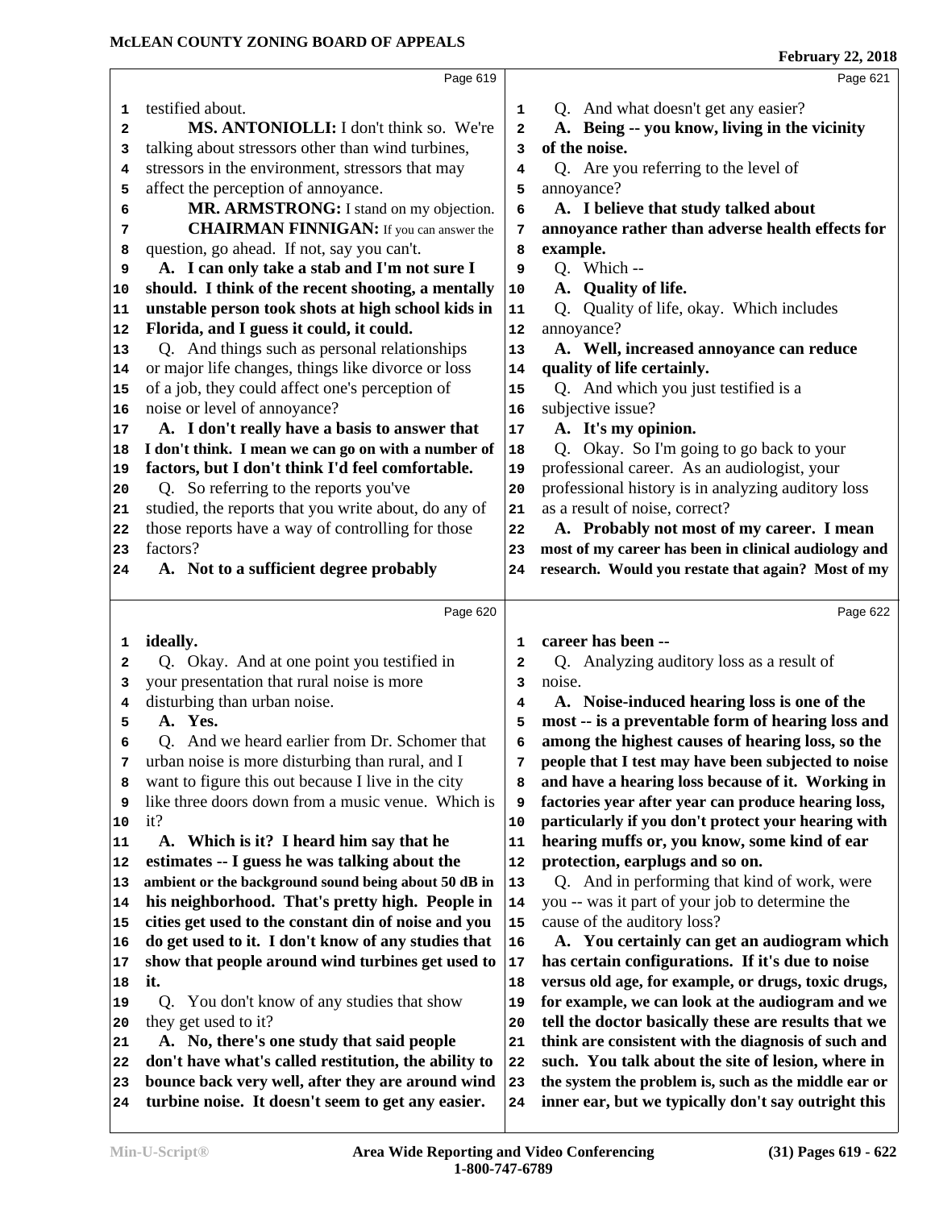Page 619

testified about.

**MS. ANTONIOLLI:** I don't think so. We're talking about stressors other than wind turbines, stressors in the environment, stressors that may affect the perception of annoyance.

**MR. ARMSTRONG:** I stand on my objection.

**CHAIRMAN FINNIGAN:** If you can answer the question, go ahead. If not, say you can't.

**A. I can only take a stab and I'm not sure I should. I think of the recent shooting, a mentally unstable person took shots at high school kids in Florida, and I guess it could, it could.**

Q. And things such as personal relationships or major life changes, things like divorce or loss of a job, they could affect one's perception of noise or level of annoyance?

**A. I don't really have a basis to answer that I don't think. I mean we can go on with a number of factors, but I don't think I'd feel comfortable.**

Q. So referring to the reports you've studied, the reports that you write about, do any of those reports have a way of controlling for those factors?

**A. Not to a sufficient degree probably**

Page 620

**ideally.**

Q. Okay. And at one point you testified in your presentation that rural noise is more disturbing than urban noise.

**A. Yes.**

Q. And we heard earlier from Dr. Schomer that urban noise is more disturbing than rural, and I want to figure this out because I live in the city like three doors down from a music venue. Which is it?

**A. Which is it? I heard him say that he estimates -- I guess he was talking about the ambient or the background sound being about 50 dB in his neighborhood. That's pretty high. People in cities get used to the constant din of noise and you do get used to it. I don't know of any studies that show that people around wind turbines get used to it.**

Q. You don't know of any studies that show they get used to it?

**A. No, there's one study that said people don't have what's called restitution, the ability to bounce back very well, after they are around wind turbine noise. It doesn't seem to get any easier.**

Page 621

Q. And what doesn't get any easier?

**A. Being -- you know, living in the vicinity of the noise.**

Q. Are you referring to the level of annoyance?

**A. I believe that study talked about annoyance rather than adverse health effects for example.**

Q. Which --

**A. Quality of life.**

Q. Quality of life, okay. Which includes annoyance?

**A. Well, increased annoyance can reduce quality of life certainly.**

Q. And which you just testified is a subjective issue?

**A. It's my opinion.**

Q. Okay. So I'm going to go back to your professional career. As an audiologist, your professional history is in analyzing auditory loss as a result of noise, correct?

**A. Probably not most of my career. I mean most of my career has been in clinical audiology and research. Would you restate that again? Most of my**

Page 622

**career has been --**

Q. Analyzing auditory loss as a result of noise.

**A. Noise-induced hearing loss is one of the most -- is a preventable form of hearing loss and among the highest causes of hearing loss, so the people that I test may have been subjected to noise and have a hearing loss because of it. Working in factories year after year can produce hearing loss, particularly if you don't protect your hearing with hearing muffs or, you know, some kind of ear protection, earplugs and so on.**

Q. And in performing that kind of work, were you -- was it part of your job to determine the cause of the auditory loss?

**A. You certainly can get an audiogram which has certain configurations. If it's due to noise versus old age, for example, or drugs, toxic drugs, for example, we can look at the audiogram and we tell the doctor basically these are results that we think are consistent with the diagnosis of such and such. You talk about the site of lesion, where in the system the problem is, such as the middle ear or inner ear, but we typically don't say outright this**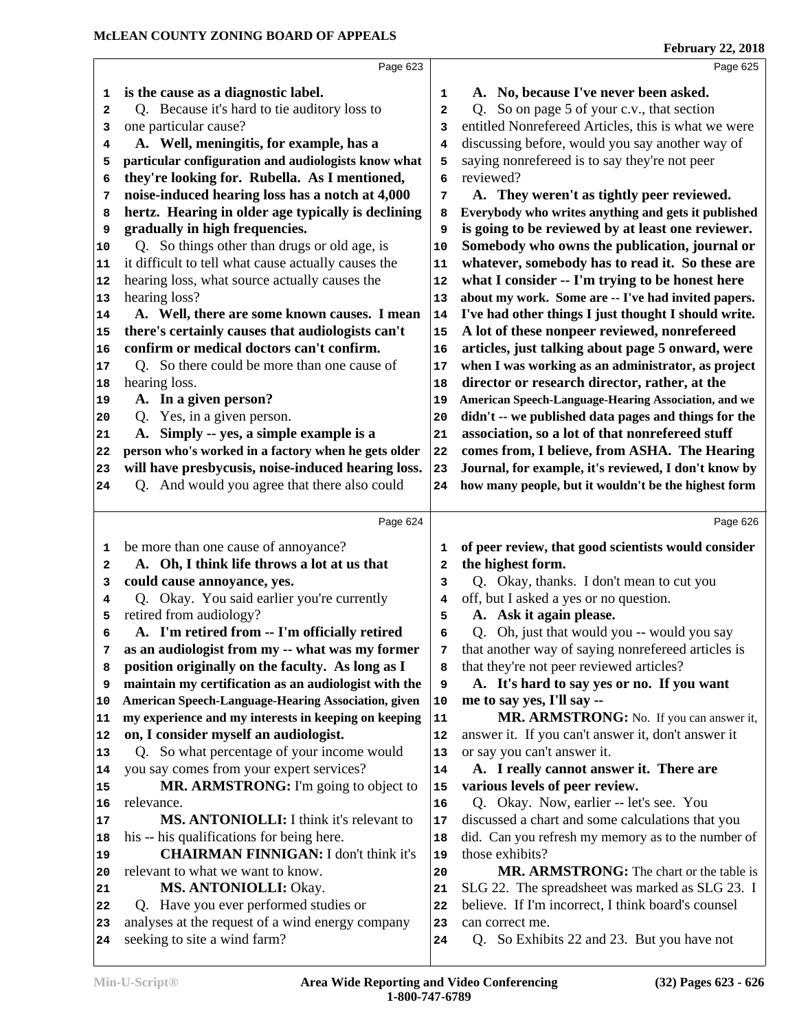Page 623

1 **is the cause as a diagnostic label.**
2 Q. Because it's hard to tie auditory loss to
3 one particular cause?
4 **A. Well, meningitis, for example, has a**
5 **particular configuration and audiologists know what**
6 **they're looking for. Rubella. As I mentioned,**
7 **noise-induced hearing loss has a notch at 4,000**
8 **hertz. Hearing in older age typically is declining**
9 **gradually in high frequencies.**
10 Q. So things other than drugs or old age, is
11 it difficult to tell what cause actually causes the
12 hearing loss, what source actually causes the
13 hearing loss?
14 **A. Well, there are some known causes. I mean**
15 **there's certainly causes that audiologists can't**
16 **confirm or medical doctors can't confirm.**
17 Q. So there could be more than one cause of
18 hearing loss.
19 **A. In a given person?**
20 Q. Yes, in a given person.
21 **A. Simply -- yes, a simple example is a**
22 **person who's worked in a factory when he gets older**
23 **will have presbycusis, noise-induced hearing loss.**
24 Q. And would you agree that there also could

Page 624

1 be more than one cause of annoyance?
2 **A. Oh, I think life throws a lot at us that**
3 **could cause annoyance, yes.**
4 Q. Okay. You said earlier you're currently
5 retired from audiology?
6 **A. I'm retired from -- I'm officially retired**
7 **as an audiologist from my -- what was my former**
8 **position originally on the faculty. As long as I**
9 **maintain my certification as an audiologist with the**
10 **American Speech-Language-Hearing Association, given**
11 **my experience and my interests in keeping on keeping**
12 **on, I consider myself an audiologist.**
13 Q. So what percentage of your income would
14 you say comes from your expert services?
15 **MR. ARMSTRONG:** I'm going to object to
16 relevance.
17 **MS. ANTONIOLLI:** I think it's relevant to
18 his -- his qualifications for being here.
19 **CHAIRMAN FINNIGAN:** I don't think it's
20 relevant to what we want to know.
21 **MS. ANTONIOLLI:** Okay.
22 Q. Have you ever performed studies or
23 analyses at the request of a wind energy company
24 seeking to site a wind farm?

Page 625

1 **A. No, because I've never been asked.**
2 Q. So on page 5 of your c.v., that section
3 entitled Nonrefereed Articles, this is what we were
4 discussing before, would you say another way of
5 saying nonrefereed is to say they're not peer
6 reviewed?
7 **A. They weren't as tightly peer reviewed.**
8 **Everybody who writes anything and gets it published**
9 **is going to be reviewed by at least one reviewer.**
10 **Somebody who owns the publication, journal or**
11 **whatever, somebody has to read it. So these are**
12 **what I consider -- I'm trying to be honest here**
13 **about my work. Some are -- I've had invited papers.**
14 **I've had other things I just thought I should write.**
15 **A lot of these nonpeer reviewed, nonrefereed**
16 **articles, just talking about page 5 onward, were**
17 **when I was working as an administrator, as project**
18 **director or research director, rather, at the**
19 **American Speech-Language-Hearing Association, and we**
20 **didn't -- we published data pages and things for the**
21 **association, so a lot of that nonrefereed stuff**
22 **comes from, I believe, from ASHA. The Hearing**
23 **Journal, for example, it's reviewed, I don't know by**
24 **how many people, but it wouldn't be the highest form**

Page 626

1 **of peer review, that good scientists would consider**
2 **the highest form.**
3 Q. Okay, thanks. I don't mean to cut you
4 off, but I asked a yes or no question.
5 **A. Ask it again please.**
6 Q. Oh, just that would you -- would you say
7 that another way of saying nonrefereed articles is
8 that they're not peer reviewed articles?
9 **A. It's hard to say yes or no. If you want**
10 **me to say yes, I'll say --**
11 **MR. ARMSTRONG:** No. If you can answer it,
12 answer it. If you can't answer it, don't answer it
13 or say you can't answer it.
14 **A. I really cannot answer it. There are**
15 **various levels of peer review.**
16 Q. Okay. Now, earlier -- let's see. You
17 discussed a chart and some calculations that you
18 did. Can you refresh my memory as to the number of
19 those exhibits?
20 **MR. ARMSTRONG:** The chart or the table is
21 SLG 22. The spreadsheet was marked as SLG 23. I
22 believe. If I'm incorrect, I think board's counsel
23 can correct me.
24 Q. So Exhibits 22 and 23. But you have not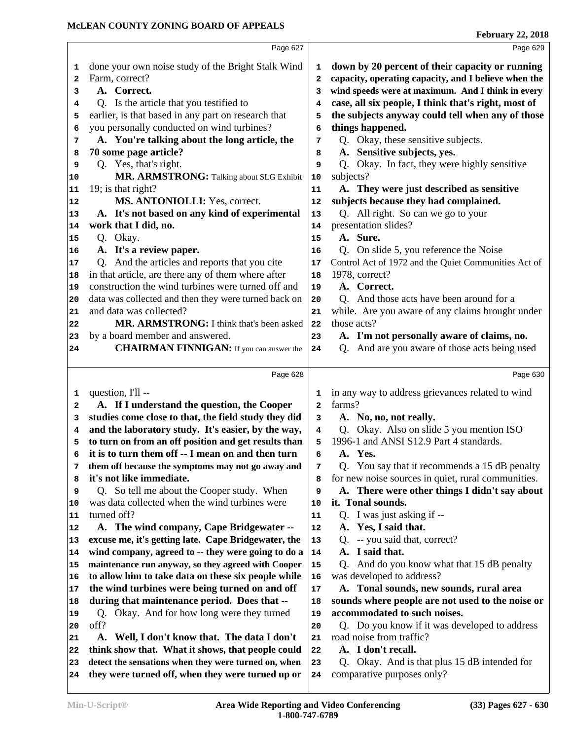Page 627

done your own noise study of the Bright Stalk Wind Farm, correct?

**A. Correct.**

Q. Is the article that you testified to earlier, is that based in any part on research that you personally conducted on wind turbines?

**A. You're talking about the long article, the 70 some page article?**

Q. Yes, that's right.

**MR. ARMSTRONG:** Talking about SLG Exhibit 19; is that right?

**MS. ANTONIOLLI:** Yes, correct.

**A. It's not based on any kind of experimental work that I did, no.**

Q. Okay.

**A. It's a review paper.**

Q. And the articles and reports that you cite in that article, are there any of them where after construction the wind turbines were turned off and data was collected and then they were turned back on and data was collected?

**MR. ARMSTRONG:** I think that's been asked by a board member and answered.

**CHAIRMAN FINNIGAN:** If you can answer the

Page 628

question, I'll --

**A. If I understand the question, the Cooper studies come close to that, the field study they did and the laboratory study. It's easier, by the way, to turn on from an off position and get results than it is to turn them off -- I mean on and then turn them off because the symptoms may not go away and it's not like immediate.**

Q. So tell me about the Cooper study. When was data collected when the wind turbines were turned off?

**A. The wind company, Cape Bridgewater -- excuse me, it's getting late. Cape Bridgewater, the wind company, agreed to -- they were going to do a maintenance run anyway, so they agreed with Cooper to allow him to take data on these six people while the wind turbines were being turned on and off during that maintenance period. Does that --**

Q. Okay. And for how long were they turned off?

**A. Well, I don't know that. The data I don't think show that. What it shows, that people could detect the sensations when they were turned on, when they were turned off, when they were turned up or**

Page 629

**down by 20 percent of their capacity or running capacity, operating capacity, and I believe when the wind speeds were at maximum. And I think in every case, all six people, I think that's right, most of the subjects anyway could tell when any of those things happened.**

Q. Okay, these sensitive subjects.

**A. Sensitive subjects, yes.**

Q. Okay. In fact, they were highly sensitive subjects?

**A. They were just described as sensitive subjects because they had complained.**

Q. All right. So can we go to your presentation slides?

**A. Sure.**

Q. On slide 5, you reference the Noise Control Act of 1972 and the Quiet Communities Act of 1978, correct?

**A. Correct.**

Q. And those acts have been around for a while. Are you aware of any claims brought under those acts?

**A. I'm not personally aware of claims, no.**

Q. And are you aware of those acts being used

Page 630

in any way to address grievances related to wind farms?

**A. No, no, not really.**

Q. Okay. Also on slide 5 you mention ISO 1996-1 and ANSI S12.9 Part 4 standards.

**A. Yes.**

Q. You say that it recommends a 15 dB penalty for new noise sources in quiet, rural communities.

**A. There were other things I didn't say about it. Tonal sounds.**

Q. I was just asking if --

**A. Yes, I said that.**

Q. -- you said that, correct?

**A. I said that.**

Q. And do you know what that 15 dB penalty was developed to address?

**A. Tonal sounds, new sounds, rural area sounds where people are not used to the noise or accommodated to such noises.**

Q. Do you know if it was developed to address road noise from traffic?

**A. I don't recall.**

Q. Okay. And is that plus 15 dB intended for comparative purposes only?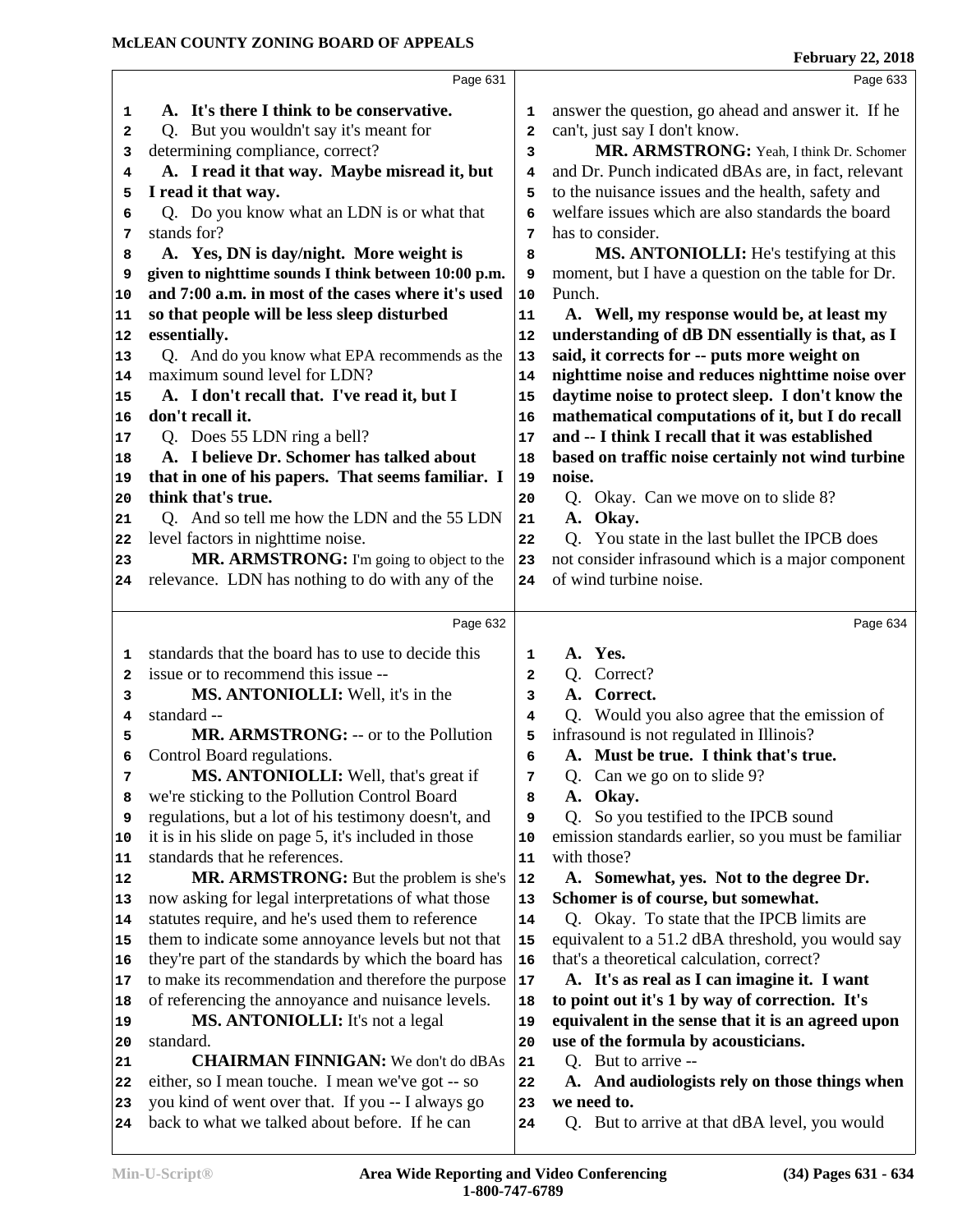Page 631

1 A. It's there I think to be conservative.
2 Q. But you wouldn't say it's meant for
3 determining compliance, correct?
4 A. I read it that way. Maybe misread it, but
5 I read it that way.
6 Q. Do you know what an LDN is or what that
7 stands for?
8 A. Yes, DN is day/night. More weight is
9 given to nighttime sounds I think between 10:00 p.m.
10 and 7:00 a.m. in most of the cases where it's used
11 so that people will be less sleep disturbed
12 essentially.
13 Q. And do you know what EPA recommends as the
14 maximum sound level for LDN?
15 A. I don't recall that. I've read it, but I
16 don't recall it.
17 Q. Does 55 LDN ring a bell?
18 A. I believe Dr. Schomer has talked about
19 that in one of his papers. That seems familiar. I
20 think that's true.
21 Q. And so tell me how the LDN and the 55 LDN
22 level factors in nighttime noise.
23 **MR. ARMSTRONG:** I'm going to object to the
24 relevance. LDN has nothing to do with any of the

Page 632

1 standards that the board has to use to decide this
2 issue or to recommend this issue --
3 **MS. ANTONIOLLI:** Well, it's in the
4 standard --
5 **MR. ARMSTRONG:** -- or to the Pollution
6 Control Board regulations.
7 **MS. ANTONIOLLI:** Well, that's great if
8 we're sticking to the Pollution Control Board
9 regulations, but a lot of his testimony doesn't, and
10 it is in his slide on page 5, it's included in those
11 standards that he references.
12 **MR. ARMSTRONG:** But the problem is she's
13 now asking for legal interpretations of what those
14 statutes require, and he's used them to reference
15 them to indicate some annoyance levels but not that
16 they're part of the standards by which the board has
17 to make its recommendation and therefore the purpose
18 of referencing the annoyance and nuisance levels.
19 **MS. ANTONIOLLI:** It's not a legal
20 standard.
21 **CHAIRMAN FINNIGAN:** We don't do dBAs
22 either, so I mean touche. I mean we've got -- so
23 you kind of went over that. If you -- I always go
24 back to what we talked about before. If he can

Page 633

1 answer the question, go ahead and answer it. If he
2 can't, just say I don't know.
3 **MR. ARMSTRONG:** Yeah, I think Dr. Schomer
4 and Dr. Punch indicated dBAs are, in fact, relevant
5 to the nuisance issues and the health, safety and
6 welfare issues which are also standards the board
7 has to consider.
8 **MS. ANTONIOLLI:** He's testifying at this
9 moment, but I have a question on the table for Dr.
10 Punch.
11 A. Well, my response would be, at least my
12 understanding of dB DN essentially is that, as I
13 said, it corrects for -- puts more weight on
14 nighttime noise and reduces nighttime noise over
15 daytime noise to protect sleep. I don't know the
16 mathematical computations of it, but I do recall
17 and -- I think I recall that it was established
18 based on traffic noise certainly not wind turbine
19 noise.
20 Q. Okay. Can we move on to slide 8?
21 A. Okay.
22 Q. You state in the last bullet the IPCB does
23 not consider infrasound which is a major component
24 of wind turbine noise.

Page 634

1 A. Yes.
2 Q. Correct?
3 A. Correct.
4 Q. Would you also agree that the emission of
5 infrasound is not regulated in Illinois?
6 A. Must be true. I think that's true.
7 Q. Can we go on to slide 9?
8 A. Okay.
9 Q. So you testified to the IPCB sound
10 emission standards earlier, so you must be familiar
11 with those?
12 A. Somewhat, yes. Not to the degree Dr.
13 Schomer is of course, but somewhat.
14 Q. Okay. To state that the IPCB limits are
15 equivalent to a 51.2 dBA threshold, you would say
16 that's a theoretical calculation, correct?
17 A. It's as real as I can imagine it. I want
18 to point out it's 1 by way of correction. It's
19 equivalent in the sense that it is an agreed upon
20 use of the formula by acousticians.
21 Q. But to arrive --
22 A. And audiologists rely on those things when
23 we need to.
24 Q. But to arrive at that dBA level, you would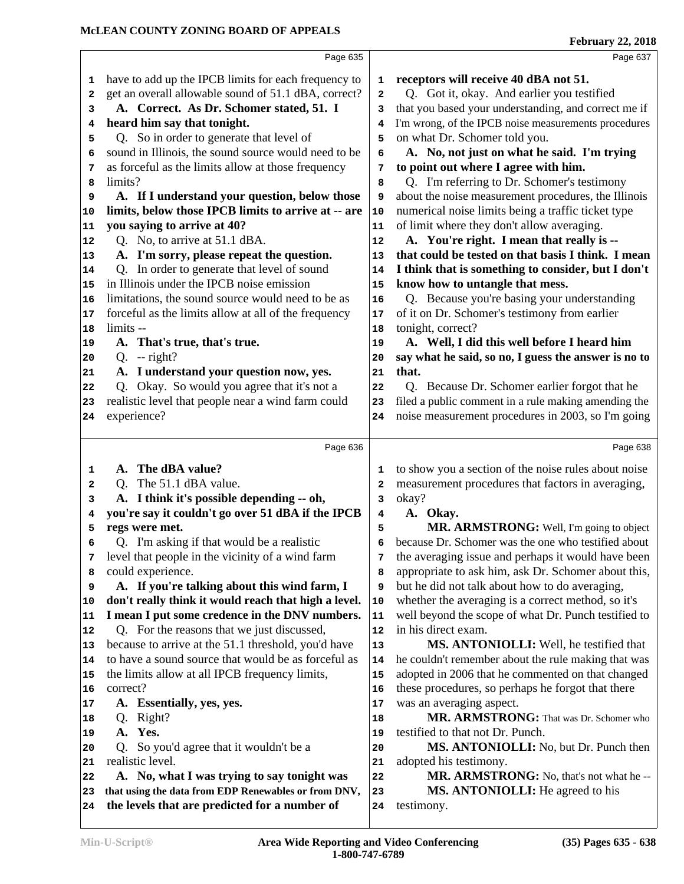Page 635

have to add up the IPCB limits for each frequency to get an overall allowable sound of 51.1 dBA, correct?

**A. Correct. As Dr. Schomer stated, 51. I heard him say that tonight.**

Q. So in order to generate that level of sound in Illinois, the sound source would need to be as forceful as the limits allow at those frequency limits?

**A. If I understand your question, below those limits, below those IPCB limits to arrive at -- are you saying to arrive at 40?**

Q. No, to arrive at 51.1 dBA.

**A. I'm sorry, please repeat the question.**

Q. In order to generate that level of sound in Illinois under the IPCB noise emission limitations, the sound source would need to be as forceful as the limits allow at all of the frequency limits --

**A. That's true, that's true.**

Q. -- right?

**A. I understand your question now, yes.**

Q. Okay. So would you agree that it's not a realistic level that people near a wind farm could experience?

Page 636

**A. The dBA value?**

Q. The 51.1 dBA value.

**A. I think it's possible depending -- oh, you're say it couldn't go over 51 dBA if the IPCB regs were met.**

Q. I'm asking if that would be a realistic level that people in the vicinity of a wind farm could experience.

**A. If you're talking about this wind farm, I don't really think it would reach that high a level. I mean I put some credence in the DNV numbers.**

Q. For the reasons that we just discussed, because to arrive at the 51.1 threshold, you'd have to have a sound source that would be as forceful as the limits allow at all IPCB frequency limits, correct?

**A. Essentially, yes, yes.**

Q. Right?

**A. Yes.**

Q. So you'd agree that it wouldn't be a realistic level.

**A. No, what I was trying to say tonight was that using the data from EDP Renewables or from DNV, the levels that are predicted for a number of receptors will receive 40 dBA not 51.**

Page 637

Q. Got it, okay. And earlier you testified that you based your understanding, and correct me if I'm wrong, of the IPCB noise measurements procedures on what Dr. Schomer told you.

**A. No, not just on what he said. I'm trying to point out where I agree with him.**

Q. I'm referring to Dr. Schomer's testimony about the noise measurement procedures, the Illinois numerical noise limits being a traffic ticket type of limit where they don't allow averaging.

**A. You're right. I mean that really is -- that could be tested on that basis I think. I mean I think that is something to consider, but I don't know how to untangle that mess.**

Q. Because you're basing your understanding of it on Dr. Schomer's testimony from earlier tonight, correct?

**A. Well, I did this well before I heard him say what he said, so no, I guess the answer is no to that.**

Q. Because Dr. Schomer earlier forgot that he filed a public comment in a rule making amending the noise measurement procedures in 2003, so I'm going

Page 638

to show you a section of the noise rules about noise measurement procedures that factors in averaging, okay?

**A. Okay.**

**MR. ARMSTRONG:** Well, I'm going to object because Dr. Schomer was the one who testified about the averaging issue and perhaps it would have been appropriate to ask him, ask Dr. Schomer about this, but he did not talk about how to do averaging, whether the averaging is a correct method, so it's well beyond the scope of what Dr. Punch testified to in his direct exam.

**MS. ANTONIOLLI:** Well, he testified that he couldn't remember about the rule making that was adopted in 2006 that he commented on that changed these procedures, so perhaps he forgot that there was an averaging aspect.

**MR. ARMSTRONG:** That was Dr. Schomer who testified to that not Dr. Punch.

**MS. ANTONIOLLI:** No, but Dr. Punch then adopted his testimony.

**MR. ARMSTRONG:** No, that's not what he --

**MS. ANTONIOLLI:** He agreed to his testimony.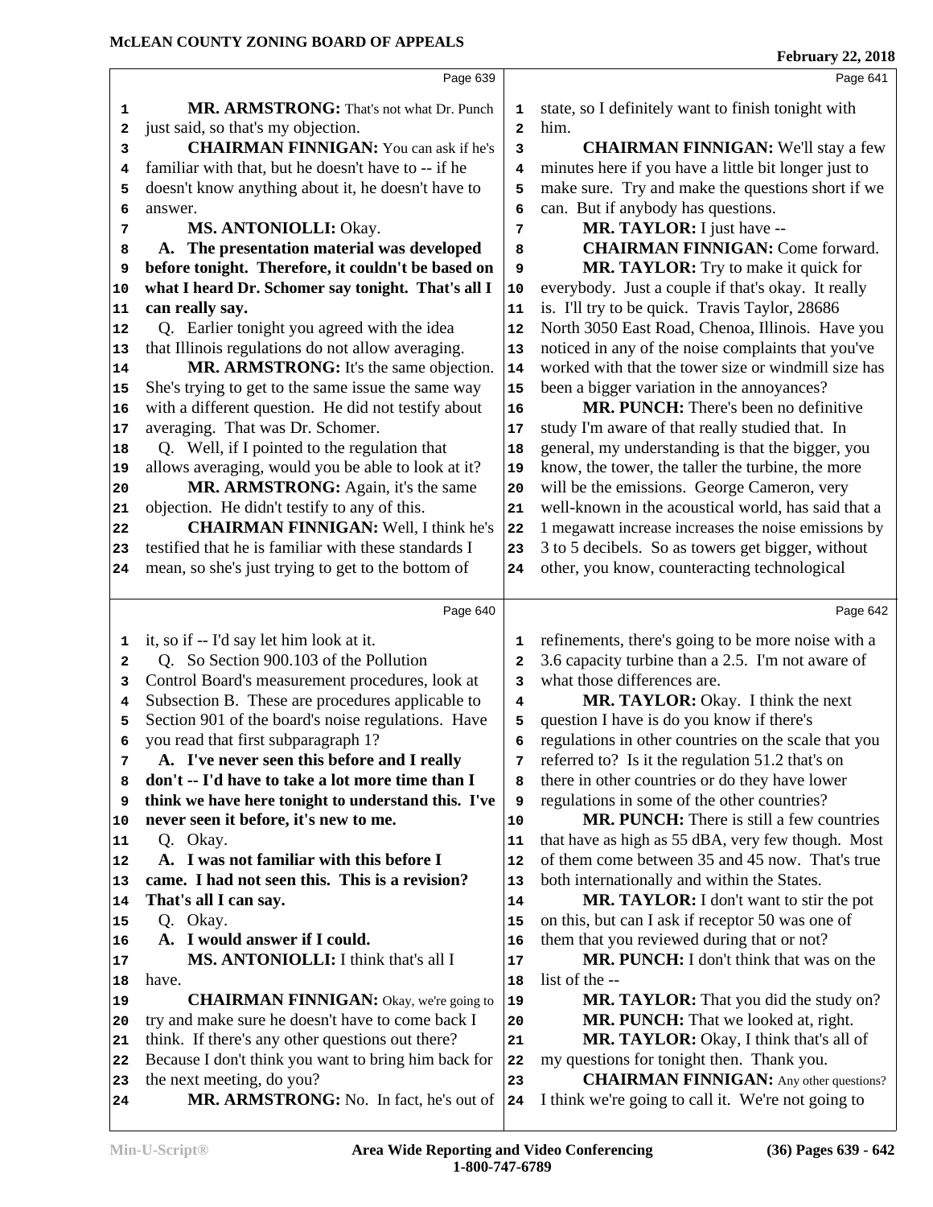Page 639

MR. ARMSTRONG: That's not what Dr. Punch just said, so that's my objection.

CHAIRMAN FINNIGAN: You can ask if he's familiar with that, but he doesn't have to -- if he doesn't know anything about it, he doesn't have to answer.

MS. ANTONIOLLI: Okay.

**A. The presentation material was developed before tonight. Therefore, it couldn't be based on what I heard Dr. Schomer say tonight. That's all I can really say.**

Q. Earlier tonight you agreed with the idea that Illinois regulations do not allow averaging.

MR. ARMSTRONG: It's the same objection. She's trying to get to the same issue the same way with a different question. He did not testify about averaging. That was Dr. Schomer.

Q. Well, if I pointed to the regulation that allows averaging, would you be able to look at it?

MR. ARMSTRONG: Again, it's the same objection. He didn't testify to any of this.

CHAIRMAN FINNIGAN: Well, I think he's testified that he is familiar with these standards I mean, so she's just trying to get to the bottom of

Page 640

it, so if -- I'd say let him look at it.

Q. So Section 900.103 of the Pollution Control Board's measurement procedures, look at Subsection B. These are procedures applicable to Section 901 of the board's noise regulations. Have you read that first subparagraph 1?

**A. I've never seen this before and I really don't -- I'd have to take a lot more time than I think we have here tonight to understand this. I've never seen it before, it's new to me.**

Q. Okay.

**A. I was not familiar with this before I came. I had not seen this. This is a revision? That's all I can say.**

Q. Okay.

**A. I would answer if I could.**

MS. ANTONIOLLI: I think that's all I have.

CHAIRMAN FINNIGAN: Okay, we're going to try and make sure he doesn't have to come back I think. If there's any other questions out there? Because I don't think you want to bring him back for the next meeting, do you?

MR. ARMSTRONG: No. In fact, he's out of

Page 641

state, so I definitely want to finish tonight with him.

CHAIRMAN FINNIGAN: We'll stay a few minutes here if you have a little bit longer just to make sure. Try and make the questions short if we can. But if anybody has questions.

MR. TAYLOR: I just have --

CHAIRMAN FINNIGAN: Come forward.

MR. TAYLOR: Try to make it quick for everybody. Just a couple if that's okay. It really is. I'll try to be quick. Travis Taylor, 28686 North 3050 East Road, Chenoa, Illinois. Have you noticed in any of the noise complaints that you've worked with that the tower size or windmill size has been a bigger variation in the annoyances?

MR. PUNCH: There's been no definitive study I'm aware of that really studied that. In general, my understanding is that the bigger, you know, the tower, the taller the turbine, the more will be the emissions. George Cameron, very well-known in the acoustical world, has said that a 1 megawatt increase increases the noise emissions by 3 to 5 decibels. So as towers get bigger, without other, you know, counteracting technological

Page 642

refinements, there's going to be more noise with a 3.6 capacity turbine than a 2.5. I'm not aware of what those differences are.

MR. TAYLOR: Okay. I think the next question I have is do you know if there's regulations in other countries on the scale that you referred to? Is it the regulation 51.2 that's on there in other countries or do they have lower regulations in some of the other countries?

MR. PUNCH: There is still a few countries that have as high as 55 dBA, very few though. Most of them come between 35 and 45 now. That's true both internationally and within the States.

MR. TAYLOR: I don't want to stir the pot on this, but can I ask if receptor 50 was one of them that you reviewed during that or not?

MR. PUNCH: I don't think that was on the list of the --

MR. TAYLOR: That you did the study on?

MR. PUNCH: That we looked at, right.

MR. TAYLOR: Okay, I think that's all of my questions for tonight then. Thank you.

CHAIRMAN FINNIGAN: Any other questions? I think we're going to call it. We're not going to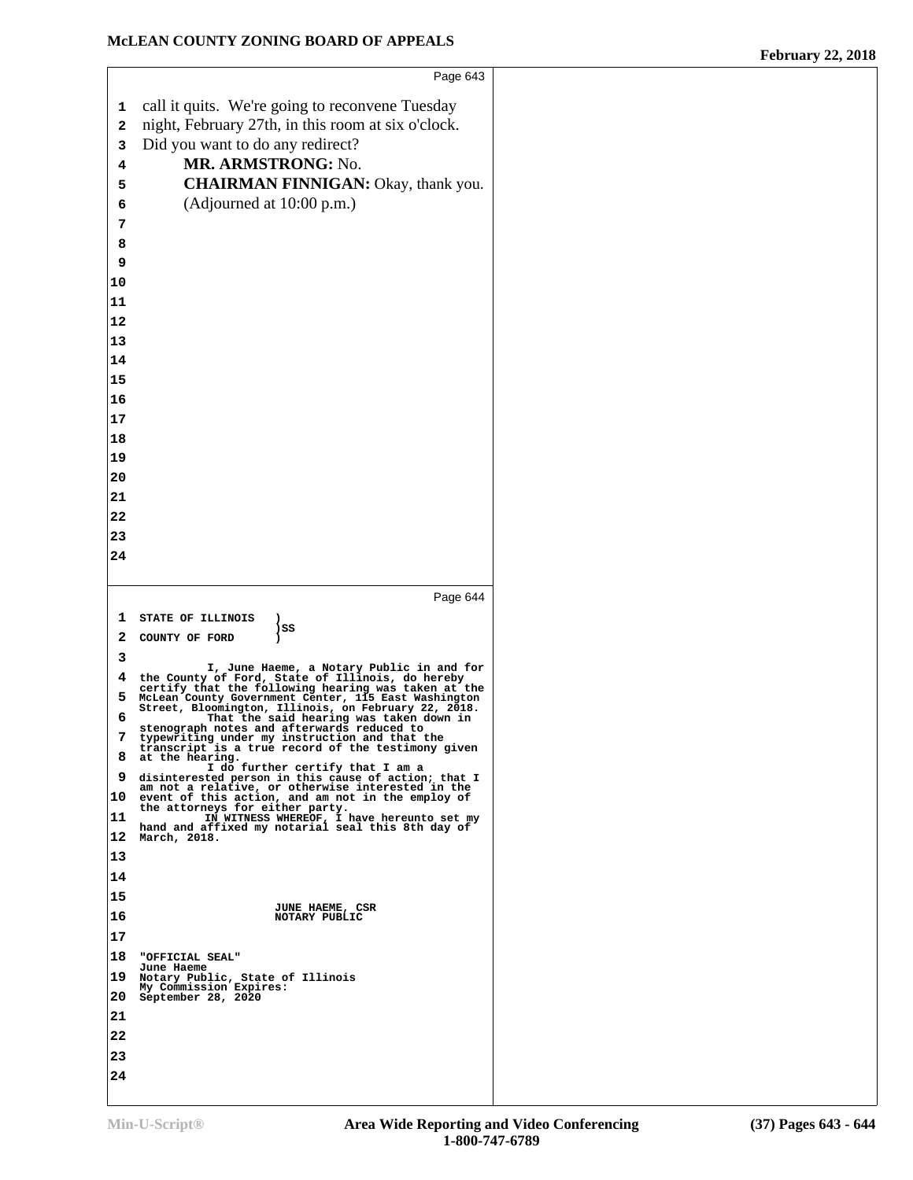Page 643

call it quits. We're going to reconvene Tuesday night, February 27th, in this room at six o'clock. Did you want to do any redirect?

**MR. ARMSTRONG:** No.

**CHAIRMAN FINNIGAN:** Okay, thank you.

(Adjourned at 10:00 p.m.)

Page 644

STATE OF ILLINOIS )
 ) SS
COUNTY OF FORD )

I, June Haeme, a Notary Public in and for the County of Ford, State of Illinois, do hereby certify that the following hearing was taken at the McLean County Government Center, 115 East Washington Street, Bloomington, Illinois, on February 22, 2018.

That the said hearing was taken down in stenograph notes and afterwards reduced to typewriting under my instruction and that the transcript is a true record of the testimony given at the hearing.

I do further certify that I am a disinterested person in this cause of action; that I am not a relative, or otherwise interested in the event of this action, and am not in the employ of the attorneys for either party.

IN WITNESS WHEREOF, I have hereunto set my hand and affixed my notarial seal this 8th day of March, 2018.

JUNE HAEME, CSR
NOTARY PUBLIC

"OFFICIAL SEAL"
June Haeme
Notary Public, State of Illinois
My Commission Expires:
September 28, 2020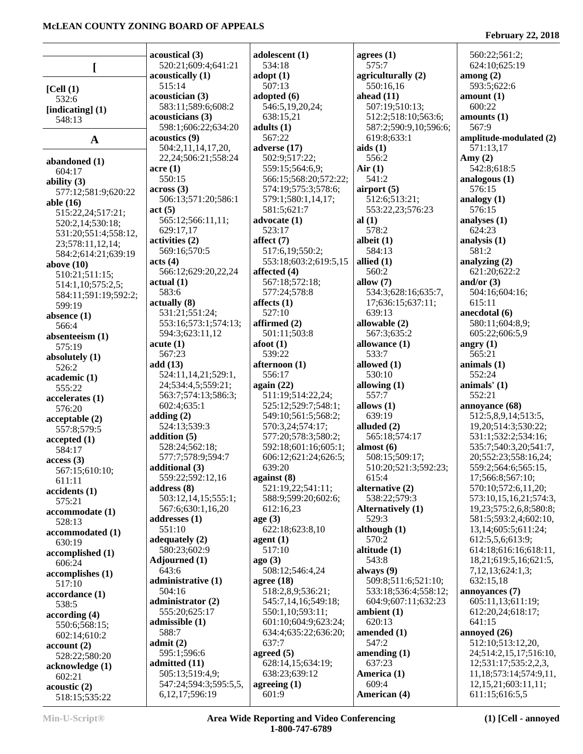## [

**[Cell (1)**
532:6

**[indicating] (1)**
548:13

## A

**abandoned (1)**
604:17

**ability (3)**
577:12;581:9;620:22

**able (16)**
515:22,24;517:21;
520:2,14;530:18;
531:20;551:4;558:12,
23;578:11,12,14;
584:2;614:21;639:19

**above (10)**
510:21;511:15;
514:1,10;575:2,5;
584:11;591:19;592:2;
599:19

**absence (1)**
566:4

**absenteeism (1)**
575:19

**absolutely (1)**
526:2

**academic (1)**
555:22

**accelerates (1)**
576:20

**acceptable (2)**
557:8;579:5

**accepted (1)**
584:17

**access (3)**
567:15;610:10;
611:11

**accidents (1)**
575:21

**accommodate (1)**
528:13

**accommodated (1)**
630:19

**accomplished (1)**
606:24

**accomplishes (1)**
517:10

**accordance (1)**
538:5

**according (4)**
550:6;568:15;
602:14;610:2

**account (2)**
528:22;580:20

**acknowledge (1)**
602:21

**acoustic (2)**
518:15;535:22

**acoustical (3)**
520:21;609:4;641:21

**acoustically (1)**
515:14

**acoustician (3)**
583:11;589:6;608:2

**acousticians (3)**
598:1;606:22;634:20

**acoustics (9)**
504:2,11,14,17,20,
22,24;506:21;558:24

**acre (1)**
550:15

**across (3)**
506:13;571:20;586:1

**act (5)**
565:12;566:11,11;
629:17,17

**activities (2)**
569:16;570:5

**acts (4)**
566:12;629:20,22,24

**actual (1)**
583:6

**actually (8)**
531:21;551:24;
553:16;573:1;574:13;
594:3;623:11,12

**acute (1)**
567:23

**add (13)**
524:11,14,21;529:1,
24;534:4,5;559:21;
563:7;574:13;586:3;
602:4;635:1

**adding (2)**
524:13;539:3

**addition (5)**
528:24;562:18;
577:7;578:9;594:7

**additional (3)**
559:22;592:12,16

**address (8)**
503:12,14,15;555:1;
567:6;630:1,16,20

**addresses (1)**
551:10

**adequately (2)**
580:23;602:9

**Adjourned (1)**
643:6

**administrative (1)**
504:16

**administrator (2)**
555:20;625:17

**admissible (1)**
588:7

**admit (2)**
595:1;596:6

**admitted (11)**
505:13;519:4,9;
547:24;594:3;595:5,5,
6,12,17;596:19

**adolescent (1)**
534:18

**adopt (1)**
507:13

**adopted (6)**
546:5,19,20,24;
638:15,21

**adults (1)**
567:22

**adverse (17)**
502:9;517:22;
559:15;564:6,9;
566:15;568:20;572:22;
574:19;575:3;578:6;
579:1;580:1,14,17;
581:5;621:7

**advocate (1)**
523:17

**affect (7)**
517:6,19;550:2;
553:18;603:2;619:5,15

**affected (4)**
567:18;572:18;
577:24;578:8

**affects (1)**
527:10

**affirmed (2)**
501:11;503:8

**afoot (1)**
539:22

**afternoon (1)**
556:17

**again (22)**
511:19;514:22,24;
525:12;529:7;548:1;
549:10;561:5;568:2;
570:3,24;574:17;
577:20;578:3;580:2;
592:18;601:16;605:1;
606:12;621:24;626:5;
639:20

**against (8)**
521:19,22;541:11;
588:9;599:20;602:6;
612:16,23

**age (3)**
622:18;623:8,10

**agent (1)**
517:10

**ago (3)**
508:12;546:4,24

**agree (18)**
518:2,8,9;536:21;
545:7,14,16;549:18;
550:1,10;593:11;
601:10;604:9;623:24;
634:4;635:22;636:20;
637:7

**agreed (5)**
628:14,15;634:19;
638:23;639:12

**agreeing (1)**
601:9

**agrees (1)**
575:7

**agriculturally (2)**
550:16,16

**ahead (11)**
507:19;510:13;
512:2;518:10;563:6;
587:2;590:9,10;596:6;
619:8;633:1

**aids (1)**
556:2

**Air (1)**
541:2

**airport (5)**
512:6;513:21;
553:22,23;576:23

**al (1)**
578:2

**albeit (1)**
584:13

**allied (1)**
560:2

**allow (7)**
534:3;628:16;635:7,
17;636:15;637:11;
639:13

**allowable (2)**
567:3;635:2

**allowance (1)**
533:7

**allowed (1)**
530:10

**allowing (1)**
557:7

**allows (1)**
639:19

**alluded (2)**
565:18;574:17

**almost (6)**
508:15;509:17;
510:20;521:3;592:23;
615:4

**alternative (2)**
538:22;579:3

**Alternatively (1)**
529:3

**although (1)**
570:2

**altitude (1)**
543:8

**always (9)**
509:8;511:6;521:10;
533:18;536:4;558:12;
604:9;607:11;632:23

**ambient (1)**
620:13

**amended (1)**
547:2

**amending (1)**
637:23

**America (1)**
609:4

**American (4)**
560:22;561:2;
624:10;625:19

**among (2)**
593:5;622:6

**amount (1)**
600:22

**amounts (1)**
567:9

**amplitude-modulated (2)**
571:13,17

**Amy (2)**
542:8;618:5

**analogous (1)**
576:15

**analogy (1)**
576:15

**analyses (1)**
624:23

**analysis (1)**
581:2

**analyzing (2)**
621:20;622:2

**and/or (3)**
504:16;604:16;
615:11

**anecdotal (6)**
580:11;604:8,9;
605:22;606:5,9

**angry (1)**
565:21

**animals (1)**
552:24

**animals' (1)**
552:21

**annoyance (68)**
512:5,8,9,14;513:5,
19,20;514:3;530:22;
531:1;532:2;534:16;
535:7;540:3,20;541:7,
20;552:23;558:16,24;
559:2;564:6;565:15,
17;566:8;567:10;
570:10;572:6,11,20;
573:10,15,16,21;574:3,
19,23;575:2,6,8;580:8;
581:5;593:2,4;602:10,
13,14;605:5;611:24;
612:5,5,6;613:9;
614:18;616:16;618:11,
18,21;619:5,16;621:5,
7,12,13;624:1,3;
632:15,18

**annoyances (7)**
605:11,13;611:19;
612:20,24;618:17;
641:15

**annoyed (26)**
512:10;513:12,20,
24;514:2,15,17;516:10,
12;531:17;535:2,2,3,
11,18;573:14;574:9,11,
12,15,21;603:11,11;
611:15;616:5,5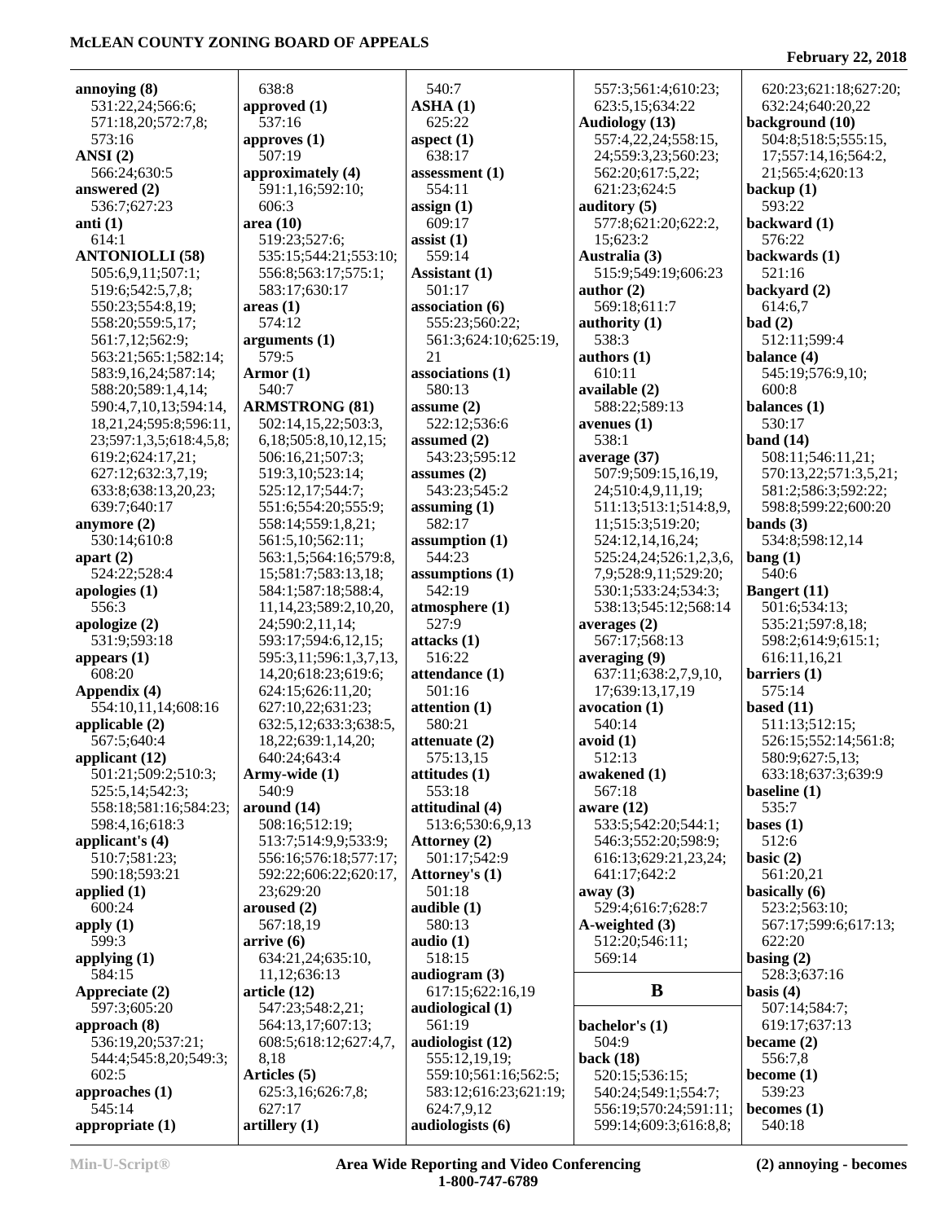annoying (8)
531:22,24;566:6;
571:18,20;572:7,8;
573:16

ANSI (2)
566:24;630:5

answered (2)
536:7;627:23

anti (1)
614:1

ANTONIOLLI (58)
505:6,9,11;507:1;
519:6;542:5,7,8;
550:23;554:8,19;
558:20;559:5,17;
561:7,12;562:9;
563:21;565:1;582:14;
583:9,16,24;587:14;
588:20;589:1,4,14;
590:4,7,10,13;594:14,
18,21,24;595:8;596:11,
23;597:1,3,5;618:4,5,8;
619:2;624:17,21;
627:12;632:3,7,19;
633:8;638:13,20,23;
639:7;640:17

anymore (2)
530:14;610:8

apart (2)
524:22;528:4

apologies (1)
556:3

apologize (2)
531:9;593:18

appears (1)
608:20

Appendix (4)
554:10,11,14;608:16

applicable (2)
567:5;640:4

applicant (12)
501:21;509:2;510:3;
525:5,14;542:3;
558:18;581:16;584:23;
598:4,16;618:3

applicant's (4)
510:7;581:23;
590:18;593:21

applied (1)
600:24

apply (1)
599:3

applying (1)
584:15

Appreciate (2)
597:3;605:20

approach (8)
536:19,20;537:21;
544:4;545:8,20;549:3;
602:5

approaches (1)
545:14

appropriate (1)
638:8

approved (1)
537:16

approves (1)
507:19

approximately (4)
591:1,16;592:10;
606:3

area (10)
519:23;527:6;
535:15;544:21;553:10;
556:8;563:17;575:1;
583:17;630:17

areas (1)
574:12

arguments (1)
579:5

Armor (1)
540:7

ARMSTRONG (81)
502:14,15,22;503:3,
6,18;505:8,10,12,15;
506:16,21;507:3;
519:3,10;523:14;
525:12,17;544:7;
551:6;554:20;555:9;
558:14;559:1,8,21;
561:5,10;562:11;
563:1,5;564:16;579:8,
15;581:7;583:13,18;
584:1;587:18;588:4,
11,14,23;589:2,10,20,
24;590:2,11,14;
593:17;594:6,12,15;
595:3,11;596:1,3,7,13,
14,20;618:23;619:6;
624:15;626:11,20;
627:10,22;631:23;
632:5,12;633:3;638:5,
18,22;639:1,14,20;
640:24;643:4

Army-wide (1)
540:9

around (14)
508:16;512:19;
513:7;514:9,9;533:9;
556:16;576:18;577:17;
592:22;606:22;620:17,
23;629:20

aroused (2)
567:18,19

arrive (6)
634:21,24;635:10,
11,12;636:13

article (12)
547:23;548:2,21;
564:13,17;607:13;
608:5;618:12;627:4,7,
8,18

Articles (5)
625:3,16;626:7,8;
627:17

artillery (1)
540:7

ASHA (1)
625:22

aspect (1)
638:17

assessment (1)
554:11

assign (1)
609:17

assist (1)
559:14

Assistant (1)
501:17

association (6)
555:23;560:22;
561:3;624:10;625:19,
21

associations (1)
580:13

assume (2)
522:12;536:6

assumed (2)
543:23;595:12

assumes (2)
543:23;545:2

assuming (1)
582:17

assumption (1)
544:23

assumptions (1)
542:19

atmosphere (1)
527:9

attacks (1)
516:22

attendance (1)
501:16

attention (1)
580:21

attenuate (2)
575:13,15

attitudes (1)
553:18

attitudinal (4)
513:6;530:6,9,13

Attorney (2)
501:17;542:9

Attorney's (1)
501:18

audible (1)
580:13

audio (1)
518:15

audiogram (3)
617:15;622:16,19

audiological (1)
561:19

audiologist (12)
555:12,19,19;
559:10;561:16;562:5;
583:12;616:23;621:19;
624:7,9,12

audiologists (6)
557:3;561:4;610:23;
623:5,15;634:22

Audiology (13)
557:4,22,24;558:15,
24;559:3,23;560:23;
562:20;617:5,22;
621:23;624:5

auditory (5)
577:8;621:20;622:2,
15;623:2

Australia (3)
515:9;549:19;606:23

author (2)
569:18;611:7

authority (1)
538:3

authors (1)
610:11

available (2)
588:22;589:13

avenues (1)
538:1

average (37)
507:9;509:15,16,19,
24;510:4,9,11,19;
511:13;513:1;514:8,9,
11;515:3;519:20;
524:12,14,16,24;
525:24,24;526:1,2,3,6,
7,9;528:9,11;529:20;
530:1;533:24;534:3;
538:13;545:12;568:14

averages (2)
567:17;568:13

averaging (9)
637:11;638:2,7,9,10,
17;639:13,17,19

avocation (1)
540:14

avoid (1)
512:13

awakened (1)
567:18

aware (12)
533:5;542:20;544:1;
546:3;552:20;598:9;
616:13;629:21,23,24;
641:17;642:2

away (3)
529:4;616:7;628:7

A-weighted (3)
512:20;546:11;
569:14

**B**

bachelor's (1)
504:9

back (18)
520:15;536:15;
540:24;549:1;554:7;
556:19;570:24;591:11;
599:14;609:3;616:8,8;
620:23;621:18;627:20;
632:24;640:20,22

background (10)
504:8;518:5;555:15,
17;557:14,16;564:2,
21;565:4;620:13

backup (1)
593:22

backward (1)
576:22

backwards (1)
521:16

backyard (2)
614:6,7

bad (2)
512:11;599:4

balance (4)
545:19;576:9,10;
600:8

balances (1)
530:17

band (14)
508:11;546:11,21;
570:13,22;571:3,5,21;
581:2;586:3;592:22;
598:8;599:22;600:20

bands (3)
534:8;598:12,14

bang (1)
540:6

Bangert (11)
501:6;534:13;
535:21;597:8,18;
598:2;614:9;615:1;
616:11,16,21

barriers (1)
575:14

based (11)
511:13;512:15;
526:15;552:14;561:8;
580:9;627:5,13;
633:18;637:3;639:9

baseline (1)
535:7

bases (1)
512:6

basic (2)
561:20,21

basically (6)
523:2;563:10;
567:17;599:6;617:13;
622:20

basing (2)
528:3;637:16

basis (4)
507:14;584:7;
619:17;637:13

became (2)
556:7,8

become (1)
539:23

becomes (1)
540:18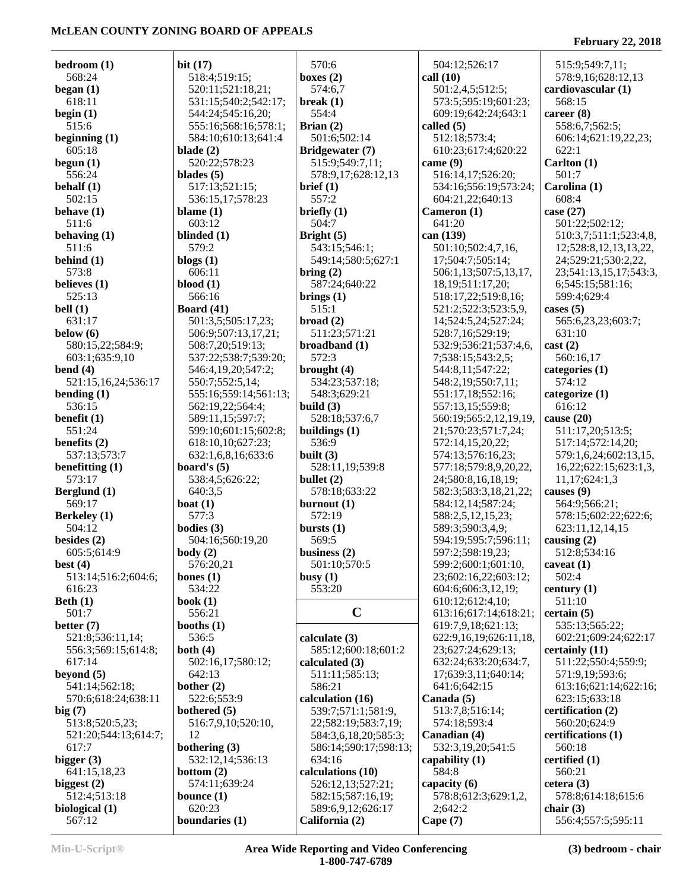**bedroom (1)**
568:24
**began (1)**
618:11
**begin (1)**
515:6
**beginning (1)**
605:18
**begun (1)**
556:24
**behalf (1)**
502:15
**behave (1)**
511:6
**behaving (1)**
511:6
**behind (1)**
573:8
**believes (1)**
525:13
**bell (1)**
631:17
**below (6)**
580:15,22;584:9;603:1;635:9,10
**bend (4)**
521:15,16,24;536:17
**bending (1)**
536:15
**benefit (1)**
551:24
**benefits (2)**
537:13;573:7
**benefitting (1)**
573:17
**Berglund (1)**
569:17
**Berkeley (1)**
504:12
**besides (2)**
605:5;614:9
**best (4)**
513:14;516:2;604:6;616:23
**Beth (1)**
501:7
**better (7)**
521:8;536:11,14;556:3;569:15;614:8;617:14
**beyond (5)**
541:14;562:18;570:6;618:24;638:11
**big (7)**
513:8;520:5,23;521:20;544:13;614:7;617:7
**bigger (3)**
641:15,18,23
**biggest (2)**
512:4;513:18
**biological (1)**
567:12
**bit (17)**
518:4;519:15;520:11;521:18,21;531:15;540:2;542:17;544:24;545:16,20;555:16;568:16;578:1;584:10;610:13;641:4
**blade (2)**
520:22;578:23
**blades (5)**
517:13;521:15;536:15,17;578:23
**blame (1)**
603:12
**blinded (1)**
579:2
**blogs (1)**
606:11
**blood (1)**
566:16
**Board (41)**
501:3,5;505:17,23;506:9;507:13,17,21;508:7,20;519:13;537:22;538:7;539:20;546:4,19,20;547:2;550:7;552:5,14;555:16;559:14;561:13;562:19,22;564:4;589:11,15;597:7;599:10;601:15;602:8;618:10,10;627:23;632:1,6,8,16;633:6
**board's (5)**
538:4,5;626:22;640:3,5
**boat (1)**
577:3
**bodies (3)**
504:16;560:19,20
**body (2)**
576:20,21
**bones (1)**
534:22
**book (1)**
556:21
**booths (1)**
536:5
**both (4)**
502:16,17;580:12;642:13
**bother (2)**
522:6;553:9
**bothered (5)**
516:7,9,10;520:10,12
**bothering (3)**
532:12,14;536:13
**bottom (2)**
574:11;639:24
**bounce (1)**
620:23
**boundaries (1)**
570:6
**boxes (2)**
574:6,7
**break (1)**
554:4
**Brian (2)**
501:6;502:14
**Bridgewater (7)**
515:9;549:7,11;578:9,17;628:12,13
**brief (1)**
557:2
**briefly (1)**
504:7
**Bright (5)**
543:15;546:1;549:14;580:5;627:1
**bring (2)**
587:24;640:22
**brings (1)**
515:1
**broad (2)**
511:23;571:21
**broadband (1)**
572:3
**brought (4)**
534:23;537:18;548:3;629:21
**build (3)**
528:18;537:6,7
**buildings (1)**
536:9
**built (3)**
528:11,19;539:8
**bullet (2)**
578:18;633:22
**burnout (1)**
572:19
**bursts (1)**
569:5
**business (2)**
501:10;570:5
**busy (1)**
553:20

## C

**calculate (3)**
585:12;600:18;601:2
**calculated (3)**
511:11;585:13;586:21
**calculation (16)**
539:7;571:1;581:9,22;582:19;583:7,19;584:3,6,18,20;585:3;586:14;590:17;598:13;634:16
**calculations (10)**
526:12,13;527:21;582:15;587:16,19;589:6,9,12;626:17
**California (2)**
504:12;526:17
**call (10)**
501:2,4,5;512:5;573:5;595:19;601:23;609:19;642:24;643:1
**called (5)**
512:18;573:4;610:23;617:4;620:22
**came (9)**
516:14,17;526:20;534:16;556:19;573:24;604:21,22;640:13
**Cameron (1)**
641:20
**can (139)**
501:10;502:4,7,16,17;504:7;505:14;506:1,13;507:5,13,17,18,19;511:17,20;518:17,22;519:8,16;521:2;522:3;523:5,9,14;524:5,24;527:24;528:7,16;529:19;532:9;536:21;537:4,6,7;538:15;543:2,5;544:8,11;547:22;548:2,19;550:7,11;551:17,18;552:16;557:13,15;559:8;560:19;565:2,12,19,19,21;570:23;571:7,24;572:14,15,20,22;574:13;576:16,23;577:18;579:8,9,20,22,24;580:8,16,18,19;582:3;583:3,18,21,22;584:12,14;587:24;588:2,5,12,15,23;589:3;590:3,4,9;594:19;595:7;596:11;597:2;598:19,23;599:2;600:1;601:10,23;602:16,22;603:12;604:6;606:3,12,19;610:12;612:4,10;613:16;617:14;618:21;619:7,9,18;621:13;622:9,16,19;626:11,18,23;627:24;629:13;632:24;633:20;634:7,17;639:3,11;640:14;641:6;642:15
**Canada (5)**
513:7,8;516:14;574:18;593:4
**Canadian (4)**
532:3,19,20;541:5
**capability (1)**
584:8
**capacity (6)**
578:8;612:3;629:1,2,2;642:2
**Cape (7)**
515:9;549:7,11;578:9,16;628:12,13
**cardiovascular (1)**
568:15
**career (8)**
558:6,7;562:5;606:14;621:19,22,23;622:1
**Carlton (1)**
501:7
**Carolina (1)**
608:4
**case (27)**
501:22;502:12;510:3,7;511:1;523:4,8,12;528:8,12,13,13,22,24;529:21;530:2,22,23;541:13,15,17;543:3,6;545:15;581:16;599:4;629:4
**cases (5)**
565:6,23,23;603:7;631:10
**cast (2)**
560:16,17
**categories (1)**
574:12
**categorize (1)**
616:12
**cause (20)**
511:17,20;513:5;517:14;572:14,20;579:1,6,24;602:13,15,16,22;622:15;623:1,3,11,17;624:1,3
**causes (9)**
564:9;566:21;578:15;602:22;622:6;623:11,12,14,15
**causing (2)**
512:8;534:16
**caveat (1)**
502:4
**century (1)**
511:10
**certain (5)**
535:13;565:22;602:21;609:24;622:17
**certainly (11)**
511:22;550:4;559:9;571:9,19;593:6;613:16;621:14;622:16;623:15;633:18
**certification (2)**
560:20;624:9
**certifications (1)**
560:18
**certified (1)**
560:21
**cetera (3)**
578:8;614:18;615:6
**chair (3)**
556:4;557:5;595:11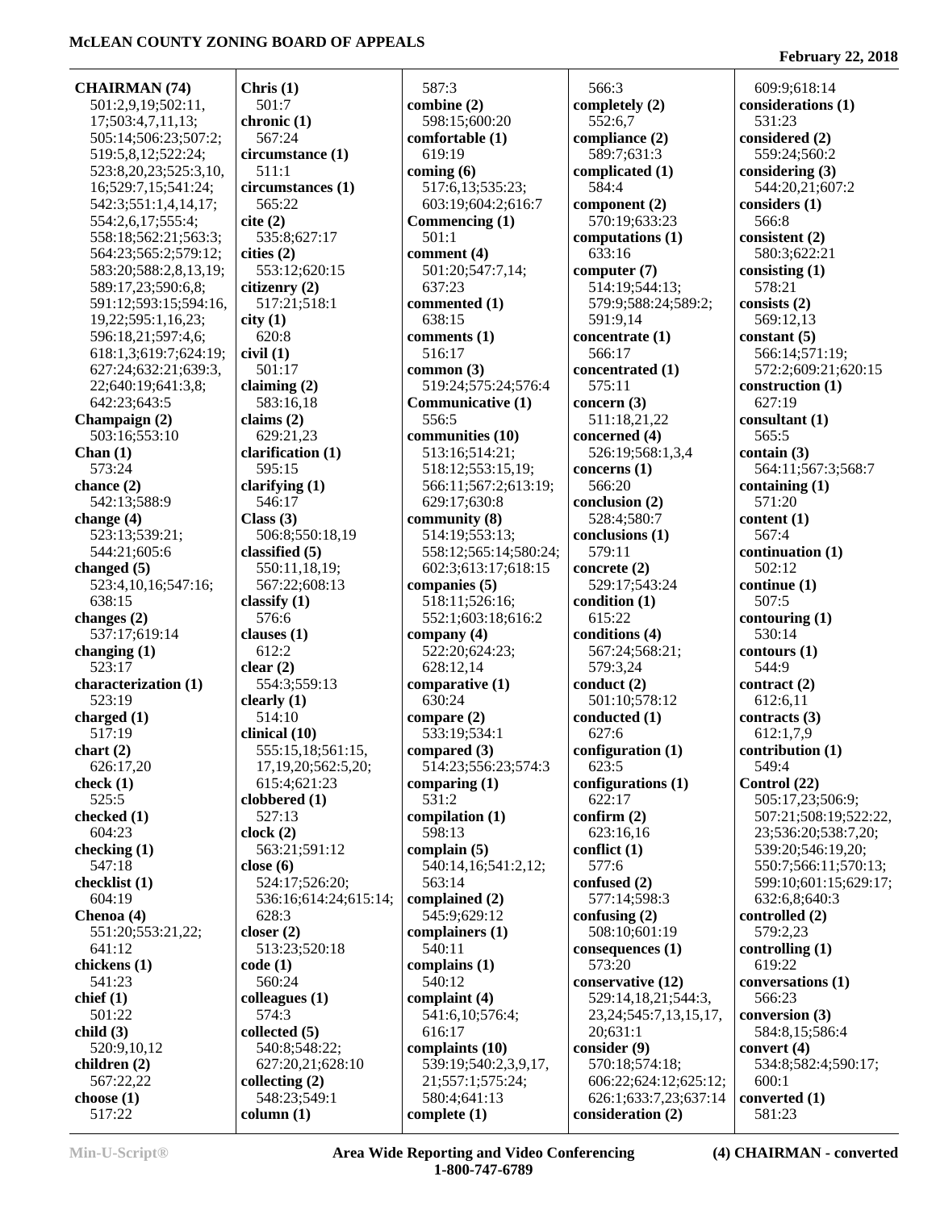**CHAIRMAN (74)**
501:2,9,19;502:11,
17;503:4,7,11,13;
505:14;506:23;507:2;
519:5,8,12;522:24;
523:8,20,23;525:3,10,
16;529:7,15;541:24;
542:3;551:1,4,14,17;
554:2,6,17;555:4;
558:18;562:21;563:3;
564:23;565:2;579:12;
583:20;588:2,8,13,19;
589:17,23;590:6,8;
591:12;593:15;594:16,
19,22;595:1,16,23;
596:18,21;597:4,6;
618:1,3;619:7;624:19;
627:24;632:21;639:3,
22;640:19;641:3,8;
642:23;643:5
**Champaign (2)**
503:16;553:10
**Chan (1)**
573:24
**chance (2)**
542:13;588:9
**change (4)**
523:13;539:21;
544:21;605:6
**changed (5)**
523:4,10,16;547:16;
638:15
**changes (2)**
537:17;619:14
**changing (1)**
523:17
**characterization (1)**
523:19
**charged (1)**
517:19
**chart (2)**
626:17,20
**check (1)**
525:5
**checked (1)**
604:23
**checking (1)**
547:18
**checklist (1)**
604:19
**Chenoa (4)**
551:20;553:21,22;
641:12
**chickens (1)**
541:23
**chief (1)**
501:22
**child (3)**
520:9,10,12
**children (2)**
567:22,22
**choose (1)**
517:22
**Chris (1)**
501:7
**chronic (1)**
567:24
**circumstance (1)**
511:1
**circumstances (1)**
565:22
**cite (2)**
535:8;627:17
**cities (2)**
553:12;620:15
**citizenry (2)**
517:21;518:1
**city (1)**
620:8
**civil (1)**
501:17
**claiming (2)**
583:16,18
**claims (2)**
629:21,23
**clarification (1)**
595:15
**clarifying (1)**
546:17
**Class (3)**
506:8;550:18,19
**classified (5)**
550:11,18,19;
567:22;608:13
**classify (1)**
576:6
**clauses (1)**
612:2
**clear (2)**
554:3;559:13
**clearly (1)**
514:10
**clinical (10)**
555:15,18;561:15,
17,19,20;562:5,20;
615:4;621:23
**clobbered (1)**
527:13
**clock (2)**
563:21;591:12
**close (6)**
524:17;526:20;
536:16;614:24;615:14;
628:3
**closer (2)**
513:23;520:18
**code (1)**
560:24
**colleagues (1)**
574:3
**collected (5)**
540:8;548:22;
627:20,21;628:10
**collecting (2)**
548:23;549:1
**column (1)**
587:3
**combine (2)**
598:15;600:20
**comfortable (1)**
619:19
**coming (6)**
517:6,13;535:23;
603:19;604:2;616:7
**Commencing (1)**
501:1
**comment (4)**
501:20;547:7,14;
637:23
**commented (1)**
638:15
**comments (1)**
516:17
**common (3)**
519:24;575:24;576:4
**Communicative (1)**
556:5
**communities (10)**
513:16;514:21;
518:12;553:15,19;
566:11;567:2;613:19;
629:17;630:8
**community (8)**
514:19;553:13;
558:12;565:14;580:24;
602:3;613:17;618:15
**companies (5)**
518:11;526:16;
552:1;603:18;616:2
**company (4)**
522:20;624:23;
628:12,14
**comparative (1)**
630:24
**compare (2)**
533:19;534:1
**compared (3)**
514:23;556:23;574:3
**comparing (1)**
531:2
**compilation (1)**
598:13
**complain (5)**
540:14,16;541:2,12;
563:14
**complained (2)**
545:9;629:12
**complainers (1)**
540:11
**complains (1)**
540:12
**complaint (4)**
541:6,10;576:4;
616:17
**complaints (10)**
539:19;540:2,3,9,17,
21;557:1;575:24;
580:4;641:13
**complete (1)**
566:3
**completely (2)**
552:6,7
**compliance (2)**
589:7;631:3
**complicated (1)**
584:4
**component (2)**
570:19;633:23
**computations (1)**
633:16
**computer (7)**
514:19;544:13;
579:9;588:24;589:2;
591:9,14
**concentrate (1)**
566:17
**concentrated (1)**
575:11
**concern (3)**
511:18,21,22
**concerned (4)**
526:19;568:1,3,4
**concerns (1)**
566:20
**conclusion (2)**
528:4;580:7
**conclusions (1)**
579:11
**concrete (2)**
529:17;543:24
**condition (1)**
615:22
**conditions (4)**
567:24;568:21;
579:3,24
**conduct (2)**
501:10;578:12
**conducted (1)**
627:6
**configuration (1)**
623:5
**configurations (1)**
622:17
**confirm (2)**
623:16,16
**conflict (1)**
577:6
**confused (2)**
577:14;598:3
**confusing (2)**
508:10;601:19
**consequences (1)**
573:20
**conservative (12)**
529:14,18,21;544:3,
23,24;545:7,13,15,17,
20;631:1
**consider (9)**
570:18;574:18;
606:22;624:12;625:12;
626:1;633:7,23;637:14
**consideration (2)**
609:9;618:14
**considerations (1)**
531:23
**considered (2)**
559:24;560:2
**considering (3)**
544:20,21;607:2
**considers (1)**
566:8
**consistent (2)**
580:3;622:21
**consisting (1)**
578:21
**consists (2)**
569:12,13
**constant (5)**
566:14;571:19;
572:2;609:21;620:15
**construction (1)**
627:19
**consultant (1)**
565:5
**contain (3)**
564:11;567:3;568:7
**containing (1)**
571:20
**content (1)**
567:4
**continuation (1)**
502:12
**continue (1)**
507:5
**contouring (1)**
530:14
**contours (1)**
544:9
**contract (2)**
612:6,11
**contracts (3)**
612:1,7,9
**contribution (1)**
549:4
**Control (22)**
505:17,23;506:9;
507:21;508:19;522:22,
23;536:20;538:7,20;
539:20;546:19,20;
550:7;566:11;570:13;
599:10;601:15;629:17;
632:6,8;640:3
**controlled (2)**
579:2,23
**controlling (1)**
619:22
**conversations (1)**
566:23
**conversion (3)**
584:8,15;586:4
**convert (4)**
534:8;582:4;590:17;
600:1
**converted (1)**
581:23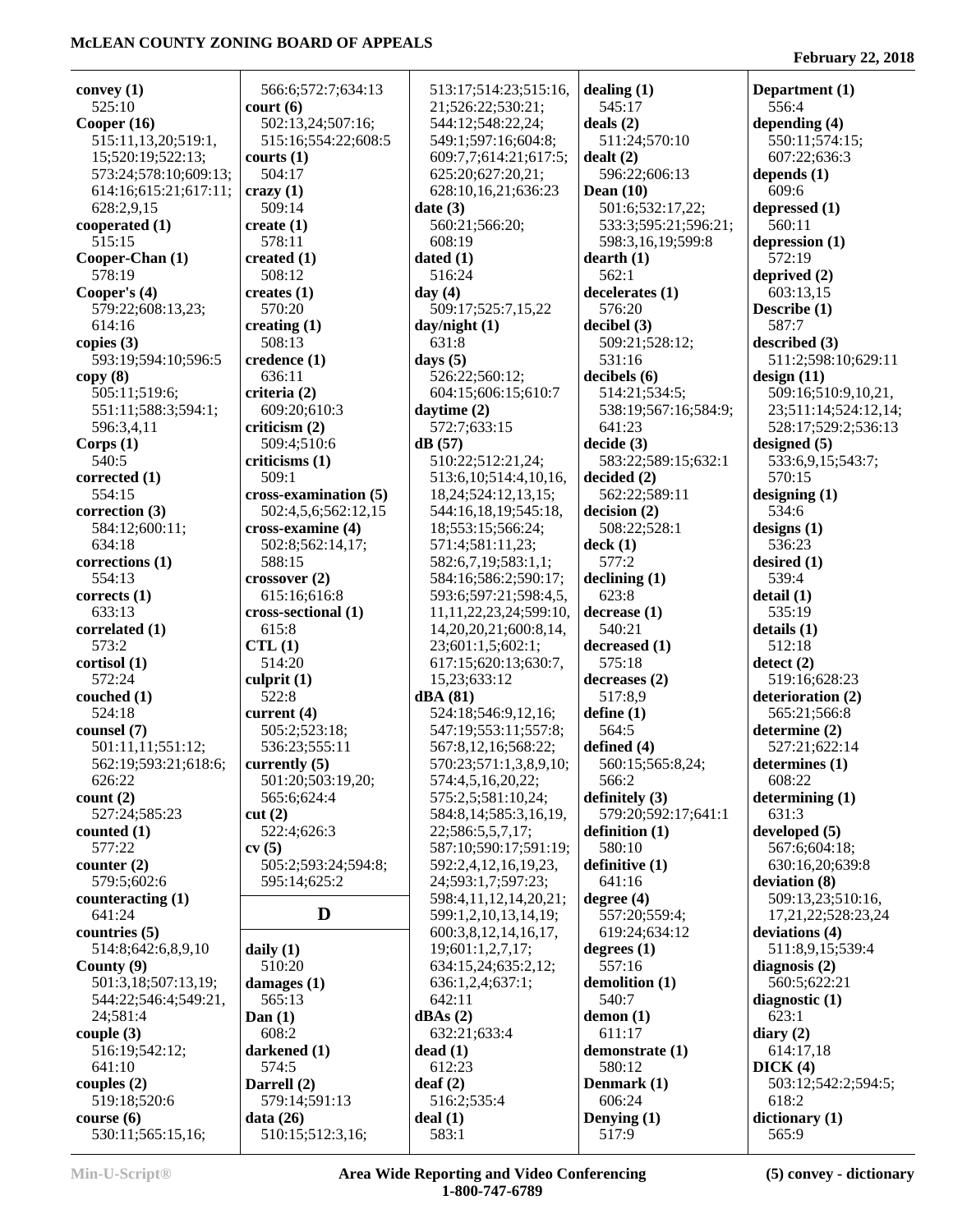**convey (1)**
525:10
**Cooper (16)**
515:11,13,20;519:1,15;520:19;522:13;573:24;578:10;609:13;614:16;615:21;617:11;628:2,9,15
**cooperated (1)**
515:15
**Cooper-Chan (1)**
578:19
**Cooper's (4)**
579:22;608:13,23;614:16
**copies (3)**
593:19;594:10;596:5
**copy (8)**
505:11;519:6;551:11;588:3;594:1;596:3,4,11
**Corps (1)**
540:5
**corrected (1)**
554:15
**correction (3)**
584:12;600:11;634:18
**corrections (1)**
554:13
**corrects (1)**
633:13
**correlated (1)**
573:2
**cortisol (1)**
572:24
**couched (1)**
524:18
**counsel (7)**
501:11,11;551:12;562:19;593:21;618:6;626:22
**count (2)**
527:24;585:23
**counted (1)**
577:22
**counter (2)**
579:5;602:6
**counteracting (1)**
641:24
**countries (5)**
514:8;642:6,8,9,10
**County (9)**
501:3,18;507:13,19;544:22;546:4;549:21,24;581:4
**couple (3)**
516:19;542:12;641:10
**couples (2)**
519:18;520:6
**course (6)**
530:11;565:15,16;566:6;572:7;634:13
**court (6)**
502:13,24;507:16;515:16;554:22;608:5
**courts (1)**
504:17
**crazy (1)**
509:14
**create (1)**
578:11
**created (1)**
508:12
**creates (1)**
570:20
**creating (1)**
508:13
**credence (1)**
636:11
**criteria (2)**
609:20;610:3
**criticism (2)**
509:4;510:6
**criticisms (1)**
509:1
**cross-examination (5)**
502:4,5,6;562:12,15
**cross-examine (4)**
502:8;562:14,17;588:15
**crossover (2)**
615:16;616:8
**cross-sectional (1)**
615:8
**CTL (1)**
514:20
**culprit (1)**
522:8
**current (4)**
505:2;523:18;536:23;555:11
**currently (5)**
501:20;503:19,20;565:6;624:4
**cut (2)**
522:4;626:3
**cv (5)**
505:2;593:24;594:8;595:14;625:2

## D

**daily (1)**
510:20
**damages (1)**
565:13
**Dan (1)**
608:2
**darkened (1)**
574:5
**Darrell (2)**
579:14;591:13
**data (26)**
510:15;512:3,16;513:17;514:23;515:16,21;526:22;530:21;544:12;548:22,24;549:1;597:16;604:8;609:7,7;614:21;617:5;625:20;627:20,21;628:10,16,21;636:23
**date (3)**
560:21;566:20;608:19
**dated (1)**
516:24
**day (4)**
509:17;525:7,15,22
**day/night (1)**
631:8
**days (5)**
526:22;560:12;604:15;606:15;610:7
**daytime (2)**
572:7;633:15
**dB (57)**
510:22;512:21,24;513:6,10;514:4,10,16,18,24;524:12,13,15;544:16,18,19;545:18,18;553:15;566:24;571:4;581:11,23;582:6,7,19;583:1,1;584:16;586:2;590:17;593:6;597:21;598:4,5,11,11,22,23,24;599:10,14,20,20,21;600:8,14,23;601:1,5;602:1;617:15;620:13;630:7,15,23;633:12
**dBA (81)**
524:18;546:9,12,16;547:19;553:11;557:8;567:8,12,16;568:22;570:23;571:1,3,8,9,10;574:4,5,16,20,22;575:2,5;581:10,24;584:8,14;585:3,16,19,22;586:5,5,7,17;587:10;590:17;591:19;592:2,4,12,16,19,23,24;593:1,7;597:23;598:4,11,12,14,20,21;599:1,2,10,13,14,19;600:3,8,12,14,16,17,19;601:1,2,7,17;634:15,24;635:2,12;636:1,2,4;637:1;642:11
**dBAs (2)**
632:21;633:4
**dead (1)**
612:23
**deaf (2)**
516:2;535:4
**deal (1)**
583:1
**dealing (1)**
545:17
**deals (2)**
511:24;570:10
**dealt (2)**
596:22;606:13
**Dean (10)**
501:6;532:17,22;533:3;595:21;596:21;598:3,16,19;599:8
**dearth (1)**
562:1
**decelerates (1)**
576:20
**decibel (3)**
509:21;528:12;531:16
**decibels (6)**
514:21;534:5;538:19;567:16;584:9;641:23
**decide (3)**
583:22;589:15;632:1
**decided (2)**
562:22;589:11
**decision (2)**
508:22;528:1
**deck (1)**
577:2
**declining (1)**
623:8
**decrease (1)**
540:21
**decreased (1)**
575:18
**decreases (2)**
517:8,9
**define (1)**
564:5
**defined (4)**
560:15;565:8,24;566:2
**definitely (3)**
579:20;592:17;641:1
**definition (1)**
580:10
**definitive (1)**
641:16
**degree (4)**
557:20;559:4;619:24;634:12
**degrees (1)**
557:16
**demolition (1)**
540:7
**demon (1)**
611:17
**demonstrate (1)**
580:12
**Denmark (1)**
606:24
**Denying (1)**
517:9
**Department (1)**
556:4
**depending (4)**
550:11;574:15;607:22;636:3
**depends (1)**
609:6
**depressed (1)**
560:11
**depression (1)**
572:19
**deprived (2)**
603:13,15
**Describe (1)**
587:7
**described (3)**
511:2;598:10;629:11
**design (11)**
509:16;510:9,10,21,23;511:14;524:12,14;528:17;529:2;536:13
**designed (5)**
533:6,9,15;543:7;570:15
**designing (1)**
534:6
**designs (1)**
536:23
**desired (1)**
539:4
**detail (1)**
535:19
**details (1)**
512:18
**detect (2)**
519:16;628:23
**deterioration (2)**
565:21;566:8
**determine (2)**
527:21;622:14
**determines (1)**
608:22
**determining (1)**
631:3
**developed (5)**
567:6;604:18;630:16,20;639:8
**deviation (8)**
509:13,23;510:16,17,21,22;528:23,24
**deviations (4)**
511:8,9,15;539:4
**diagnosis (2)**
560:5;622:21
**diagnostic (1)**
623:1
**diary (2)**
614:17,18
**DICK (4)**
503:12;542:2;594:5;618:2
**dictionary (1)**
565:9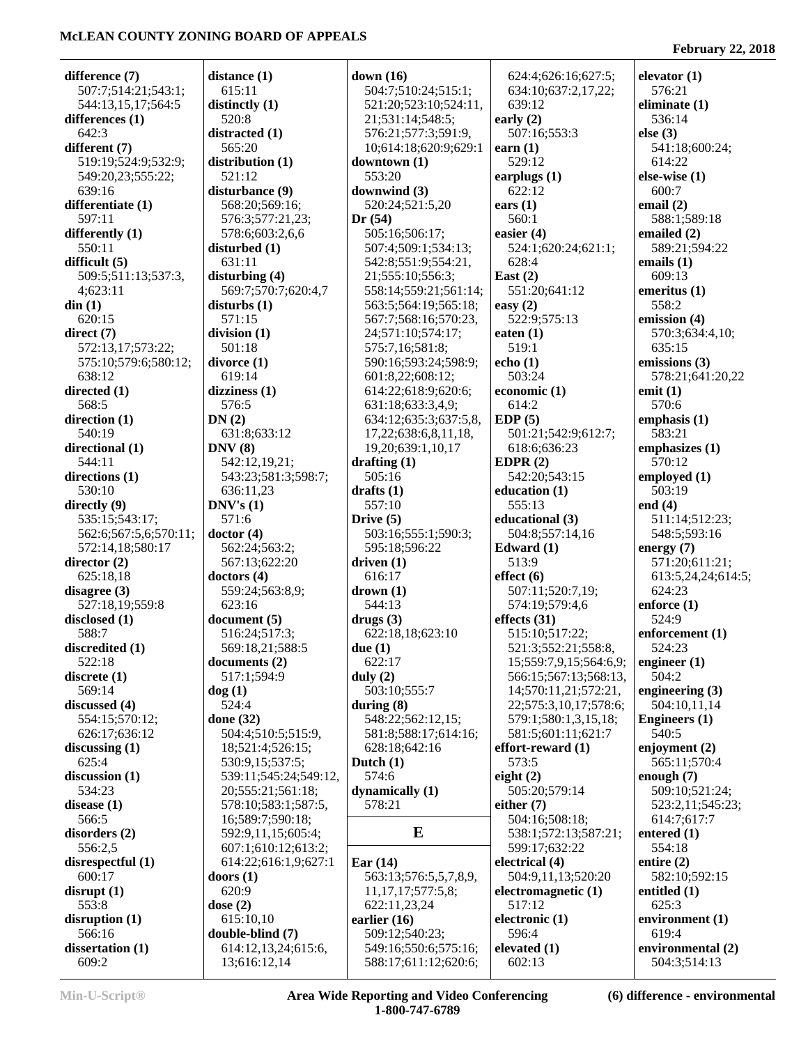**difference (7)**
507:7;514:21;543:1;
544:13,15,17;564:5
**differences (1)**
642:3
**different (7)**
519:19;524:9;532:9;
549:20,23;555:22;
639:16
**differentiate (1)**
597:11
**differently (1)**
550:11
**difficult (5)**
509:5;511:13;537:3,
4;623:11
**din (1)**
620:15
**direct (7)**
572:13,17;573:22;
575:10;579:6;580:12;
638:12
**directed (1)**
568:5
**direction (1)**
540:19
**directional (1)**
544:11
**directions (1)**
530:10
**directly (9)**
535:15;543:17;
562:6;567:5,6;570:11;
572:14,18;580:17
**director (2)**
625:18,18
**disagree (3)**
527:18,19;559:8
**disclosed (1)**
588:7
**discredited (1)**
522:18
**discrete (1)**
569:14
**discussed (4)**
554:15;570:12;
626:17;636:12
**discussing (1)**
625:4
**discussion (1)**
534:23
**disease (1)**
566:5
**disorders (2)**
556:2,5
**disrespectful (1)**
600:17
**disrupt (1)**
553:8
**disruption (1)**
566:16
**dissertation (1)**
609:2

**distance (1)**
615:11
**distinctly (1)**
520:8
**distracted (1)**
565:20
**distribution (1)**
521:12
**disturbance (9)**
568:20;569:16;
576:3;577:21,23;
578:6;603:2,6,6
**disturbed (1)**
631:11
**disturbing (4)**
569:7;570:7;620:4,7
**disturbs (1)**
571:15
**division (1)**
501:18
**divorce (1)**
619:14
**dizziness (1)**
576:5
**DN (2)**
631:8;633:12
**DNV (8)**
542:12,19,21;
543:23;581:3;598:7;
636:11,23
**DNV's (1)**
571:6
**doctor (4)**
562:24;563:2;
567:13;622:20
**doctors (4)**
559:24;563:8,9;
623:16
**document (5)**
516:24;517:3;
569:18,21;588:5
**documents (2)**
517:1;594:9
**dog (1)**
524:4
**done (32)**
504:4;510:5;515:9,
18;521:4;526:15;
530:9,15;537:5;
539:11;545:24;549:12,
20;555:21;561:18;
578:10;583:1;587:5,
16;589:7;590:18;
592:9,11,15;605:4;
607:1;610:12;613:2;
614:22;616:1,9;627:1
**doors (1)**
620:9
**dose (2)**
615:10,10
**double-blind (7)**
614:12,13,24;615:6,
13;616:12,14

**down (16)**
504:7;510:24;515:1;
521:20;523:10;524:11,
21;531:14;548:5;
576:21;577:3;591:9,
10;614:18;620:9;629:1
**downtown (1)**
553:20
**downwind (3)**
520:24;521:5,20
**Dr (54)**
505:16;506:17;
507:4;509:1;534:13;
542:8;551:9;554:21,
21;555:10;556:3;
558:14;559:21;561:14;
563:5;564:19;565:18;
567:7;568:16;570:23,
24;571:10;574:17;
575:7,16;581:8;
590:16;593:24;598:9;
601:8,22;608:12;
614:22;618:9;620:6;
631:18;633:3,4,9;
634:12;635:3;637:5,8,
17,22;638:6,8,11,18,
19,20;639:1,10,17
**drafting (1)**
505:16
**drafts (1)**
557:10
**Drive (5)**
503:16;555:1;590:3;
595:18;596:22
**driven (1)**
616:17
**drown (1)**
544:13
**drugs (3)**
622:18,18;623:10
**due (1)**
622:17
**duly (2)**
503:10;555:7
**during (8)**
548:22;562:12,15;
581:8;588:17;614:16;
628:18;642:16
**Dutch (1)**
574:6
**dynamically (1)**
578:21

## E

**Ear (14)**
563:13;576:5,5,7,8,9,
11,17,17;577:5,8;
622:11,23,24
**earlier (16)**
509:12;540:23;
549:16;550:6;575:16;
588:17;611:12;620:6;
624:4;626:16;627:5;
634:10;637:2,17,22;
639:12
**early (2)**
507:16;553:3
**earn (1)**
529:12
**earplugs (1)**
622:12
**ears (1)**
560:1
**easier (4)**
524:1;620:24;621:1;
628:4
**East (2)**
551:20;641:12
**easy (2)**
522:9;575:13
**eaten (1)**
519:1
**echo (1)**
503:24
**economic (1)**
614:2
**EDP (5)**
501:21;542:9;612:7;
618:6;636:23
**EDPR (2)**
542:20;543:15
**education (1)**
555:13
**educational (3)**
504:8;557:14,16
**Edward (1)**
513:9
**effect (6)**
507:11;520:7,19;
574:19;579:4,6
**effects (31)**
515:10;517:22;
521:3;552:21;558:8,
15;559:7,9,15;564:6,9;
566:15;567:13;568:13,
14;570:11,21;572:21,
22;575:3,10,17;578:6;
579:1;580:1,3,15,18;
581:5;601:11;621:7
**effort-reward (1)**
573:5
**eight (2)**
505:20;579:14
**either (7)**
504:16;508:18;
538:1;572:13;587:21;
599:17;632:22
**electrical (4)**
504:9,11,13;520:20
**electromagnetic (1)**
517:12
**electronic (1)**
596:4
**elevated (1)**
602:13

**elevator (1)**
576:21
**eliminate (1)**
536:14
**else (3)**
541:18;600:24;
614:22
**else-wise (1)**
600:7
**email (2)**
588:1;589:18
**emailed (2)**
589:21;594:22
**emails (1)**
609:13
**emeritus (1)**
558:2
**emission (4)**
570:3;634:4,10;
635:15
**emissions (3)**
578:21;641:20,22
**emit (1)**
570:6
**emphasis (1)**
583:21
**emphasizes (1)**
570:12
**employed (1)**
503:19
**end (4)**
511:14;512:23;
548:5;593:16
**energy (7)**
571:20;611:21;
613:5,24,24;614:5;
624:23
**enforce (1)**
524:9
**enforcement (1)**
524:23
**engineer (1)**
504:2
**engineering (3)**
504:10,11,14
**Engineers (1)**
540:5
**enjoyment (2)**
565:11;570:4
**enough (7)**
509:10;521:24;
523:2,11;545:23;
614:7;617:7
**entered (1)**
554:18
**entire (2)**
582:10;592:15
**entitled (1)**
625:3
**environment (1)**
619:4
**environmental (2)**
504:3;514:13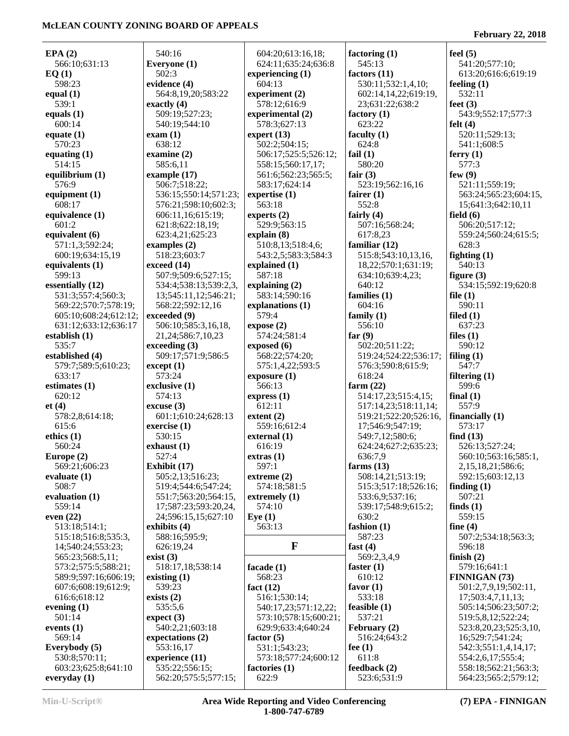**EPA (2)**
566:10;631:13
**EQ (1)**
598:23
**equal (1)**
539:1
**equals (1)**
600:14
**equate (1)**
570:23
**equating (1)**
514:15
**equilibrium (1)**
576:9
**equipment (1)**
608:17
**equivalence (1)**
601:2
**equivalent (6)**
571:1,3;592:24;
600:19;634:15,19
**equivalents (1)**
599:13
**essentially (12)**
531:3;557:4;560:3;
569:22;570:7;578:19;
605:10;608:24;612:12;
631:12;633:12;636:17
**establish (1)**
535:7
**established (4)**
579:7;589:5;610:23;
633:17
**estimates (1)**
620:12
**et (4)**
578:2,8;614:18;
615:6
**ethics (1)**
560:24
**Europe (2)**
569:21;606:23
**evaluate (1)**
508:7
**evaluation (1)**
559:14
**even (22)**
513:18;514:1;
515:18;516:8;535:3,
14;540:24;553:23;
565:23;568:5,11;
573:2;575:5;588:21;
589:9;597:16;606:19;
607:6;608:19;612:9;
616:6;618:12
**evening (1)**
501:14
**events (1)**
569:14
**Everybody (5)**
530:8;570:11;
603:23;625:8;641:10
**everyday (1)**
540:16
**Everyone (1)**
502:3
**evidence (4)**
564:8,19,20;583:22
**exactly (4)**
509:19;527:23;
540:19;544:10
**exam (1)**
638:12
**examine (2)**
585:6,11
**example (17)**
506:7;518:22;
536:15;550:14;571:23;
576:21;598:10;602:3;
606:11,16;615:19;
621:8;622:18,19;
623:4,21;625:23
**examples (2)**
518:23;603:7
**exceed (14)**
507:9;509:6;527:15;
534:4;538:13;539:2,3,
13;545:11,12;546:21;
568:22;592:12,16
**exceeded (9)**
506:10;585:3,16,18,
21,24;586:7,10,23
**exceeding (3)**
509:17;571:9;586:5
**except (1)**
573:24
**exclusive (1)**
574:13
**excuse (3)**
601:1;610:24;628:13
**exercise (1)**
559:16
**exhaust (1)**
527:4
**Exhibit (17)**
505:2,13;516:23;
519:4;544:6;547:24;
551:7;563:20;564:15,
17;587:23;593:20,24,
24;596:15,15;627:10
**exhibits (4)**
588:16;595:9;
626:19,24
**exist (3)**
518:17,18;538:14
**existing (1)**
539:23
**exists (2)**
535:5,6
**expect (3)**
540:2,21;603:18
**expectations (2)**
553:16,17
**experience (11)**
535:22;556:15;
562:20;575:5;577:15;
604:20;613:16,18;
624:11;635:24;636:8
**experiencing (1)**
604:13
**experiment (2)**
578:12;616:9
**experimental (2)**
578:3;627:13
**expert (13)**
502:2;504:15;
506:17;525:5;526:12;
558:15;560:17,17;
561:6;562:23;565:5;
583:17;624:14
**expertise (1)**
563:18
**experts (2)**
529:9;563:15
**explain (8)**
510:8,13;518:4,6;
543:2,5;583:3;584:3
**explained (1)**
587:18
**explaining (2)**
583:14;590:16
**explanations (1)**
579:4
**expose (2)**
574:24;581:4
**exposed (6)**
568:22;574:20;
575:1,4,22;593:5
**exposure (1)**
566:13
**express (1)**
612:11
**extent (2)**
559:16;612:4
**external (1)**
616:19
**extras (1)**
597:1
**extreme (2)**
574:18;581:5
**extremely (1)**
574:10
**Eye (1)**
563:13

## F

**facade (1)**
568:23
**fact (12)**
516:1;530:14;
540:17,23;571:12,22;
573:10;578:15;600:21;
629:9;633:4;640:24
**factor (5)**
531:1;543:23;
573:18;577:24;600:12
**factories (1)**
622:9
**factoring (1)**
545:13
**factors (11)**
530:11;532:1,4,10;
602:14,14,22;619:19,
23;631:22;638:2
**factory (1)**
623:22
**faculty (1)**
624:8
**fail (1)**
580:20
**fair (3)**
523:19;562:16,16
**fairer (1)**
552:8
**fairly (4)**
507:16;568:24;
617:8,23
**familiar (12)**
515:8;543:10,13,16,
18,22;570:1;631:19;
634:10;639:4,23;
640:12
**families (1)**
604:16
**family (1)**
556:10
**far (9)**
502:20;511:22;
519:24;524:22;536:17;
576:3;590:8;615:9;
618:24
**farm (22)**
514:17,23;515:4,15;
517:14,23;518:11,14;
519:21;522:20;526:16,
17;546:9;547:19;
549:7,12;580:6;
624:24;627:2;635:23;
636:7,9
**farms (13)**
508:14,21;513:19;
515:3;517:18;526:16;
533:6,9;537:16;
539:17;548:9;615:2;
630:2
**fashion (1)**
587:23
**fast (4)**
569:2,3,4,9
**faster (1)**
610:12
**favor (1)**
533:18
**feasible (1)**
537:21
**February (2)**
516:24;643:2
**fee (1)**
611:8
**feedback (2)**
523:6;531:9
**feel (5)**
541:20;577:10;
613:20;616:6;619:19
**feeling (1)**
532:11
**feet (3)**
543:9;552:17;577:3
**felt (4)**
520:11;529:13;
541:1;608:5
**ferry (1)**
577:3
**few (9)**
521:11;559:19;
563:24;565:23;604:15,
15;641:3;642:10,11
**field (6)**
506:20;517:12;
559:24;560:24;615:5;
628:3
**fighting (1)**
540:13
**figure (3)**
534:15;592:19;620:8
**file (1)**
590:11
**filed (1)**
637:23
**files (1)**
590:12
**filing (1)**
547:7
**filtering (1)**
599:6
**final (1)**
557:9
**financially (1)**
573:17
**find (13)**
526:13;527:24;
560:10;563:16;585:1,
2,15,18,21;586:6;
592:15;603:12,13
**finding (1)**
507:21
**finds (1)**
559:15
**fine (4)**
507:2;534:18;563:3;
596:18
**finish (2)**
579:16;641:1
**FINNIGAN (73)**
501:2,7,9,19;502:11,
17;503:4,7,11,13;
505:14;506:23;507:2;
519:5,8,12;522:24;
523:8,20,23;525:3,10,
16;529:7;541:24;
542:3;551:1,4,14,17;
554:2,6,17;555:4;
558:18;562:21;563:3;
564:23;565:2;579:12;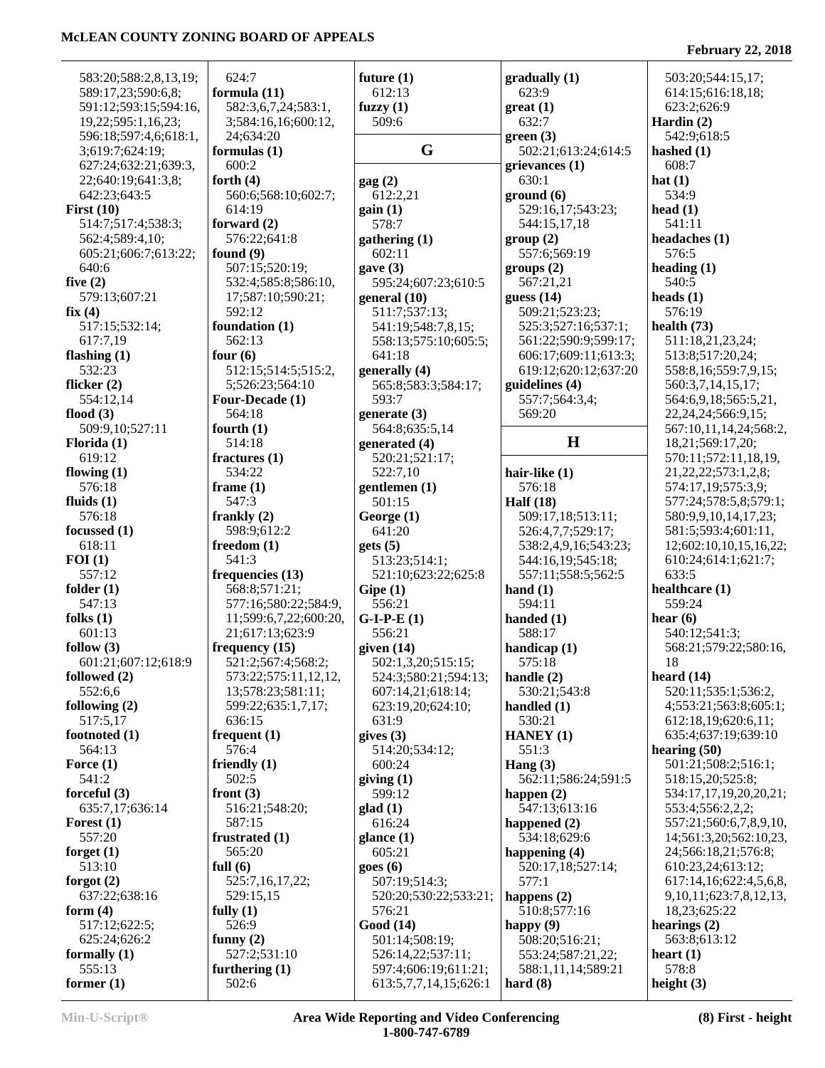583:20;588:2,8,13,19;
589:17,23;590:6,8;
591:12;593:15;594:16,
19,22;595:1,16,23;
596:18;597:4,6;618:1,
3;619:7;624:19;
627:24;632:21;639:3,
22;640:19;641:3,8;
642:23;643:5

**First (10)**
514:7;517:4;538:3;
562:4;589:4,10;
605:21;606:7;613:22;
640:6

**five (2)**
579:13;607:21

**fix (4)**
517:15;532:14;
617:7,19

**flashing (1)**
532:23

**flicker (2)**
554:12,14

**flood (3)**
509:9,10;527:11

**Florida (1)**
619:12

**flowing (1)**
576:18

**fluids (1)**
576:18

**focussed (1)**
618:11

**FOI (1)**
557:12

**folder (1)**
547:13

**folks (1)**
601:13

**follow (3)**
601:21;607:12;618:9

**followed (2)**
552:6,6

**following (2)**
517:5,17

**footnoted (1)**
564:13

**Force (1)**
541:2

**forceful (3)**
635:7,17;636:14

**Forest (1)**
557:20

**forget (1)**
513:10

**forgot (2)**
637:22;638:16

**form (4)**
517:12;622:5;
625:24;626:2

**formally (1)**
555:13

**former (1)**
624:7

**formula (11)**
582:3,6,7,24;583:1,
3;584:16,16;600:12,
24;634:20

**formulas (1)**
600:2

**forth (4)**
560:6;568:10;602:7;
614:19

**forward (2)**
576:22;641:8

**found (9)**
507:15;520:19;
532:4;585:8;586:10,
17;587:10;590:21;
592:12

**foundation (1)**
562:13

**four (6)**
512:15;514:5;515:2,
5;526:23;564:10

**Four-Decade (1)**
564:18

**fourth (1)**
514:18

**fractures (1)**
534:22

**frame (1)**
547:3

**frankly (2)**
598:9;612:2

**freedom (1)**
541:3

**frequencies (13)**
568:8;571:21;
577:16;580:22;584:9,
11;599:6,7,22;600:20,
21;617:13;623:9

**frequency (15)**
521:2;567:4;568:2;
573:22;575:11,12,12,
13;578:23;581:11;
599:22;635:1,7,17;
636:15

**frequent (1)**
576:4

**friendly (1)**
502:5

**front (3)**
516:21;548:20;
587:15

**frustrated (1)**
565:20

**full (6)**
525:7,16,17,22;
529:15,15

**fully (1)**
526:9

**funny (2)**
527:2;531:10

**furthering (1)**
502:6

**future (1)**
612:13

**fuzzy (1)**
509:6

## G

**gag (2)**
612:2,21

**gain (1)**
578:7

**gathering (1)**
602:11

**gave (3)**
595:24;607:23;610:5

**general (10)**
511:7;537:13;
541:19;548:7,8,15;
558:13;575:10;605:5;
641:18

**generally (4)**
565:8;583:3;584:17;
593:7

**generate (3)**
564:8;635:5,14

**generated (4)**
520:21;521:17;
522:7,10

**gentlemen (1)**
501:15

**George (1)**
641:20

**gets (5)**
513:23;514:1;
521:10;623:22;625:8

**Gipe (1)**
556:21

**G-I-P-E (1)**
556:21

**given (14)**
502:1,3,20;515:15;
524:3;580:21;594:13;
607:14,21;618:14;
623:19,20;624:10;
631:9

**gives (3)**
514:20;534:12;
600:24

**giving (1)**
599:12

**glad (1)**
616:24

**glance (1)**
605:21

**goes (6)**
507:19;514:3;
520:20;530:22;533:21;
576:21

**Good (14)**
501:14;508:19;
526:14,22;537:11;
597:4;606:19;611:21;
613:5,7,7,14,15;626:1

**gradually (1)**
623:9

**great (1)**
632:7

**green (3)**
502:21;613:24;614:5

**grievances (1)**
630:1

**ground (6)**
529:16,17;543:23;
544:15,17,18

**group (2)**
557:6;569:19

**groups (2)**
567:21,21

**guess (14)**
509:21;523:23;
525:3;527:16;537:1;
561:22;590:9;599:17;
606:17;609:11;613:3;
619:12;620:12;637:20

**guidelines (4)**
557:7;564:3,4;
569:20

## H

**hair-like (1)**
576:18

**Half (18)**
509:17,18;513:11;
526:4,7,7;529:17;
538:2,4,9,16;543:23;
544:16,19;545:18;
557:11;558:5;562:5

**hand (1)**
594:11

**handed (1)**
588:17

**handicap (1)**
575:18

**handle (2)**
530:21;543:8

**handled (1)**
530:21

**HANEY (1)**
551:3

**Hang (3)**
562:11;586:24;591:5

**happen (2)**
547:13;613:16

**happened (2)**
534:18;629:6

**happening (4)**
520:17,18;527:14;
577:1

**happens (2)**
510:8;577:16

**happy (9)**
508:20;516:21;
553:24;587:21,22;
588:1,11,14;589:21

**hard (8)**
503:20;544:15,17;
614:15;616:18,18;
623:2;626:9

**Hardin (2)**
542:9;618:5

**hashed (1)**
608:7

**hat (1)**
534:9

**head (1)**
541:11

**headaches (1)**
576:5

**heading (1)**
540:5

**heads (1)**
576:19

**health (73)**
511:18,21,23,24;
513:8;517:20,24;
558:8,16;559:7,9,15;
560:3,7,14,15,17;
564:6,9,18;565:5,21,
22,24,24;566:9,15;
567:10,11,14,24;568:2,
18,21;569:17,20;
570:11;572:11,18,19,
21,22,22;573:1,2,8;
574:17,19;575:3,9;
577:24;578:5,8;579:1;
580:9,9,10,14,17,23;
581:5;593:4;601:11,
12;602:10,10,15,16,22;
610:24;614:1;621:7;
633:5

**healthcare (1)**
559:24

**hear (6)**
540:12;541:3;
568:21;579:22;580:16,
18

**heard (14)**
520:11;535:1;536:2,
4;553:21;563:8;605:1;
612:18,19;620:6,11;
635:4;637:19;639:10

**hearing (50)**
501:21;508:2;516:1;
518:15,20;525:8;
534:17,17,19,20,20,21;
553:4;556:2,2,2;
557:21;560:6,7,8,9,10,
14;561:3,20;562:10,23,
24;566:18,21;576:8;
610:23,24;613:12;
617:14,16;622:4,5,6,8,
9,10,11;623:7,8,12,13,
18,23;625:22

**hearings (2)**
563:8;613:12

**heart (1)**
578:8

**height (3)**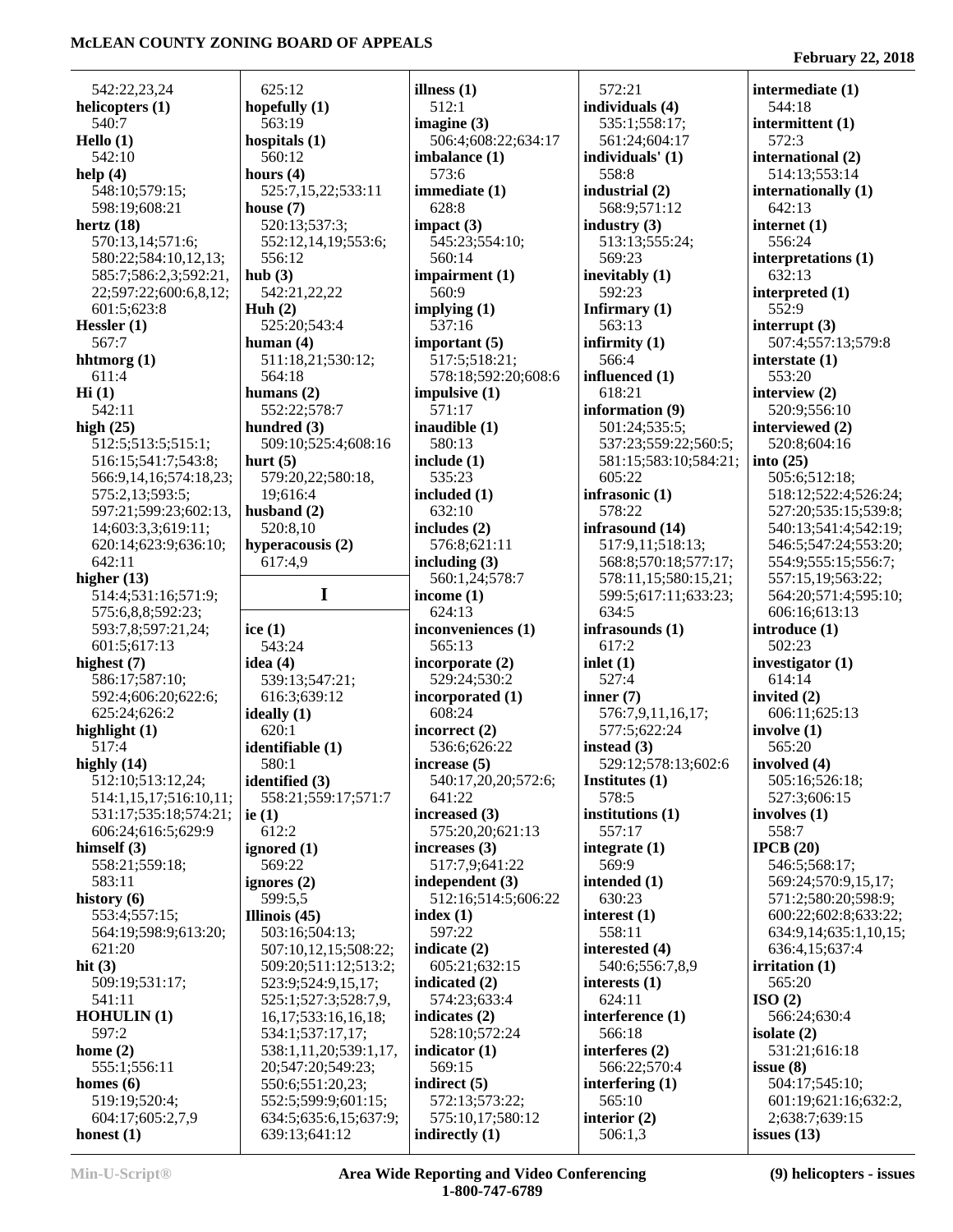542:22,23,24
**helicopters (1)**
540:7
**Hello (1)**
542:10
**help (4)**
548:10;579:15;
598:19;608:21
**hertz (18)**
570:13,14;571:6;
580:22;584:10,12,13;
585:7;586:2,3;592:21,
22;597:22;600:6,8,12;
601:5;623:8
**Hessler (1)**
567:7
**hhtmorg (1)**
611:4
**Hi (1)**
542:11
**high (25)**
512:5;513:5;515:1;
516:15;541:7;543:8;
566:9,14,16;574:18,23;
575:2,13;593:5;
597:21;599:23;602:13,
14;603:3,3;619:11;
620:14;623:9;636:10;
642:11
**higher (13)**
514:4;531:16;571:9;
575:6,8,8;592:23;
593:7,8;597:21,24;
601:5;617:13
**highest (7)**
586:17;587:10;
592:4;606:20;622:6;
625:24;626:2
**highlight (1)**
517:4
**highly (14)**
512:10;513:12,24;
514:1,15,17;516:10,11;
531:17;535:18;574:21;
606:24;616:5;629:9
**himself (3)**
558:21;559:18;
583:11
**history (6)**
553:4;557:15;
564:19;598:9;613:20;
621:20
**hit (3)**
509:19;531:17;
541:11
**HOHULIN (1)**
597:2
**home (2)**
555:1;556:11
**homes (6)**
519:19;520:4;
604:17;605:2,7,9
**honest (1)**
625:12
**hopefully (1)**
563:19
**hospitals (1)**
560:12
**hours (4)**
525:7,15,22;533:11
**house (7)**
520:13;537:3;
552:12,14,19;553:6;
556:12
**hub (3)**
542:21,22,22
**Huh (2)**
525:20;543:4
**human (4)**
511:18,21;530:12;
564:18
**humans (2)**
552:22;578:7
**hundred (3)**
509:10;525:4;608:16
**hurt (5)**
579:20,22;580:18,
19;616:4
**husband (2)**
520:8,10
**hyperacousis (2)**
617:4,9

## I

**ice (1)**
543:24
**idea (4)**
539:13;547:21;
616:3;639:12
**ideally (1)**
620:1
**identifiable (1)**
580:1
**identified (3)**
558:21;559:17;571:7
**ie (1)**
612:2
**ignored (1)**
569:22
**ignores (2)**
599:5,5
**Illinois (45)**
503:16;504:13;
507:10,12,15;508:22;
509:20;511:12;513:2;
523:9;524:9,15,17;
525:1;527:3;528:7,9,
16,17;533:16,16,18;
534:1;537:17,17;
538:1,11,20;539:1,17,
20;547:20;549:23;
550:6;551:20,23;
552:5;599:9;601:15;
634:5;635:6,15;637:9;
639:13;641:12
**illness (1)**
512:1
**imagine (3)**
506:4;608:22;634:17
**imbalance (1)**
573:6
**immediate (1)**
628:8
**impact (3)**
545:23;554:10;
560:14
**impairment (1)**
560:9
**implying (1)**
537:16
**important (5)**
517:5;518:21;
578:18;592:20;608:6
**impulsive (1)**
571:17
**inaudible (1)**
580:13
**include (1)**
535:23
**included (1)**
632:10
**includes (2)**
576:8;621:11
**including (3)**
560:1,24;578:7
**income (1)**
624:13
**inconveniences (1)**
565:13
**incorporate (2)**
529:24;530:2
**incorporated (1)**
608:24
**incorrect (2)**
536:6;626:22
**increase (5)**
540:17,20,20;572:6;
641:22
**increased (3)**
575:20,20;621:13
**increases (3)**
517:7,9;641:22
**independent (3)**
512:16;514:5;606:22
**index (1)**
597:22
**indicate (2)**
605:21;632:15
**indicated (2)**
574:23;633:4
**indicates (2)**
528:10;572:24
**indicator (1)**
569:15
**indirect (5)**
572:13;573:22;
575:10,17;580:12
**indirectly (1)**
572:21
**individuals (4)**
535:1;558:17;
561:24;604:17
**individuals' (1)**
558:8
**industrial (2)**
568:9;571:12
**industry (3)**
513:13;555:24;
569:23
**inevitably (1)**
592:23
**Infirmary (1)**
563:13
**infirmity (1)**
566:4
**influenced (1)**
618:21
**information (9)**
501:24;535:5;
537:23;559:22;560:5;
581:15;583:10;584:21;
605:22
**infrasonic (1)**
578:22
**infrasound (14)**
517:9,11;518:13;
568:8;570:18;577:17;
578:11,15;580:15,21;
599:5;617:11;633:23;
634:5
**infrasounds (1)**
617:2
**inlet (1)**
527:4
**inner (7)**
576:7,9,11,16,17;
577:5;622:24
**instead (3)**
529:12;578:13;602:6
**Institutes (1)**
578:5
**institutions (1)**
557:17
**integrate (1)**
569:9
**intended (1)**
630:23
**interest (1)**
558:11
**interested (4)**
540:6;556:7,8,9
**interests (1)**
624:11
**interference (1)**
566:18
**interferes (2)**
566:22;570:4
**interfering (1)**
565:10
**interior (2)**
506:1,3
**intermediate (1)**
544:18
**intermittent (1)**
572:3
**international (2)**
514:13;553:14
**internationally (1)**
642:13
**internet (1)**
556:24
**interpretations (1)**
632:13
**interpreted (1)**
552:9
**interrupt (3)**
507:4;557:13;579:8
**interstate (1)**
553:20
**interview (2)**
520:9;556:10
**interviewed (2)**
520:8;604:16
**into (25)**
505:6;512:18;
518:12;522:4;526:24;
527:20;535:15;539:8;
540:13;541:4;542:19;
546:5;547:24;553:20;
554:9;555:15;556:7;
557:15,19;563:22;
564:20;571:4;595:10;
606:16;613:13
**introduce (1)**
502:23
**investigator (1)**
614:14
**invited (2)**
606:11;625:13
**involve (1)**
565:20
**involved (4)**
505:16;526:18;
527:3;606:15
**involves (1)**
558:7
**IPCB (20)**
546:5;568:17;
569:24;570:9,15,17;
571:2;580:20;598:9;
600:22;602:8;633:22;
634:9,14;635:1,10,15;
636:4,15;637:4
**irritation (1)**
565:20
**ISO (2)**
566:24;630:4
**isolate (2)**
531:21;616:18
**issue (8)**
504:17;545:10;
601:19;621:16;632:2,
2;638:7;639:15
**issues (13)**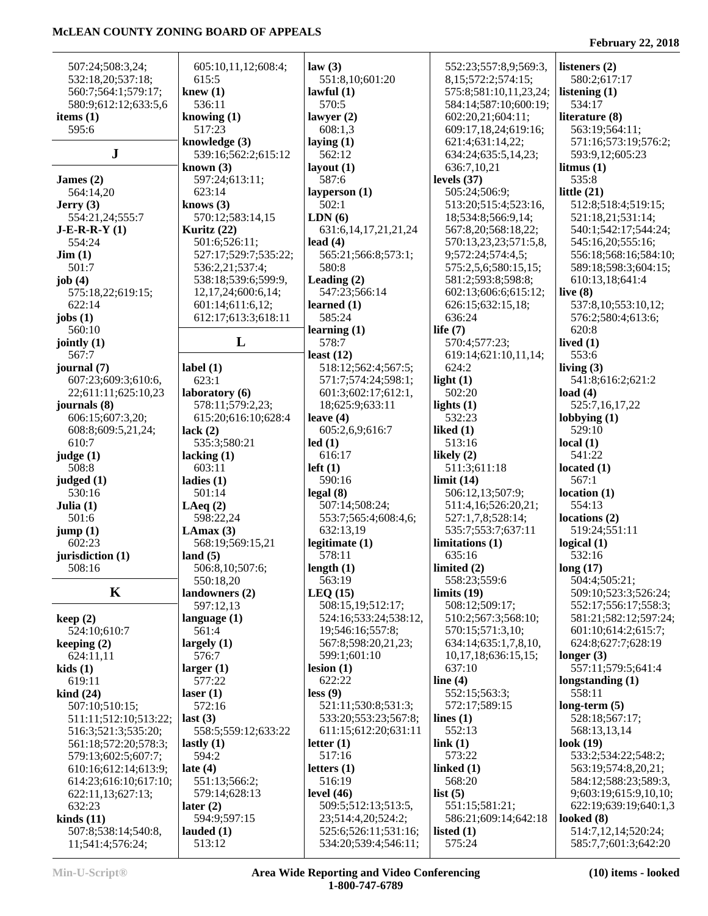507:24;508:3,24;
532:18,20;537:18;
560:7;564:1;579:17;
580:9;612:12;633:5,6

**items (1)**
595:6

## J

**James (2)**
564:14,20
**Jerry (3)**
554:21,24;555:7
**J-E-R-R-Y (1)**
554:24
**Jim (1)**
501:7
**job (4)**
575:18,22;619:15;
622:14
**jobs (1)**
560:10
**jointly (1)**
567:7
**journal (7)**
607:23;609:3;610:6,
22;611:11;625:10,23
**journals (8)**
606:15;607:3,20;
608:8;609:5,21,24;
610:7
**judge (1)**
508:8
**judged (1)**
530:16
**Julia (1)**
501:6
**jump (1)**
602:23
**jurisdiction (1)**
508:16

## K

**keep (2)**
524:10;610:7
**keeping (2)**
624:11,11
**kids (1)**
619:11
**kind (24)**
507:10;510:15;
511:11;512:10;513:22;
516:3;521:3;535:20;
561:18;572:20;578:3;
579:13;602:5;607:7;
610:16;612:14;613:9;
614:23;616:10;617:10;
622:11,13;627:13;
632:23
**kinds (11)**
507:8;538:14;540:8,
11;541:4;576:24;
605:10,11,12;608:4;
615:5
**knew (1)**
536:11
**knowing (1)**
517:23
**knowledge (3)**
539:16;562:2;615:12
**known (3)**
597:24;613:11;
623:14
**knows (3)**
570:12;583:14,15
**Kuritz (22)**
501:6;526:11;
527:17;529:7;535:22;
536:2,21;537:4;
538:18;539:6;599:9,
12,17,24;600:6,14;
601:14;611:6,12;
612:17;613:3;618:11

## L

**label (1)**
623:1
**laboratory (6)**
578:11;579:2,23;
615:20;616:10;628:4
**lack (2)**
535:3;580:21
**lacking (1)**
603:11
**ladies (1)**
501:14
**LAeq (2)**
598:22,24
**LAmax (3)**
568:19;569:15,21
**land (5)**
506:8,10;507:6;
550:18,20
**landowners (2)**
597:12,13
**language (1)**
561:4
**largely (1)**
576:7
**larger (1)**
577:22
**laser (1)**
572:16
**last (3)**
558:5;559:12;633:22
**lastly (1)**
594:2
**late (4)**
551:13;566:2;
579:14;628:13
**later (2)**
594:9;597:15
**lauded (1)**
513:12
**law (3)**
551:8,10;601:20
**lawful (1)**
570:5
**lawyer (2)**
608:1,3
**laying (1)**
562:12
**layout (1)**
587:6
**layperson (1)**
502:1
**LDN (6)**
631:6,14,17,21,21,24
**lead (4)**
565:21;566:8;573:1;
580:8
**Leading (2)**
547:23;566:14
**learned (1)**
585:24
**learning (1)**
578:7
**least (12)**
518:12;562:4;567:5;
571:7;574:24;598:1;
601:3;602:17;612:1,
18;625:9;633:11
**leave (4)**
605:2,6,9;616:7
**led (1)**
616:17
**left (1)**
590:16
**legal (8)**
507:14;508:24;
553:7;565:4;608:4,6;
632:13,19
**legitimate (1)**
578:11
**length (1)**
563:19
**LEQ (15)**
508:15,19;512:17;
524:16;533:24;538:12,
19;546:16;557:8;
567:8;598:20,21,23;
599:1;601:10
**lesion (1)**
622:22
**less (9)**
521:11;530:8;531:3;
533:20;553:23;567:8;
611:15;612:20;631:11
**letter (1)**
517:16
**letters (1)**
516:19
**level (46)**
509:5;512:13;513:5,
23;514:4,20;524:2;
525:6;526:11;531:16;
534:20;539:4;546:11;
552:23;557:8,9;569:3,
8,15;572:2;574:15;
575:8;581:10,11,23,24;
584:14;587:10;600:19;
602:20,21;604:11;
609:17,18,24;619:16;
621:4;631:14,22;
634:24;635:5,14,23;
636:7,10,21
**levels (37)**
505:24;506:9;
513:20;515:4;523:16,
18;534:8;566:9,14;
567:8,20;568:18,22;
570:13,23,23;571:5,8,
9;572:24;574:4,5;
575:2,5,6;580:15,15;
581:2;593:8;598:8;
602:13;606:6;615:12;
626:15;632:15,18;
636:24
**life (7)**
570:4;577:23;
619:14;621:10,11,14;
624:2
**light (1)**
502:20
**lights (1)**
532:23
**liked (1)**
513:16
**likely (2)**
511:3;611:18
**limit (14)**
506:12,13;507:9;
511:4,16;526:20,21;
527:1,7,8;528:14;
535:7;553:7;637:11
**limitations (1)**
635:16
**limited (2)**
558:23;559:6
**limits (19)**
508:12;509:17;
510:2;567:3;568:10;
570:15;571:3,10;
634:14;635:1,7,8,10,
10,17,18;636:15,15;
637:10
**line (4)**
552:15;563:3;
572:17;589:15
**lines (1)**
552:13
**link (1)**
573:22
**linked (1)**
568:20
**list (5)**
551:15;581:21;
586:21;609:14;642:18
**listed (1)**
575:24
**listeners (2)**
580:2;617:17
**listening (1)**
534:17
**literature (8)**
563:19;564:11;
571:16;573:19;576:2;
593:9,12;605:23
**litmus (1)**
535:8
**little (21)**
512:8;518:4;519:15;
521:18,21;531:14;
540:1;542:17;544:24;
545:16,20;555:16;
556:18;568:16;584:10;
589:18;598:3;604:15;
610:13,18;641:4
**live (8)**
537:8,10;553:10,12;
576:2;580:4;613:6;
620:8
**lived (1)**
553:6
**living (3)**
541:8;616:2;621:2
**load (4)**
525:7,16,17,22
**lobbying (1)**
529:10
**local (1)**
541:22
**located (1)**
567:1
**location (1)**
554:13
**locations (2)**
519:24;551:11
**logical (1)**
532:16
**long (17)**
504:4;505:21;
509:10;523:3;526:24;
552:17;556:17;558:3;
581:21;582:12;597:24;
601:10;614:2;615:7;
624:8;627:7;628:19
**longer (3)**
557:11;579:5;641:4
**longstanding (1)**
558:11
**long-term (5)**
528:18;567:17;
568:13,13,14
**look (19)**
533:2;534:22;548:2;
563:19;574:8,20,21;
584:12;588:23;589:3,
9;603:19;615:9,10,10;
622:19;639:19;640:1,3
**looked (8)**
514:7,12,14;520:24;
585:7,7;601:3;642:20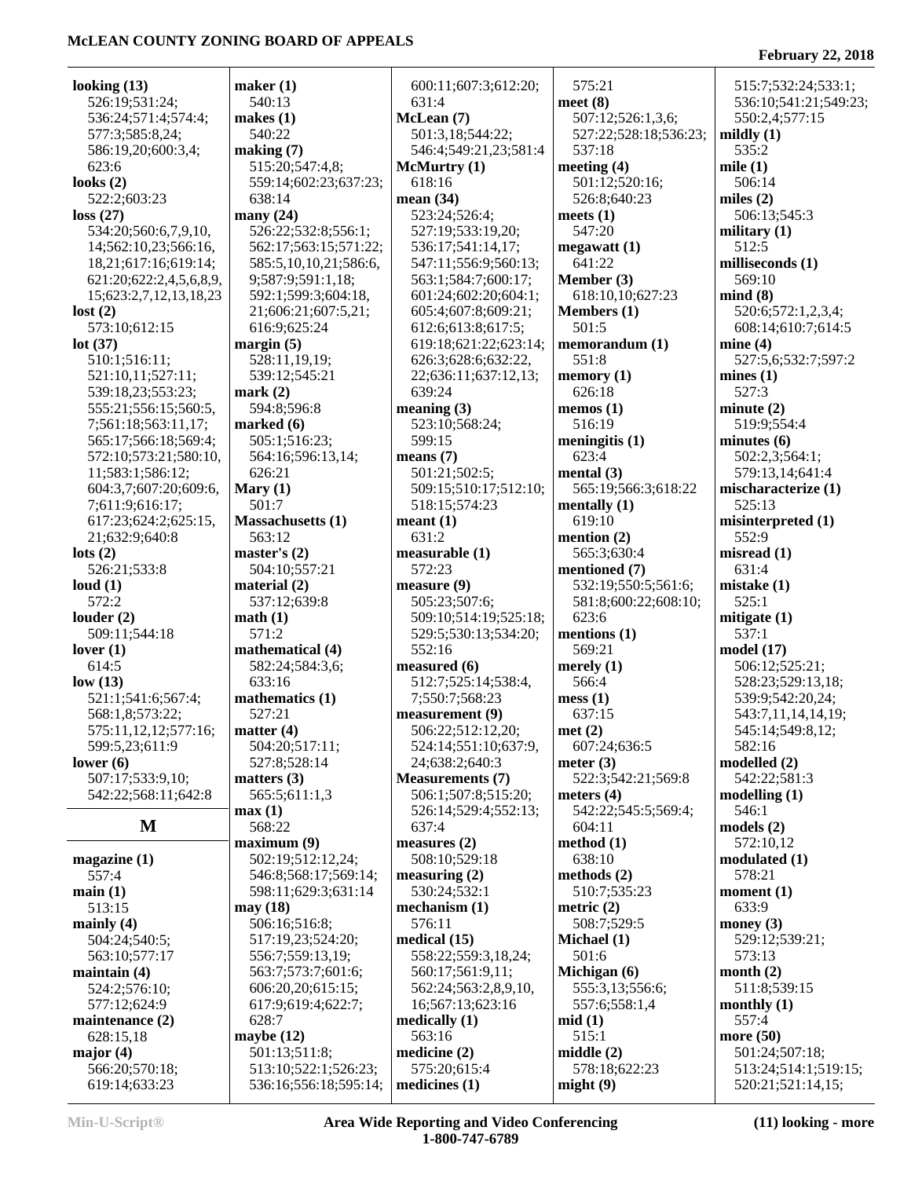**looking (13)**
526:19;531:24;
536:24;571:4;574:4;
577:3;585:8,24;
586:19,20;600:3,4;
623:6
**looks (2)**
522:2;603:23
**loss (27)**
534:20;560:6,7,9,10,
14;562:10,23;566:16,
18,21;617:16;619:14;
621:20;622:2,4,5,6,8,9,
15;623:2,7,12,13,18,23
**lost (2)**
573:10;612:15
**lot (37)**
510:1;516:11;
521:10,11;527:11;
539:18,23;553:23;
555:21;556:15;560:5,
7;561:18;563:11,17;
565:17;566:18;569:4;
572:10;573:21;580:10,
11;583:1;586:12;
604:3,7;607:20;609:6,
7;611:9;616:17;
617:23;624:2;625:15,
21;632:9;640:8
**lots (2)**
526:21;533:8
**loud (1)**
572:2
**louder (2)**
509:11;544:18
**lover (1)**
614:5
**low (13)**
521:1;541:6;567:4;
568:1,8;573:22;
575:11,12,12;577:16;
599:5,23;611:9
**lower (6)**
507:17;533:9,10;
542:22;568:11;642:8

## M

**magazine (1)**
557:4
**main (1)**
513:15
**mainly (4)**
504:24;540:5;
563:10;577:17
**maintain (4)**
524:2;576:10;
577:12;624:9
**maintenance (2)**
628:15,18
**major (4)**
566:20;570:18;
619:14;633:23
**maker (1)**
540:13
**makes (1)**
540:22
**making (7)**
515:20;547:4,8;
559:14;602:23;637:23;
638:14
**many (24)**
526:22;532:8;556:1;
562:17;563:15;571:22;
585:5,10,10,21;586:6,
9;587:9;591:1,18;
592:1;599:3;604:18,
21;606:21;607:5,21;
616:9;625:24
**margin (5)**
528:11,19,19;
539:12;545:21
**mark (2)**
594:8;596:8
**marked (6)**
505:1;516:23;
564:16;596:13,14;
626:21
**Mary (1)**
501:7
**Massachusetts (1)**
563:12
**master's (2)**
504:10;557:21
**material (2)**
537:12;639:8
**math (1)**
571:2
**mathematical (4)**
582:24;584:3,6;
633:16
**mathematics (1)**
527:21
**matter (4)**
504:20;517:11;
527:8;528:14
**matters (3)**
565:5;611:1,3
**max (1)**
568:22
**maximum (9)**
502:19;512:12,24;
546:8;568:17;569:14;
598:11;629:3;631:14
**may (18)**
506:16;516:8;
517:19,23;524:20;
556:7;559:13,19;
563:7;573:7;601:6;
606:20,20;615:15;
617:9;619:4;622:7;
628:7
**maybe (12)**
501:13;511:8;
513:10;522:1;526:23;
536:16;556:18;595:14;
600:11;607:3;612:20;
631:4
**McLean (7)**
501:3,18;544:22;
546:4;549:21,23;581:4
**McMurtry (1)**
618:16
**mean (34)**
523:24;526:4;
527:19;533:19,20;
536:17;541:14,17;
547:11;556:9;560:13;
563:1;584:7;600:17;
601:24;602:20;604:1;
605:4;607:8;609:21;
612:6;613:8;617:5;
619:18;621:22;623:14;
626:3;628:6;632:22,
22;636:11;637:12,13;
639:24
**meaning (3)**
523:10;568:24;
599:15
**means (7)**
501:21;502:5;
509:15;510:17;512:10;
518:15;574:23
**meant (1)**
631:2
**measurable (1)**
572:23
**measure (9)**
505:23;507:6;
509:10;514:19;525:18;
529:5;530:13;534:20;
552:16
**measured (6)**
512:7;525:14;538:4,
7;550:7;568:23
**measurement (9)**
506:22;512:12,20;
524:14;551:10;637:9,
24;638:2;640:3
**Measurements (7)**
506:1;507:8;515:20;
526:14;529:4;552:13;
637:4
**measures (2)**
508:10;529:18
**measuring (2)**
530:24;532:1
**mechanism (1)**
576:11
**medical (15)**
558:22;559:3,18,24;
560:17;561:9,11;
562:24;563:2,8,9,10,
16;567:13;623:16
**medically (1)**
563:16
**medicine (2)**
575:20;615:4
**medicines (1)**
575:21
**meet (8)**
507:12;526:1,3,6;
527:22;528:18;536:23;
537:18
**meeting (4)**
501:12;520:16;
526:8;640:23
**meets (1)**
547:20
**megawatt (1)**
641:22
**Member (3)**
618:10,10;627:23
**Members (1)**
501:5
**memorandum (1)**
551:8
**memory (1)**
626:18
**memos (1)**
516:19
**meningitis (1)**
623:4
**mental (3)**
565:19;566:3;618:22
**mentally (1)**
619:10
**mention (2)**
565:3;630:4
**mentioned (7)**
532:19;550:5;561:6;
581:8;600:22;608:10;
623:6
**mentions (1)**
569:21
**merely (1)**
566:4
**mess (1)**
637:15
**met (2)**
607:24;636:5
**meter (3)**
522:3;542:21;569:8
**meters (4)**
542:22;545:5;569:4;
604:11
**method (1)**
638:10
**methods (2)**
510:7;535:23
**metric (2)**
508:7;529:5
**Michael (1)**
501:6
**Michigan (6)**
555:3,13;556:6;
557:6;558:1,4
**mid (1)**
515:1
**middle (2)**
578:18;622:23
**might (9)**
515:7;532:24;533:1;
536:10;541:21;549:23;
550:2,4;577:15
**mildly (1)**
535:2
**mile (1)**
506:14
**miles (2)**
506:13;545:3
**military (1)**
512:5
**milliseconds (1)**
569:10
**mind (8)**
520:6;572:1,2,3,4;
608:14;610:7;614:5
**mine (4)**
527:5,6;532:7;597:2
**mines (1)**
527:3
**minute (2)**
519:9;554:4
**minutes (6)**
502:2,3;564:1;
579:13,14;641:4
**mischaracterize (1)**
525:13
**misinterpreted (1)**
552:9
**misread (1)**
631:4
**mistake (1)**
525:1
**mitigate (1)**
537:1
**model (17)**
506:12;525:21;
528:23;529:13,18;
539:9;542:20,24;
543:7,11,14,14,19;
545:14;549:8,12;
582:16
**modelled (2)**
542:22;581:3
**modelling (1)**
546:1
**models (2)**
572:10,12
**modulated (1)**
578:21
**moment (1)**
633:9
**money (3)**
529:12;539:21;
573:13
**month (2)**
511:8;539:15
**monthly (1)**
557:4
**more (50)**
501:24;507:18;
513:24;514:1;519:15;
520:21;521:14,15;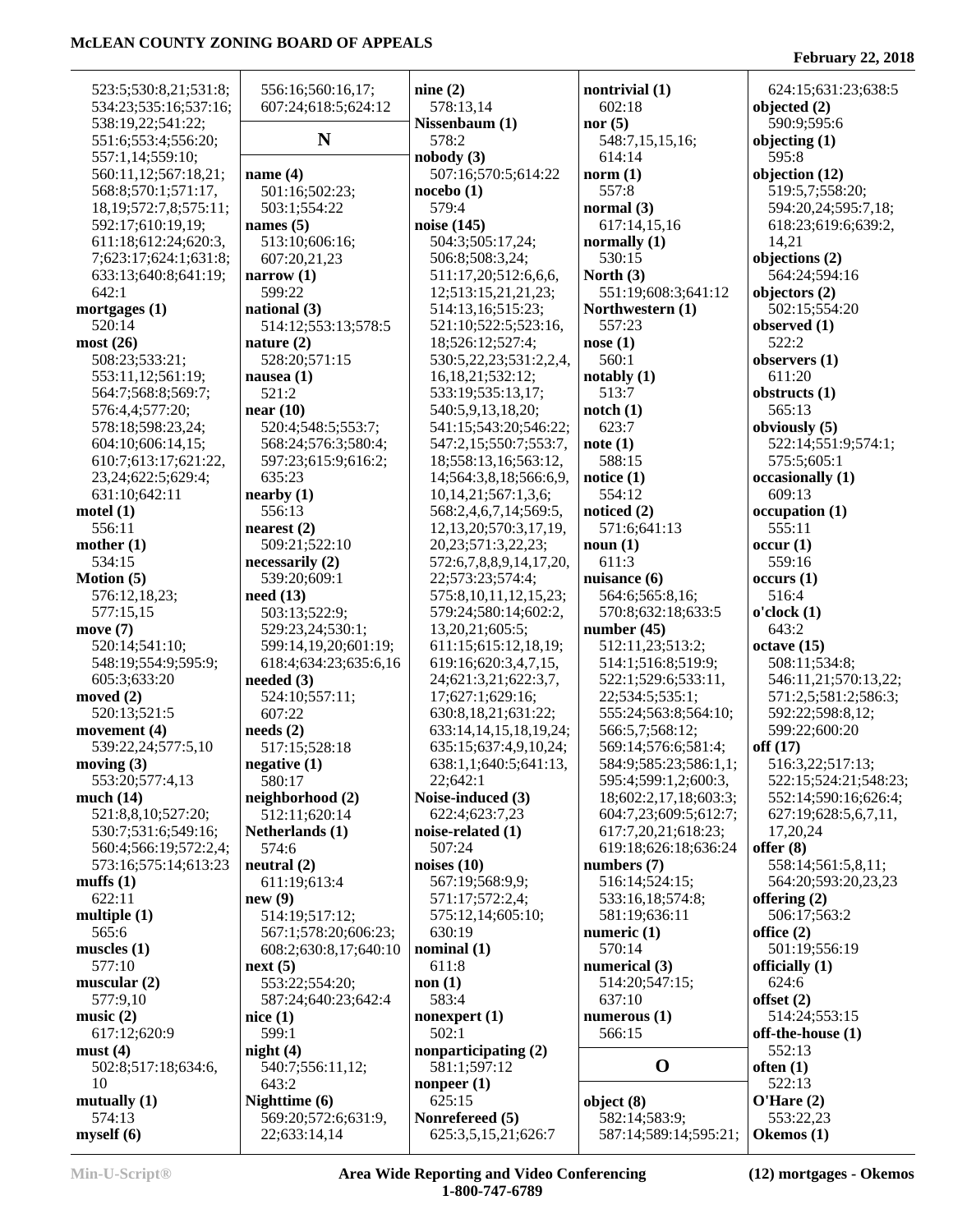523:5;530:8,21;531:8;
534:23;535:16;537:16;
538:19,22;541:22;
551:6;553:4;556:20;
557:1,14;559:10;
560:11,12;567:18,21;
568:8;570:1;571:17,
18,19;572:7,8;575:11;
592:17;610:19,19;
611:18;612:24;620:3,
7;623:17;624:1;631:8;
633:13;640:8;641:19;
642:1

**mortgages (1)**
520:14

**most (26)**
508:23;533:21;
553:11,12;561:19;
564:7;568:8;569:7;
576:4,4;577:20;
578:18;598:23,24;
604:10;606:14,15;
610:7;613:17;621:22,
23,24;622:5;629:4;
631:10;642:11

**motel (1)**
556:11

**mother (1)**
534:15

**Motion (5)**
576:12,18,23;
577:15,15

**move (7)**
520:14;541:10;
548:19;554:9;595:9;
605:3;633:20

**moved (2)**
520:13;521:5

**movement (4)**
539:22,24;577:5,10

**moving (3)**
553:20;577:4,13

**much (14)**
521:8,8,10;527:20;
530:7;531:6;549:16;
560:4;566:19;572:2,4;
573:16;575:14;613:23

**muffs (1)**
622:11

**multiple (1)**
565:6

**muscles (1)**
577:10

**muscular (2)**
577:9,10

**music (2)**
617:12;620:9

**must (4)**
502:8;517:18;634:6,
10

**mutually (1)**
574:13

**myself (6)**
556:16;560:16,17;
607:24;618:5;624:12

## N

**name (4)**
501:16;502:23;
503:1;554:22

**names (5)**
513:10;606:16;
607:20,21,23

**narrow (1)**
599:22

**national (3)**
514:12;553:13;578:5

**nature (2)**
528:20;571:15

**nausea (1)**
521:2

**near (10)**
520:4;548:5;553:7;
568:24;576:3;580:4;
597:23;615:9;616:2;
635:23

**nearby (1)**
556:13

**nearest (2)**
509:21;522:10

**necessarily (2)**
539:20;609:1

**need (13)**
503:13;522:9;
529:23,24;530:1;
599:14,19,20;601:19;
618:4;634:23;635:6,16

**needed (3)**
524:10;557:11;
607:22

**needs (2)**
517:15;528:18

**negative (1)**
580:17

**neighborhood (2)**
512:11;620:14

**Netherlands (1)**
574:6

**neutral (2)**
611:19;613:4

**new (9)**
514:19;517:12;
567:1;578:20;606:23;
608:2;630:8,17;640:10

**next (5)**
553:22;554:20;
587:24;640:23;642:4

**nice (1)**
599:1

**night (4)**
540:7;556:11,12;
643:2

**Nighttime (6)**
569:20;572:6;631:9,
22;633:14,14

**nine (2)**
578:13,14

**Nissenbaum (1)**
578:2

**nobody (3)**
507:16;570:5;614:22

**nocebo (1)**
579:4

**noise (145)**
504:3;505:17,24;
506:8;508:3,24;
511:17,20;512:6,6,6,
12;513:15,21,21,23;
514:13,16;515:23;
521:10;522:5;523:16,
18;526:12;527:4;
530:5,22,23;531:2,2,4,
16,18,21;532:12;
533:19;535:13,17;
540:5,9,13,18,20;
541:15;543:20;546:22;
547:2,15;550:7;553:7,
18;558:13,16;563:12,
14;564:3,8,18;566:6,9,
10,14,21;567:1,3,6;
568:2,4,6,7,14;569:5,
12,13,20;570:3,17,19,
20,23;571:3,22,23;
572:6,7,8,8,9,14,17,20,
22;573:23;574:4;
575:8,10,11,12,15,23;
579:24;580:14;602:2,
13,20,21;605:5;
611:15;615:12,18,19;
619:16;620:3,4,7,15,
24;621:3,21;622:3,7,
17;627:1;629:16;
630:8,18,21;631:22;
633:14,14,15,18,19,24;
635:15;637:4,9,10,24;
638:1,1;640:5;641:13,
22;642:1

**Noise-induced (3)**
622:4;623:7,23

**noise-related (1)**
507:24

**noises (10)**
567:19;568:9,9;
571:17;572:2,4;
575:12,14;605:10;
630:19

**nominal (1)**
611:8

**non (1)**
583:4

**nonexpert (1)**
502:1

**nonparticipating (2)**
581:1;597:12

**nonpeer (1)**
625:15

**Nonrefereed (5)**
625:3,5,15,21;626:7

**nontrivial (1)**
602:18

**nor (5)**
548:7,15,15,16;
614:14

**norm (1)**
557:8

**normal (3)**
617:14,15,16

**normally (1)**
530:15

**North (3)**
551:19;608:3;641:12

**Northwestern (1)**
557:23

**nose (1)**
560:1

**notably (1)**
513:7

**notch (1)**
623:7

**note (1)**
588:15

**notice (1)**
554:12

**noticed (2)**
571:6;641:13

**noun (1)**
611:3

**nuisance (6)**
564:6;565:8,16;
570:8;632:18;633:5

**number (45)**
512:11,23;513:2;
514:1;516:8;519:9;
522:1;529:6;533:11,
22;534:5;535:1;
555:24;563:8;564:10;
566:5,7;568:12;
569:14;576:6;581:4;
584:9;585:23;586:1,1;
595:4;599:1,2;600:3,
18;602:2,17,18;603:3;
604:7,23;609:5;612:7;
617:7,20,21;618:23;
619:18;626:18;636:24

**numbers (7)**
516:14;524:15;
533:16,18;574:8;
581:19;636:11

**numeric (1)**
570:14

**numerical (3)**
514:20;547:15;
637:10

**numerous (1)**
566:15

## O

**object (8)**
582:14;583:9;
587:14;589:14;595:21;
624:15;631:23;638:5

**objected (2)**
590:9;595:6

**objecting (1)**
595:8

**objection (12)**
519:5,7;558:20;
594:20,24;595:7,18;
618:23;619:6;639:2,
14,21

**objections (2)**
564:24;594:16

**objectors (2)**
502:15;554:20

**observed (1)**
522:2

**observers (1)**
611:20

**obstructs (1)**
565:13

**obviously (5)**
522:14;551:9;574:1;
575:5;605:1

**occasionally (1)**
609:13

**occupation (1)**
555:11

**occur (1)**
559:16

**occurs (1)**
516:4

**o'clock (1)**
643:2

**octave (15)**
508:11;534:8;
546:11,21;570:13,22;
571:2,5;581:2;586:3;
592:22;598:8,12;
599:22;600:20

**off (17)**
516:3,22;517:13;
522:15;524:21;548:23;
552:14;590:16;626:4;
627:19;628:5,6,7,11,
17,20,24

**offer (8)**
558:14;561:5,8,11;
564:20;593:20,23,23

**offering (2)**
506:17;563:2

**office (2)**
501:19;556:19

**officially (1)**
624:6

**offset (2)**
514:24;553:15

**off-the-house (1)**
552:13

**often (1)**
522:13

**O'Hare (2)**
553:22,23

**Okemos (1)**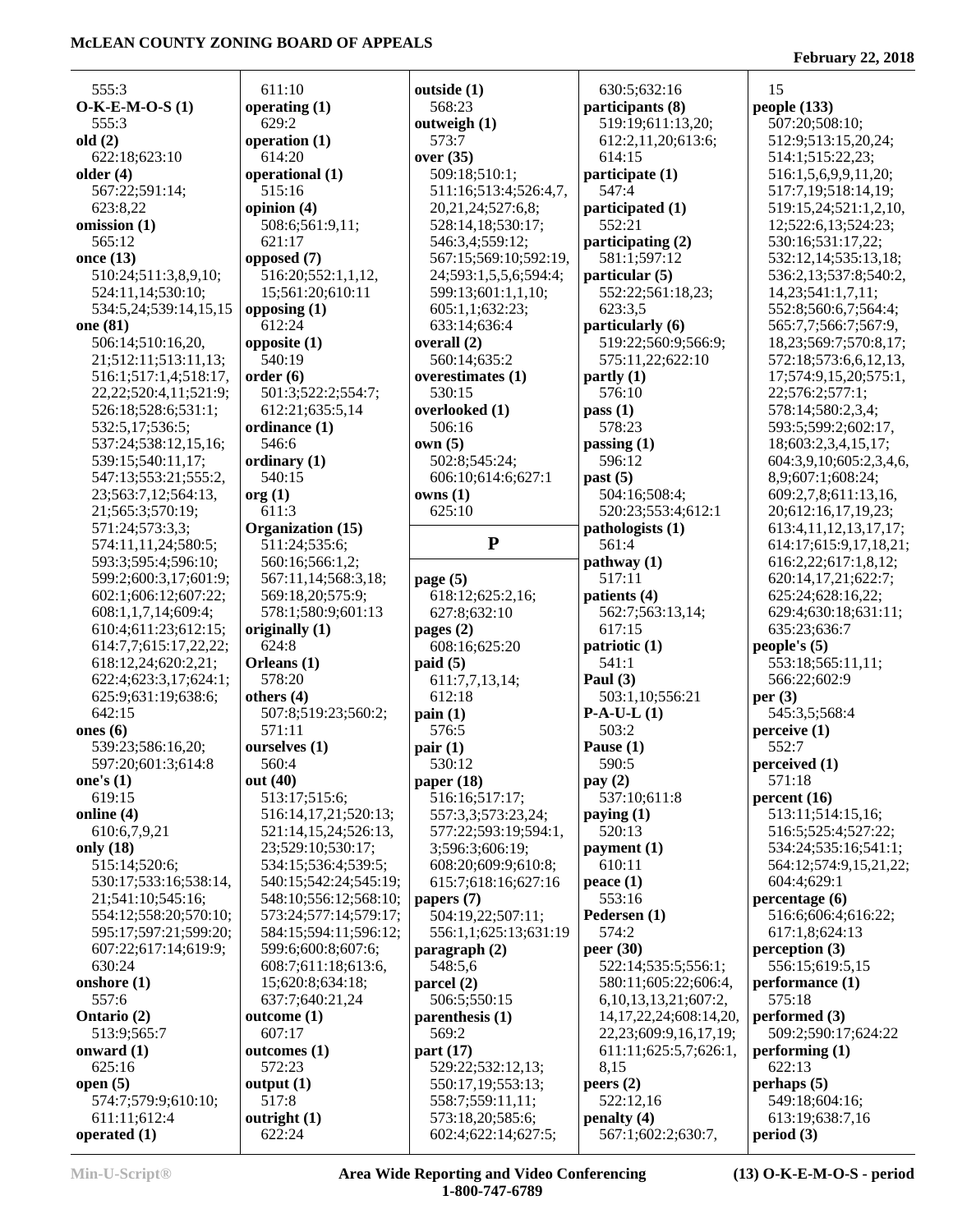555:3
**O-K-E-M-O-S (1)**
555:3
**old (2)**
622:18;623:10
**older (4)**
567:22;591:14;
623:8,22
**omission (1)**
565:12
**once (13)**
510:24;511:3,8,9,10;
524:11,14;530:10;
534:5,24;539:14,15,15
**one (81)**
506:14;510:16,20,
21;512:11;513:11,13;
516:1;517:1,4;518:17,
22,22;520:4,11;521:9;
526:18;528:6;531:1;
532:5,17;536:5;
537:24;538:12,15,16;
539:15;540:11,17;
547:13;553:21;555:2,
23;563:7,12;564:13,
21;565:3;570:19;
571:24;573:3,3;
574:11,11,24;580:5;
593:3;595:4;596:10;
599:2;600:3,17;601:9;
602:1;606:12;607:22;
608:1,1,7,14;609:4;
610:4;611:23;612:15;
614:7,7;615:17,22,22;
618:12,24;620:2,21;
622:4;623:3,17;624:1;
625:9;631:19;638:6;
642:15
**ones (6)**
539:23;586:16,20;
597:20;601:3;614:8
**one's (1)**
619:15
**online (4)**
610:6,7,9,21
**only (18)**
515:14;520:6;
530:17;533:16;538:14,
21;541:10;545:16;
554:12;558:20;570:10;
595:17;597:21;599:20;
607:22;617:14;619:9;
630:24
**onshore (1)**
557:6
**Ontario (2)**
513:9;565:7
**onward (1)**
625:16
**open (5)**
574:7;579:9;610:10;
611:11;612:4
**operated (1)**
611:10
**operating (1)**
629:2
**operation (1)**
614:20
**operational (1)**
515:16
**opinion (4)**
508:6;561:9,11;
621:17
**opposed (7)**
516:20;552:1,1,12,
15;561:20;610:11
**opposing (1)**
612:24
**opposite (1)**
540:19
**order (6)**
501:3;522:2;554:7;
612:21;635:5,14
**ordinance (1)**
546:6
**ordinary (1)**
540:15
**org (1)**
611:3
**Organization (15)**
511:24;535:6;
560:16;566:1,2;
567:11,14;568:3,18;
569:18,20;575:9;
578:1;580:9;601:13
**originally (1)**
624:8
**Orleans (1)**
578:20
**others (4)**
507:8;519:23;560:2;
571:11
**ourselves (1)**
560:4
**out (40)**
513:17;515:6;
516:14,17,21;520:13;
521:14,15,24;526:13,
23;529:10;530:17;
534:15;536:4;539:5;
540:15;542:24;545:19;
548:10;556:12;568:10;
573:24;577:14;579:17;
584:15;594:11;596:12;
599:6;600:8;607:6;
608:7;611:18;613:6,
15;620:8;634:18;
637:7;640:21,24
**outcome (1)**
607:17
**outcomes (1)**
572:23
**output (1)**
517:8
**outright (1)**
622:24
**outside (1)**
568:23
**outweigh (1)**
573:7
**over (35)**
509:18;510:1;
511:15;513:4;526:4,7,
20,21,24;527:6,8;
528:14,18;530:17;
546:3,4;559:12;
567:15;569:10;592:19,
24;593:1,5,5,6;594:4;
599:13;601:1,1,10;
605:1,1;632:23;
633:14;636:4
**overall (2)**
560:14;635:2
**overestimates (1)**
530:15
**overlooked (1)**
506:16
**own (5)**
502:8;545:24;
606:10;614:6;627:1
**owns (1)**
625:10

## P

**page (5)**
618:12;625:2,16;
627:8;632:10
**pages (2)**
608:16;625:20
**paid (5)**
611:7,7,13,14;
612:18
**pain (1)**
576:5
**pair (1)**
530:12
**paper (18)**
516:16;517:17;
557:3,3;573:23,24;
577:22;593:19;594:1,
3;596:3;606:19;
608:20;609:9;610:8;
615:7;618:16;627:16
**papers (7)**
504:19,22;507:11;
556:1,1;625:13;631:19
**paragraph (2)**
548:5,6
**parcel (2)**
506:5;550:15
**parenthesis (1)**
569:2
**part (17)**
529:22;532:12,13;
550:17,19;553:13;
558:7;559:11,11;
573:18,20;585:6;
602:4;622:14;627:5;
630:5;632:16
**participants (8)**
519:19;611:13,20;
612:2,11,20;613:6;
614:15
**participate (1)**
547:4
**participated (1)**
552:21
**participating (2)**
581:1;597:12
**particular (5)**
552:22;561:18,23;
623:3,5
**particularly (6)**
519:22;560:9;566:9;
575:11,22;622:10
**partly (1)**
576:10
**pass (1)**
578:23
**passing (1)**
596:12
**past (5)**
504:16;508:4;
520:23;553:4;612:1
**pathologists (1)**
561:4
**pathway (1)**
517:11
**patients (4)**
562:7;563:13,14;
617:15
**patriotic (1)**
541:1
**Paul (3)**
503:1,10;556:21
**P-A-U-L (1)**
503:2
**Pause (1)**
590:5
**pay (2)**
537:10;611:8
**paying (1)**
520:13
**payment (1)**
610:11
**peace (1)**
553:16
**Pedersen (1)**
574:2
**peer (30)**
522:14;535:5;556:1;
580:11;605:22;606:4,
6,10,13,13,21;607:2,
14,17,22,24;608:14,20,
22,23;609:9,16,17,19;
611:11;625:5,7;626:1,
8,15
**peers (2)**
522:12,16
**penalty (4)**
567:1;602:2;630:7,
15
**people (133)**
507:20;508:10;
512:9;513:15,20,24;
514:1;515:22,23;
516:1,5,6,9,9,11,20;
517:7,19;518:14,19;
519:15,24;521:1,2,10,
12;522:6,13;524:23;
530:16;531:17,22;
532:12,14;535:13,18;
536:2,13;537:8;540:2,
14,23;541:1,7,11;
552:8;560:6,7;564:4;
565:7,7;566:7;567:9,
18,23;569:7;570:8,17;
572:18;573:6,6,12,13,
17;574:9,15,20;575:1,
22;576:2;577:1;
578:14;580:2,3,4;
593:5;599:2;602:17,
18;603:2,3,4,15,17;
604:3,9,10;605:2,3,4,6,
8,9;607:1;608:24;
609:2,7,8;611:13,16,
20;612:16,17,19,23;
613:4,11,12,13,17,17;
614:17;615:9,17,18,21;
616:2,22;617:1,8,12;
620:14,17,21;622:7;
625:24;628:16,22;
629:4;630:18;631:11;
635:23;636:7
**people's (5)**
553:18;565:11,11;
566:22;602:9
**per (3)**
545:3,5;568:4
**perceive (1)**
552:7
**perceived (1)**
571:18
**percent (16)**
513:11;514:15,16;
516:5;525:4;527:22;
534:24;535:16;541:1;
564:12;574:9,15,21,22;
604:4;629:1
**percentage (6)**
516:6;606:4;616:22;
617:1,8;624:13
**perception (3)**
556:15;619:5,15
**performance (1)**
575:18
**performed (3)**
509:2;590:17;624:22
**performing (1)**
622:13
**perhaps (5)**
549:18;604:16;
613:19;638:7,16
**period (3)**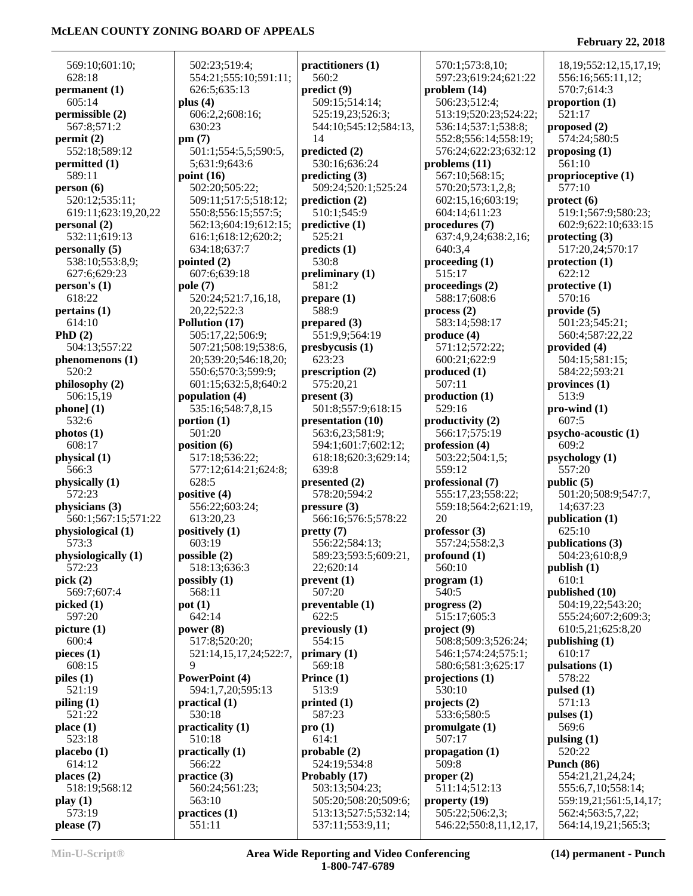569:10;601:10;
628:18
**permanent (1)**
605:14
**permissible (2)**
567:8;571:2
**permit (2)**
552:18;589:12
**permitted (1)**
589:11
**person (6)**
520:12;535:11;
619:11;623:19,20,22
**personal (2)**
532:11;619:13
**personally (5)**
538:10;553:8,9;
627:6;629:23
**person's (1)**
618:22
**pertains (1)**
614:10
**PhD (2)**
504:13;557:22
**phenomenons (1)**
520:2
**philosophy (2)**
506:15,19
**phone] (1)**
532:6
**photos (1)**
608:17
**physical (1)**
566:3
**physically (1)**
572:23
**physicians (3)**
560:1;567:15;571:22
**physiological (1)**
573:3
**physiologically (1)**
572:23
**pick (2)**
569:7;607:4
**picked (1)**
597:20
**picture (1)**
600:4
**pieces (1)**
608:15
**piles (1)**
521:19
**piling (1)**
521:22
**place (1)**
523:18
**placebo (1)**
614:12
**places (2)**
518:19;568:12
**play (1)**
573:19
**please (7)**
502:23;519:4;
554:21;555:10;591:11;
626:5;635:13
**plus (4)**
606:2,2;608:16;
630:23
**pm (7)**
501:1;554:5,5;590:5,
5;631:9;643:6
**point (16)**
502:20;505:22;
509:11;517:5;518:12;
550:8;556:15;557:5;
562:13;604:19;612:15;
616:1;618:12;620:2;
634:18;637:7
**pointed (2)**
607:6;639:18
**pole (7)**
520:24;521:7,16,18,
20,22;522:3
**Pollution (17)**
505:17,22;506:9;
507:21;508:19;538:6,
20;539:20;546:18,20;
550:6;570:3;599:9;
601:15;632:5,8;640:2
**population (4)**
535:16;548:7,8,15
**portion (1)**
501:20
**position (6)**
517:18;536:22;
577:12;614:21;624:8;
628:5
**positive (4)**
556:22;603:24;
613:20,23
**positively (1)**
603:19
**possible (2)**
518:13;636:3
**possibly (1)**
568:11
**pot (1)**
642:14
**power (8)**
517:8;520:20;
521:14,15,17,24;522:7,
9
**PowerPoint (4)**
594:1,7,20;595:13
**practical (1)**
530:18
**practicality (1)**
510:18
**practically (1)**
566:22
**practice (3)**
560:24;561:23;
563:10
**practices (1)**
551:11
**practitioners (1)**
560:2
**predict (9)**
509:15;514:14;
525:19,23;526:3;
544:10;545:12;584:13,
14
**predicted (2)**
530:16;636:24
**predicting (3)**
509:24;520:1;525:24
**prediction (2)**
510:1;545:9
**predictive (1)**
525:21
**predicts (1)**
530:8
**preliminary (1)**
581:2
**prepare (1)**
588:9
**prepared (3)**
551:9,9;564:19
**presbycusis (1)**
623:23
**prescription (2)**
575:20,21
**present (3)**
501:8;557:9;618:15
**presentation (10)**
563:6,23;581:9;
594:1;601:7;602:12;
618:18;620:3;629:14;
639:8
**presented (2)**
578:20;594:2
**pressure (3)**
566:16;576:5;578:22
**pretty (7)**
556:22;584:13;
589:23;593:5;609:21,
22;620:14
**prevent (1)**
507:20
**preventable (1)**
622:5
**previously (1)**
554:15
**primary (1)**
569:18
**Prince (1)**
513:9
**printed (1)**
587:23
**pro (1)**
614:1
**probable (2)**
524:19;534:8
**Probably (17)**
503:13;504:23;
505:20;508:20;509:6;
513:13;527:5;532:14;
537:11;553:9,11;
570:1;573:8,10;
597:23;619:24;621:22
**problem (14)**
506:23;512:4;
513:19;520:23;524:22;
536:14;537:1;538:8;
552:8;556:14;558:19;
576:24;622:23;632:12
**problems (11)**
567:10;568:15;
570:20;573:1,2,8;
602:15,16;603:19;
604:14;611:23
**procedures (7)**
637:4,9,24;638:2,16;
640:3,4
**proceeding (1)**
515:17
**proceedings (2)**
588:17;608:6
**process (2)**
583:14;598:17
**produce (4)**
571:12;572:22;
600:21;622:9
**produced (1)**
507:11
**production (1)**
529:16
**productivity (2)**
566:17;575:19
**profession (4)**
503:22;504:1,5;
559:12
**professional (7)**
555:17,23;558:22;
559:18;564:2;621:19,
20
**professor (3)**
557:24;558:2,3
**profound (1)**
560:10
**program (1)**
540:5
**progress (2)**
515:17;605:3
**project (9)**
508:8;509:3;526:24;
546:1;574:24;575:1;
580:6;581:3;625:17
**projections (1)**
530:10
**projects (2)**
533:6;580:5
**promulgate (1)**
507:17
**propagation (1)**
509:8
**proper (2)**
511:14;512:13
**property (19)**
505:22;506:2,3;
546:22;550:8,11,12,17,
18,19;552:12,15,17,19;
556:16;565:11,12;
570:7;614:3
**proportion (1)**
521:17
**proposed (2)**
574:24;580:5
**proposing (1)**
561:10
**proprioceptive (1)**
577:10
**protect (6)**
519:1;567:9;580:23;
602:9;622:10;633:15
**protecting (3)**
517:20,24;570:17
**protection (1)**
622:12
**protective (1)**
570:16
**provide (5)**
501:23;545:21;
560:4;587:22,22
**provided (4)**
504:15;581:15;
584:22;593:21
**provinces (1)**
513:9
**pro-wind (1)**
607:5
**psycho-acoustic (1)**
609:2
**psychology (1)**
557:20
**public (5)**
501:20;508:9;547:7,
14;637:23
**publication (1)**
625:10
**publications (3)**
504:23;610:8,9
**publish (1)**
610:1
**published (10)**
504:19,22;543:20;
555:24;607:2;609:3;
610:5,21;625:8,20
**publishing (1)**
610:17
**pulsations (1)**
578:22
**pulsed (1)**
571:13
**pulses (1)**
569:6
**pulsing (1)**
520:22
**Punch (86)**
554:21,21,24,24;
555:6,7,10;558:14;
559:19,21;561:5,14,17;
562:4;563:5,7,22;
564:14,19,21;565:3;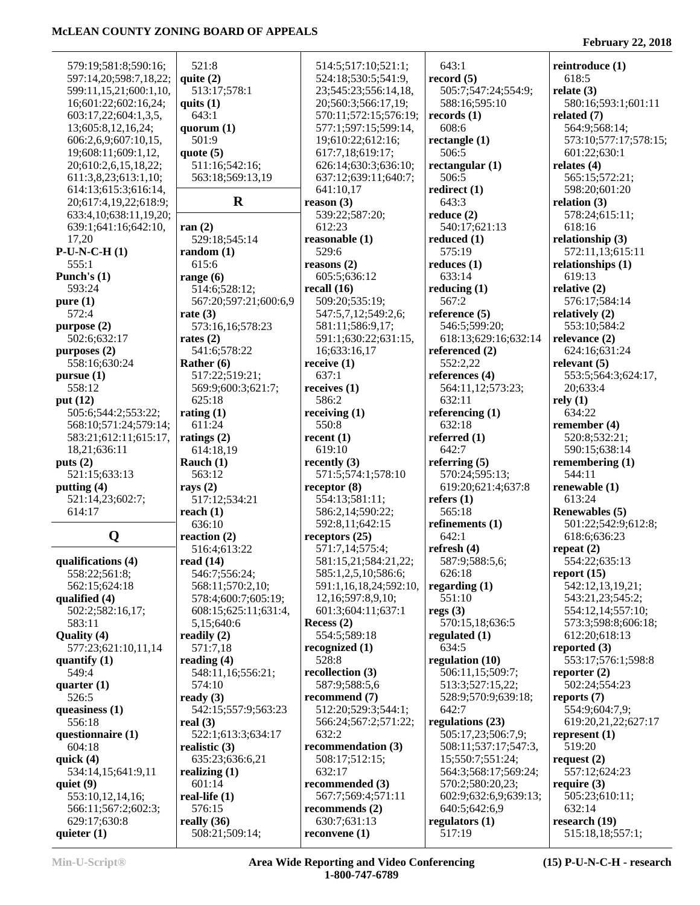579:19;581:8;590:16;
597:14,20;598:7,18,22;
599:11,15,21;600:1,10,
16;601:22;602:16,24;
603:17,22;604:1,3,5,
13;605:8,12,16,24;
606:2,6,9;607:10,15,
19;608:11;609:1,12,
20;610:2,6,15,18,22;
611:3,8,23;613:1,10;
614:13;615:3;616:14,
20;617:4,19,22;618:9;
633:4,10;638:11,19,20;
639:1;641:16;642:10,
17,20

**P-U-N-C-H (1)**
555:1

**Punch's (1)**
593:24

**pure (1)**
572:4

**purpose (2)**
502:6;632:17

**purposes (2)**
558:16;630:24

**pursue (1)**
558:12

**put (12)**
505:6;544:2;553:22;
568:10;571:24;579:14;
583:21;612:11;615:17,
18,21;636:11

**puts (2)**
521:15;633:13

**putting (4)**
521:14,23;602:7;
614:17

## Q

**qualifications (4)**
558:22;561:8;
562:15;624:18

**qualified (4)**
502:2;582:16,17;
583:11

**Quality (4)**
577:23;621:10,11,14

**quantify (1)**
549:4

**quarter (1)**
526:5

**queasiness (1)**
556:18

**questionnaire (1)**
604:18

**quick (4)**
534:14,15;641:9,11

**quiet (9)**
553:10,12,14,16;
566:11;567:2;602:3;
629:17;630:8

**quieter (1)**
521:8

**quite (2)**
513:17;578:1

**quits (1)**
643:1

**quorum (1)**
501:9

**quote (5)**
511:16;542:16;
563:18;569:13,19

## R

**ran (2)**
529:18;545:14

**random (1)**
615:6

**range (6)**
514:6;528:12;
567:20;597:21;600:6,9

**rate (3)**
573:16,16;578:23

**rates (2)**
541:6;578:22

**Rather (6)**
517:22;519:21;
569:9;600:3;621:7;
625:18

**rating (1)**
611:24

**ratings (2)**
614:18,19

**Rauch (1)**
563:12

**rays (2)**
517:12;534:21

**reach (1)**
636:10

**reaction (2)**
516:4;613:22

**read (14)**
546:7;556:24;
568:11;570:2,10;
578:4;600:7;605:19;
608:15;625:11;631:4,
5,15;640:6

**readily (2)**
571:7,18

**reading (4)**
548:11,16;556:21;
574:10

**ready (3)**
542:15;557:9;563:23

**real (3)**
522:1;613:3;634:17

**realistic (3)**
635:23;636:6,21

**realizing (1)**
601:14

**real-life (1)**
576:15

**really (36)**
508:21;509:14;
514:5;517:10;521:1;
524:18;530:5;541:9,
23;545:23;556:14,18,
20;560:3;566:17,19;
570:11;572:15;576:19;
577:1;597:15;599:14,
19;610:22;612:16;
617:7,18;619:17;
626:14;630:3;636:10;
637:12;639:11;640:7;
641:10,17

**reason (3)**
539:22;587:20;
612:23

**reasonable (1)**
529:6

**reasons (2)**
605:5;636:12

**recall (16)**
509:20;535:19;
547:5,7,12;549:2,6;
581:11;586:9,17;
591:1;630:22;631:15,
16;633:16,17

**receive (1)**
637:1

**receives (1)**
586:2

**receiving (1)**
550:8

**recent (1)**
619:10

**recently (3)**
571:5;574:1;578:10

**receptor (8)**
554:13;581:11;
586:2,14;590:22;
592:8,11;642:15

**receptors (25)**
571:7,14;575:4;
581:15,21;584:21,22;
585:1,2,5,10;586:6;
591:1,16,18,24;592:10,
12,16;597:8,9,10;
601:3;604:11;637:1

**Recess (2)**
554:5;589:18

**recognized (1)**
528:8

**recollection (3)**
587:9;588:5,6

**recommend (7)**
512:20;529:3;544:1;
566:24;567:2;571:22;
632:2

**recommendation (3)**
508:17;512:15;
632:17

**recommended (3)**
567:7;569:4;571:11

**recommends (2)**
630:7;631:13

**reconvene (1)**
643:1

**record (5)**
505:7;547:24;554:9;
588:16;595:10

**records (1)**
608:6

**rectangle (1)**
506:5

**rectangular (1)**
506:5

**redirect (1)**
643:3

**reduce (2)**
540:17;621:13

**reduced (1)**
575:19

**reduces (1)**
633:14

**reducing (1)**
567:2

**reference (5)**
546:5;599:20;
618:13;629:16;632:14

**referenced (2)**
552:2,22

**references (4)**
564:11,12;573:23;
632:11

**referencing (1)**
632:18

**referred (1)**
642:7

**referring (5)**
570:24;595:13;
619:20;621:4;637:8

**refers (1)**
565:18

**refinements (1)**
642:1

**refresh (4)**
587:9;588:5,6;
626:18

**regarding (1)**
551:10

**regs (3)**
570:15,18;636:5

**regulated (1)**
634:5

**regulation (10)**
506:11,15;509:7;
513:3;527:15,22;
528:9;570:9;639:18;
642:7

**regulations (23)**
505:17,23;506:7,9;
508:11;537:17;547:3,
15;550:7;551:24;
564:3;568:17;569:24;
570:2;580:20,23;
602:9;632:6,9;639:13;
640:5;642:6,9

**regulators (1)**
517:19

**reintroduce (1)**
618:5

**relate (3)**
580:16;593:1;601:11

**related (7)**
564:9;568:14;
573:10;577:17;578:15;
601:22;630:1

**relates (4)**
565:15;572:21;
598:20;601:20

**relation (3)**
578:24;615:11;
618:16

**relationship (3)**
572:11,13;615:11

**relationships (1)**
619:13

**relative (2)**
576:17;584:14

**relatively (2)**
553:10;584:2

**relevance (2)**
624:16;631:24

**relevant (5)**
553:5;564:3;624:17,
20;633:4

**rely (1)**
634:22

**remember (4)**
520:8;532:21;
590:15;638:14

**remembering (1)**
544:11

**renewable (1)**
613:24

**Renewables (5)**
501:22;542:9;612:8;
618:6;636:23

**repeat (2)**
554:22;635:13

**report (15)**
542:12,13,19,21;
543:21,23;545:2;
554:12,14;557:10;
573:3;598:8;606:18;
612:20;618:13

**reported (3)**
553:17;576:1;598:8

**reporter (2)**
502:24;554:23

**reports (7)**
554:9;604:7,9;
619:20,21,22;627:17

**represent (1)**
519:20

**request (2)**
557:12;624:23

**require (3)**
505:23;610:11;
632:14

**research (19)**
515:18,18;557:1;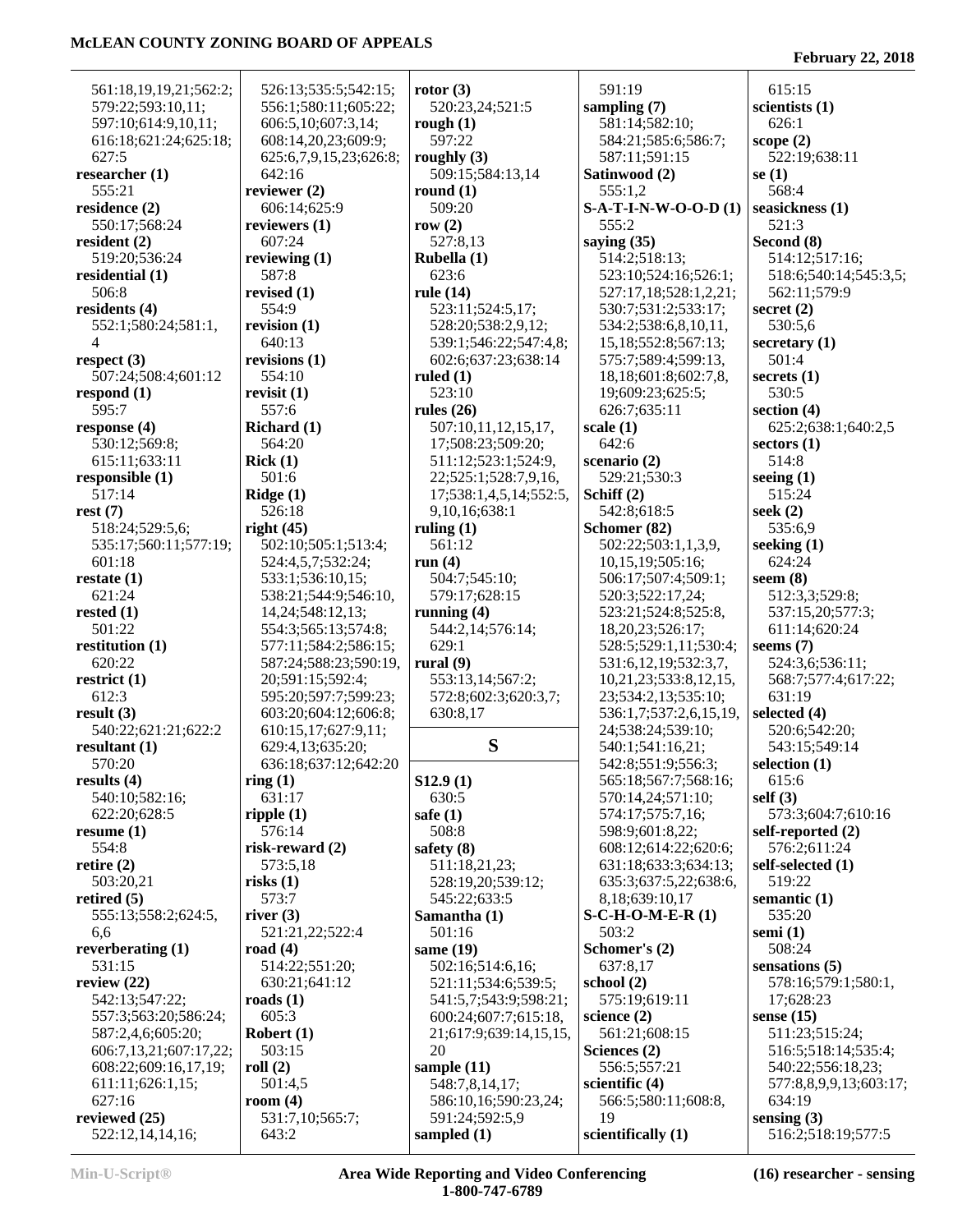561:18,19,19,21;562:2;579:22;593:10,11;597:10;614:9,10,11;616:18;621:24;625:18;627:5

**researcher (1)**
555:21

**residence (2)**
606:14;625:9

**resident (2)**
519:20;536:24

**residential (1)**
506:8

**residents (4)**
552:1;580:24;581:1,4

**respect (3)**
507:24;508:4;601:12

**respond (1)**
595:7

**response (4)**
530:12;569:8;615:11;633:11

**responsible (1)**
517:14

**rest (7)**
518:24;529:5,6;535:17;560:11;577:19;601:18

**restate (1)**
621:24

**rested (1)**
501:22

**restitution (1)**
620:22

**restrict (1)**
612:3

**result (3)**
540:22;621:21;622:2

**resultant (1)**
570:20

**results (4)**
540:10;582:16;622:20;628:5

**resume (1)**
554:8

**retire (2)**
503:20,21

**retired (5)**
555:13;558:2;624:5,6,6

**reverberating (1)**
531:15

**review (22)**
542:13;547:22;557:3;563:20;586:24;587:2,4,6;605:20;606:7,13,21;607:17,22;608:22;609:16,17,19;611:11;626:1,15;627:16

**reviewed (25)**
522:12,14,14,16;526:13;535:5;542:15;556:1;580:11;605:22;606:5,10;607:3,14;608:14,20,23;609:9;625:6,7,9,15,23;626:8;642:16

**reviewer (2)**
606:14;625:9

**reviewers (1)**
607:24

**reviewing (1)**
587:8

**revised (1)**
554:9

**revision (1)**
640:13

**revisions (1)**
554:10

**revisit (1)**
557:6

**Richard (1)**
564:20

**Rick (1)**
501:6

**Ridge (1)**
526:18

**right (45)**
502:10;505:1;513:4;524:4,5,7;532:24;533:1;536:10,15;538:21;544:9;546:10,14,24;548:12,13;554:3;565:13;574:8;577:11;584:2;586:15;587:24;588:23;590:19,20;591:15;592:4;595:20;597:7;599:23;603:20;604:12;606:8;610:15,17;627:9,11;629:4,13;635:20;636:18;637:12;642:20

**ring (1)**
631:17

**ripple (1)**
576:14

**risk-reward (2)**
573:5,18

**risks (1)**
573:7

**river (3)**
521:21,22;522:4

**road (4)**
514:22;551:20;630:21;641:12

**roads (1)**
605:3

**Robert (1)**
503:15

**roll (2)**
501:4,5

**room (4)**
531:7,10;565:7;643:2

**rotor (3)**
520:23,24;521:5

**rough (1)**
597:22

**roughly (3)**
509:15;584:13,14

**round (1)**
509:20

**row (2)**
527:8,13

**Rubella (1)**
623:6

**rule (14)**
523:11;524:5,17;528:20;538:2,9,12;539:1;546:22;547:4,8;602:6;637:23;638:14

**ruled (1)**
523:10

**rules (26)**
507:10,11,12,15,17,17;508:23;509:20;511:12;523:1;524:9,22;525:1;528:7,9,16,17;538:1,4,5,14;552:5,9,10,16;638:1

**ruling (1)**
561:12

**run (4)**
504:7;545:10;579:17;628:15

**running (4)**
544:2,14;576:14;629:1

**rural (9)**
553:13,14;567:2;572:8;602:3;620:3,7;630:8,17

## S

**S12.9 (1)**
630:5

**safe (1)**
508:8

**safety (8)**
511:18,21,23;528:19,20;539:12;545:22;633:5

**Samantha (1)**
501:16

**same (19)**
502:16;514:6,16;521:11;534:6;539:5;541:5,7;543:9;598:21;600:24;607:7;615:18,21;617:9;639:14,15,15,20

**sample (11)**
548:7,8,14,17;586:10,16;590:23,24;591:24;592:5,9

**sampled (1)**
591:19

**sampling (7)**
581:14;582:10;584:21;585:6;586:7;587:11;591:15

**Satinwood (2)**
555:1,2

**S-A-T-I-N-W-O-O-D (1)**
555:2

**saying (35)**
514:2;518:13;523:10;524:16;526:1;527:17,18;528:1,2,21;530:7;531:2;533:17;534:2;538:6,8,10,11,15,18;552:8;567:13;575:7;589:4;599:13,18,18;601:8;602:7,8,19;609:23;625:5;626:7;635:11

**scale (1)**
642:6

**scenario (2)**
529:21;530:3

**Schiff (2)**
542:8;618:5

**Schomer (82)**
502:22;503:1,1,3,9,10,15,19;505:16;506:17;507:4;509:1;520:3;522:17,24;523:21;524:8;525:8,18,20,23;526:17;528:5;529:1,11;530:4;531:6,12,19;532:3,7,10,21,23;533:8,12,15,23;534:2,13;535:10;536:1,7;537:2,6,15,19,24;538:24;539:10;540:1;541:16,21;542:8;551:9;556:3;565:18;567:7;568:16;570:14,24;571:10;574:17;575:7,16;598:9;601:8,22;608:12;614:22;620:6;631:18;633:3;634:13;635:3;637:5,22;638:6,8,18;639:10,17

**S-C-H-O-M-E-R (1)**
503:2

**Schomer's (2)**
637:8,17

**school (2)**
575:19;619:11

**science (2)**
561:21;608:15

**Sciences (2)**
556:5;557:21

**scientific (4)**
566:5;580:11;608:8,19

**scientifically (1)**
615:15

**scientists (1)**
626:1

**scope (2)**
522:19;638:11

**se (1)**
568:4

**seasickness (1)**
521:3

**Second (8)**
514:12;517:16;518:6;540:14;545:3,5;562:11;579:9

**secret (2)**
530:5,6

**secretary (1)**
501:4

**secrets (1)**
530:5

**section (4)**
625:2;638:1;640:2,5

**sectors (1)**
514:8

**seeing (1)**
515:24

**seek (2)**
535:6,9

**seeking (1)**
624:24

**seem (8)**
512:3,3;529:8;537:15,20;577:3;611:14;620:24

**seems (7)**
524:3,6;536:11;568:7;577:4;617:22;631:19

**selected (4)**
520:6;542:20;543:15;549:14

**selection (1)**
615:6

**self (3)**
573:3;604:7;610:16

**self-reported (2)**
576:2;611:24

**self-selected (1)**
519:22

**semantic (1)**
535:20

**semi (1)**
508:24

**sensations (5)**
578:16;579:1;580:1,17;628:23

**sense (15)**
511:23;515:24;516:5;518:14;535:4;540:22;556:18,23;577:8,8,9,9,13;603:17;634:19

**sensing (3)**
516:2;518:19;577:5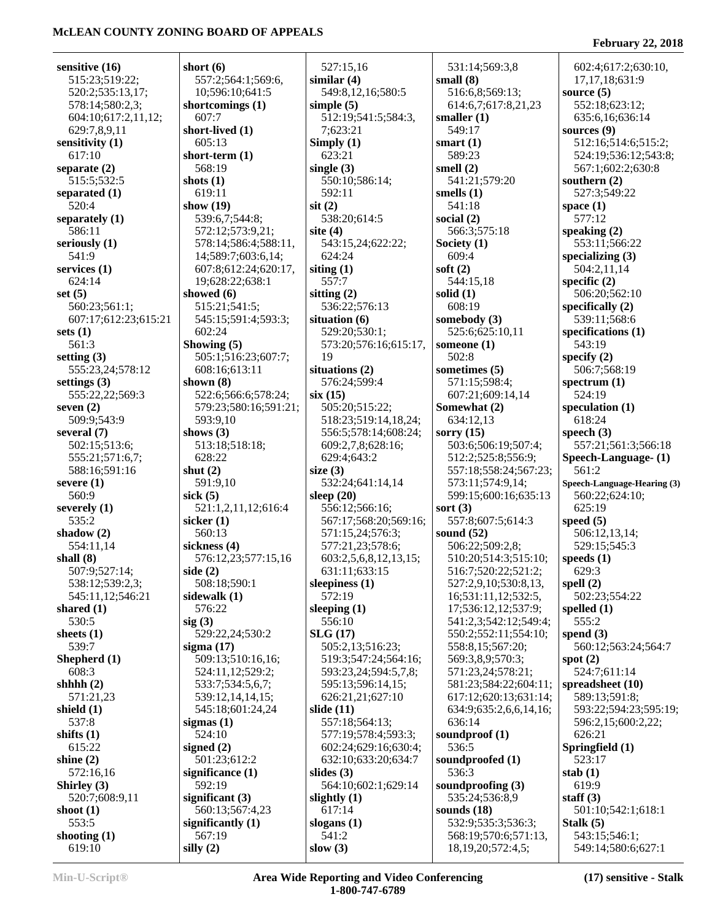**sensitive (16)**
515:23;519:22;
520:2;535:13,17;
578:14;580:2,3;
604:10;617:2,11,12;
629:7,8,9,11
**sensitivity (1)**
617:10
**separate (2)**
515:5;532:5
**separated (1)**
520:4
**separately (1)**
586:11
**seriously (1)**
541:9
**services (1)**
624:14
**set (5)**
560:23;561:1;
607:17;612:23;615:21
**sets (1)**
561:3
**setting (3)**
555:23,24;578:12
**settings (3)**
555:22,22;569:3
**seven (2)**
509:9;543:9
**several (7)**
502:15;513:6;
555:21;571:6,7;
588:16;591:16
**severe (1)**
560:9
**severely (1)**
535:2
**shadow (2)**
554:11,14
**shall (8)**
507:9;527:14;
538:12;539:2,3;
545:11,12;546:21
**shared (1)**
530:5
**sheets (1)**
539:7
**Shepherd (1)**
608:3
**shhhh (2)**
571:21,23
**shield (1)**
537:8
**shifts (1)**
615:22
**shine (2)**
572:16,16
**Shirley (3)**
520:7;608:9,11
**shoot (1)**
553:5
**shooting (1)**
619:10
**short (6)**
557:2;564:1;569:6,
10;596:10;641:5
**shortcomings (1)**
607:7
**short-lived (1)**
605:13
**short-term (1)**
568:19
**shots (1)**
619:11
**show (19)**
539:6,7;544:8;
572:12;573:9,21;
578:14;586:4;588:11,
14;589:7;603:6,14;
607:8;612:24;620:17,
19;628:22;638:1
**showed (6)**
515:21;541:5;
545:15;591:4;593:3;
602:24
**Showing (5)**
505:1;516:23;607:7;
608:16;613:11
**shown (8)**
522:6;566:6;578:24;
579:23;580:16;591:21;
593:9,10
**shows (3)**
513:18;518:18;
628:22
**shut (2)**
591:9,10
**sick (5)**
521:1,2,11,12;616:4
**sicker (1)**
560:13
**sickness (4)**
576:12,23;577:15,16
**side (2)**
508:18;590:1
**sidewalk (1)**
576:22
**sig (3)**
529:22,24;530:2
**sigma (17)**
509:13;510:16,16;
524:11,12;529:2;
533:7;534:5,6,7;
539:12,14,14,15;
545:18;601:24,24
**sigmas (1)**
524:10
**signed (2)**
501:23;612:2
**significance (1)**
592:19
**significant (3)**
560:13;567:4,23
**significantly (1)**
567:19
**silly (2)**
527:15,16
**similar (4)**
549:8,12,16;580:5
**simple (5)**
512:19;541:5;584:3,
7;623:21
**Simply (1)**
623:21
**single (3)**
550:10;586:14;
592:11
**sit (2)**
538:20;614:5
**site (4)**
543:15,24;622:22;
624:24
**siting (1)**
557:7
**sitting (2)**
536:22;576:13
**situation (6)**
529:20;530:1;
573:20;576:16;615:17,
19
**situations (2)**
576:24;599:4
**six (15)**
505:20;515:22;
518:23;519:14,18,24;
556:5;578:14;608:24;
609:2,7,8;628:16;
629:4;643:2
**size (3)**
532:24;641:14,14
**sleep (20)**
556:12;566:16;
567:17;568:20;569:16;
571:15,24;576:3;
577:21,23;578:6;
603:2,5,6,8,12,13,15;
631:11;633:15
**sleepiness (1)**
572:19
**sleeping (1)**
556:10
**SLG (17)**
505:2,13;516:23;
519:3;547:24;564:16;
593:23,24;594:5,7,8;
595:13;596:14,15;
626:21,21;627:10
**slide (11)**
557:18;564:13;
577:19;578:4;593:3;
602:24;629:16;630:4;
632:10;633:20;634:7
**slides (3)**
564:10;602:1;629:14
**slightly (1)**
617:14
**slogans (1)**
541:2
**slow (3)**
531:14;569:3,8
**small (8)**
516:6,8;569:13;
614:6,7;617:8,21,23
**smaller (1)**
549:17
**smart (1)**
589:23
**smell (2)**
541:21;579:20
**smells (1)**
541:18
**social (2)**
566:3;575:18
**Society (1)**
609:4
**soft (2)**
544:15,18
**solid (1)**
608:19
**somebody (3)**
525:6;625:10,11
**someone (1)**
502:8
**sometimes (5)**
571:15;598:4;
607:21;609:14,14
**Somewhat (2)**
634:12,13
**sorry (15)**
503:6;506:19;507:4;
512:2;525:8;556:9;
557:18;558:24;567:23;
573:11;574:9,14;
599:15;600:16;635:13
**sort (3)**
557:8;607:5;614:3
**sound (52)**
506:22;509:2,8;
510:20;514:3;515:10;
516:7;520:22;521:2;
527:2,9,10;530:8,13,
16;531:11,12;532:5,
17;536:12,12;537:9;
541:2,3;542:12;549:4;
550:2;552:11;554:10;
558:8,15;567:20;
569:3,8,9;570:3;
571:23,24;578:21;
581:23;584:22;604:11;
617:12;620:13;631:14;
634:9;635:2,6,6,14,16;
636:14
**soundproof (1)**
536:5
**soundproofed (1)**
536:3
**soundproofing (3)**
535:24;536:8,9
**sounds (18)**
532:9;535:3;536:3;
568:19;570:6;571:13,
18,19,20;572:4,5;
602:4;617:2;630:10,
17,17,18;631:9
**source (5)**
552:18;623:12;
635:6,16;636:14
**sources (9)**
512:16;514:6;515:2;
524:19;536:12;543:8;
567:1;602:2;630:8
**southern (2)**
527:3;549:22
**space (1)**
577:12
**speaking (2)**
553:11;566:22
**specializing (3)**
504:2,11,14
**specific (2)**
506:20;562:10
**specifically (2)**
539:11;568:6
**specifications (1)**
543:19
**specify (2)**
506:7;568:19
**spectrum (1)**
524:19
**speculation (1)**
618:24
**speech (3)**
557:21;561:3;566:18
**Speech-Language- (1)**
561:2
**Speech-Language-Hearing (3)**
560:22;624:10;
625:19
**speed (5)**
506:12,13,14;
529:15;545:3
**speeds (1)**
629:3
**spell (2)**
502:23;554:22
**spelled (1)**
555:2
**spend (3)**
560:12;563:24;564:7
**spot (2)**
524:7;611:14
**spreadsheet (10)**
589:13;591:8;
593:22;594:23;595:19;
596:2,15;600:2,22;
626:21
**Springfield (1)**
523:17
**stab (1)**
619:9
**staff (3)**
501:10;542:1;618:1
**Stalk (5)**
543:15;546:1;
549:14;580:6;627:1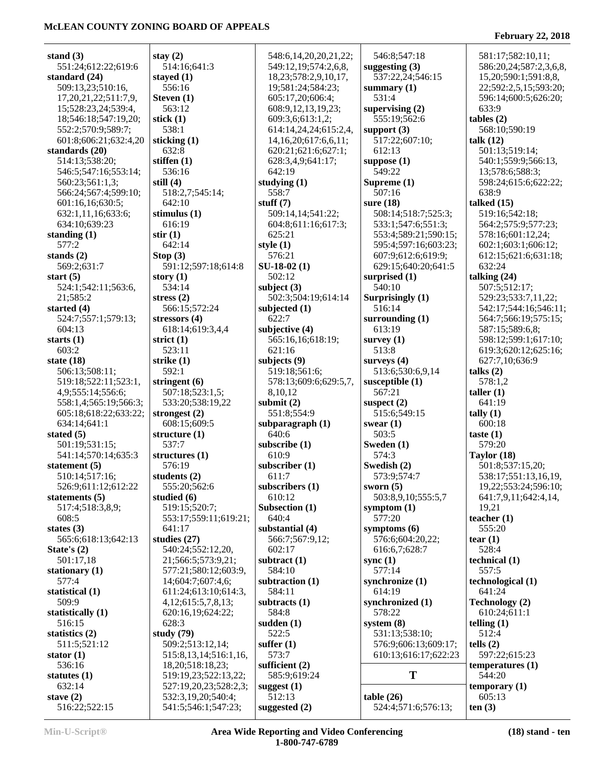**stand (3)**
551:24;612:22;619:6
**standard (24)**
509:13,23;510:16,17,20,21,22;511:7,9,15;528:23,24;539:4,18;546:18;547:19,20;552:2;570:9;589:7;601:8;606:21;632:4,20
**standards (20)**
514:13;538:20;546:5;547:16;553:14;560:23;561:1,3;566:24;567:4;599:10;601:16,16;630:5;632:1,11,16;633:6;634:10;639:23
**standing (1)**
577:2
**stands (2)**
569:2;631:7
**start (5)**
524:1;542:11;563:6,21;585:2
**started (4)**
524:7;557:1;579:13;604:13
**starts (1)**
603:2
**state (18)**
506:13;508:11;519:18;522:11;523:1,4,9;555:14;556:6;558:1,4;565:19;566:3;605:18;618:22;633:22;634:14;641:1
**stated (5)**
501:19;531:15;541:14;570:14;635:3
**statement (5)**
510:14;517:16;526:9;611:12;612:22
**statements (5)**
517:4;518:3,8,9;608:5
**states (3)**
565:6;618:13;642:13
**State's (2)**
501:17,18
**stationary (1)**
577:4
**statistical (1)**
509:9
**statistically (1)**
516:15
**statistics (2)**
511:5;521:12
**stator (1)**
536:16
**statutes (1)**
632:14
**stave (2)**
516:22;522:15
**stay (2)**
514:16;641:3
**stayed (1)**
556:16
**Steven (1)**
563:12
**stick (1)**
538:1
**sticking (1)**
632:8
**stiffen (1)**
536:16
**still (4)**
518:2,7;545:14;642:10
**stimulus (1)**
616:19
**stir (1)**
642:14
**Stop (3)**
591:12;597:18;614:8
**story (1)**
534:14
**stress (2)**
566:15;572:24
**stressors (4)**
618:14;619:3,4,4
**strict (1)**
523:11
**strike (1)**
592:1
**stringent (6)**
507:18;523:1,5;533:20;538:19,22
**strongest (2)**
608:15;609:5
**structure (1)**
537:7
**structures (1)**
576:19
**students (2)**
555:20;562:6
**studied (6)**
519:15;520:7;553:17;559:11;619:21;641:17
**studies (27)**
540:24;552:12,20,21;566:5;573:9,21;577:21;580:12;603:9,14;604:7;607:4,6;611:24;613:10;614:3,4,12;615:5,7,8,13;620:16,19;624:22;628:3
**study (79)**
509:2;513:12,14;515:8,13,14;516:1,16,18,20;518:18,23;519:19,23;522:13,22;527:19,20,23;528:2,3;532:3,19,20;540:4;541:5;546:1;547:23;548:6,14,20,20,21,22;549:12,19;574:2,6,8,18,23;578:2,9,10,17,19;581:24;584:23;605:17,20;606:4;608:9,12,13,19,23;609:3,6;613:1,2;614:14,24,24;615:2,4,14,16,20;617:6,6,11;620:21;621:6;627:1;628:3,4,9;641:17;642:19
**studying (1)**
558:7
**stuff (7)**
509:14,14;541:22;604:8;611:16;617:3;625:21
**style (1)**
576:21
**SU-18-02 (1)**
502:12
**subject (3)**
502:3;504:19;614:14
**subjected (1)**
622:7
**subjective (4)**
565:16,16;618:19;621:16
**subjects (9)**
519:18;561:6;578:13;609:6;629:5,7,8,10,12
**submit (2)**
551:8;554:9
**subparagraph (1)**
640:6
**subscribe (1)**
610:9
**subscriber (1)**
611:7
**subscribers (1)**
610:12
**Subsection (1)**
640:4
**substantial (4)**
566:7;567:9,12;602:17
**subtract (1)**
584:10
**subtraction (1)**
584:11
**subtracts (1)**
584:8
**sudden (1)**
522:5
**suffer (1)**
573:7
**sufficient (2)**
585:9;619:24
**suggest (1)**
512:13
**suggested (2)**
546:8;547:18
**suggesting (3)**
537:22,24;546:15
**summary (1)**
531:4
**supervising (2)**
555:19;562:6
**support (3)**
517:22;607:10;612:13
**suppose (1)**
549:22
**Supreme (1)**
507:16
**sure (18)**
508:14;518:7;525:3;533:1;547:6;551:3;553:4;589:21;590:15;595:4;597:16;603:23;607:9;612:6;619:9;629:15;640:20;641:5
**surprised (1)**
540:10
**Surprisingly (1)**
516:14
**surrounding (1)**
613:19
**survey (1)**
513:8
**surveys (4)**
513:6;530:6,9,14
**susceptible (1)**
567:21
**suspect (2)**
515:6;549:15
**swear (1)**
503:5
**Sweden (1)**
574:3
**Swedish (2)**
573:9;574:7
**sworn (5)**
503:8,9,10;555:5,7
**symptom (1)**
577:20
**symptoms (6)**
576:6;604:20,22;616:6,7;628:7
**sync (1)**
577:14
**synchronize (1)**
614:19
**synchronized (1)**
578:22
**system (8)**
531:13;538:10;576:9;606:13;609:17;610:13;616:17;622:23

## T

**table (26)**
524:4;571:6;576:13;581:17;582:10,11;586:20,24;587:2,3,6,8,15,20;590:1;591:8,8,22;592:2,5,15;593:20;596:14;600:5;626:20;633:9
**tables (2)**
568:10;590:19
**talk (12)**
501:13;519:14;540:1;559:9;566:13,13;578:6;588:3;598:24;615:6;622:22;638:9
**talked (15)**
519:16;542:18;564:2;575:9;577:23;578:16;601:12,24;602:1;603:1;606:12;612:15;621:6;631:18;632:24
**talking (24)**
507:5;512:17;529:23;533:7,11,22;542:17;544:16;546:11;564:7;566:19;575:15;587:15;589:6,8;598:12;599:1;617:10;619:3;620:12;625:16;627:7,10;636:9
**talks (2)**
578:1,2
**taller (1)**
641:19
**tally (1)**
600:18
**taste (1)**
579:20
**Taylor (18)**
501:8;537:15,20;538:17;551:13,16,19,19,22;553:24;596:10;641:7,9,11;642:4,14,19,21
**teacher (1)**
555:20
**tear (1)**
528:4
**technical (1)**
557:5
**technological (1)**
641:24
**Technology (2)**
610:24;611:1
**telling (1)**
512:4
**tells (2)**
597:22;615:23
**temperatures (1)**
544:20
**temporary (1)**
605:13
**ten (3)**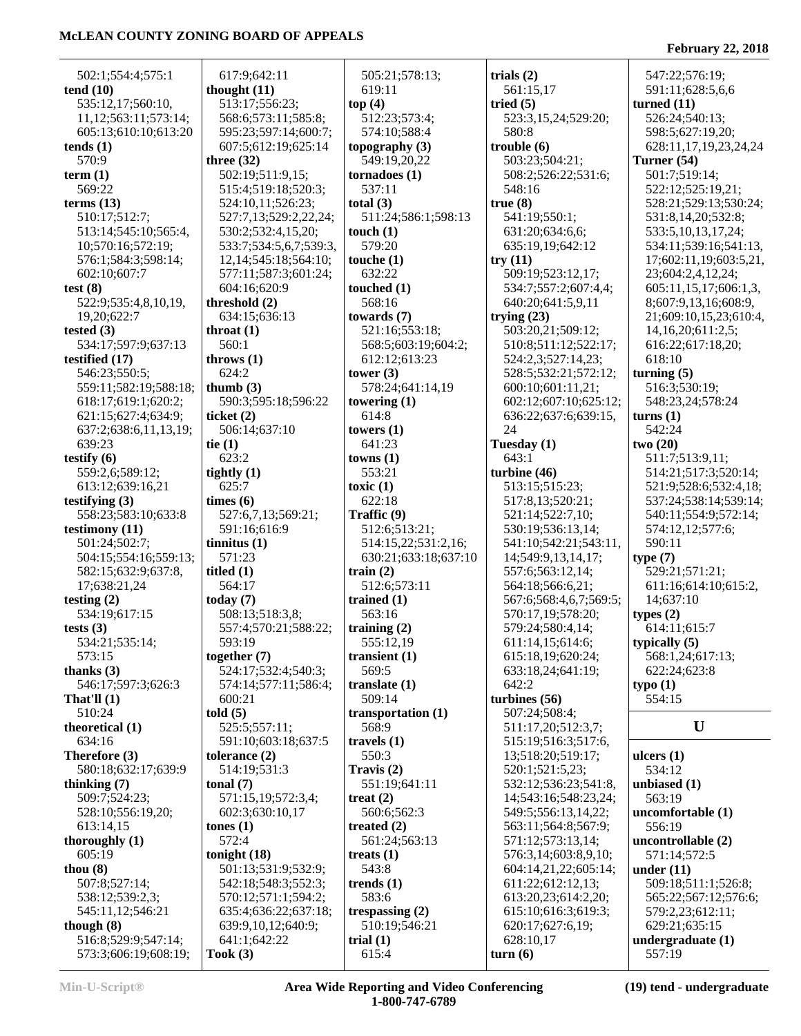502:1;554:4;575:1
**tend (10)**
535:12,17;560:10,11,12;563:11;573:14;605:13;610:10;613:20
**tends (1)**
570:9
**term (1)**
569:22
**terms (13)**
510:17;512:7;513:14;545:10;565:4,10;570:16;572:19;576:1;584:3;598:14;602:10;607:7
**test (8)**
522:9;535:4,8,10,19,19,20;622:7
**tested (3)**
534:17;597:9;637:13
**testified (17)**
546:23;550:5;559:11;582:19;588:18;618:17;619:1;620:2;621:15;627:4;634:9;637:2;638:6,11,13,19;639:23
**testify (6)**
559:2,6;589:12;613:12;639:16,21
**testifying (3)**
558:23;583:10;633:8
**testimony (11)**
501:24;502:7;504:15;554:16;559:13;582:15;632:9;637:8,17;638:21,24
**testing (2)**
534:19;617:15
**tests (3)**
534:21;535:14;573:15
**thanks (3)**
546:17;597:3;626:3
**That'll (1)**
510:24
**theoretical (1)**
634:16
**Therefore (3)**
580:18;632:17;639:9
**thinking (7)**
509:7;524:23;528:10;556:19,20;613:14,15
**thoroughly (1)**
605:19
**thou (8)**
507:8;527:14;538:12;539:2,3;545:11,12;546:21
**though (8)**
516:8;529:9;547:14;573:3;606:19;608:19;617:9;642:11
**thought (11)**
513:17;556:23;568:6;573:11;585:8;595:23;597:14;600:7;607:5;612:19;625:14
**three (32)**
502:19;511:9,15;515:4;519:18;520:3;524:10,11;526:23;527:7,13;529:2,22,24;530:2;532:4,15,20;533:7;534:5,6,7;539:3,12,14;545:18;564:10;577:11;587:3;601:24;604:16;620:9
**threshold (2)**
634:15;636:13
**throat (1)**
560:1
**throws (1)**
624:2
**thumb (3)**
590:3;595:18;596:22
**ticket (2)**
506:14;637:10
**tie (1)**
623:2
**tightly (1)**
625:7
**times (6)**
527:6,7,13;569:21;591:16;616:9
**tinnitus (1)**
571:23
**titled (1)**
564:17
**today (7)**
508:13;518:3,8;557:4;570:21;588:22;593:19
**together (7)**
524:17;532:4;540:3;574:14;577:11;586:4;600:21
**told (5)**
525:5;557:11;591:10;603:18;637:5
**tolerance (2)**
514:19;531:3
**tonal (7)**
571:15,19;572:3,4;602:3;630:10,17
**tones (1)**
572:4
**tonight (18)**
501:13;531:9;532:9;542:18;548:3;552:3;570:12;571:1;594:2;635:4;636:22;637:18;639:9,10,12;640:9;641:1;642:22
**Took (3)**
505:21;578:13;619:11
**top (4)**
512:23;573:4;574:10;588:4
**topography (3)**
549:19,20,22
**tornadoes (1)**
537:11
**total (3)**
511:24;586:1;598:13
**touch (1)**
579:20
**touche (1)**
632:22
**touched (1)**
568:16
**towards (7)**
521:16;553:18;568:5;603:19;604:2;612:12;613:23
**tower (3)**
578:24;641:14,19
**towering (1)**
614:8
**towers (1)**
641:23
**towns (1)**
553:21
**toxic (1)**
622:18
**Traffic (9)**
512:6;513:21;514:15,22;531:2,16;630:21;633:18;637:10
**train (2)**
512:6;573:11
**trained (1)**
563:16
**training (2)**
555:12,19
**transient (1)**
569:5
**translate (1)**
509:14
**transportation (1)**
568:9
**travels (1)**
550:3
**Travis (2)**
551:19;641:11
**treat (2)**
560:6;562:3
**treated (2)**
561:24;563:13
**treats (1)**
543:8
**trends (1)**
583:6
**trespassing (2)**
510:19;546:21
**trial (1)**
615:4
**trials (2)**
561:15,17
**tried (5)**
523:3,15,24;529:20;580:8
**trouble (6)**
503:23;504:21;508:2;526:22;531:6;548:16
**true (8)**
541:19;550:1;631:20;634:6,6;635:19,19;642:12
**try (11)**
509:19;523:12,17;534:7;557:2;607:4,4;640:20;641:5,9,11
**trying (23)**
503:20,21;509:12;510:8;511:12;522:17;524:2,3;527:14,23;528:5;532:21;572:12;600:10;601:11,21;602:12;607:10;625:12;636:22;637:6;639:15,24
**Tuesday (1)**
643:1
**turbine (46)**
513:15;515:23;517:8,13;520:21;521:14;522:7,10;530:19;536:13,14;541:10;542:21;543:11,14;549:9,13,14,17;557:6;563:12,14;564:18;566:6,21;567:6;568:4,6,7;569:5;570:17,19;578:20;579:24;580:4,14;611:14,15;614:6;615:18,19;620:24;633:18,24;641:19;642:2
**turbines (56)**
507:24;508:4;511:17,20;512:3,7;515:19;516:3;517:6,13;518:20;519:17;520:1;521:5,23;532:12;536:23;541:8,14;543:16;548:23,24;549:5;556:13,14,22;563:11;564:8;567:9;571:12;573:13,14;576:3,14;603:8,9,10;604:14,21,22;605:14;611:22;612:12,13;613:20,23;614:2,20;615:10;616:3;619:3;620:17;627:6,19;628:10,17
**turn (6)**
547:22;576:19;591:11;628:5,6,6
**turned (11)**
526:24;540:13;598:5;627:19,20;628:11,17,19,23,24,24
**Turner (54)**
501:7;519:14;522:12;525:19,21;528:21;529:13;530:24;531:8,14,20;532:8;533:5,10,13,17,24;534:11;539:16;541:13,17;602:11,19;603:5,21,23;604:2,4,12,24;605:11,15,17;606:1,3,8;607:9,13,16;608:9,21;609:10,15,23;610:4,14,16,20;611:2,5;616:22;617:18,20;618:10
**turning (5)**
516:3;530:19;548:23,24;578:24
**turns (1)**
542:24
**two (20)**
511:7;513:9,11;514:21;517:3;520:14;521:9;528:6;532:4,18;537:24;538:14;539:14;540:11;554:9;572:14;574:12,12;577:6;590:11
**type (7)**
529:21;571:21;611:16;614:10;615:2,14;637:10
**types (2)**
614:11;615:7
**typically (5)**
568:1,24;617:13;622:24;623:8
**typo (1)**
554:15

## U

**ulcers (1)**
534:12
**unbiased (1)**
563:19
**uncomfortable (1)**
556:19
**uncontrollable (2)**
571:14;572:5
**under (11)**
509:18;511:1;526:8;565:22;567:12;576:6;579:2,23;612:11;629:21;635:15
**undergraduate (1)**
557:19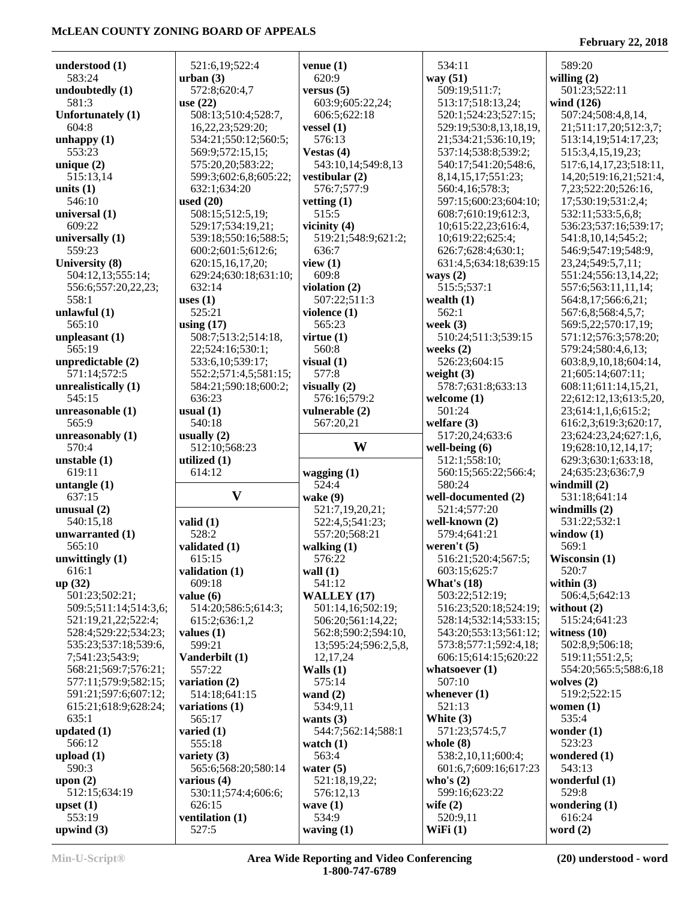**understood (1)**
583:24
**undoubtedly (1)**
581:3
**Unfortunately (1)**
604:8
**unhappy (1)**
553:23
**unique (2)**
515:13,14
**units (1)**
546:10
**universal (1)**
609:22
**universally (1)**
559:23
**University (8)**
504:12,13;555:14;
556:6;557:20,22,23;
558:1
**unlawful (1)**
565:10
**unpleasant (1)**
565:19
**unpredictable (2)**
571:14;572:5
**unrealistically (1)**
545:15
**unreasonable (1)**
565:9
**unreasonably (1)**
570:4
**unstable (1)**
619:11
**untangle (1)**
637:15
**unusual (2)**
540:15,18
**unwarranted (1)**
565:10
**unwittingly (1)**
616:1
**up (32)**
501:23;502:21;
509:5;511:14;514:3,6;
521:19,21,22;522:4;
528:4;529:22;534:23;
535:23;537:18;539:6,
7;541:23;543:9;
568:21;569:7;576:21;
577:11;579:9;582:15;
591:21;597:6;607:12;
615:21;618:9;628:24;
635:1
**updated (1)**
566:12
**upload (1)**
590:3
**upon (2)**
512:15;634:19
**upset (1)**
553:19
**upwind (3)**
521:6,19;522:4
**urban (3)**
572:8;620:4,7
**use (22)**
508:13;510:4;528:7,
16,22,23;529:20;
534:21;550:12;560:5;
569:9;572:15,15;
575:20,20;583:22;
599:3;602:6,8;605:22;
632:1;634:20
**used (20)**
508:15;512:5,19;
529:17;534:19,21;
539:18;550:16;588:5;
600:2;601:5;612:6;
620:15,16,17,20;
629:24;630:18;631:10;
632:14
**uses (1)**
525:21
**using (17)**
508:7;513:2;514:18,
22;524:16;530:1;
533:6,10;539:17;
552:2;571:4,5;581:15;
584:21;590:18;600:2;
636:23
**usual (1)**
540:18
**usually (2)**
512:10;568:23
**utilized (1)**
614:12

## V

**valid (1)**
528:2
**validated (1)**
615:15
**validation (1)**
609:18
**value (6)**
514:20;586:5;614:3;
615:2;636:1,2
**values (1)**
599:21
**Vanderbilt (1)**
557:22
**variation (2)**
514:18;641:15
**variations (1)**
565:17
**varied (1)**
555:18
**variety (3)**
565:6;568:20;580:14
**various (4)**
530:11;574:4;606:6;
626:15
**ventilation (1)**
527:5
**venue (1)**
620:9
**versus (5)**
603:9;605:22,24;
606:5;622:18
**vessel (1)**
576:13
**Vestas (4)**
543:10,14;549:8,13
**vestibular (2)**
576:7;577:9
**vetting (1)**
515:5
**vicinity (4)**
519:21;548:9;621:2;
636:7
**view (1)**
609:8
**violation (2)**
507:22;511:3
**violence (1)**
565:23
**virtue (1)**
560:8
**visual (1)**
577:8
**visually (2)**
576:16;579:2
**vulnerable (2)**
567:20,21

## W

**wagging (1)**
524:4
**wake (9)**
521:7,19,20,21;
522:4,5;541:23;
557:20;568:21
**walking (1)**
576:22
**wall (1)**
541:12
**WALLEY (17)**
501:14,16;502:19;
506:20;561:14,22;
562:8;590:2;594:10,
13;595:24;596:2,5,8,
12,17,24
**Walls (1)**
575:14
**wand (2)**
534:9,11
**wants (3)**
544:7;562:14;588:1
**watch (1)**
563:4
**water (5)**
521:18,19,22;
576:12,13
**wave (1)**
534:9
**waving (1)**
534:11
**way (51)**
509:19;511:7;
513:17;518:13,24;
520:1;524:23;527:15;
529:19;530:8,13,18,19,
21;534:21;536:10,19;
537:14;538:8;539:2;
540:17;541:20;548:6,
8,14,15,17;551:23;
560:4,16;578:3;
597:15;600:23;604:10;
608:7;610:19;612:3,
10;615:22,23;616:4,
10;619:22;625:4;
626:7;628:4;630:1;
631:4,5;634:18;639:15
**ways (2)**
515:5;537:1
**wealth (1)**
562:1
**week (3)**
510:24;511:3;539:15
**weeks (2)**
526:23;604:15
**weight (3)**
578:7;631:8;633:13
**welcome (1)**
501:24
**welfare (3)**
517:20,24;633:6
**well-being (6)**
512:1;558:10;
560:15;565:22;566:4;
580:24
**well-documented (2)**
521:4;577:20
**well-known (2)**
579:4;641:21
**weren't (5)**
516:21;520:4;567:5;
603:15;625:7
**What's (18)**
503:22;512:19;
516:23;520:18;524:19;
528:14;532:14;533:15;
543:20;553:13;561:12;
573:8;577:1;592:4,18;
606:15;614:15;620:22
**whatsoever (1)**
507:10
**whenever (1)**
521:13
**White (3)**
571:23;574:5,7
**whole (8)**
538:2,10,11;600:4;
601:6,7;609:16;617:23
**who's (2)**
599:16;623:22
**wife (2)**
520:9,11
**WiFi (1)**
589:20
**willing (2)**
501:23;522:11
**wind (126)**
507:24;508:4,8,14,
21;511:17,20;512:3,7;
513:14,19;514:17,23;
515:3,4,15,19,23;
517:6,14,17,23;518:11,
14,20;519:16,21;521:4,
7,23;522:20;526:16,
17;530:19;531:2,4;
532:11;533:5,6,8;
536:23;537:16;539:17;
541:8,10,14;545:2;
546:9;547:19;548:9,
23,24;549:5,7,11;
551:24;556:13,14,22;
557:6;563:11,11,14;
564:8,17;566:6,21;
567:6,8;568:4,5,7;
569:5,22;570:17,19;
571:12;576:3;578:20;
579:24;580:4,6,13;
603:8,9,10,18;604:14,
21;605:14;607:11;
608:11;611:14,15,21,
22;612:12,13;613:5,20,
23;614:1,1,6;615:2;
616:2,3;619:3;620:17,
23;624:23,24;627:1,6,
19;628:10,12,14,17;
629:3;630:1;633:18,
24;635:23;636:7,9
**windmill (2)**
531:18;641:14
**windmills (2)**
531:22;532:1
**window (1)**
569:1
**Wisconsin (1)**
520:7
**within (3)**
506:4,5;642:13
**without (2)**
515:24;641:23
**witness (10)**
502:8,9;506:18;
519:11;551:2,5;
554:20;565:5;588:6,18
**wolves (2)**
519:2;522:15
**women (1)**
535:4
**wonder (1)**
523:23
**wondered (1)**
543:13
**wonderful (1)**
529:8
**wondering (1)**
616:24
**word (2)**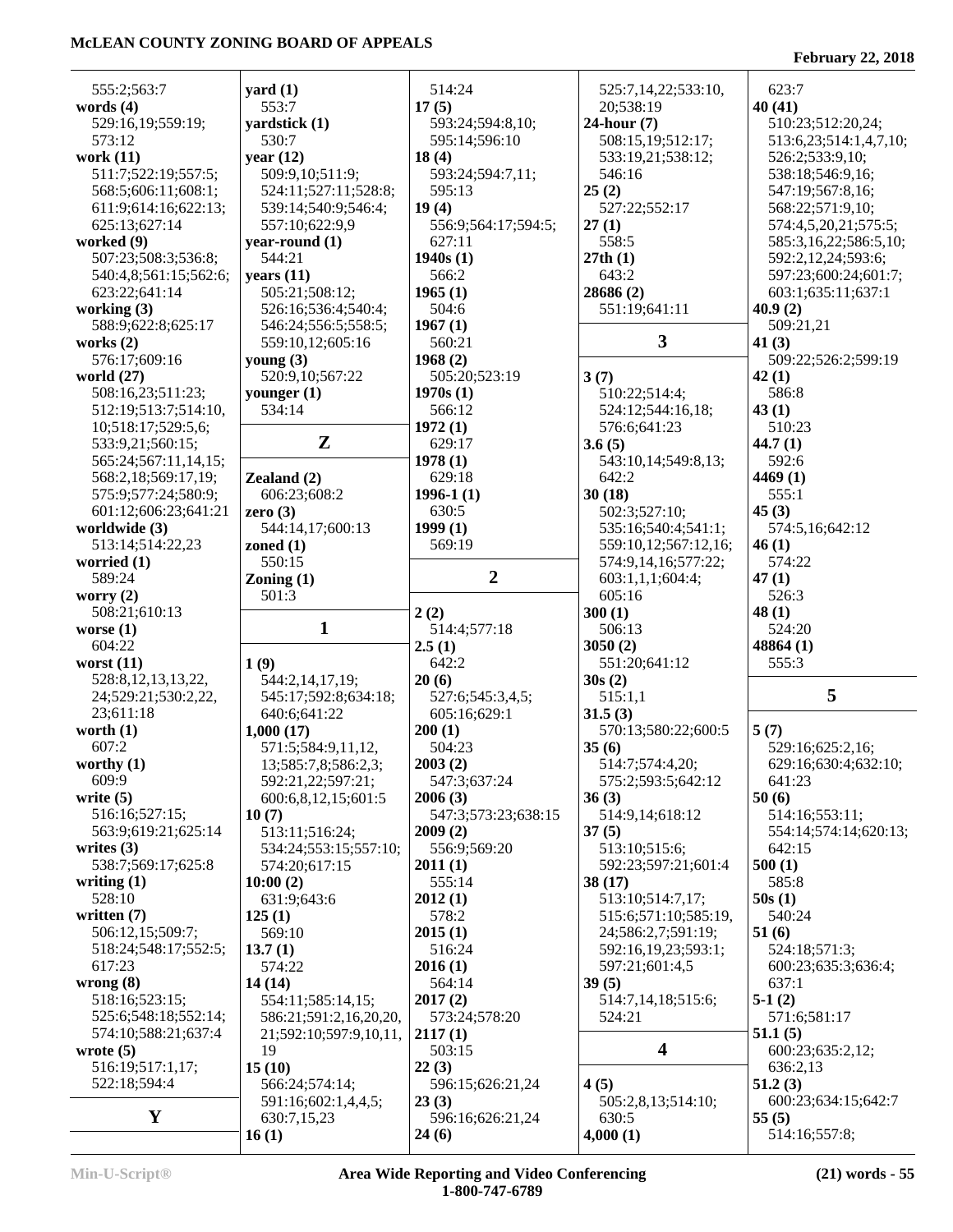555:2;563:7

**words (4)**
529:16,19;559:19;
573:12

**work (11)**
511:7;522:19;557:5;
568:5;606:11;608:1;
611:9;614:16;622:13;
625:13;627:14

**worked (9)**
507:23;508:3;536:8;
540:4,8;561:15;562:6;
623:22;641:14

**working (3)**
588:9;622:8;625:17

**works (2)**
576:17;609:16

**world (27)**
508:16,23;511:23;
512:19;513:7;514:10,
10;518:17;529:5,6;
533:9,21;560:15;
565:24;567:11,14,15;
568:2,18;569:17,19;
575:9;577:24;580:9;
601:12;606:23;641:21

**worldwide (3)**
513:14;514:22,23

**worried (1)**
589:24

**worry (2)**
508:21;610:13

**worse (1)**
604:22

**worst (11)**
528:8,12,13,13,22,
24;529:21;530:2,22,
23;611:18

**worth (1)**
607:2

**worthy (1)**
609:9

**write (5)**
516:16;527:15;
563:9;619:21;625:14

**writes (3)**
538:7;569:17;625:8

**writing (1)**
528:10

**written (7)**
506:12,15;509:7;
518:24;548:17;552:5;
617:23

**wrong (8)**
518:16;523:15;
525:6;548:18;552:14;
574:10;588:21;637:4

**wrote (5)**
516:19;517:1,17;
522:18;594:4

## Y

**yard (1)**
553:7

**yardstick (1)**
530:7

**year (12)**
509:9,10;511:9;
524:11;527:11;528:8;
539:14;540:9;546:4;
557:10;622:9,9

**year-round (1)**
544:21

**years (11)**
505:21;508:12;
526:16;536:4;540:4;
546:24;556:5;558:5;
559:10,12;605:16

**young (3)**
520:9,10;567:22

**younger (1)**
534:14

## Z

**Zealand (2)**
606:23;608:2

**zero (3)**
544:14,17;600:13

**zoned (1)**
550:15

**Zoning (1)**
501:3

## 1

**1 (9)**
544:2,14,17,19;
545:17;592:8;634:18;
640:6;641:22

**1,000 (17)**
571:5;584:9,11,12,
13;585:7,8;586:2,3;
592:21,22;597:21;
600:6,8,12,15;601:5

**10 (7)**
513:11;516:24;
534:24;553:15;557:10;
574:20;617:15

**10:00 (2)**
631:9;643:6

**125 (1)**
569:10

**13.7 (1)**
574:22

**14 (14)**
554:11;585:14,15;
586:21;591:2,16,20,20,
21;592:10;597:9,10,11,
19

**15 (10)**
566:24;574:14;
591:16;602:1,4,4,5;
630:7,15,23

**16 (1)**
514:24

**17 (5)**
593:24;594:8,10;
595:14;596:10

**18 (4)**
593:24;594:7,11;
595:13

**19 (4)**
556:9;564:17;594:5;
627:11

**1940s (1)**
566:2

**1965 (1)**
504:6

**1967 (1)**
560:21

**1968 (2)**
505:20;523:19

**1970s (1)**
566:12

**1972 (1)**
629:17

**1978 (1)**
629:18

**1996-1 (1)**
630:5

**1999 (1)**
569:19

## 2

**2 (2)**
514:4;577:18

**2.5 (1)**
642:2

**20 (6)**
527:6;545:3,4,5;
605:16;629:1

**200 (1)**
504:23

**2003 (2)**
547:3;637:24

**2006 (3)**
547:3;573:23;638:15

**2009 (2)**
556:9;569:20

**2011 (1)**
555:14

**2012 (1)**
578:2

**2015 (1)**
516:24

**2016 (1)**
564:14

**2017 (2)**
573:24;578:20

**2117 (1)**
503:15

**22 (3)**
596:15;626:21,24

**23 (3)**
596:16;626:21,24

**24 (6)**
525:7,14,22;533:10,
20;538:19

**24-hour (7)**
508:15,19;512:17;
533:19,21;538:12;
546:16

**25 (2)**
527:22;552:17

**27 (1)**
558:5

**27th (1)**
643:2

**28686 (2)**
551:19;641:11

## 3

**3 (7)**
510:22;514:4;
524:12;544:16,18;
576:6;641:23

**3.6 (5)**
543:10,14;549:8,13;
642:2

**30 (18)**
502:3;527:10;
535:16;540:4;541:1;
559:10,12;567:12,16;
574:9,14,16;577:22;
603:1,1,1;604:4;
605:16

**300 (1)**
506:13

**3050 (2)**
551:20;641:12

**30s (2)**
515:1,1

**31.5 (3)**
570:13;580:22;600:5

**35 (6)**
514:7;574:4,20;
575:2;593:5;642:12

**36 (3)**
514:9,14;618:12

**37 (5)**
513:10;515:6;
592:23;597:21;601:4

**38 (17)**
513:10;514:7,17;
515:6;571:10;585:19,
24;586:2,7;591:19;
592:16,19,23;593:1;
597:21;601:4,5

**39 (5)**
514:7,14,18;515:6;
524:21

## 4

**4 (5)**
505:2,8,13;514:10;
630:5

**4,000 (1)**
623:7

**40 (41)**
510:23;512:20,24;
513:6,23;514:1,4,7,10;
526:2;533:9,10;
538:18;546:9,16;
547:19;567:8,16;
568:22;571:9,10;
574:4,5,20,21;575:5;
585:3,16,22;586:5,10;
592:2,12,24;593:6;
597:23;600:24;601:7;
603:1;635:11;637:1

**40.9 (2)**
509:21,21

**41 (3)**
509:22;526:2;599:19

**42 (1)**
586:8

**43 (1)**
510:23

**44.7 (1)**
592:6

**4469 (1)**
555:1

**45 (3)**
574:5,16;642:12

**46 (1)**
574:22

**47 (1)**
526:3

**48 (1)**
524:20

**48864 (1)**
555:3

## 5

**5 (7)**
529:16;625:2,16;
629:16;630:4;632:10;
641:23

**50 (6)**
514:16;553:11;
554:14;574:14;620:13;
642:15

**500 (1)**
585:8

**50s (1)**
540:24

**51 (6)**
524:18;571:3;
600:23;635:3;636:4;
637:1

**5-1 (2)**
571:6;581:17

**51.1 (5)**
600:23;635:2,12;
636:2,13

**51.2 (3)**
600:23;634:15;642:7

**55 (5)**
514:16;557:8;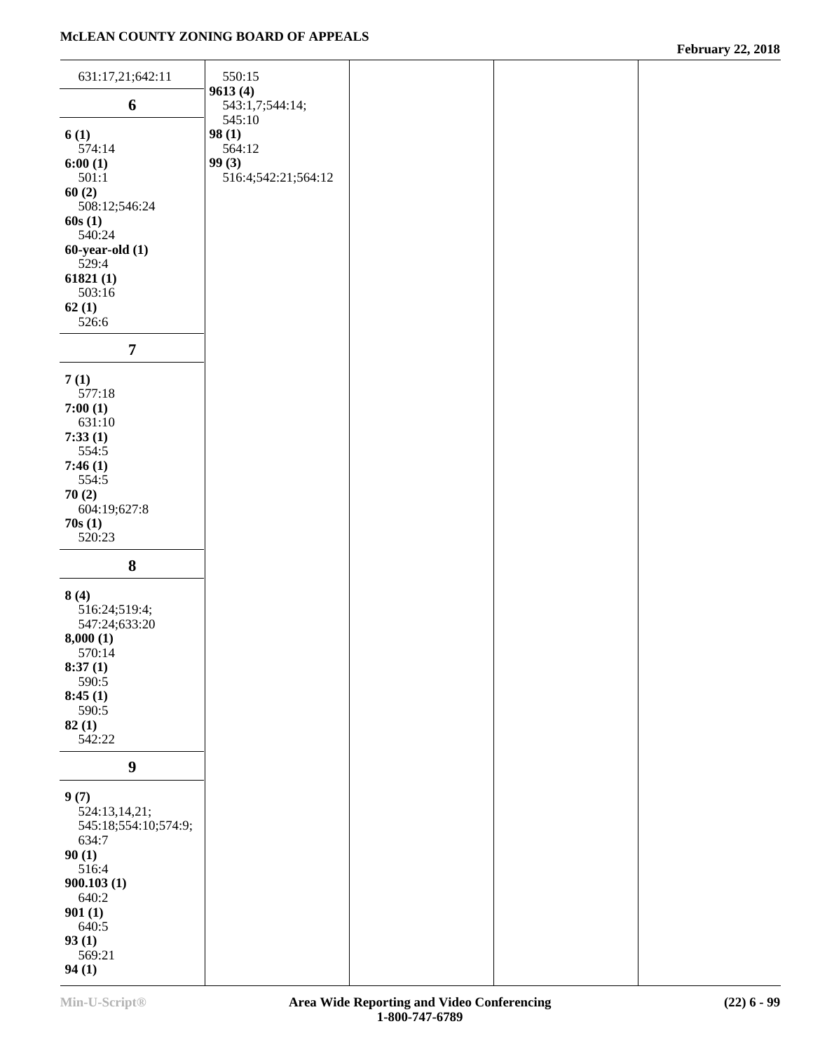631:17,21;642:11

## 6

**6 (1)**
574:14
**6:00 (1)**
501:1
**60 (2)**
508:12;546:24
**60s (1)**
540:24
**60-year-old (1)**
529:4
**61821 (1)**
503:16
**62 (1)**
526:6

## 7

**7 (1)**
577:18
**7:00 (1)**
631:10
**7:33 (1)**
554:5
**7:46 (1)**
554:5
**70 (2)**
604:19;627:8
**70s (1)**
520:23

## 8

**8 (4)**
516:24;519:4;
547:24;633:20
**8,000 (1)**
570:14
**8:37 (1)**
590:5
**8:45 (1)**
590:5
**82 (1)**
542:22

## 9

**9 (7)**
524:13,14,21;
545:18;554:10;574:9;
634:7
**90 (1)**
516:4
**900.103 (1)**
640:2
**901 (1)**
640:5
**93 (1)**
569:21
**94 (1)**
550:15
**9613 (4)**
543:1,7;544:14;
545:10
**98 (1)**
564:12
**99 (3)**
516:4;542:21;564:12